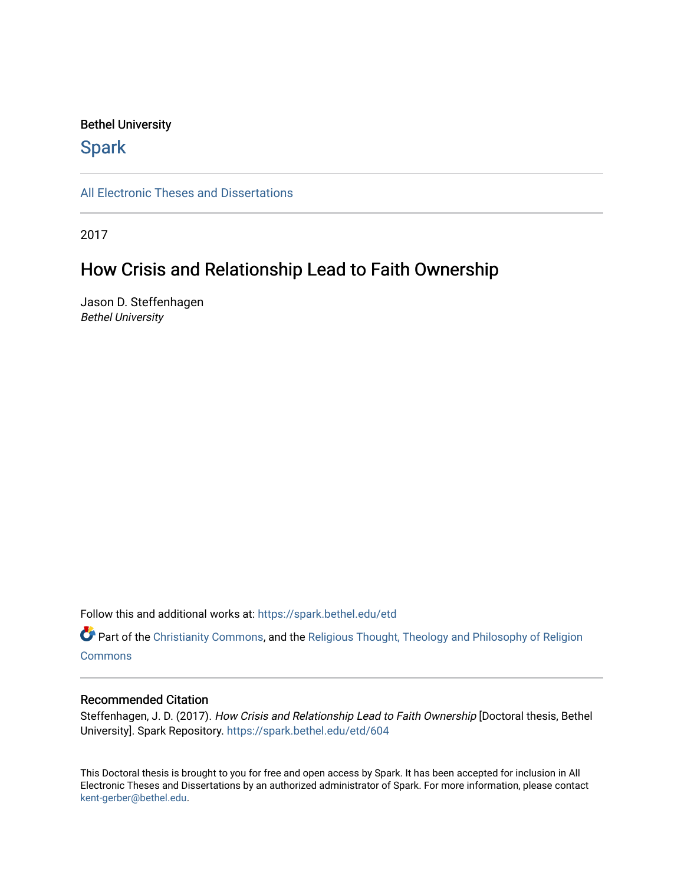Bethel University

# Spark

All Electronic Theses and Dissertations

2017

## How Crisis and Relationship Lead to Faith Ownership

Jason D. Steffenhagen
*Bethel University*

Follow this and additional works at: https://spark.bethel.edu/etd

Part of the Christianity Commons, and the Religious Thought, Theology and Philosophy of Religion Commons

### Recommended Citation

Steffenhagen, J. D. (2017). *How Crisis and Relationship Lead to Faith Ownership* [Doctoral thesis, Bethel University]. Spark Repository. https://spark.bethel.edu/etd/604

This Doctoral thesis is brought to you for free and open access by Spark. It has been accepted for inclusion in All Electronic Theses and Dissertations by an authorized administrator of Spark. For more information, please contact kent-gerber@bethel.edu.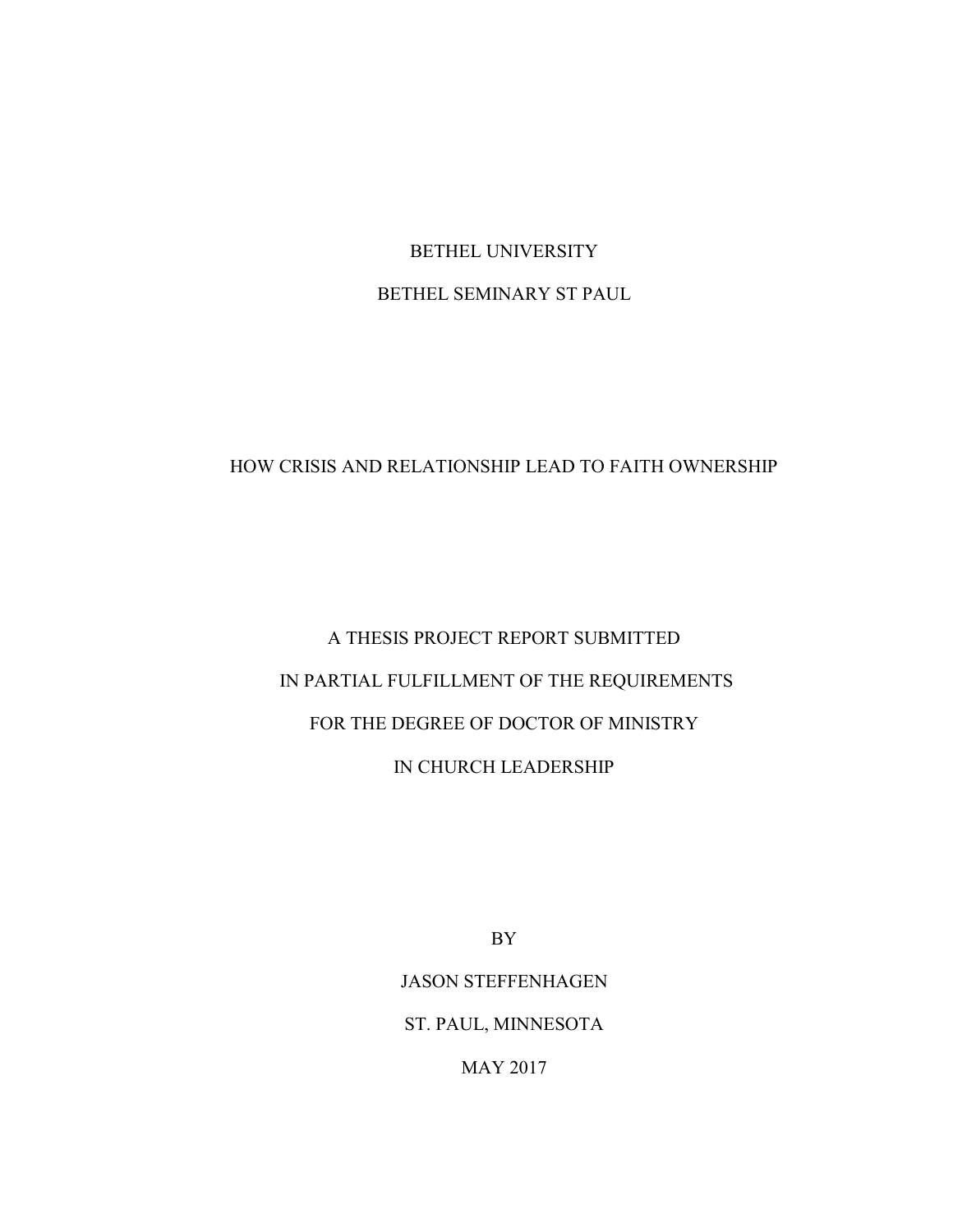BETHEL UNIVERSITY

BETHEL SEMINARY ST PAUL

# HOW CRISIS AND RELATIONSHIP LEAD TO FAITH OWNERSHIP

A THESIS PROJECT REPORT SUBMITTED

IN PARTIAL FULFILLMENT OF THE REQUIREMENTS

FOR THE DEGREE OF DOCTOR OF MINISTRY

IN CHURCH LEADERSHIP

BY

JASON STEFFENHAGEN

ST. PAUL, MINNESOTA

MAY 2017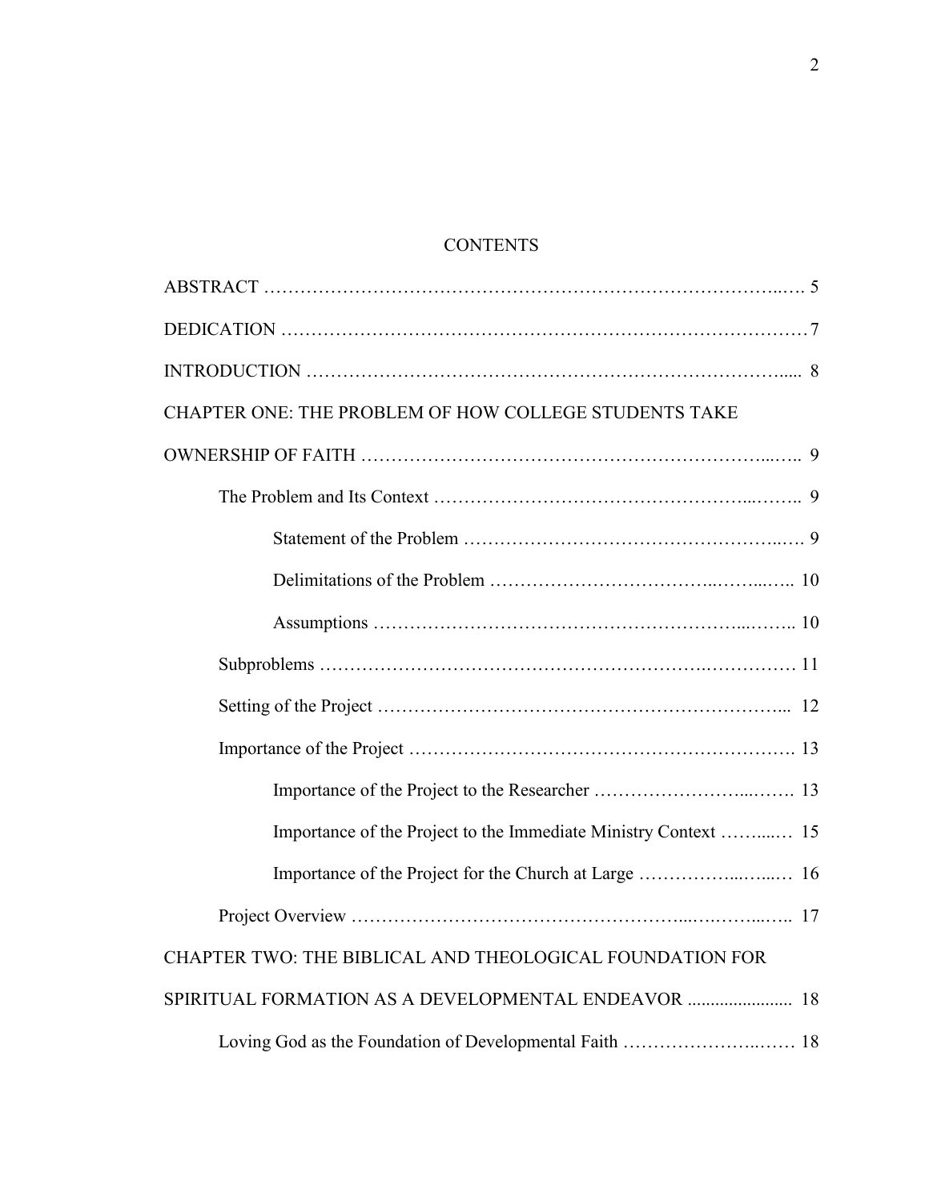# CONTENTS

ABSTRACT …………………………………………………………………………..…. 5

DEDICATION ……………………………………………………………………………7

INTRODUCTION …………………………………………………………………..... 8

CHAPTER ONE: THE PROBLEM OF HOW COLLEGE STUDENTS TAKE OWNERSHIP OF FAITH …………………………………………………………...….. 9

- The Problem and Its Context ……………………………………………...…….. 9
  - Statement of the Problem ………………………………………………..…. 9
  - Delimitations of the Problem ……………………………..……...….. 10
  - Assumptions …………………………………………………...…….. 10
- Subproblems …………………………………………………….…………… 11
- Setting of the Project ………………………………………………………... 12
- Importance of the Project ………………………………………………………. 13
  - Importance of the Project to the Researcher ……………………...……. 13
  - Importance of the Project to the Immediate Ministry Context ……...… 15
  - Importance of the Project for the Church at Large ……………..…...… 16
- Project Overview ………………………………………………...….……...….. 17

CHAPTER TWO: THE BIBLICAL AND THEOLOGICAL FOUNDATION FOR SPIRITUAL FORMATION AS A DEVELOPMENTAL ENDEAVOR ...................... 18

- Loving God as the Foundation of Developmental Faith …………………..…… 18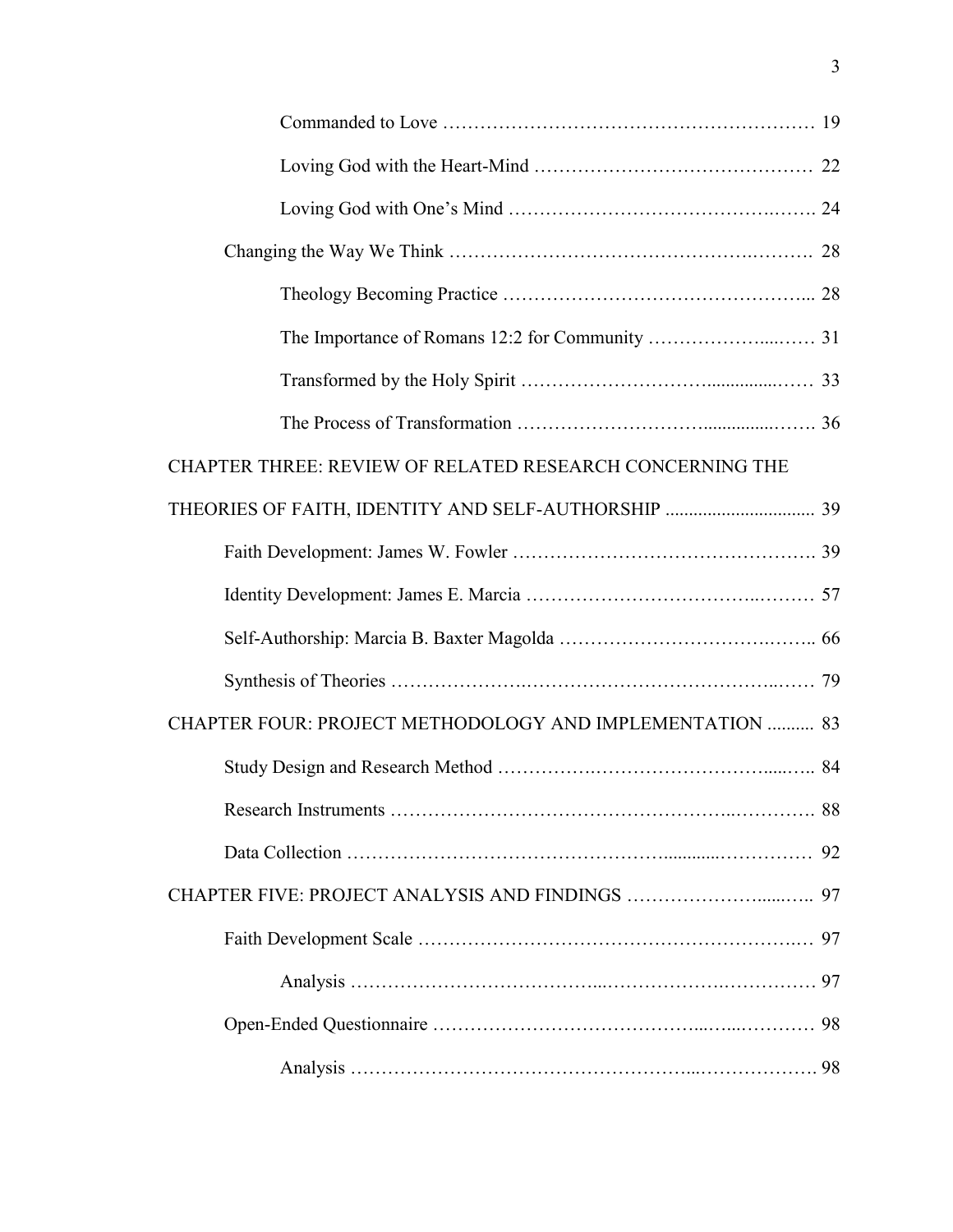Commanded to Love ………………………………………………… 19

Loving God with the Heart-Mind ……………………………………… 22

Loving God with One's Mind ………………………………………… 24

Changing the Way We Think ……………………………………………… 28

Theology Becoming Practice ………………………………………... 28

The Importance of Romans 12:2 for Community ………………… 31

Transformed by the Holy Spirit ………………………………… 33

The Process of Transformation ………………………………… 36

CHAPTER THREE: REVIEW OF RELATED RESEARCH CONCERNING THE THEORIES OF FAITH, IDENTITY AND SELF-AUTHORSHIP ................................ 39

Faith Development: James W. Fowler ………………………………………. 39

Identity Development: James E. Marcia ………………………………… 57

Self-Authorship: Marcia B. Baxter Magolda ……………………………….. 66

Synthesis of Theories ……………………………………………………… 79

CHAPTER FOUR: PROJECT METHODOLOGY AND IMPLEMENTATION .......... 83

Study Design and Research Method ………………………………………….. 84

Research Instruments ………………………………………………………. 88

Data Collection ……………………………………………………… 92

CHAPTER FIVE: PROJECT ANALYSIS AND FINDINGS ……………………….. 97

Faith Development Scale ………………………………………………………. 97

Analysis ……………………………………………………………… 97

Open-Ended Questionnaire ……………………………………………… 98

Analysis ……………………………………………………………. 98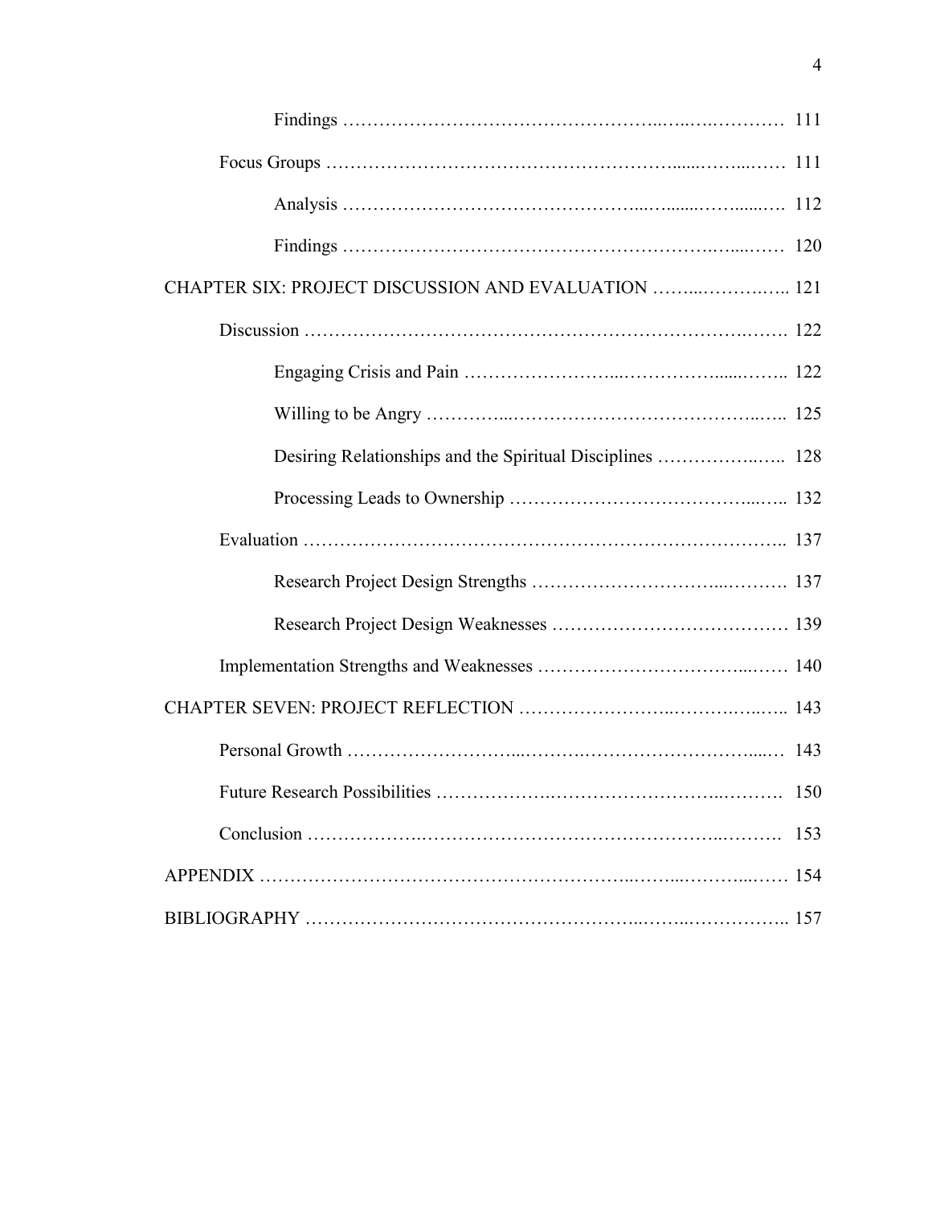Findings ........................................................ 111

Focus Groups ........................................................ 111

Analysis ........................................................ 112

Findings ........................................................ 120

CHAPTER SIX: PROJECT DISCUSSION AND EVALUATION ........................................................ 121

Discussion ........................................................ 122

Engaging Crisis and Pain ........................................................ 122

Willing to be Angry ........................................................ 125

Desiring Relationships and the Spiritual Disciplines ........................................................ 128

Processing Leads to Ownership ........................................................ 132

Evaluation ........................................................ 137

Research Project Design Strengths ........................................................ 137

Research Project Design Weaknesses ........................................................ 139

Implementation Strengths and Weaknesses ........................................................ 140

CHAPTER SEVEN: PROJECT REFLECTION ........................................................ 143

Personal Growth ........................................................ 143

Future Research Possibilities ........................................................ 150

Conclusion ........................................................ 153

APPENDIX ........................................................ 154

BIBLIOGRAPHY ........................................................ 157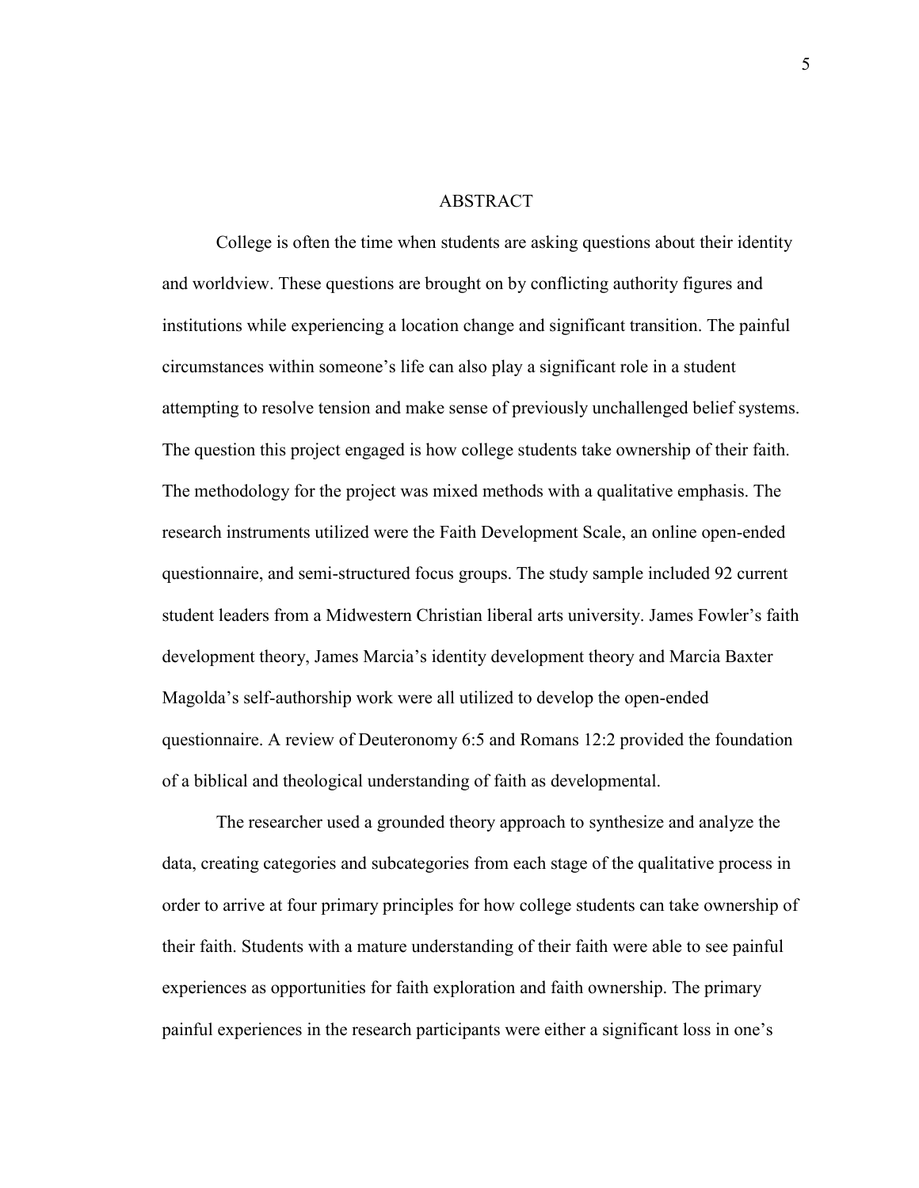# ABSTRACT

College is often the time when students are asking questions about their identity and worldview. These questions are brought on by conflicting authority figures and institutions while experiencing a location change and significant transition. The painful circumstances within someone's life can also play a significant role in a student attempting to resolve tension and make sense of previously unchallenged belief systems. The question this project engaged is how college students take ownership of their faith. The methodology for the project was mixed methods with a qualitative emphasis. The research instruments utilized were the Faith Development Scale, an online open-ended questionnaire, and semi-structured focus groups. The study sample included 92 current student leaders from a Midwestern Christian liberal arts university. James Fowler's faith development theory, James Marcia's identity development theory and Marcia Baxter Magolda's self-authorship work were all utilized to develop the open-ended questionnaire. A review of Deuteronomy 6:5 and Romans 12:2 provided the foundation of a biblical and theological understanding of faith as developmental.

The researcher used a grounded theory approach to synthesize and analyze the data, creating categories and subcategories from each stage of the qualitative process in order to arrive at four primary principles for how college students can take ownership of their faith. Students with a mature understanding of their faith were able to see painful experiences as opportunities for faith exploration and faith ownership. The primary painful experiences in the research participants were either a significant loss in one's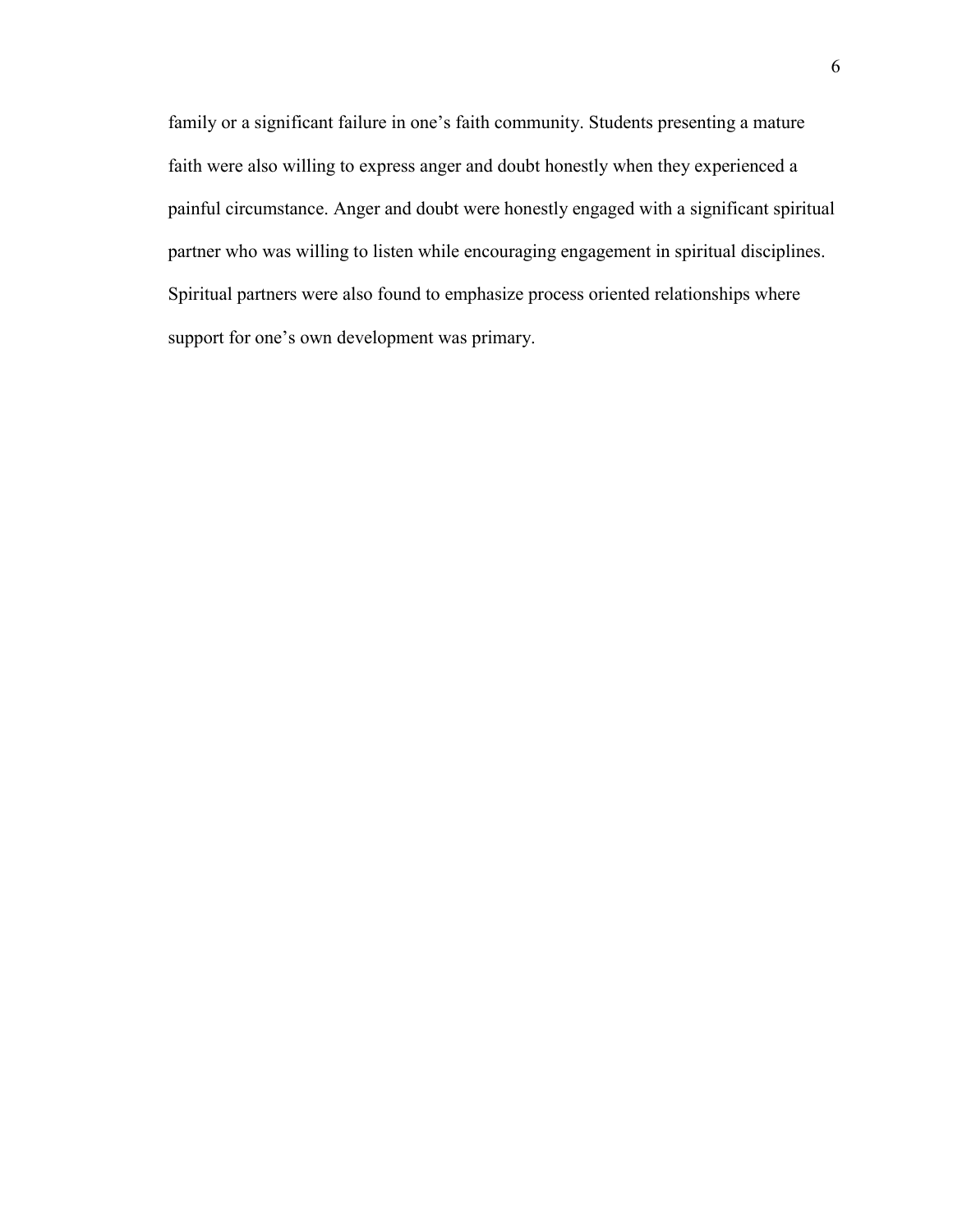family or a significant failure in one's faith community. Students presenting a mature faith were also willing to express anger and doubt honestly when they experienced a painful circumstance. Anger and doubt were honestly engaged with a significant spiritual partner who was willing to listen while encouraging engagement in spiritual disciplines. Spiritual partners were also found to emphasize process oriented relationships where support for one's own development was primary.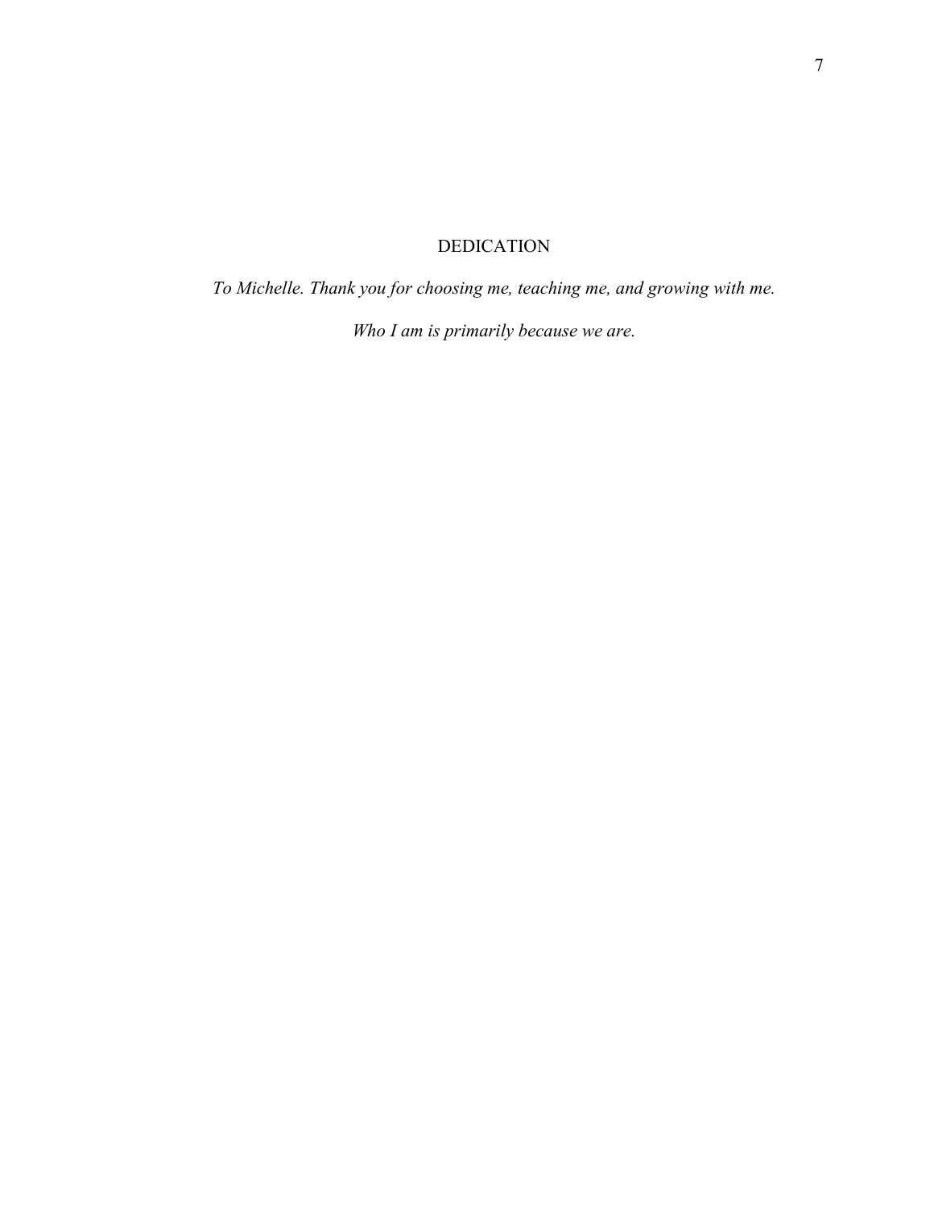# DEDICATION

*To Michelle. Thank you for choosing me, teaching me, and growing with me.*

*Who I am is primarily because we are.*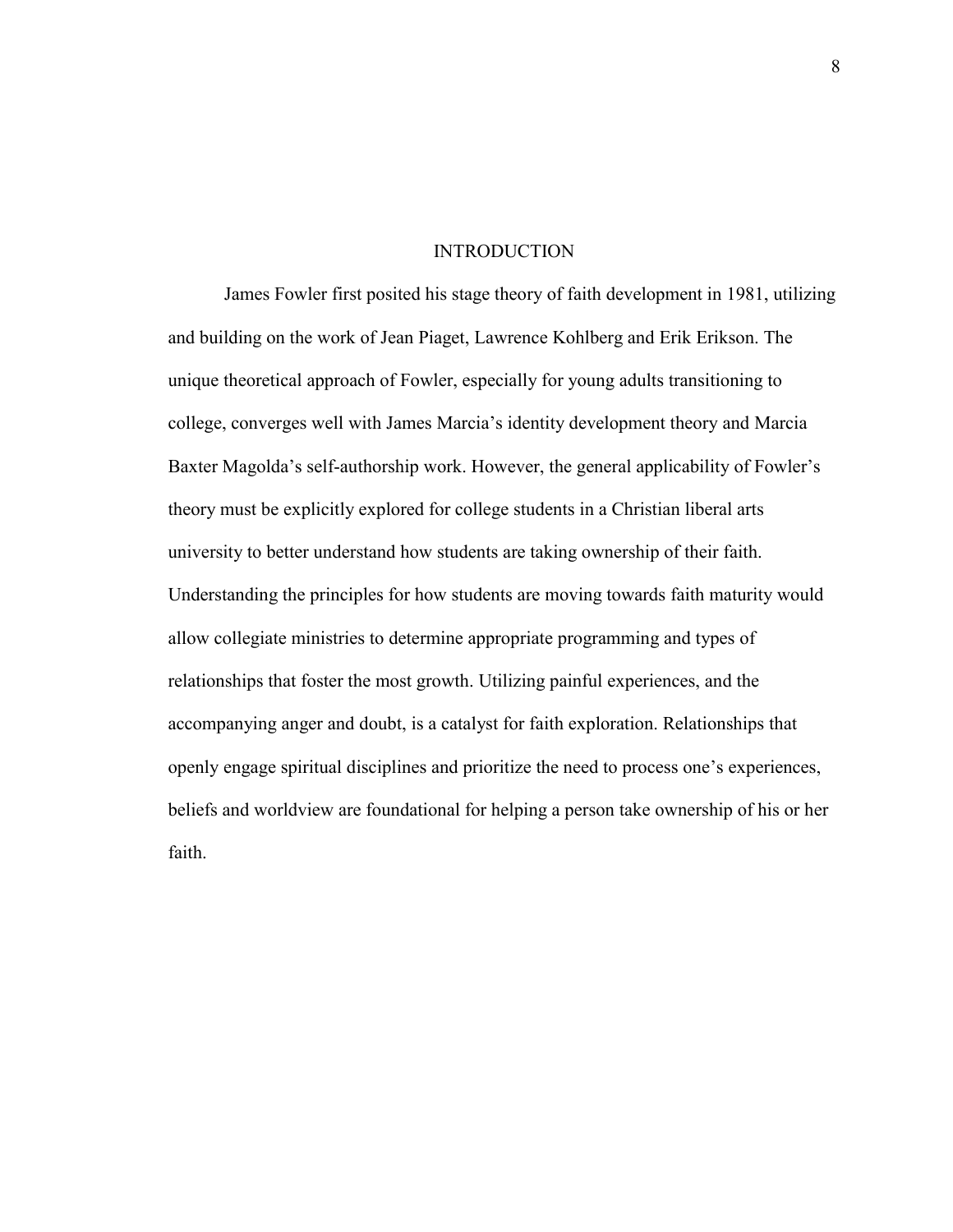# INTRODUCTION

James Fowler first posited his stage theory of faith development in 1981, utilizing and building on the work of Jean Piaget, Lawrence Kohlberg and Erik Erikson. The unique theoretical approach of Fowler, especially for young adults transitioning to college, converges well with James Marcia's identity development theory and Marcia Baxter Magolda's self-authorship work. However, the general applicability of Fowler's theory must be explicitly explored for college students in a Christian liberal arts university to better understand how students are taking ownership of their faith. Understanding the principles for how students are moving towards faith maturity would allow collegiate ministries to determine appropriate programming and types of relationships that foster the most growth. Utilizing painful experiences, and the accompanying anger and doubt, is a catalyst for faith exploration. Relationships that openly engage spiritual disciplines and prioritize the need to process one's experiences, beliefs and worldview are foundational for helping a person take ownership of his or her faith.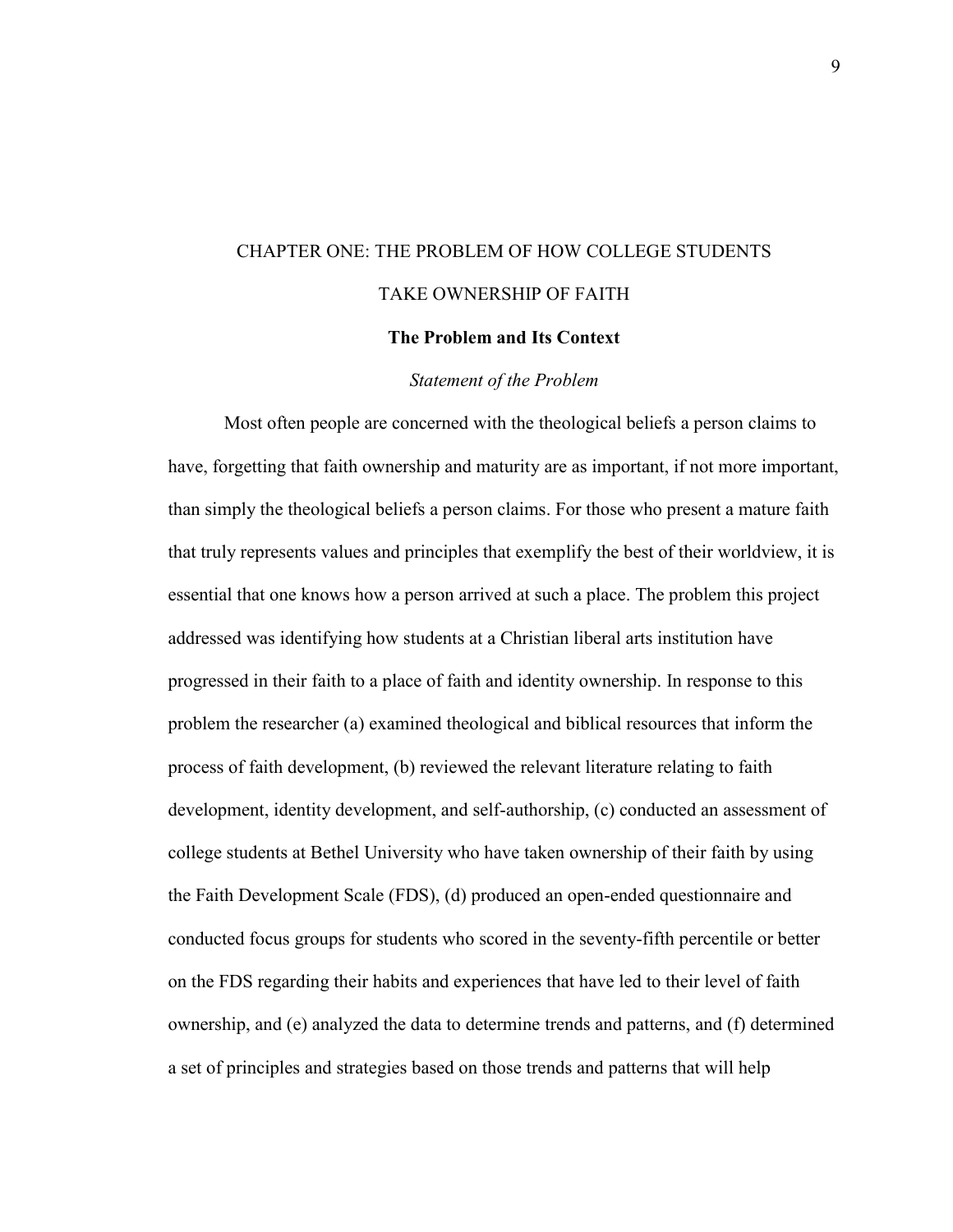# CHAPTER ONE: THE PROBLEM OF HOW COLLEGE STUDENTS TAKE OWNERSHIP OF FAITH

## The Problem and Its Context

### *Statement of the Problem*

Most often people are concerned with the theological beliefs a person claims to have, forgetting that faith ownership and maturity are as important, if not more important, than simply the theological beliefs a person claims. For those who present a mature faith that truly represents values and principles that exemplify the best of their worldview, it is essential that one knows how a person arrived at such a place. The problem this project addressed was identifying how students at a Christian liberal arts institution have progressed in their faith to a place of faith and identity ownership. In response to this problem the researcher (a) examined theological and biblical resources that inform the process of faith development, (b) reviewed the relevant literature relating to faith development, identity development, and self-authorship, (c) conducted an assessment of college students at Bethel University who have taken ownership of their faith by using the Faith Development Scale (FDS), (d) produced an open-ended questionnaire and conducted focus groups for students who scored in the seventy-fifth percentile or better on the FDS regarding their habits and experiences that have led to their level of faith ownership, and (e) analyzed the data to determine trends and patterns, and (f) determined a set of principles and strategies based on those trends and patterns that will help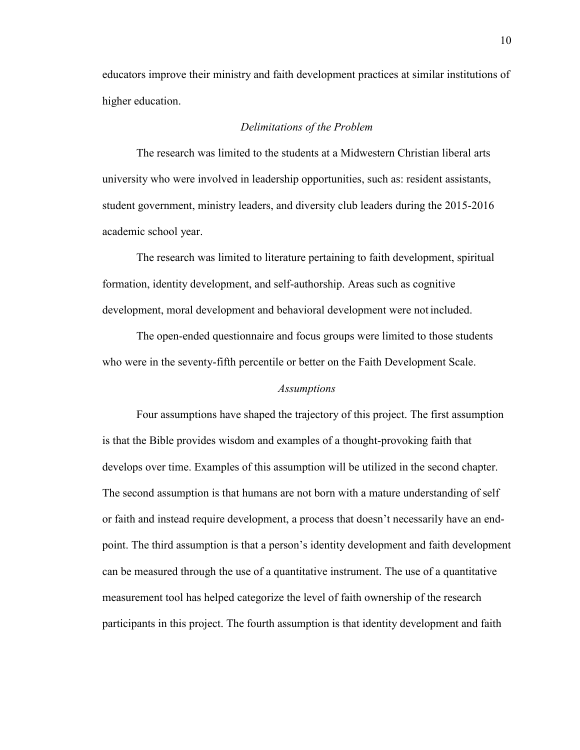educators improve their ministry and faith development practices at similar institutions of higher education.

### *Delimitations of the Problem*

The research was limited to the students at a Midwestern Christian liberal arts university who were involved in leadership opportunities, such as: resident assistants, student government, ministry leaders, and diversity club leaders during the 2015-2016 academic school year.

The research was limited to literature pertaining to faith development, spiritual formation, identity development, and self-authorship. Areas such as cognitive development, moral development and behavioral development were not included.

The open-ended questionnaire and focus groups were limited to those students who were in the seventy-fifth percentile or better on the Faith Development Scale.

### *Assumptions*

Four assumptions have shaped the trajectory of this project. The first assumption is that the Bible provides wisdom and examples of a thought-provoking faith that develops over time. Examples of this assumption will be utilized in the second chapter. The second assumption is that humans are not born with a mature understanding of self or faith and instead require development, a process that doesn't necessarily have an end-point. The third assumption is that a person's identity development and faith development can be measured through the use of a quantitative instrument. The use of a quantitative measurement tool has helped categorize the level of faith ownership of the research participants in this project. The fourth assumption is that identity development and faith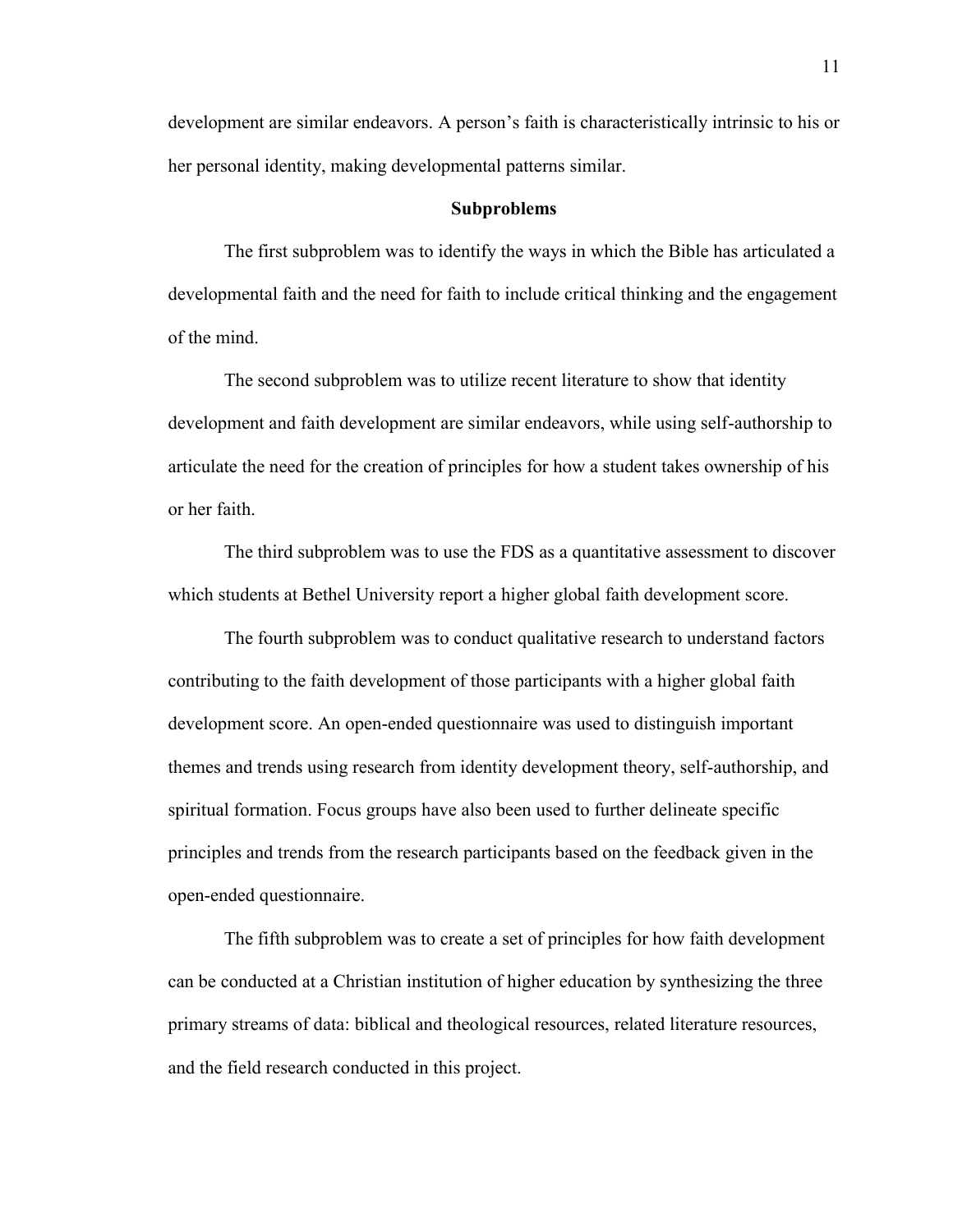development are similar endeavors. A person's faith is characteristically intrinsic to his or her personal identity, making developmental patterns similar.

## Subproblems

The first subproblem was to identify the ways in which the Bible has articulated a developmental faith and the need for faith to include critical thinking and the engagement of the mind.

The second subproblem was to utilize recent literature to show that identity development and faith development are similar endeavors, while using self-authorship to articulate the need for the creation of principles for how a student takes ownership of his or her faith.

The third subproblem was to use the FDS as a quantitative assessment to discover which students at Bethel University report a higher global faith development score.

The fourth subproblem was to conduct qualitative research to understand factors contributing to the faith development of those participants with a higher global faith development score. An open-ended questionnaire was used to distinguish important themes and trends using research from identity development theory, self-authorship, and spiritual formation. Focus groups have also been used to further delineate specific principles and trends from the research participants based on the feedback given in the open-ended questionnaire.

The fifth subproblem was to create a set of principles for how faith development can be conducted at a Christian institution of higher education by synthesizing the three primary streams of data: biblical and theological resources, related literature resources, and the field research conducted in this project.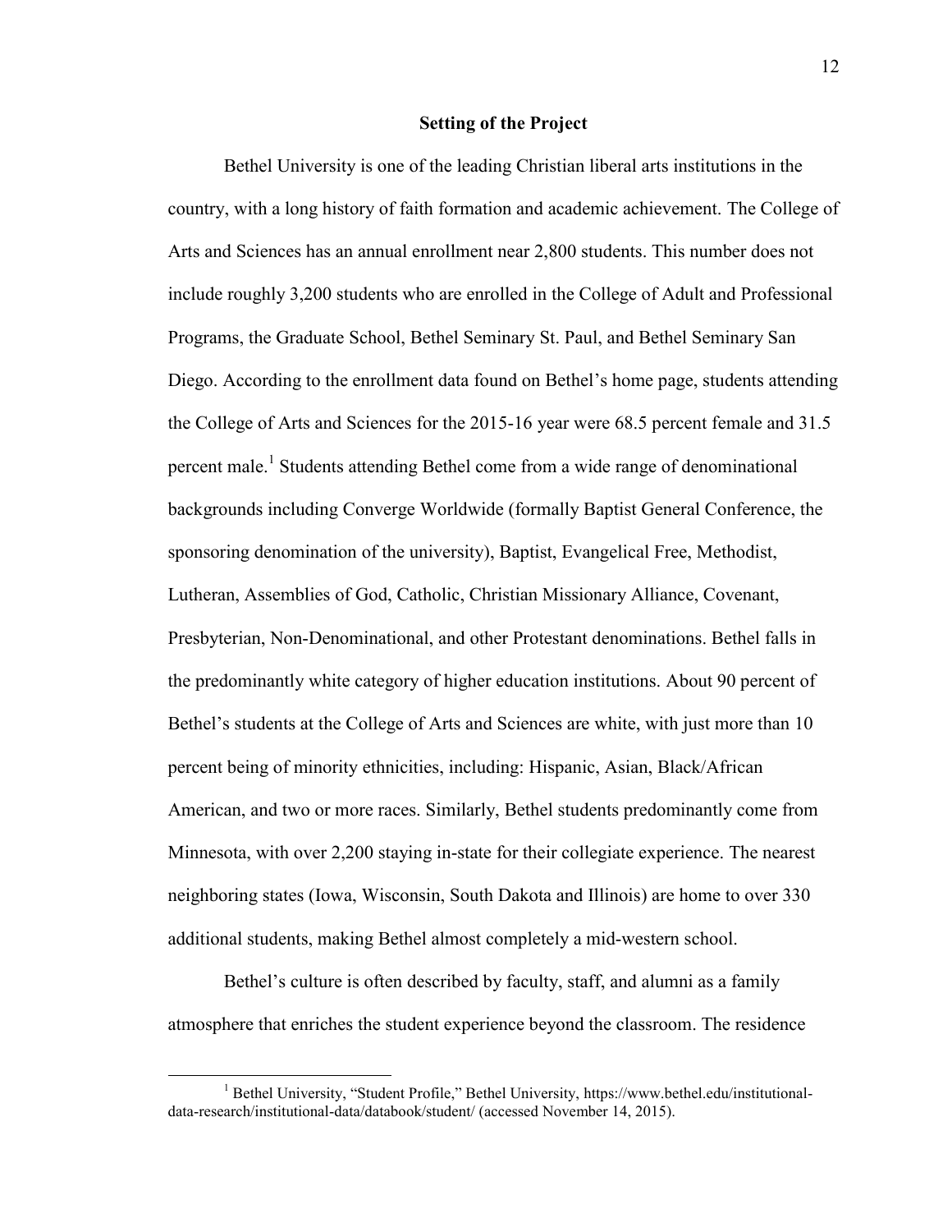## Setting of the Project

Bethel University is one of the leading Christian liberal arts institutions in the country, with a long history of faith formation and academic achievement. The College of Arts and Sciences has an annual enrollment near 2,800 students. This number does not include roughly 3,200 students who are enrolled in the College of Adult and Professional Programs, the Graduate School, Bethel Seminary St. Paul, and Bethel Seminary San Diego. According to the enrollment data found on Bethel's home page, students attending the College of Arts and Sciences for the 2015-16 year were 68.5 percent female and 31.5 percent male.[1] Students attending Bethel come from a wide range of denominational backgrounds including Converge Worldwide (formally Baptist General Conference, the sponsoring denomination of the university), Baptist, Evangelical Free, Methodist, Lutheran, Assemblies of God, Catholic, Christian Missionary Alliance, Covenant, Presbyterian, Non-Denominational, and other Protestant denominations. Bethel falls in the predominantly white category of higher education institutions. About 90 percent of Bethel's students at the College of Arts and Sciences are white, with just more than 10 percent being of minority ethnicities, including: Hispanic, Asian, Black/African American, and two or more races. Similarly, Bethel students predominantly come from Minnesota, with over 2,200 staying in-state for their collegiate experience. The nearest neighboring states (Iowa, Wisconsin, South Dakota and Illinois) are home to over 330 additional students, making Bethel almost completely a mid-western school.

Bethel's culture is often described by faculty, staff, and alumni as a family atmosphere that enriches the student experience beyond the classroom. The residence

---

[1] Bethel University, "Student Profile," Bethel University, https://www.bethel.edu/institutional-data-research/institutional-data/databook/student/ (accessed November 14, 2015).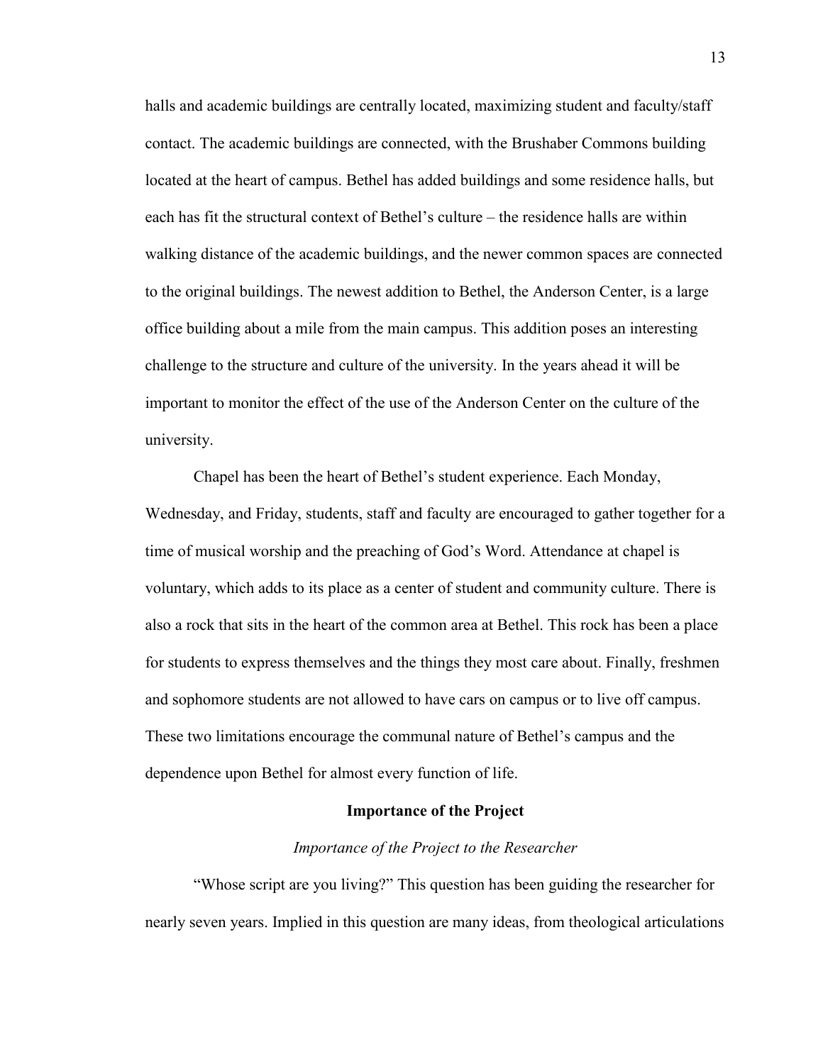halls and academic buildings are centrally located, maximizing student and faculty/staff contact. The academic buildings are connected, with the Brushaber Commons building located at the heart of campus. Bethel has added buildings and some residence halls, but each has fit the structural context of Bethel's culture – the residence halls are within walking distance of the academic buildings, and the newer common spaces are connected to the original buildings. The newest addition to Bethel, the Anderson Center, is a large office building about a mile from the main campus. This addition poses an interesting challenge to the structure and culture of the university. In the years ahead it will be important to monitor the effect of the use of the Anderson Center on the culture of the university.

Chapel has been the heart of Bethel's student experience. Each Monday, Wednesday, and Friday, students, staff and faculty are encouraged to gather together for a time of musical worship and the preaching of God's Word. Attendance at chapel is voluntary, which adds to its place as a center of student and community culture. There is also a rock that sits in the heart of the common area at Bethel. This rock has been a place for students to express themselves and the things they most care about. Finally, freshmen and sophomore students are not allowed to have cars on campus or to live off campus. These two limitations encourage the communal nature of Bethel's campus and the dependence upon Bethel for almost every function of life.

## Importance of the Project

### *Importance of the Project to the Researcher*

"Whose script are you living?" This question has been guiding the researcher for nearly seven years. Implied in this question are many ideas, from theological articulations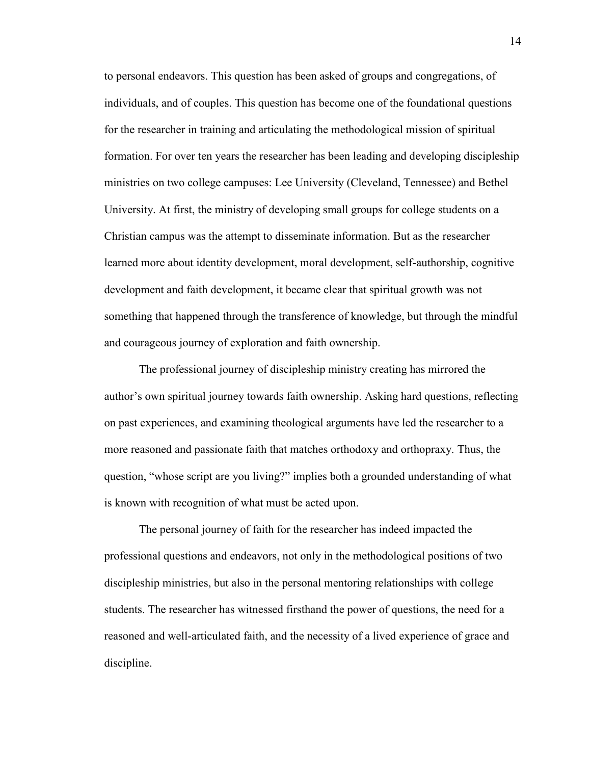to personal endeavors. This question has been asked of groups and congregations, of individuals, and of couples. This question has become one of the foundational questions for the researcher in training and articulating the methodological mission of spiritual formation. For over ten years the researcher has been leading and developing discipleship ministries on two college campuses: Lee University (Cleveland, Tennessee) and Bethel University. At first, the ministry of developing small groups for college students on a Christian campus was the attempt to disseminate information. But as the researcher learned more about identity development, moral development, self-authorship, cognitive development and faith development, it became clear that spiritual growth was not something that happened through the transference of knowledge, but through the mindful and courageous journey of exploration and faith ownership.

The professional journey of discipleship ministry creating has mirrored the author's own spiritual journey towards faith ownership. Asking hard questions, reflecting on past experiences, and examining theological arguments have led the researcher to a more reasoned and passionate faith that matches orthodoxy and orthopraxy. Thus, the question, "whose script are you living?" implies both a grounded understanding of what is known with recognition of what must be acted upon.

The personal journey of faith for the researcher has indeed impacted the professional questions and endeavors, not only in the methodological positions of two discipleship ministries, but also in the personal mentoring relationships with college students. The researcher has witnessed firsthand the power of questions, the need for a reasoned and well-articulated faith, and the necessity of a lived experience of grace and discipline.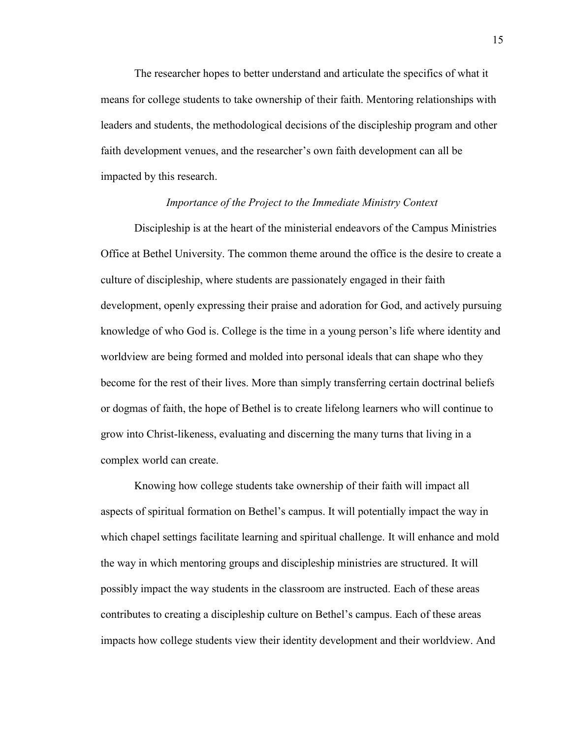The researcher hopes to better understand and articulate the specifics of what it means for college students to take ownership of their faith. Mentoring relationships with leaders and students, the methodological decisions of the discipleship program and other faith development venues, and the researcher's own faith development can all be impacted by this research.

### *Importance of the Project to the Immediate Ministry Context*

Discipleship is at the heart of the ministerial endeavors of the Campus Ministries Office at Bethel University. The common theme around the office is the desire to create a culture of discipleship, where students are passionately engaged in their faith development, openly expressing their praise and adoration for God, and actively pursuing knowledge of who God is. College is the time in a young person's life where identity and worldview are being formed and molded into personal ideals that can shape who they become for the rest of their lives. More than simply transferring certain doctrinal beliefs or dogmas of faith, the hope of Bethel is to create lifelong learners who will continue to grow into Christ-likeness, evaluating and discerning the many turns that living in a complex world can create.

Knowing how college students take ownership of their faith will impact all aspects of spiritual formation on Bethel's campus. It will potentially impact the way in which chapel settings facilitate learning and spiritual challenge. It will enhance and mold the way in which mentoring groups and discipleship ministries are structured. It will possibly impact the way students in the classroom are instructed. Each of these areas contributes to creating a discipleship culture on Bethel's campus. Each of these areas impacts how college students view their identity development and their worldview. And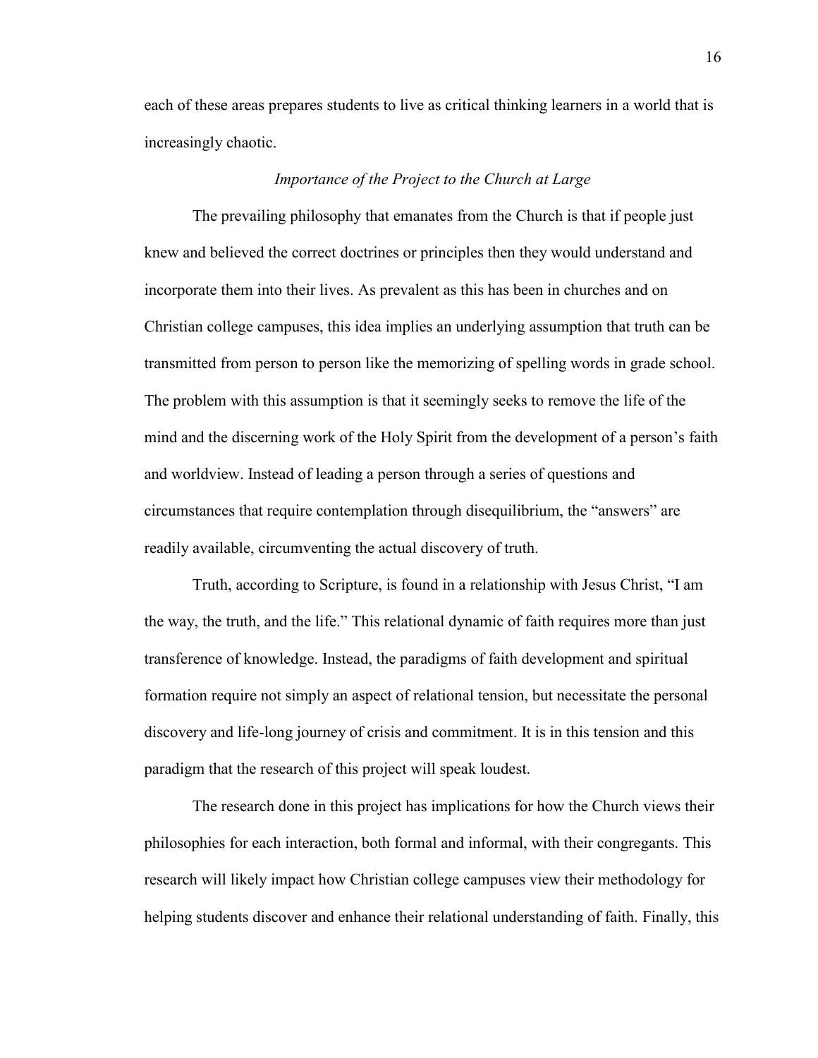each of these areas prepares students to live as critical thinking learners in a world that is increasingly chaotic.

### *Importance of the Project to the Church at Large*

The prevailing philosophy that emanates from the Church is that if people just knew and believed the correct doctrines or principles then they would understand and incorporate them into their lives. As prevalent as this has been in churches and on Christian college campuses, this idea implies an underlying assumption that truth can be transmitted from person to person like the memorizing of spelling words in grade school. The problem with this assumption is that it seemingly seeks to remove the life of the mind and the discerning work of the Holy Spirit from the development of a person's faith and worldview. Instead of leading a person through a series of questions and circumstances that require contemplation through disequilibrium, the "answers" are readily available, circumventing the actual discovery of truth.

Truth, according to Scripture, is found in a relationship with Jesus Christ, "I am the way, the truth, and the life." This relational dynamic of faith requires more than just transference of knowledge. Instead, the paradigms of faith development and spiritual formation require not simply an aspect of relational tension, but necessitate the personal discovery and life-long journey of crisis and commitment. It is in this tension and this paradigm that the research of this project will speak loudest.

The research done in this project has implications for how the Church views their philosophies for each interaction, both formal and informal, with their congregants. This research will likely impact how Christian college campuses view their methodology for helping students discover and enhance their relational understanding of faith. Finally, this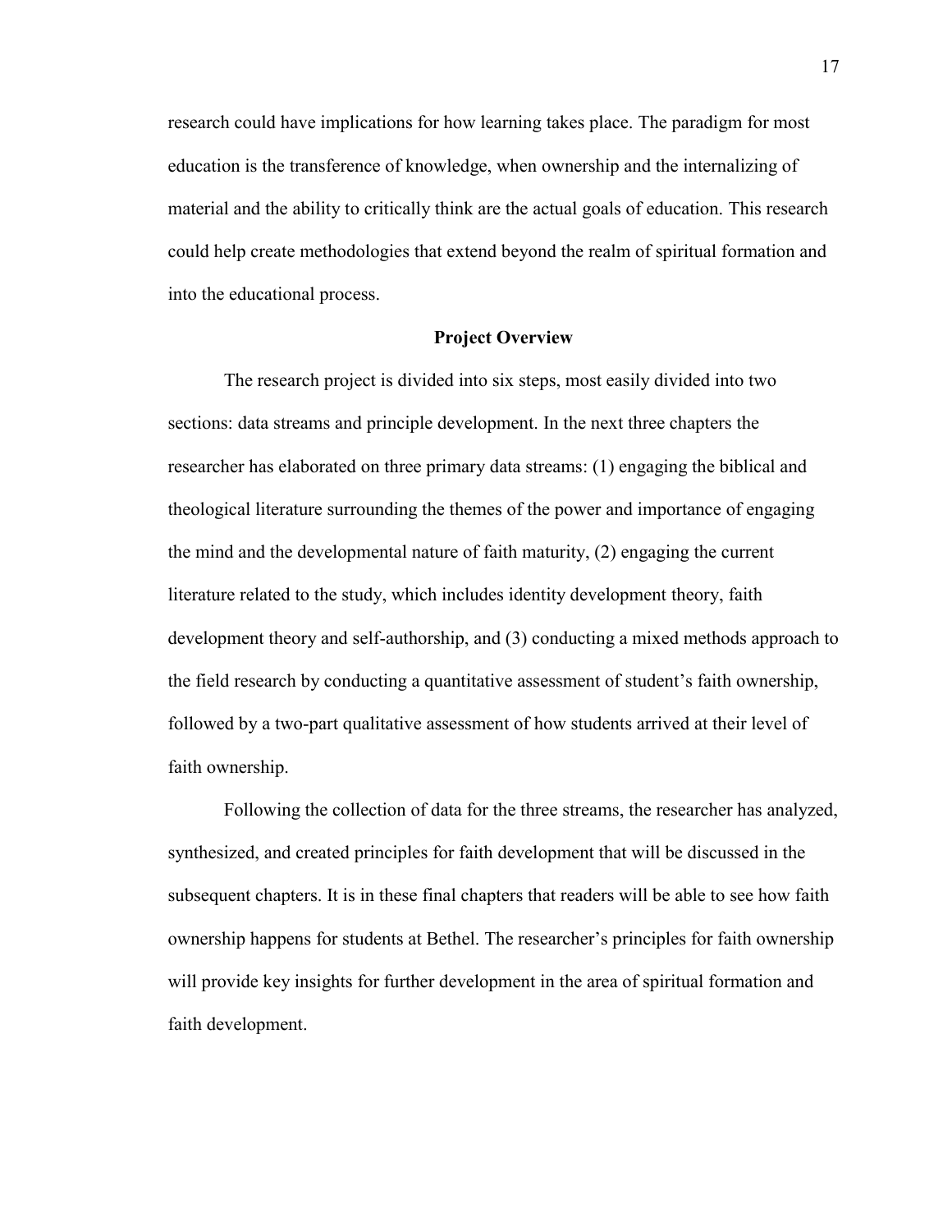research could have implications for how learning takes place. The paradigm for most education is the transference of knowledge, when ownership and the internalizing of material and the ability to critically think are the actual goals of education. This research could help create methodologies that extend beyond the realm of spiritual formation and into the educational process.

## Project Overview

The research project is divided into six steps, most easily divided into two sections: data streams and principle development. In the next three chapters the researcher has elaborated on three primary data streams: (1) engaging the biblical and theological literature surrounding the themes of the power and importance of engaging the mind and the developmental nature of faith maturity, (2) engaging the current literature related to the study, which includes identity development theory, faith development theory and self-authorship, and (3) conducting a mixed methods approach to the field research by conducting a quantitative assessment of student's faith ownership, followed by a two-part qualitative assessment of how students arrived at their level of faith ownership.

Following the collection of data for the three streams, the researcher has analyzed, synthesized, and created principles for faith development that will be discussed in the subsequent chapters. It is in these final chapters that readers will be able to see how faith ownership happens for students at Bethel. The researcher's principles for faith ownership will provide key insights for further development in the area of spiritual formation and faith development.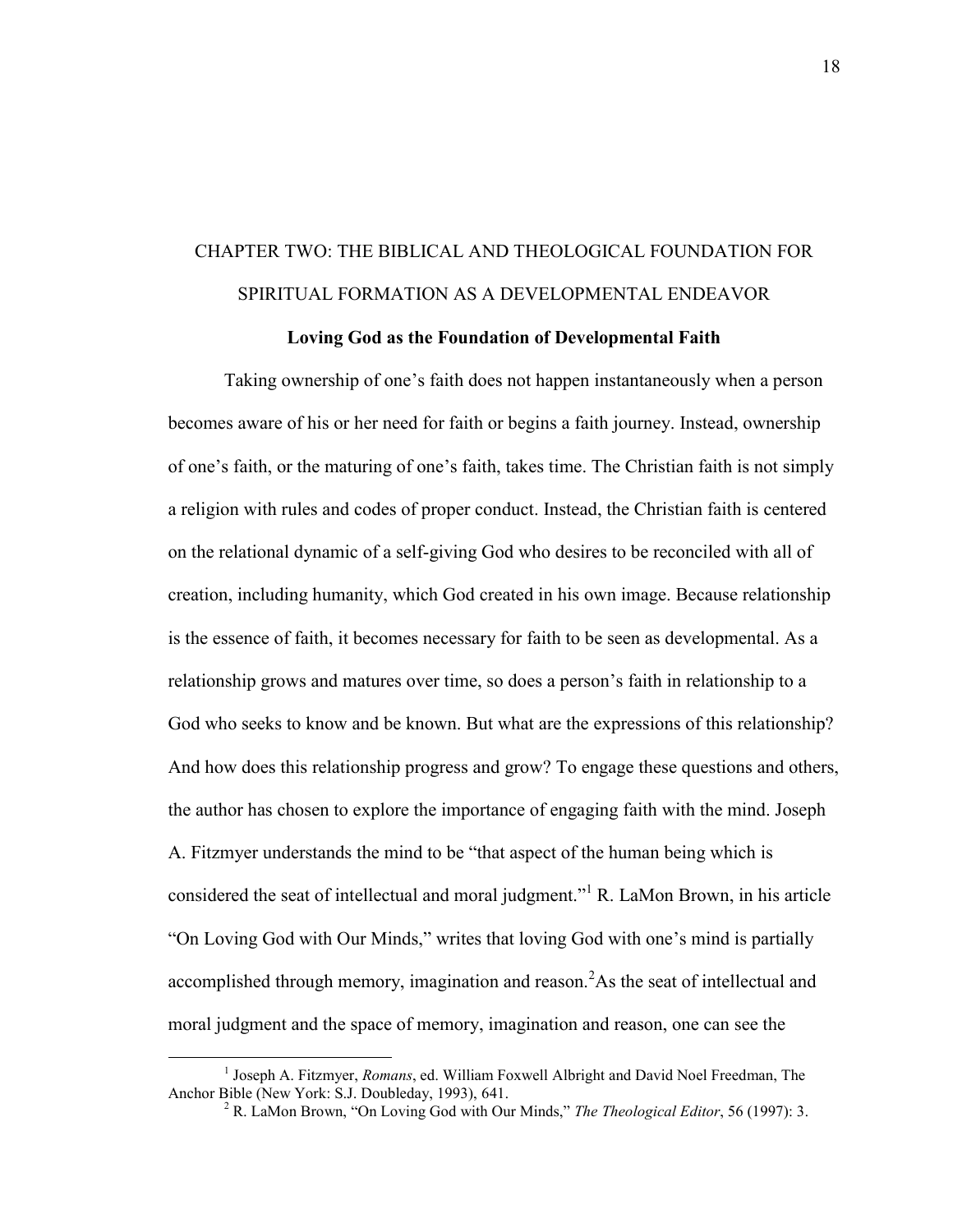# CHAPTER TWO: THE BIBLICAL AND THEOLOGICAL FOUNDATION FOR SPIRITUAL FORMATION AS A DEVELOPMENTAL ENDEAVOR

## Loving God as the Foundation of Developmental Faith

Taking ownership of one's faith does not happen instantaneously when a person becomes aware of his or her need for faith or begins a faith journey. Instead, ownership of one's faith, or the maturing of one's faith, takes time. The Christian faith is not simply a religion with rules and codes of proper conduct. Instead, the Christian faith is centered on the relational dynamic of a self-giving God who desires to be reconciled with all of creation, including humanity, which God created in his own image. Because relationship is the essence of faith, it becomes necessary for faith to be seen as developmental. As a relationship grows and matures over time, so does a person's faith in relationship to a God who seeks to know and be known. But what are the expressions of this relationship? And how does this relationship progress and grow? To engage these questions and others, the author has chosen to explore the importance of engaging faith with the mind. Joseph A. Fitzmyer understands the mind to be "that aspect of the human being which is considered the seat of intellectual and moral judgment."[1] R. LaMon Brown, in his article "On Loving God with Our Minds," writes that loving God with one's mind is partially accomplished through memory, imagination and reason.[2]As the seat of intellectual and moral judgment and the space of memory, imagination and reason, one can see the

---

[1] Joseph A. Fitzmyer, *Romans*, ed. William Foxwell Albright and David Noel Freedman, The Anchor Bible (New York: S.J. Doubleday, 1993), 641.

[2] R. LaMon Brown, "On Loving God with Our Minds," *The Theological Editor*, 56 (1997): 3.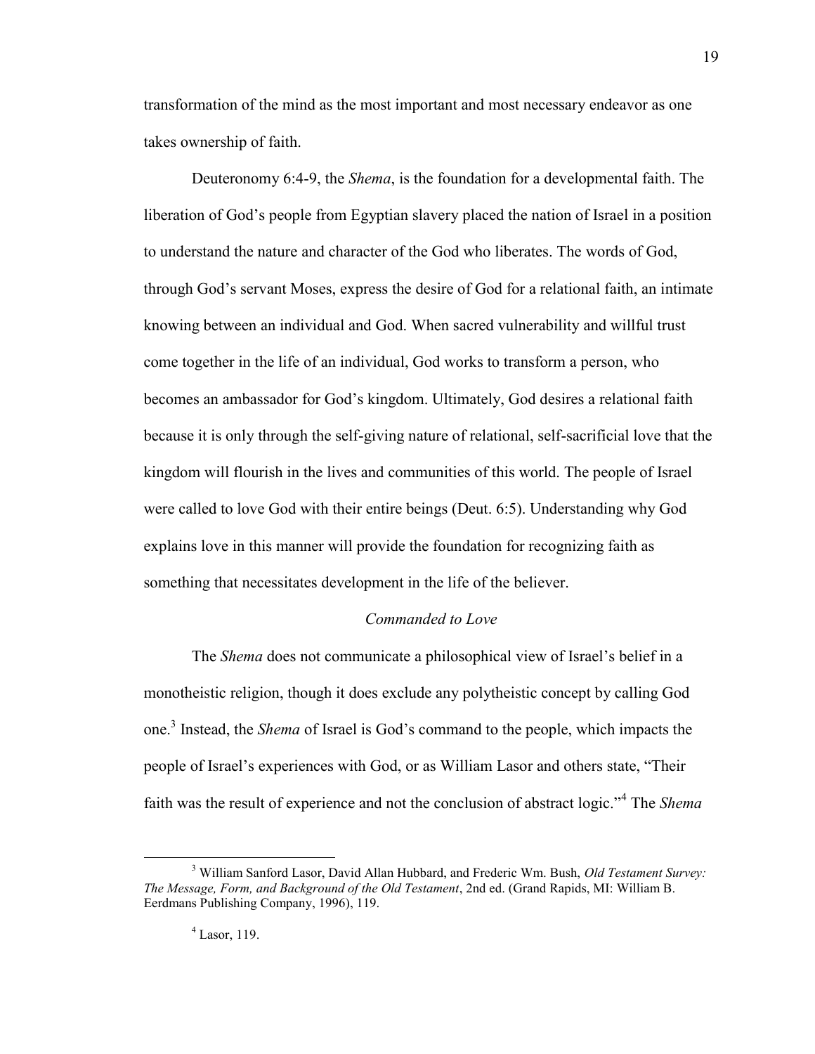transformation of the mind as the most important and most necessary endeavor as one takes ownership of faith.

Deuteronomy 6:4-9, the *Shema*, is the foundation for a developmental faith. The liberation of God's people from Egyptian slavery placed the nation of Israel in a position to understand the nature and character of the God who liberates. The words of God, through God's servant Moses, express the desire of God for a relational faith, an intimate knowing between an individual and God. When sacred vulnerability and willful trust come together in the life of an individual, God works to transform a person, who becomes an ambassador for God's kingdom. Ultimately, God desires a relational faith because it is only through the self-giving nature of relational, self-sacrificial love that the kingdom will flourish in the lives and communities of this world. The people of Israel were called to love God with their entire beings (Deut. 6:5). Understanding why God explains love in this manner will provide the foundation for recognizing faith as something that necessitates development in the life of the believer.

### *Commanded to Love*

The *Shema* does not communicate a philosophical view of Israel's belief in a monotheistic religion, though it does exclude any polytheistic concept by calling God one.[3] Instead, the *Shema* of Israel is God's command to the people, which impacts the people of Israel's experiences with God, or as William Lasor and others state, "Their faith was the result of experience and not the conclusion of abstract logic."[4] The *Shema*

---

[3] William Sanford Lasor, David Allan Hubbard, and Frederic Wm. Bush, *Old Testament Survey: The Message, Form, and Background of the Old Testament*, 2nd ed. (Grand Rapids, MI: William B. Eerdmans Publishing Company, 1996), 119.

[4] Lasor, 119.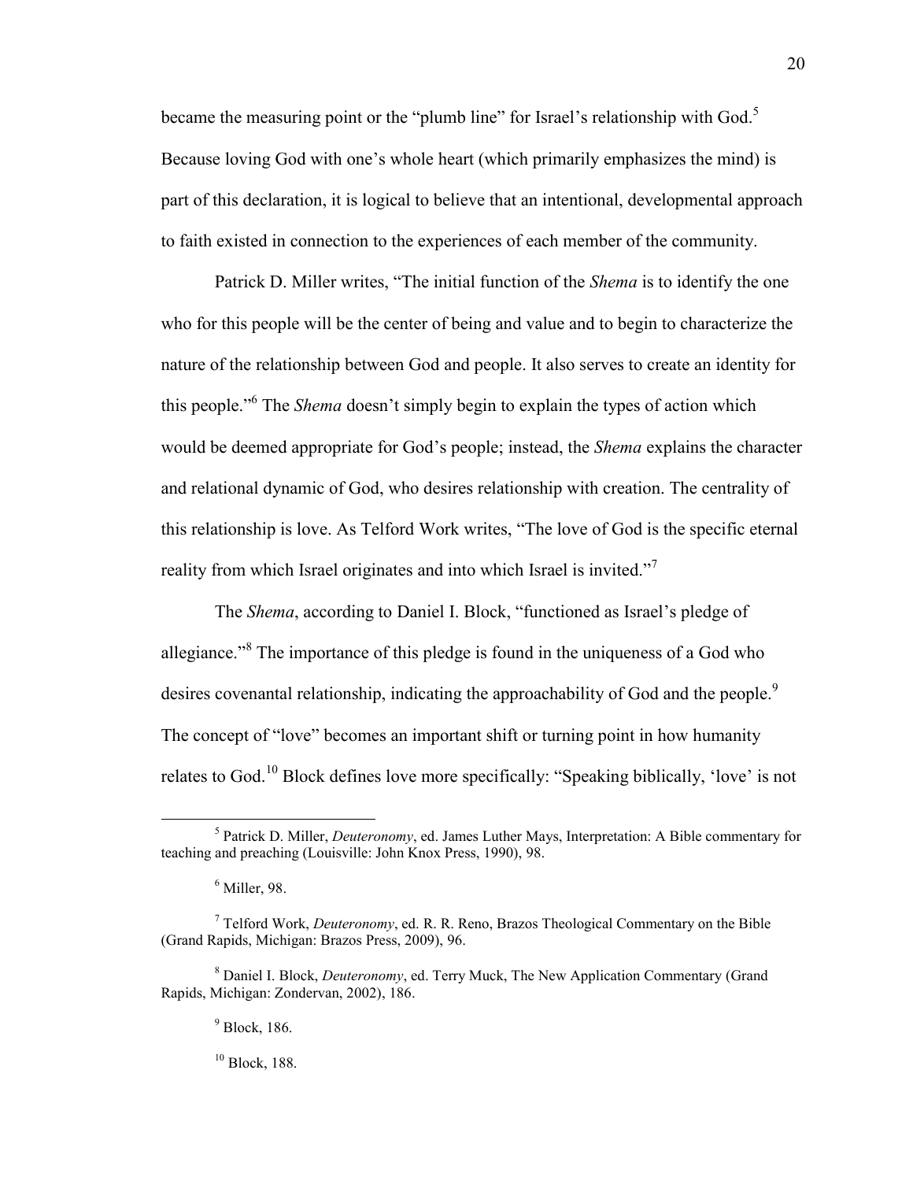became the measuring point or the "plumb line" for Israel's relationship with God.[5] Because loving God with one's whole heart (which primarily emphasizes the mind) is part of this declaration, it is logical to believe that an intentional, developmental approach to faith existed in connection to the experiences of each member of the community.

Patrick D. Miller writes, "The initial function of the *Shema* is to identify the one who for this people will be the center of being and value and to begin to characterize the nature of the relationship between God and people. It also serves to create an identity for this people."[6] The *Shema* doesn't simply begin to explain the types of action which would be deemed appropriate for God's people; instead, the *Shema* explains the character and relational dynamic of God, who desires relationship with creation. The centrality of this relationship is love. As Telford Work writes, "The love of God is the specific eternal reality from which Israel originates and into which Israel is invited."[7]

The *Shema*, according to Daniel I. Block, "functioned as Israel's pledge of allegiance."[8] The importance of this pledge is found in the uniqueness of a God who desires covenantal relationship, indicating the approachability of God and the people.[9] The concept of "love" becomes an important shift or turning point in how humanity relates to God.[10] Block defines love more specifically: "Speaking biblically, 'love' is not

---

[5] Patrick D. Miller, *Deuteronomy*, ed. James Luther Mays, Interpretation: A Bible commentary for teaching and preaching (Louisville: John Knox Press, 1990), 98.

[6] Miller, 98.

[7] Telford Work, *Deuteronomy*, ed. R. R. Reno, Brazos Theological Commentary on the Bible (Grand Rapids, Michigan: Brazos Press, 2009), 96.

[8] Daniel I. Block, *Deuteronomy*, ed. Terry Muck, The New Application Commentary (Grand Rapids, Michigan: Zondervan, 2002), 186.

[9] Block, 186.

[10] Block, 188.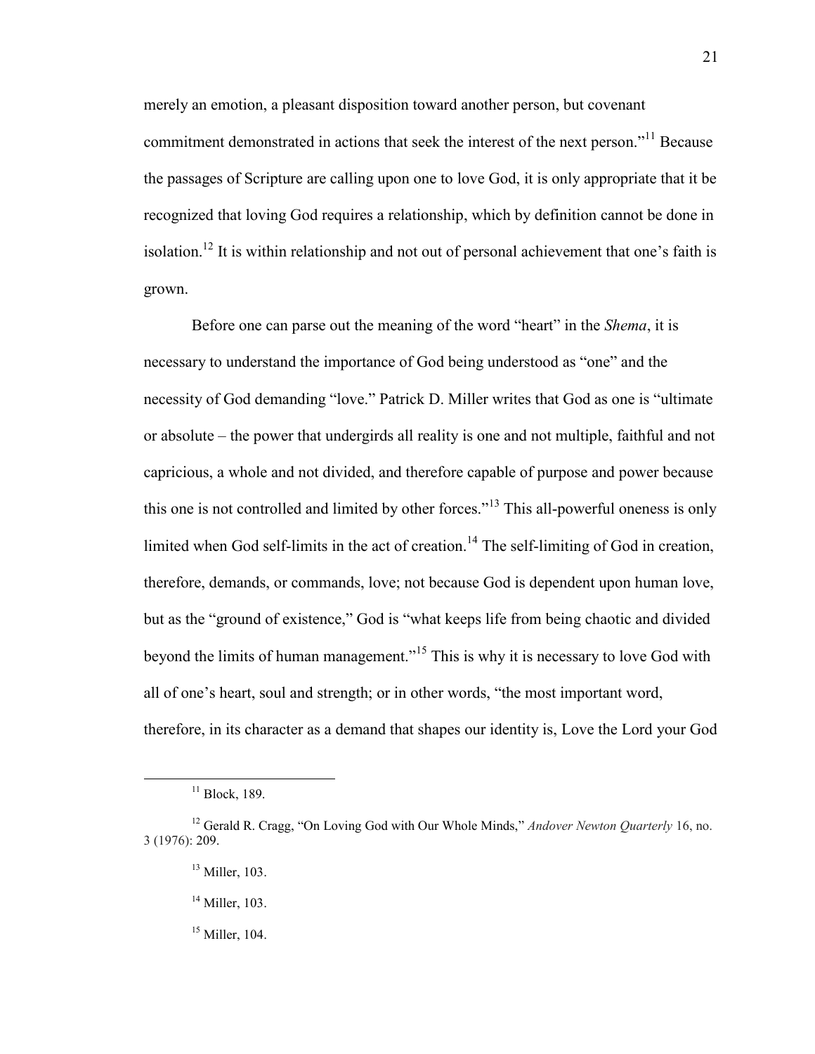merely an emotion, a pleasant disposition toward another person, but covenant commitment demonstrated in actions that seek the interest of the next person."[11] Because the passages of Scripture are calling upon one to love God, it is only appropriate that it be recognized that loving God requires a relationship, which by definition cannot be done in isolation.[12] It is within relationship and not out of personal achievement that one's faith is grown.

Before one can parse out the meaning of the word "heart" in the *Shema*, it is necessary to understand the importance of God being understood as "one" and the necessity of God demanding "love." Patrick D. Miller writes that God as one is "ultimate or absolute – the power that undergirds all reality is one and not multiple, faithful and not capricious, a whole and not divided, and therefore capable of purpose and power because this one is not controlled and limited by other forces."[13] This all-powerful oneness is only limited when God self-limits in the act of creation.[14] The self-limiting of God in creation, therefore, demands, or commands, love; not because God is dependent upon human love, but as the "ground of existence," God is "what keeps life from being chaotic and divided beyond the limits of human management."[15] This is why it is necessary to love God with all of one's heart, soul and strength; or in other words, "the most important word, therefore, in its character as a demand that shapes our identity is, Love the Lord your God

---

[11] Block, 189.

[12] Gerald R. Cragg, "On Loving God with Our Whole Minds," *Andover Newton Quarterly* 16, no. 3 (1976): 209.

[13] Miller, 103.

[14] Miller, 103.

[15] Miller, 104.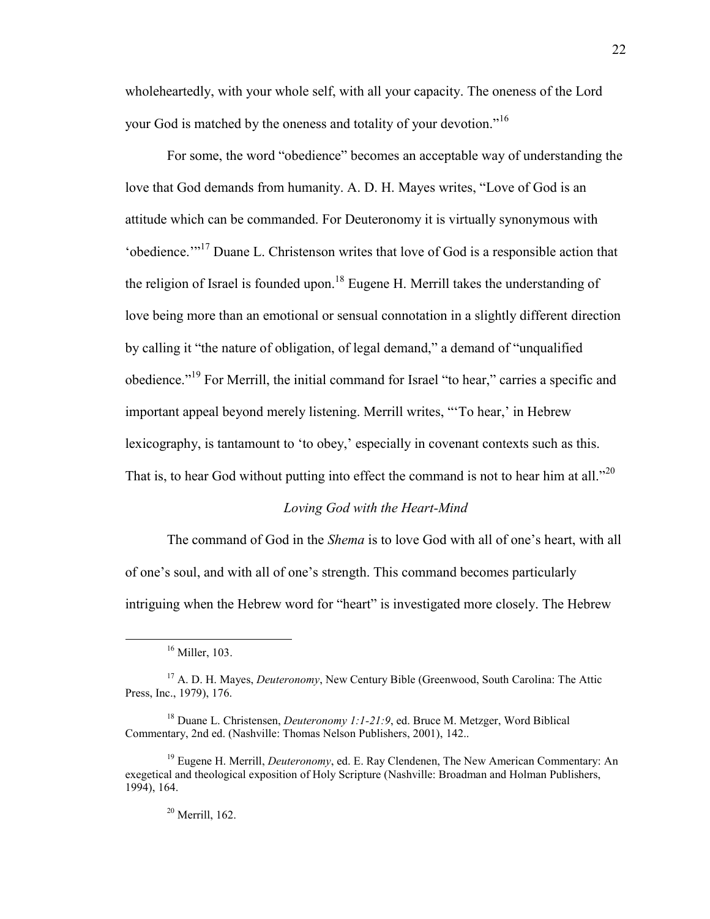wholeheartedly, with your whole self, with all your capacity. The oneness of the Lord your God is matched by the oneness and totality of your devotion."[16]

For some, the word "obedience" becomes an acceptable way of understanding the love that God demands from humanity. A. D. H. Mayes writes, "Love of God is an attitude which can be commanded. For Deuteronomy it is virtually synonymous with 'obedience.'"[17] Duane L. Christenson writes that love of God is a responsible action that the religion of Israel is founded upon.[18] Eugene H. Merrill takes the understanding of love being more than an emotional or sensual connotation in a slightly different direction by calling it "the nature of obligation, of legal demand," a demand of "unqualified obedience."[19] For Merrill, the initial command for Israel "to hear," carries a specific and important appeal beyond merely listening. Merrill writes, "'To hear,' in Hebrew lexicography, is tantamount to 'to obey,' especially in covenant contexts such as this. That is, to hear God without putting into effect the command is not to hear him at all."[20]

### *Loving God with the Heart-Mind*

The command of God in the *Shema* is to love God with all of one's heart, with all of one's soul, and with all of one's strength. This command becomes particularly intriguing when the Hebrew word for "heart" is investigated more closely. The Hebrew

---

[16] Miller, 103.

[17] A. D. H. Mayes, *Deuteronomy*, New Century Bible (Greenwood, South Carolina: The Attic Press, Inc., 1979), 176.

[18] Duane L. Christensen, *Deuteronomy 1:1-21:9*, ed. Bruce M. Metzger, Word Biblical Commentary, 2nd ed. (Nashville: Thomas Nelson Publishers, 2001), 142..

[19] Eugene H. Merrill, *Deuteronomy*, ed. E. Ray Clendenen, The New American Commentary: An exegetical and theological exposition of Holy Scripture (Nashville: Broadman and Holman Publishers, 1994), 164.

[20] Merrill, 162.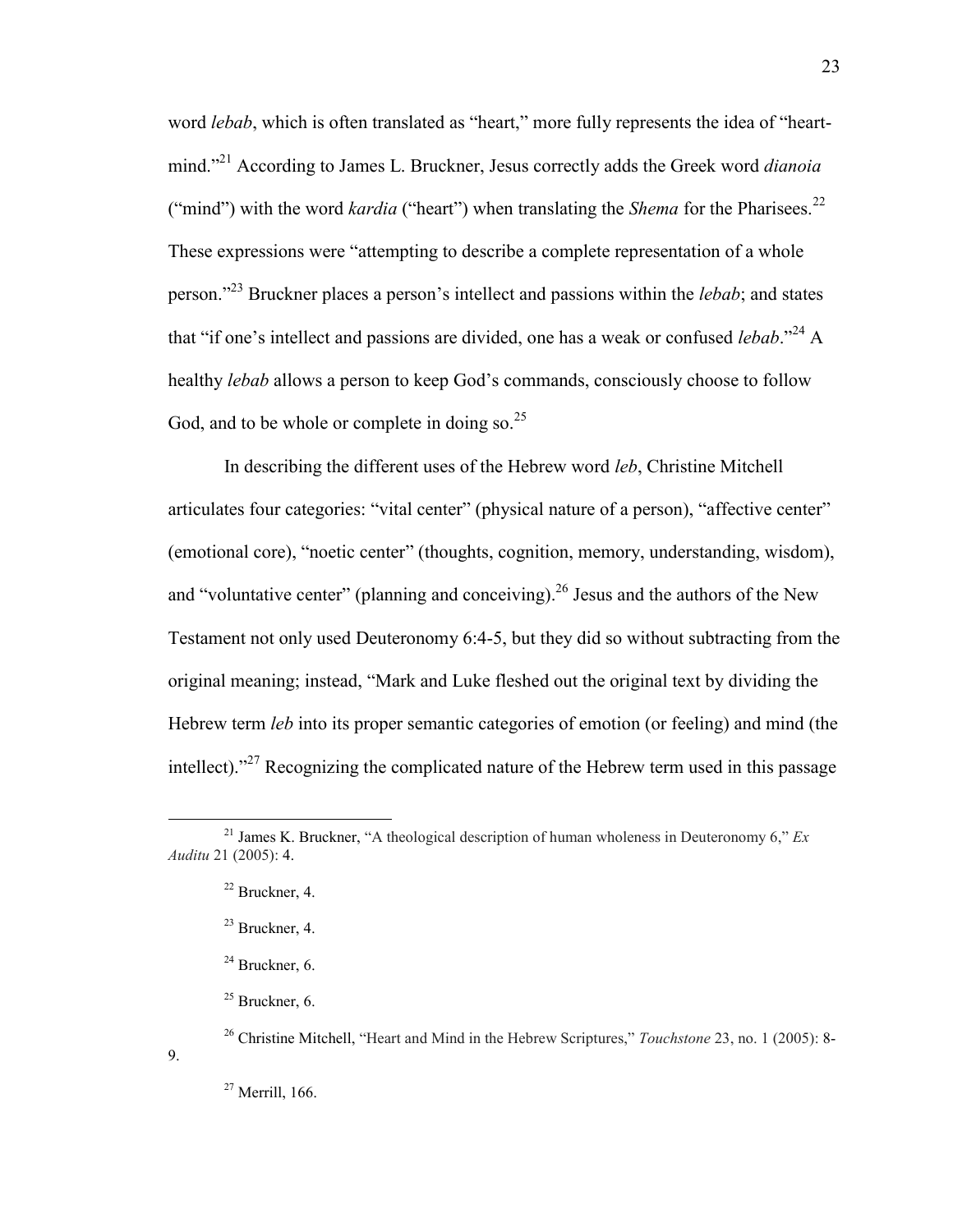word *lebab*, which is often translated as "heart," more fully represents the idea of "heart-mind."[21] According to James L. Bruckner, Jesus correctly adds the Greek word *dianoia* ("mind") with the word *kardia* ("heart") when translating the *Shema* for the Pharisees.[22] These expressions were "attempting to describe a complete representation of a whole person."[23] Bruckner places a person's intellect and passions within the *lebab*; and states that "if one's intellect and passions are divided, one has a weak or confused *lebab*."[24] A healthy *lebab* allows a person to keep God's commands, consciously choose to follow God, and to be whole or complete in doing so.[25]

In describing the different uses of the Hebrew word *leb*, Christine Mitchell articulates four categories: "vital center" (physical nature of a person), "affective center" (emotional core), "noetic center" (thoughts, cognition, memory, understanding, wisdom), and "voluntative center" (planning and conceiving).[26] Jesus and the authors of the New Testament not only used Deuteronomy 6:4-5, but they did so without subtracting from the original meaning; instead, "Mark and Luke fleshed out the original text by dividing the Hebrew term *leb* into its proper semantic categories of emotion (or feeling) and mind (the intellect)."[27] Recognizing the complicated nature of the Hebrew term used in this passage

---

[21] James K. Bruckner, "A theological description of human wholeness in Deuteronomy 6," *Ex Auditu* 21 (2005): 4.

[22] Bruckner, 4.

[23] Bruckner, 4.

[24] Bruckner, 6.

[25] Bruckner, 6.

[26] Christine Mitchell, "Heart and Mind in the Hebrew Scriptures," *Touchstone* 23, no. 1 (2005): 8-9.

[27] Merrill, 166.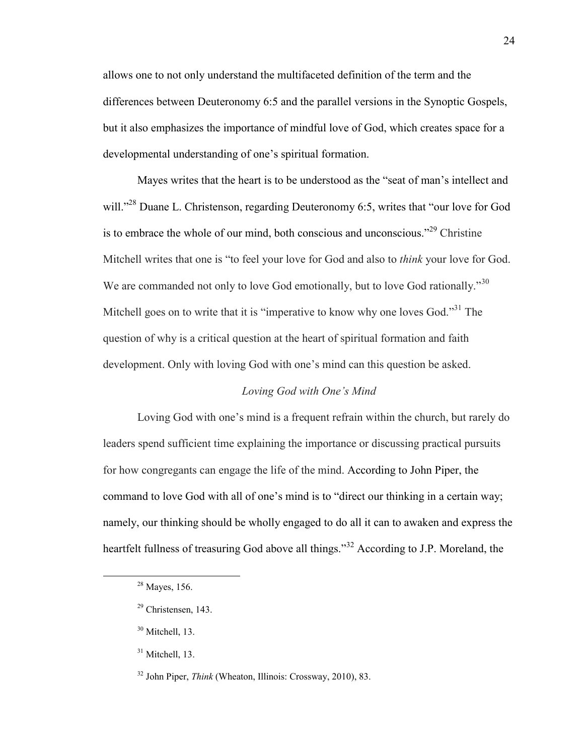allows one to not only understand the multifaceted definition of the term and the differences between Deuteronomy 6:5 and the parallel versions in the Synoptic Gospels, but it also emphasizes the importance of mindful love of God, which creates space for a developmental understanding of one's spiritual formation.

Mayes writes that the heart is to be understood as the "seat of man's intellect and will."[28] Duane L. Christenson, regarding Deuteronomy 6:5, writes that "our love for God is to embrace the whole of our mind, both conscious and unconscious."[29] Christine Mitchell writes that one is "to feel your love for God and also to *think* your love for God. We are commanded not only to love God emotionally, but to love God rationally."[30] Mitchell goes on to write that it is "imperative to know why one loves God."[31] The question of why is a critical question at the heart of spiritual formation and faith development. Only with loving God with one's mind can this question be asked.

### *Loving God with One's Mind*

Loving God with one's mind is a frequent refrain within the church, but rarely do leaders spend sufficient time explaining the importance or discussing practical pursuits for how congregants can engage the life of the mind. According to John Piper, the command to love God with all of one's mind is to "direct our thinking in a certain way; namely, our thinking should be wholly engaged to do all it can to awaken and express the heartfelt fullness of treasuring God above all things."[32] According to J.P. Moreland, the

---

[28] Mayes, 156.

[29] Christensen, 143.

[30] Mitchell, 13.

[31] Mitchell, 13.

[32] John Piper, *Think* (Wheaton, Illinois: Crossway, 2010), 83.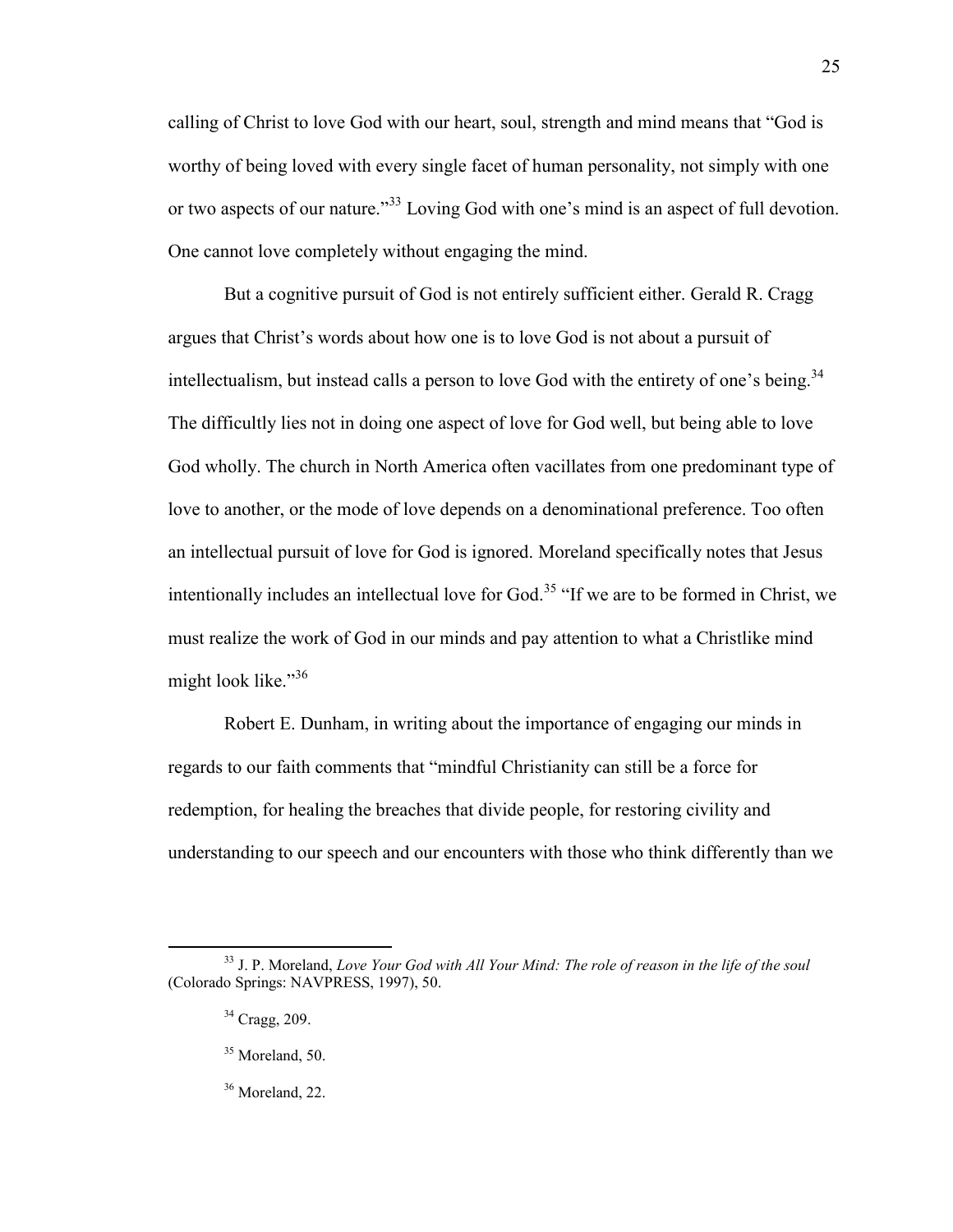calling of Christ to love God with our heart, soul, strength and mind means that "God is worthy of being loved with every single facet of human personality, not simply with one or two aspects of our nature."[33] Loving God with one's mind is an aspect of full devotion. One cannot love completely without engaging the mind.

But a cognitive pursuit of God is not entirely sufficient either. Gerald R. Cragg argues that Christ's words about how one is to love God is not about a pursuit of intellectualism, but instead calls a person to love God with the entirety of one's being.[34] The difficultly lies not in doing one aspect of love for God well, but being able to love God wholly. The church in North America often vacillates from one predominant type of love to another, or the mode of love depends on a denominational preference. Too often an intellectual pursuit of love for God is ignored. Moreland specifically notes that Jesus intentionally includes an intellectual love for God.[35] "If we are to be formed in Christ, we must realize the work of God in our minds and pay attention to what a Christlike mind might look like."[36]

Robert E. Dunham, in writing about the importance of engaging our minds in regards to our faith comments that "mindful Christianity can still be a force for redemption, for healing the breaches that divide people, for restoring civility and understanding to our speech and our encounters with those who think differently than we

---

[33] J. P. Moreland, *Love Your God with All Your Mind: The role of reason in the life of the soul* (Colorado Springs: NAVPRESS, 1997), 50.

[34] Cragg, 209.

[35] Moreland, 50.

[36] Moreland, 22.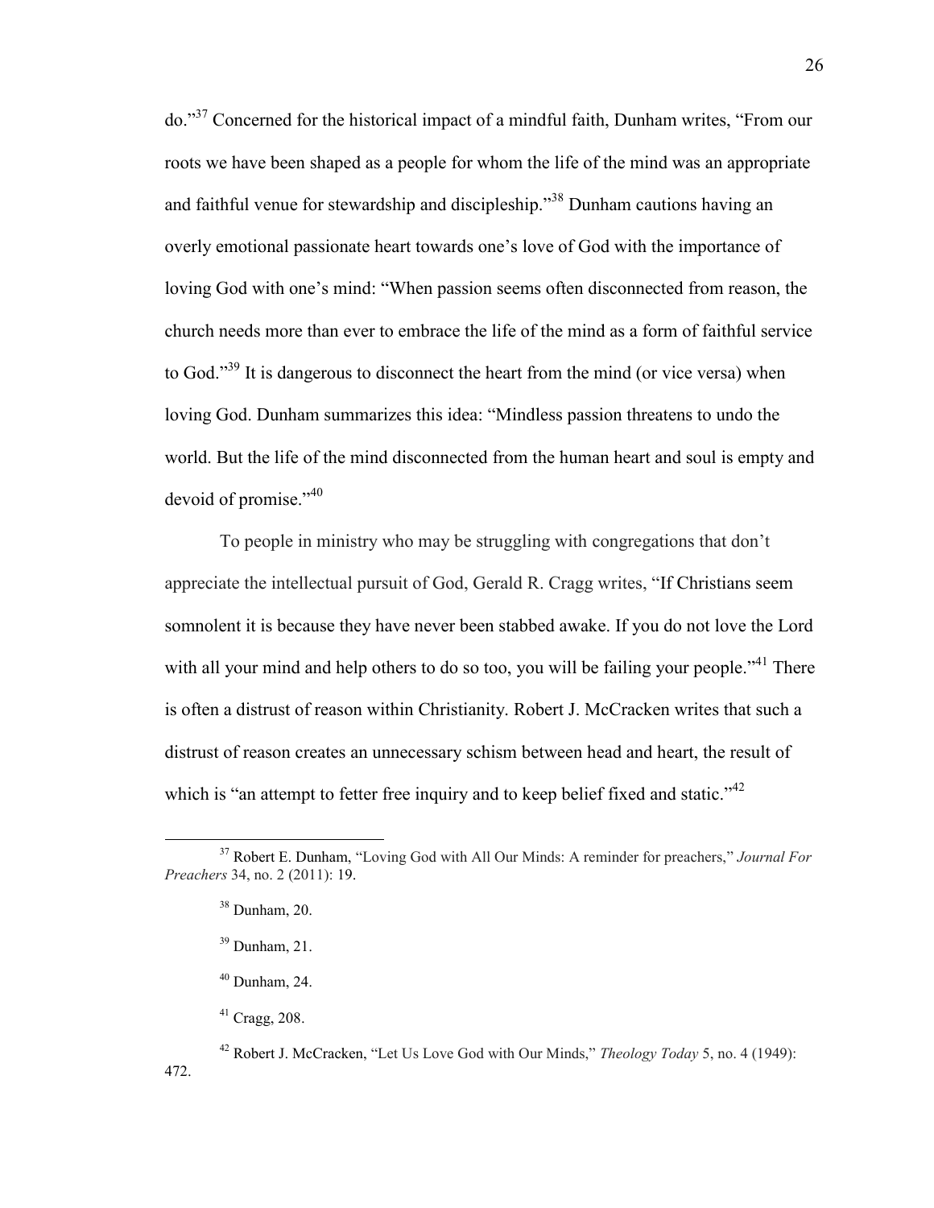do."[37] Concerned for the historical impact of a mindful faith, Dunham writes, "From our roots we have been shaped as a people for whom the life of the mind was an appropriate and faithful venue for stewardship and discipleship."[38] Dunham cautions having an overly emotional passionate heart towards one's love of God with the importance of loving God with one's mind: "When passion seems often disconnected from reason, the church needs more than ever to embrace the life of the mind as a form of faithful service to God."[39] It is dangerous to disconnect the heart from the mind (or vice versa) when loving God. Dunham summarizes this idea: "Mindless passion threatens to undo the world. But the life of the mind disconnected from the human heart and soul is empty and devoid of promise."[40]

To people in ministry who may be struggling with congregations that don't appreciate the intellectual pursuit of God, Gerald R. Cragg writes, "If Christians seem somnolent it is because they have never been stabbed awake. If you do not love the Lord with all your mind and help others to do so too, you will be failing your people."[41] There is often a distrust of reason within Christianity. Robert J. McCracken writes that such a distrust of reason creates an unnecessary schism between head and heart, the result of which is "an attempt to fetter free inquiry and to keep belief fixed and static."[42]

---

[37] Robert E. Dunham, "Loving God with All Our Minds: A reminder for preachers," *Journal For Preachers* 34, no. 2 (2011): 19.

[38] Dunham, 20.

[39] Dunham, 21.

[40] Dunham, 24.

[41] Cragg, 208.

[42] Robert J. McCracken, "Let Us Love God with Our Minds," *Theology Today* 5, no. 4 (1949): 472.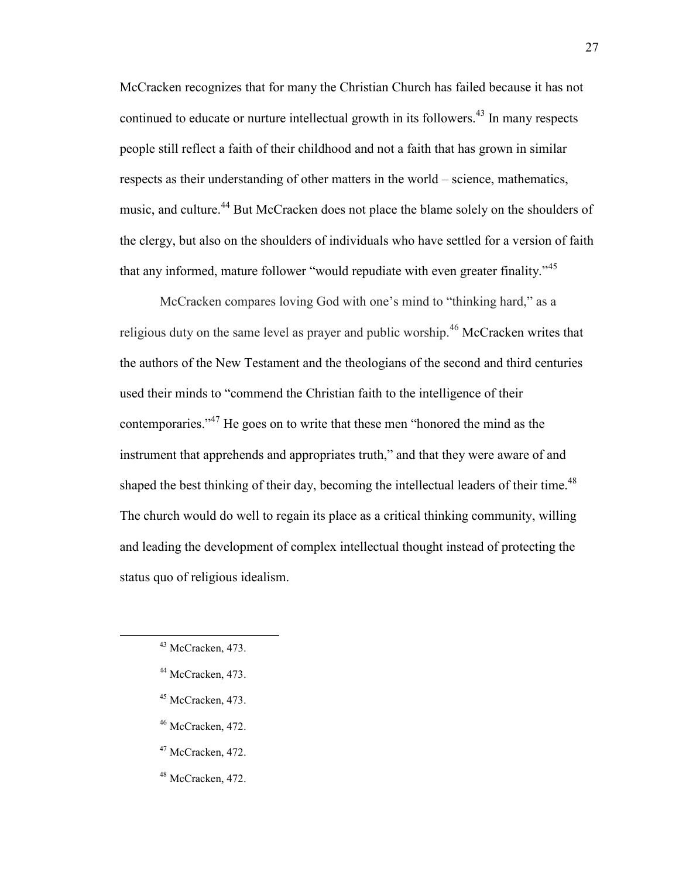McCracken recognizes that for many the Christian Church has failed because it has not continued to educate or nurture intellectual growth in its followers.[43] In many respects people still reflect a faith of their childhood and not a faith that has grown in similar respects as their understanding of other matters in the world – science, mathematics, music, and culture.[44] But McCracken does not place the blame solely on the shoulders of the clergy, but also on the shoulders of individuals who have settled for a version of faith that any informed, mature follower "would repudiate with even greater finality."[45]

McCracken compares loving God with one's mind to "thinking hard," as a religious duty on the same level as prayer and public worship.[46] McCracken writes that the authors of the New Testament and the theologians of the second and third centuries used their minds to "commend the Christian faith to the intelligence of their contemporaries."[47] He goes on to write that these men "honored the mind as the instrument that apprehends and appropriates truth," and that they were aware of and shaped the best thinking of their day, becoming the intellectual leaders of their time.[48] The church would do well to regain its place as a critical thinking community, willing and leading the development of complex intellectual thought instead of protecting the status quo of religious idealism.

---

[43] McCracken, 473.

[44] McCracken, 473.

[45] McCracken, 473.

[46] McCracken, 472.

[47] McCracken, 472.

[48] McCracken, 472.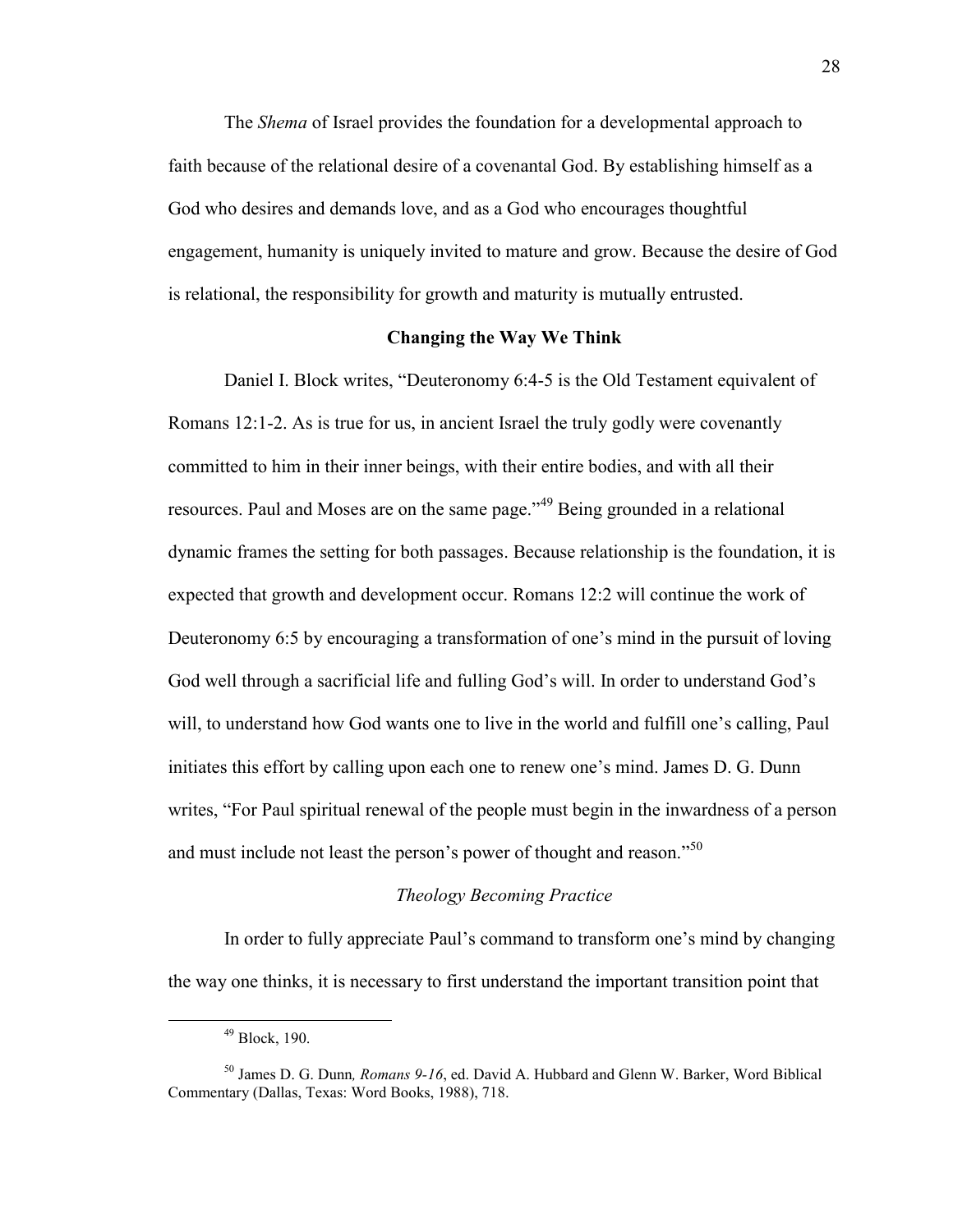The *Shema* of Israel provides the foundation for a developmental approach to faith because of the relational desire of a covenantal God. By establishing himself as a God who desires and demands love, and as a God who encourages thoughtful engagement, humanity is uniquely invited to mature and grow. Because the desire of God is relational, the responsibility for growth and maturity is mutually entrusted.

## Changing the Way We Think

Daniel I. Block writes, "Deuteronomy 6:4-5 is the Old Testament equivalent of Romans 12:1-2. As is true for us, in ancient Israel the truly godly were covenantly committed to him in their inner beings, with their entire bodies, and with all their resources. Paul and Moses are on the same page."[49] Being grounded in a relational dynamic frames the setting for both passages. Because relationship is the foundation, it is expected that growth and development occur. Romans 12:2 will continue the work of Deuteronomy 6:5 by encouraging a transformation of one's mind in the pursuit of loving God well through a sacrificial life and fulling God's will. In order to understand God's will, to understand how God wants one to live in the world and fulfill one's calling, Paul initiates this effort by calling upon each one to renew one's mind. James D. G. Dunn writes, "For Paul spiritual renewal of the people must begin in the inwardness of a person and must include not least the person's power of thought and reason."[50]

### *Theology Becoming Practice*

In order to fully appreciate Paul's command to transform one's mind by changing the way one thinks, it is necessary to first understand the important transition point that

---

[49] Block, 190.

[50] James D. G. Dunn*, Romans 9-16*, ed. David A. Hubbard and Glenn W. Barker, Word Biblical Commentary (Dallas, Texas: Word Books, 1988), 718.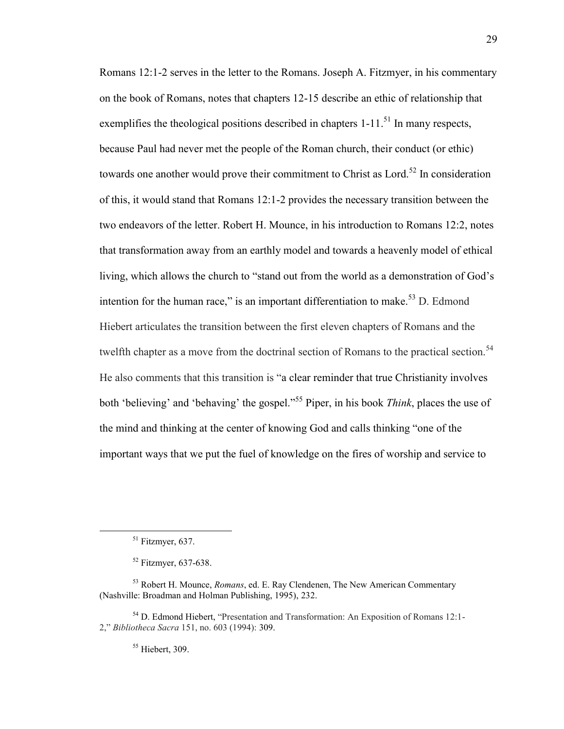Romans 12:1-2 serves in the letter to the Romans. Joseph A. Fitzmyer, in his commentary on the book of Romans, notes that chapters 12-15 describe an ethic of relationship that exemplifies the theological positions described in chapters 1-11.[51] In many respects, because Paul had never met the people of the Roman church, their conduct (or ethic) towards one another would prove their commitment to Christ as Lord.[52] In consideration of this, it would stand that Romans 12:1-2 provides the necessary transition between the two endeavors of the letter. Robert H. Mounce, in his introduction to Romans 12:2, notes that transformation away from an earthly model and towards a heavenly model of ethical living, which allows the church to "stand out from the world as a demonstration of God's intention for the human race," is an important differentiation to make.[53] D. Edmond Hiebert articulates the transition between the first eleven chapters of Romans and the twelfth chapter as a move from the doctrinal section of Romans to the practical section.[54] He also comments that this transition is "a clear reminder that true Christianity involves both 'believing' and 'behaving' the gospel."[55] Piper, in his book *Think*, places the use of the mind and thinking at the center of knowing God and calls thinking "one of the important ways that we put the fuel of knowledge on the fires of worship and service to

---

[51] Fitzmyer, 637.

[52] Fitzmyer, 637-638.

[53] Robert H. Mounce, *Romans*, ed. E. Ray Clendenen, The New American Commentary (Nashville: Broadman and Holman Publishing, 1995), 232.

[54] D. Edmond Hiebert, "Presentation and Transformation: An Exposition of Romans 12:1-2," *Bibliotheca Sacra* 151, no. 603 (1994): 309.

[55] Hiebert, 309.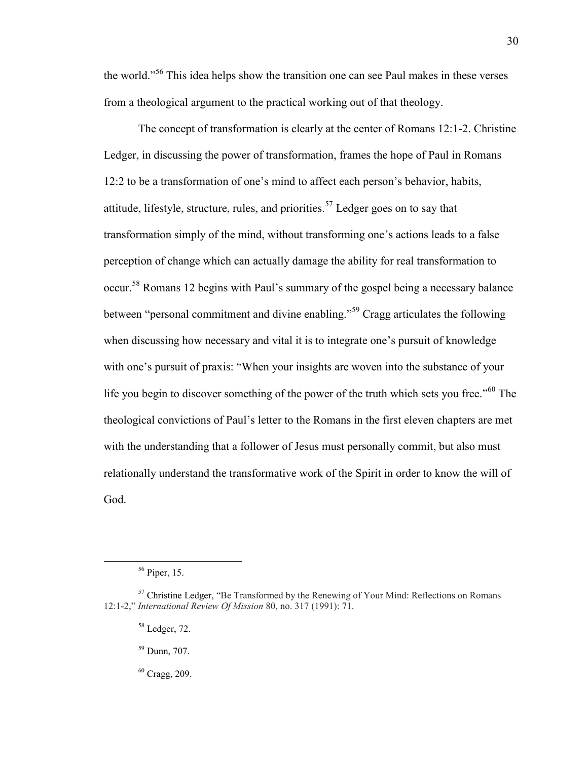the world."[56] This idea helps show the transition one can see Paul makes in these verses from a theological argument to the practical working out of that theology.

The concept of transformation is clearly at the center of Romans 12:1-2. Christine Ledger, in discussing the power of transformation, frames the hope of Paul in Romans 12:2 to be a transformation of one's mind to affect each person's behavior, habits, attitude, lifestyle, structure, rules, and priorities.[57] Ledger goes on to say that transformation simply of the mind, without transforming one's actions leads to a false perception of change which can actually damage the ability for real transformation to occur.[58] Romans 12 begins with Paul's summary of the gospel being a necessary balance between "personal commitment and divine enabling."[59] Cragg articulates the following when discussing how necessary and vital it is to integrate one's pursuit of knowledge with one's pursuit of praxis: "When your insights are woven into the substance of your life you begin to discover something of the power of the truth which sets you free."[60] The theological convictions of Paul's letter to the Romans in the first eleven chapters are met with the understanding that a follower of Jesus must personally commit, but also must relationally understand the transformative work of the Spirit in order to know the will of God.

---

[56] Piper, 15.

[57] Christine Ledger, "Be Transformed by the Renewing of Your Mind: Reflections on Romans 12:1-2," *International Review Of Mission* 80, no. 317 (1991): 71.

[58] Ledger, 72.

[59] Dunn, 707.

[60] Cragg, 209.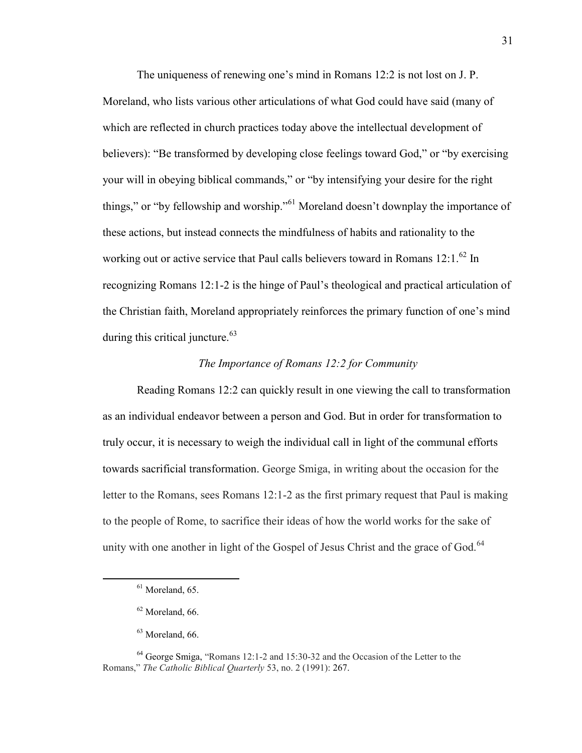The uniqueness of renewing one's mind in Romans 12:2 is not lost on J. P. Moreland, who lists various other articulations of what God could have said (many of which are reflected in church practices today above the intellectual development of believers): "Be transformed by developing close feelings toward God," or "by exercising your will in obeying biblical commands," or "by intensifying your desire for the right things," or "by fellowship and worship."[61] Moreland doesn't downplay the importance of these actions, but instead connects the mindfulness of habits and rationality to the working out or active service that Paul calls believers toward in Romans 12:1.[62] In recognizing Romans 12:1-2 is the hinge of Paul's theological and practical articulation of the Christian faith, Moreland appropriately reinforces the primary function of one's mind during this critical juncture.[63]

### *The Importance of Romans 12:2 for Community*

Reading Romans 12:2 can quickly result in one viewing the call to transformation as an individual endeavor between a person and God. But in order for transformation to truly occur, it is necessary to weigh the individual call in light of the communal efforts towards sacrificial transformation. George Smiga, in writing about the occasion for the letter to the Romans, sees Romans 12:1-2 as the first primary request that Paul is making to the people of Rome, to sacrifice their ideas of how the world works for the sake of unity with one another in light of the Gospel of Jesus Christ and the grace of God.[64]

---

[61] Moreland, 65.

[62] Moreland, 66.

[63] Moreland, 66.

[64] George Smiga, "Romans 12:1-2 and 15:30-32 and the Occasion of the Letter to the Romans," *The Catholic Biblical Quarterly* 53, no. 2 (1991): 267.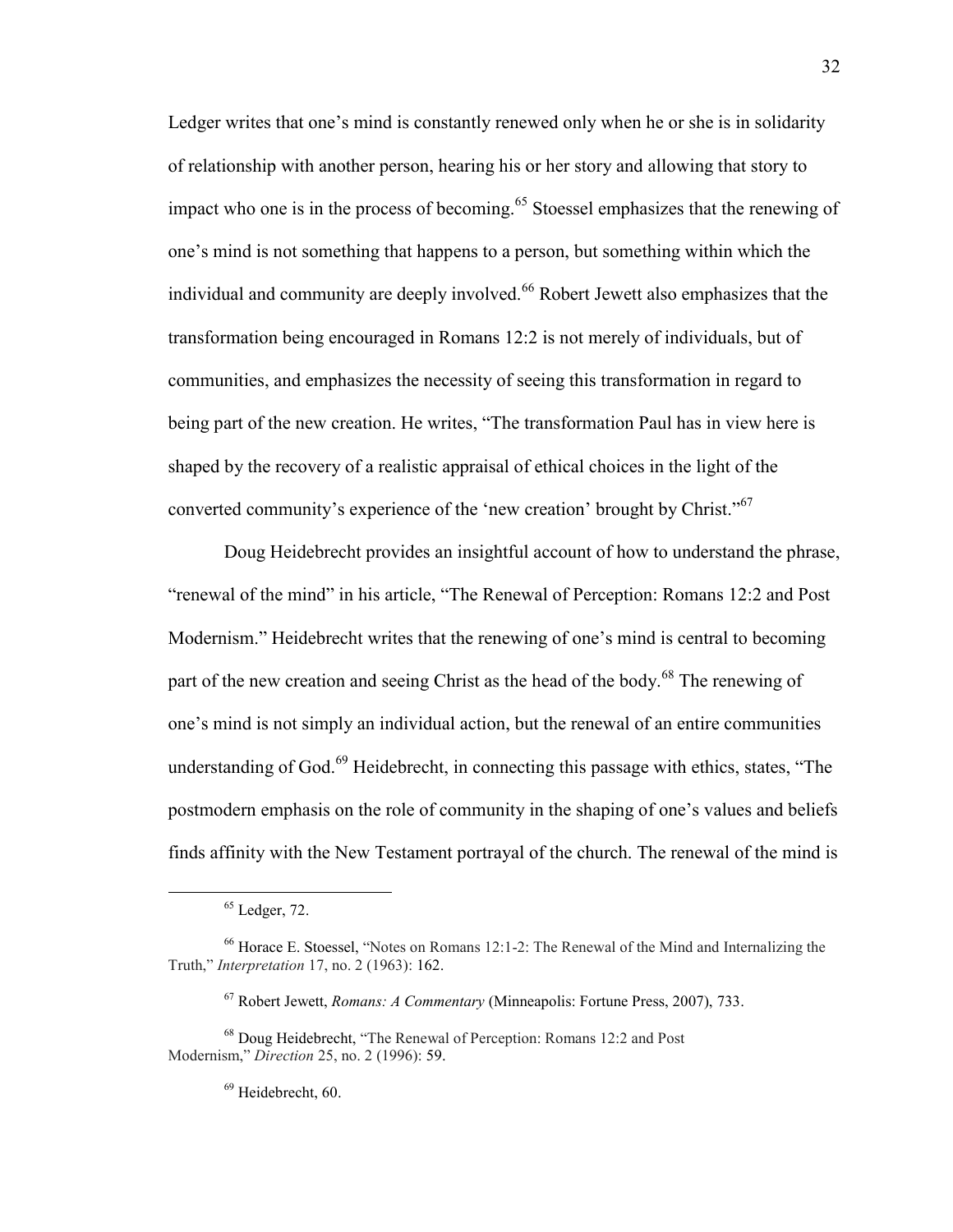Ledger writes that one's mind is constantly renewed only when he or she is in solidarity of relationship with another person, hearing his or her story and allowing that story to impact who one is in the process of becoming.[65] Stoessel emphasizes that the renewing of one's mind is not something that happens to a person, but something within which the individual and community are deeply involved.[66] Robert Jewett also emphasizes that the transformation being encouraged in Romans 12:2 is not merely of individuals, but of communities, and emphasizes the necessity of seeing this transformation in regard to being part of the new creation. He writes, "The transformation Paul has in view here is shaped by the recovery of a realistic appraisal of ethical choices in the light of the converted community's experience of the 'new creation' brought by Christ."[67]

Doug Heidebrecht provides an insightful account of how to understand the phrase, "renewal of the mind" in his article, "The Renewal of Perception: Romans 12:2 and Post Modernism." Heidebrecht writes that the renewing of one's mind is central to becoming part of the new creation and seeing Christ as the head of the body.[68] The renewing of one's mind is not simply an individual action, but the renewal of an entire communities understanding of God.[69] Heidebrecht, in connecting this passage with ethics, states, "The postmodern emphasis on the role of community in the shaping of one's values and beliefs finds affinity with the New Testament portrayal of the church. The renewal of the mind is

---

[65] Ledger, 72.

[66] Horace E. Stoessel, "Notes on Romans 12:1-2: The Renewal of the Mind and Internalizing the Truth," *Interpretation* 17, no. 2 (1963): 162.

[67] Robert Jewett, *Romans: A Commentary* (Minneapolis: Fortune Press, 2007), 733.

[68] Doug Heidebrecht, "The Renewal of Perception: Romans 12:2 and Post Modernism," *Direction* 25, no. 2 (1996): 59.

[69] Heidebrecht, 60.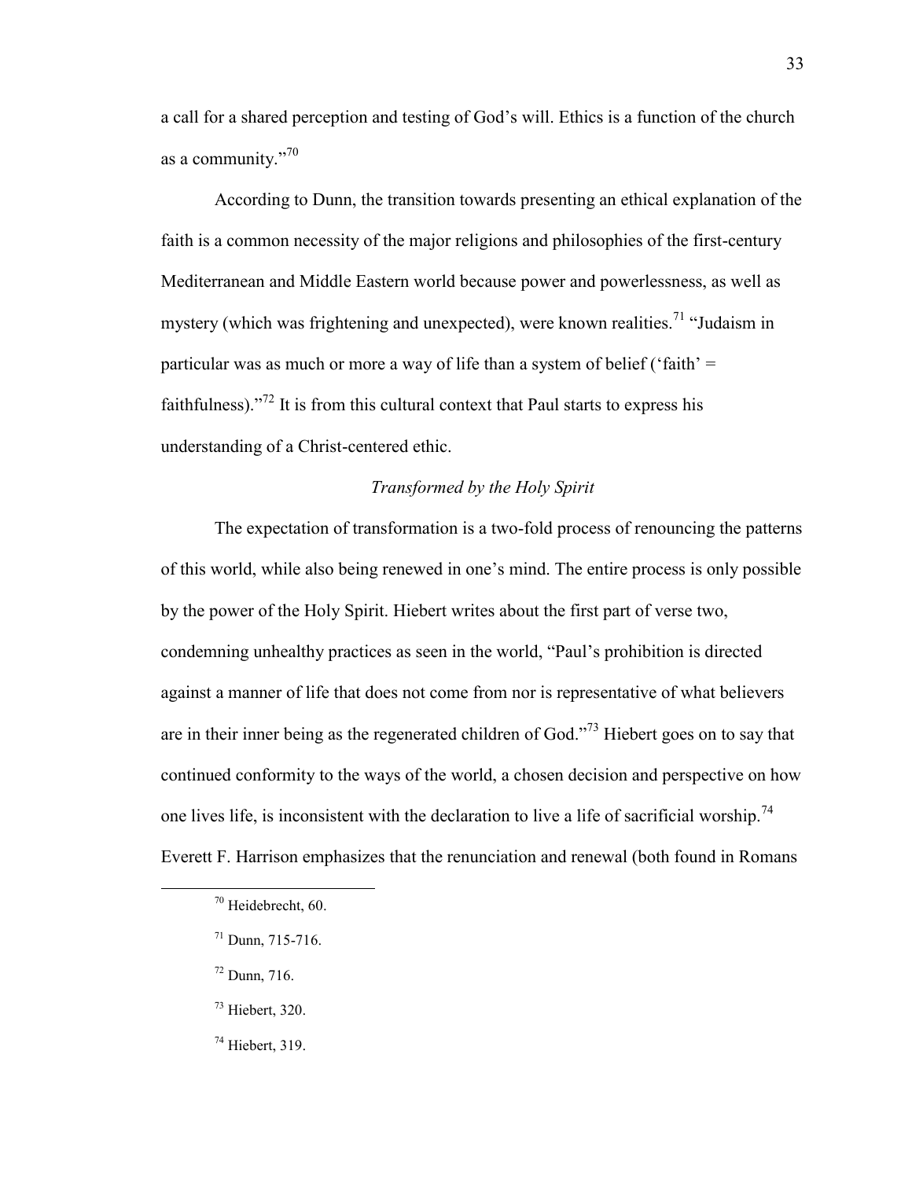a call for a shared perception and testing of God's will. Ethics is a function of the church as a community."[70]

According to Dunn, the transition towards presenting an ethical explanation of the faith is a common necessity of the major religions and philosophies of the first-century Mediterranean and Middle Eastern world because power and powerlessness, as well as mystery (which was frightening and unexpected), were known realities.[71] "Judaism in particular was as much or more a way of life than a system of belief ('faith' = faithfulness)."[72] It is from this cultural context that Paul starts to express his understanding of a Christ-centered ethic.

### *Transformed by the Holy Spirit*

The expectation of transformation is a two-fold process of renouncing the patterns of this world, while also being renewed in one's mind. The entire process is only possible by the power of the Holy Spirit. Hiebert writes about the first part of verse two, condemning unhealthy practices as seen in the world, "Paul's prohibition is directed against a manner of life that does not come from nor is representative of what believers are in their inner being as the regenerated children of God."[73] Hiebert goes on to say that continued conformity to the ways of the world, a chosen decision and perspective on how one lives life, is inconsistent with the declaration to live a life of sacrificial worship.[74] Everett F. Harrison emphasizes that the renunciation and renewal (both found in Romans

---

[70] Heidebrecht, 60.

[71] Dunn, 715-716.

[72] Dunn, 716.

[73] Hiebert, 320.

[74] Hiebert, 319.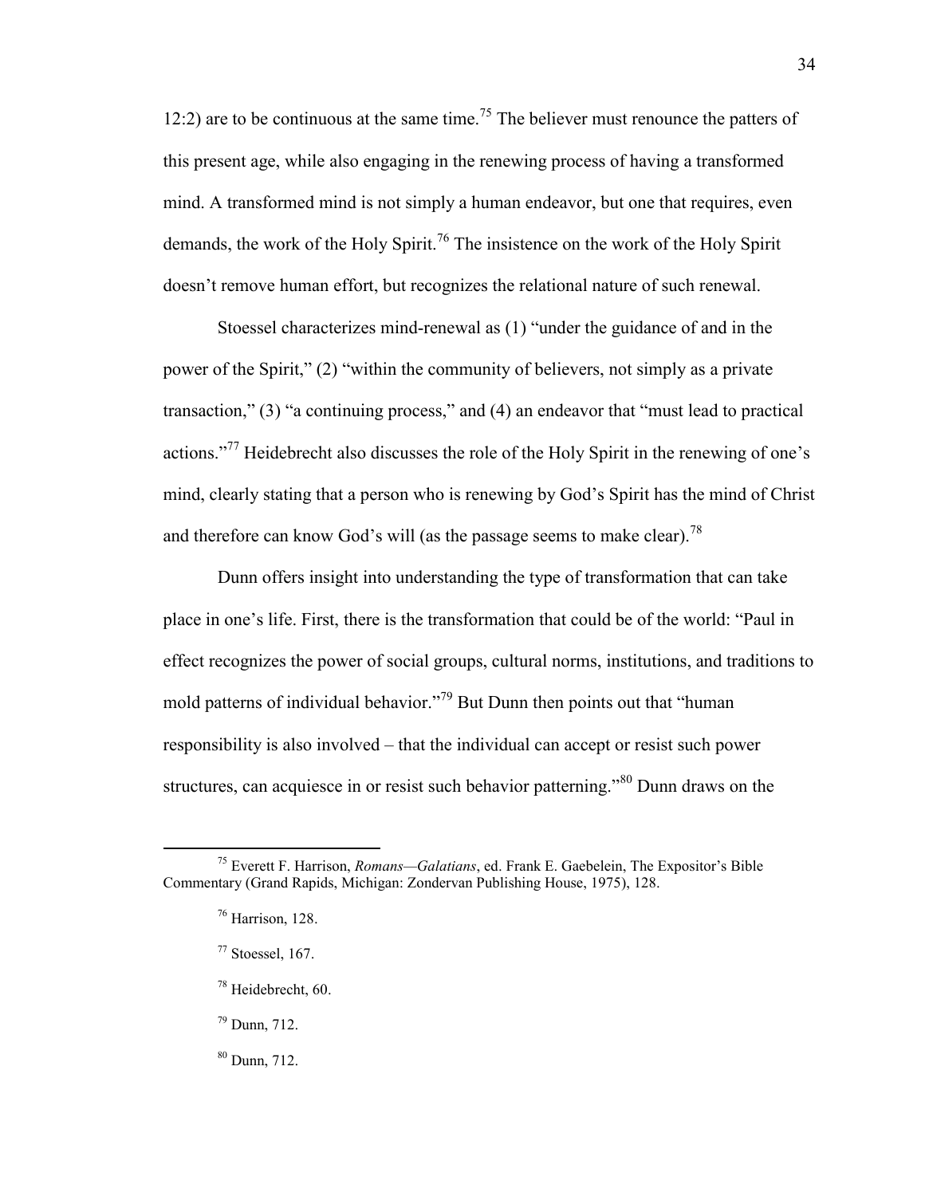12:2) are to be continuous at the same time.[75] The believer must renounce the patters of this present age, while also engaging in the renewing process of having a transformed mind. A transformed mind is not simply a human endeavor, but one that requires, even demands, the work of the Holy Spirit.[76] The insistence on the work of the Holy Spirit doesn't remove human effort, but recognizes the relational nature of such renewal.

Stoessel characterizes mind-renewal as (1) "under the guidance of and in the power of the Spirit," (2) "within the community of believers, not simply as a private transaction," (3) "a continuing process," and (4) an endeavor that "must lead to practical actions."[77] Heidebrecht also discusses the role of the Holy Spirit in the renewing of one's mind, clearly stating that a person who is renewing by God's Spirit has the mind of Christ and therefore can know God's will (as the passage seems to make clear).[78]

Dunn offers insight into understanding the type of transformation that can take place in one's life. First, there is the transformation that could be of the world: "Paul in effect recognizes the power of social groups, cultural norms, institutions, and traditions to mold patterns of individual behavior."[79] But Dunn then points out that "human responsibility is also involved – that the individual can accept or resist such power structures, can acquiesce in or resist such behavior patterning."[80] Dunn draws on the

---

[75] Everett F. Harrison, *Romans—Galatians*, ed. Frank E. Gaebelein, The Expositor's Bible Commentary (Grand Rapids, Michigan: Zondervan Publishing House, 1975), 128.

[76] Harrison, 128.

[77] Stoessel, 167.

[78] Heidebrecht, 60.

[79] Dunn, 712.

[80] Dunn, 712.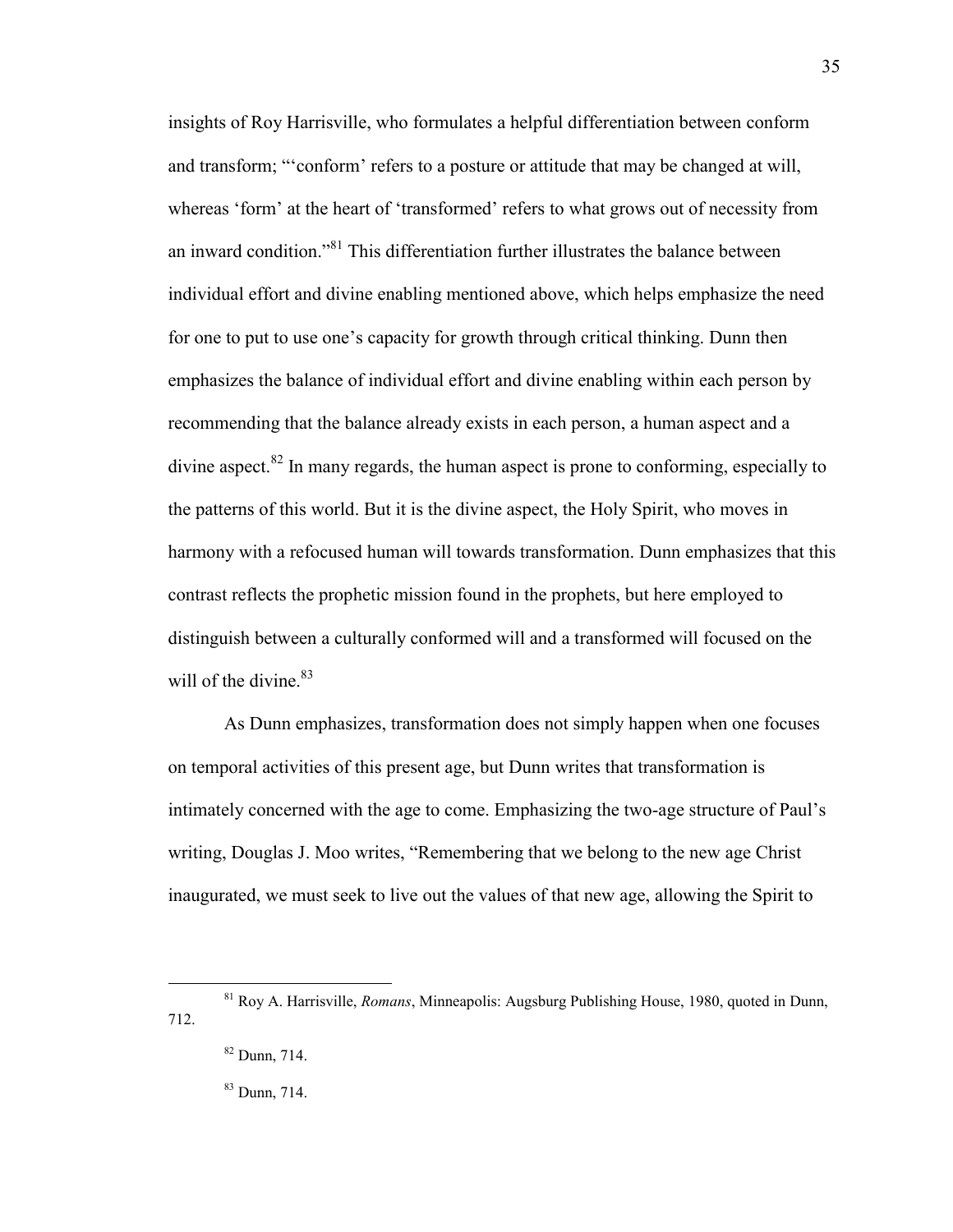insights of Roy Harrisville, who formulates a helpful differentiation between conform and transform; "'conform' refers to a posture or attitude that may be changed at will, whereas 'form' at the heart of 'transformed' refers to what grows out of necessity from an inward condition."[81] This differentiation further illustrates the balance between individual effort and divine enabling mentioned above, which helps emphasize the need for one to put to use one's capacity for growth through critical thinking. Dunn then emphasizes the balance of individual effort and divine enabling within each person by recommending that the balance already exists in each person, a human aspect and a divine aspect.[82] In many regards, the human aspect is prone to conforming, especially to the patterns of this world. But it is the divine aspect, the Holy Spirit, who moves in harmony with a refocused human will towards transformation. Dunn emphasizes that this contrast reflects the prophetic mission found in the prophets, but here employed to distinguish between a culturally conformed will and a transformed will focused on the will of the divine.[83]

As Dunn emphasizes, transformation does not simply happen when one focuses on temporal activities of this present age, but Dunn writes that transformation is intimately concerned with the age to come. Emphasizing the two-age structure of Paul's writing, Douglas J. Moo writes, "Remembering that we belong to the new age Christ inaugurated, we must seek to live out the values of that new age, allowing the Spirit to

---

[81] Roy A. Harrisville, *Romans*, Minneapolis: Augsburg Publishing House, 1980, quoted in Dunn, 712.

[82] Dunn, 714.

[83] Dunn, 714.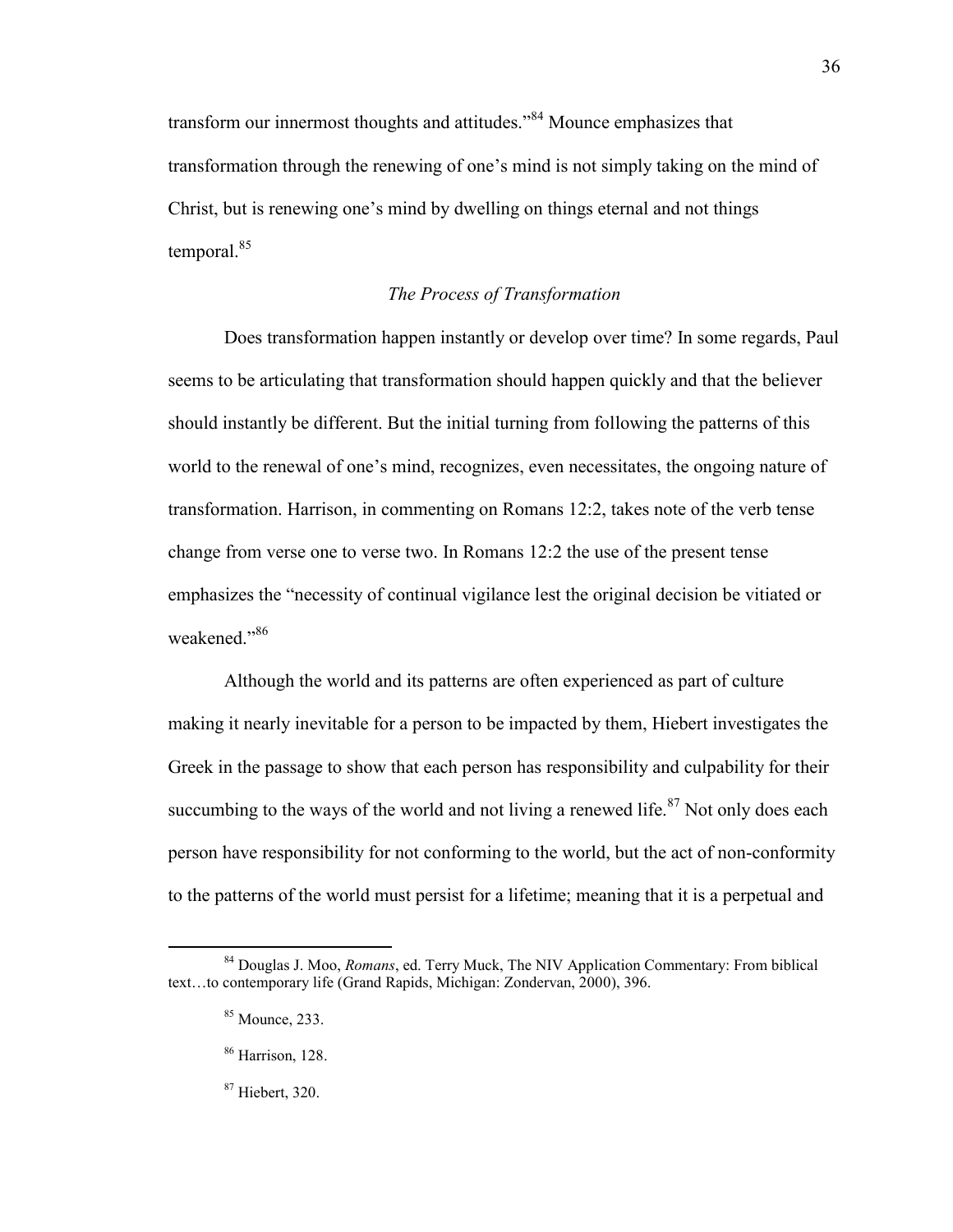transform our innermost thoughts and attitudes."[84] Mounce emphasizes that transformation through the renewing of one's mind is not simply taking on the mind of Christ, but is renewing one's mind by dwelling on things eternal and not things temporal.[85]

### *The Process of Transformation*

Does transformation happen instantly or develop over time? In some regards, Paul seems to be articulating that transformation should happen quickly and that the believer should instantly be different. But the initial turning from following the patterns of this world to the renewal of one's mind, recognizes, even necessitates, the ongoing nature of transformation. Harrison, in commenting on Romans 12:2, takes note of the verb tense change from verse one to verse two. In Romans 12:2 the use of the present tense emphasizes the "necessity of continual vigilance lest the original decision be vitiated or weakened."[86]

Although the world and its patterns are often experienced as part of culture making it nearly inevitable for a person to be impacted by them, Hiebert investigates the Greek in the passage to show that each person has responsibility and culpability for their succumbing to the ways of the world and not living a renewed life.[87] Not only does each person have responsibility for not conforming to the world, but the act of non-conformity to the patterns of the world must persist for a lifetime; meaning that it is a perpetual and

---

[84] Douglas J. Moo, *Romans*, ed. Terry Muck, The NIV Application Commentary: From biblical text…to contemporary life (Grand Rapids, Michigan: Zondervan, 2000), 396.

[85] Mounce, 233.

[86] Harrison, 128.

[87] Hiebert, 320.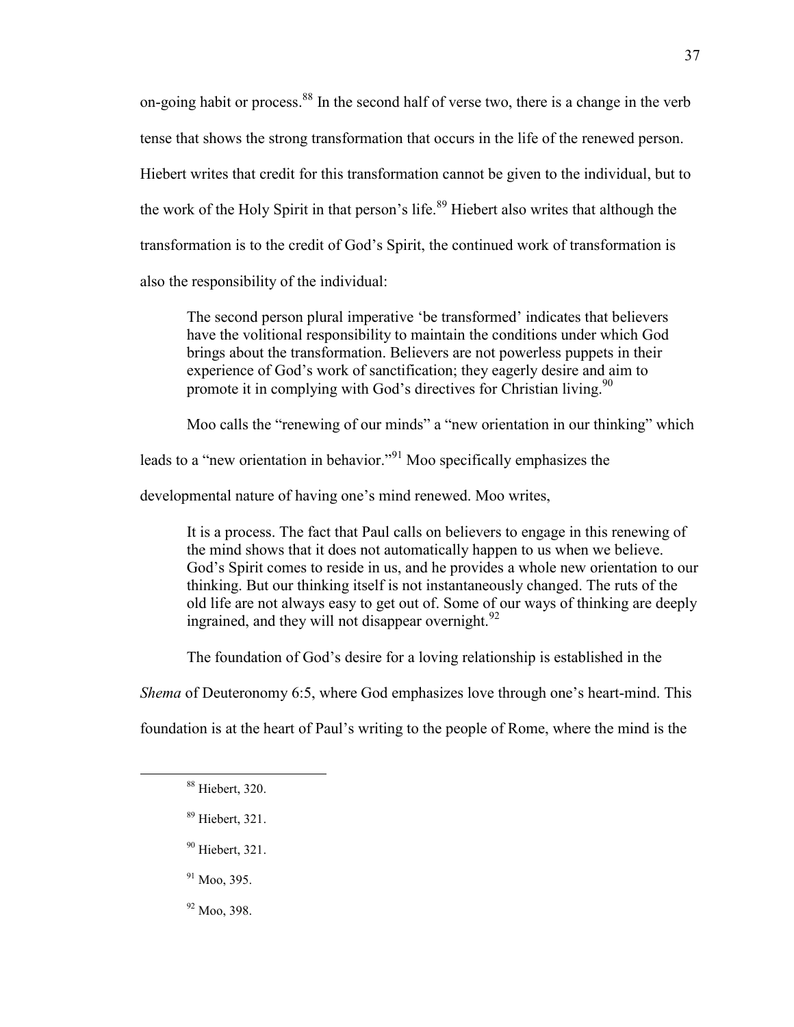on-going habit or process.[88] In the second half of verse two, there is a change in the verb tense that shows the strong transformation that occurs in the life of the renewed person. Hiebert writes that credit for this transformation cannot be given to the individual, but to the work of the Holy Spirit in that person's life.[89] Hiebert also writes that although the transformation is to the credit of God's Spirit, the continued work of transformation is also the responsibility of the individual:

> The second person plural imperative 'be transformed' indicates that believers have the volitional responsibility to maintain the conditions under which God brings about the transformation. Believers are not powerless puppets in their experience of God's work of sanctification; they eagerly desire and aim to promote it in complying with God's directives for Christian living.[90]

Moo calls the "renewing of our minds" a "new orientation in our thinking" which leads to a "new orientation in behavior."[91] Moo specifically emphasizes the developmental nature of having one's mind renewed. Moo writes,

> It is a process. The fact that Paul calls on believers to engage in this renewing of the mind shows that it does not automatically happen to us when we believe. God's Spirit comes to reside in us, and he provides a whole new orientation to our thinking. But our thinking itself is not instantaneously changed. The ruts of the old life are not always easy to get out of. Some of our ways of thinking are deeply ingrained, and they will not disappear overnight.[92]

The foundation of God's desire for a loving relationship is established in the *Shema* of Deuteronomy 6:5, where God emphasizes love through one's heart-mind. This foundation is at the heart of Paul's writing to the people of Rome, where the mind is the

---

[88] Hiebert, 320.

[89] Hiebert, 321.

[90] Hiebert, 321.

[91] Moo, 395.

[92] Moo, 398.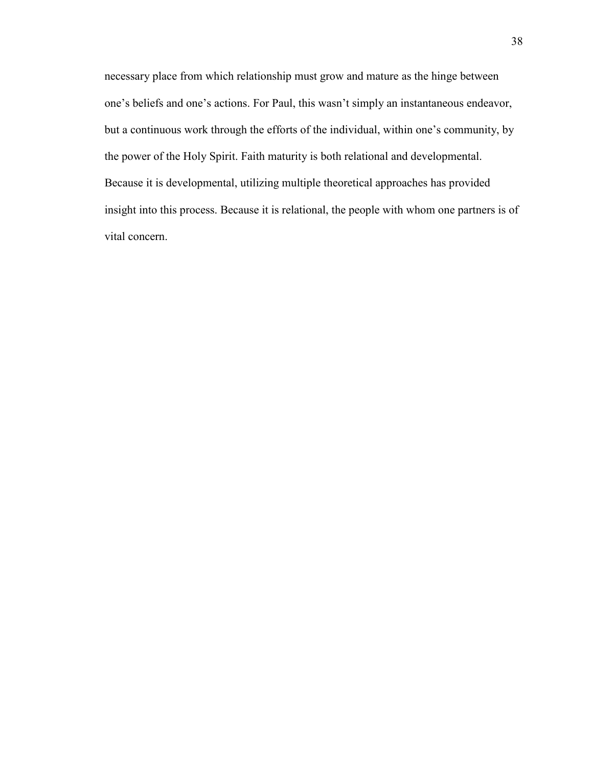necessary place from which relationship must grow and mature as the hinge between one's beliefs and one's actions. For Paul, this wasn't simply an instantaneous endeavor, but a continuous work through the efforts of the individual, within one's community, by the power of the Holy Spirit. Faith maturity is both relational and developmental. Because it is developmental, utilizing multiple theoretical approaches has provided insight into this process. Because it is relational, the people with whom one partners is of vital concern.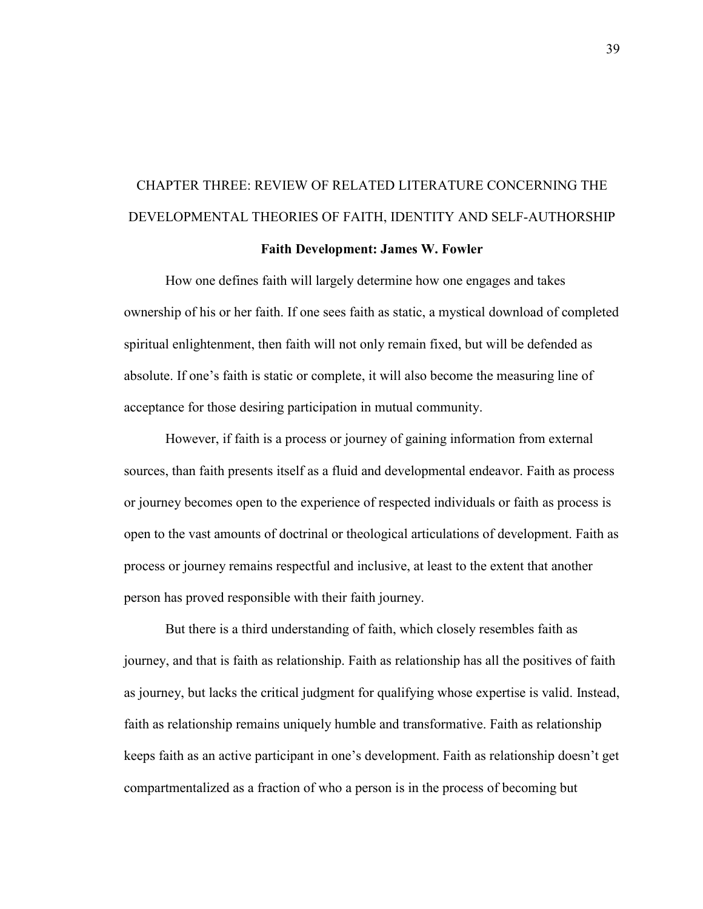# CHAPTER THREE: REVIEW OF RELATED LITERATURE CONCERNING THE DEVELOPMENTAL THEORIES OF FAITH, IDENTITY AND SELF-AUTHORSHIP

## Faith Development: James W. Fowler

How one defines faith will largely determine how one engages and takes ownership of his or her faith. If one sees faith as static, a mystical download of completed spiritual enlightenment, then faith will not only remain fixed, but will be defended as absolute. If one's faith is static or complete, it will also become the measuring line of acceptance for those desiring participation in mutual community.

However, if faith is a process or journey of gaining information from external sources, than faith presents itself as a fluid and developmental endeavor. Faith as process or journey becomes open to the experience of respected individuals or faith as process is open to the vast amounts of doctrinal or theological articulations of development. Faith as process or journey remains respectful and inclusive, at least to the extent that another person has proved responsible with their faith journey.

But there is a third understanding of faith, which closely resembles faith as journey, and that is faith as relationship. Faith as relationship has all the positives of faith as journey, but lacks the critical judgment for qualifying whose expertise is valid. Instead, faith as relationship remains uniquely humble and transformative. Faith as relationship keeps faith as an active participant in one's development. Faith as relationship doesn't get compartmentalized as a fraction of who a person is in the process of becoming but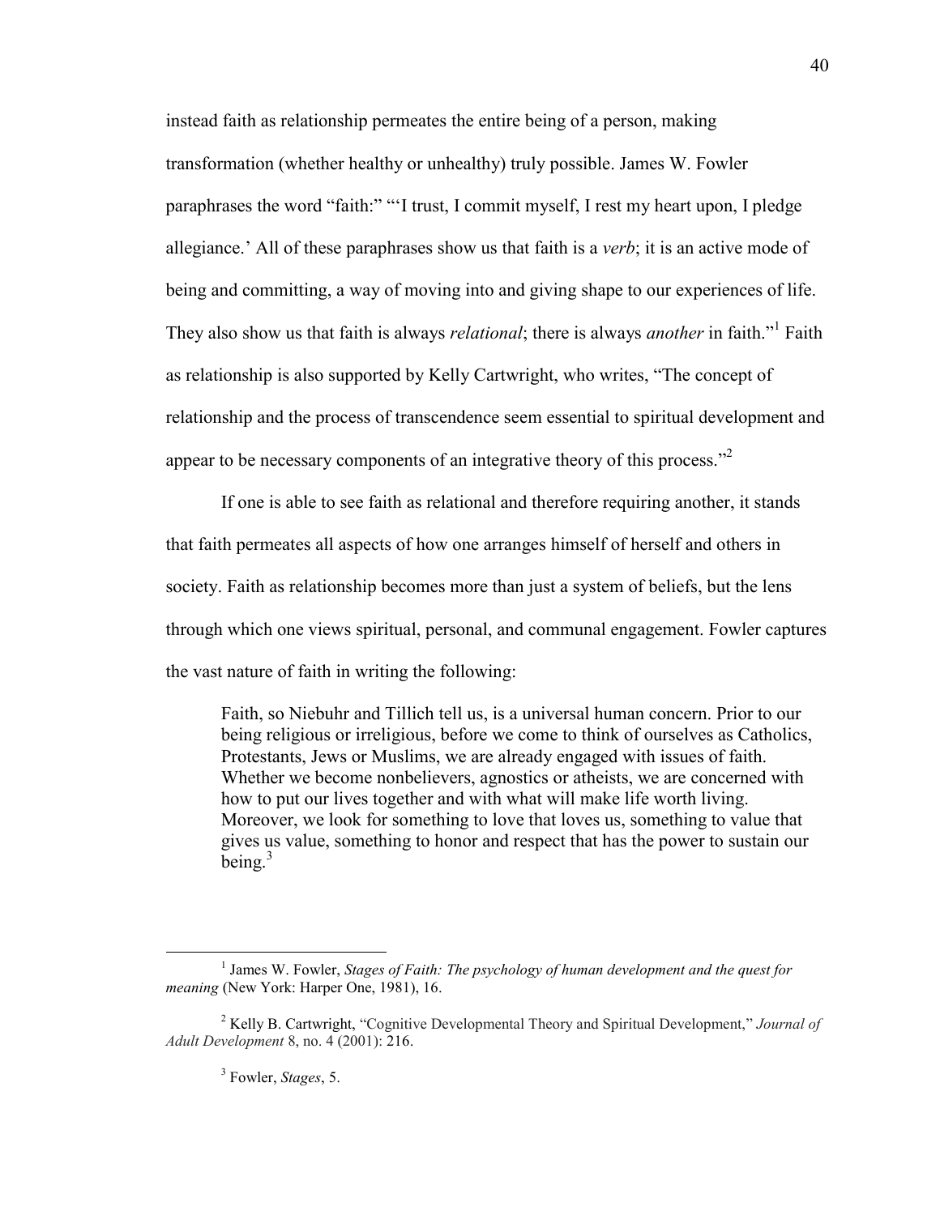instead faith as relationship permeates the entire being of a person, making transformation (whether healthy or unhealthy) truly possible. James W. Fowler paraphrases the word "faith:" "'I trust, I commit myself, I rest my heart upon, I pledge allegiance.' All of these paraphrases show us that faith is a *verb*; it is an active mode of being and committing, a way of moving into and giving shape to our experiences of life. They also show us that faith is always *relational*; there is always *another* in faith."[1] Faith as relationship is also supported by Kelly Cartwright, who writes, "The concept of relationship and the process of transcendence seem essential to spiritual development and appear to be necessary components of an integrative theory of this process."[2]

If one is able to see faith as relational and therefore requiring another, it stands that faith permeates all aspects of how one arranges himself of herself and others in society. Faith as relationship becomes more than just a system of beliefs, but the lens through which one views spiritual, personal, and communal engagement. Fowler captures the vast nature of faith in writing the following:

> Faith, so Niebuhr and Tillich tell us, is a universal human concern. Prior to our being religious or irreligious, before we come to think of ourselves as Catholics, Protestants, Jews or Muslims, we are already engaged with issues of faith. Whether we become nonbelievers, agnostics or atheists, we are concerned with how to put our lives together and with what will make life worth living. Moreover, we look for something to love that loves us, something to value that gives us value, something to honor and respect that has the power to sustain our being.[3]

---

[1] James W. Fowler, *Stages of Faith: The psychology of human development and the quest for meaning* (New York: Harper One, 1981), 16.

[2] Kelly B. Cartwright, "Cognitive Developmental Theory and Spiritual Development," *Journal of Adult Development* 8, no. 4 (2001): 216.

[3] Fowler, *Stages*, 5.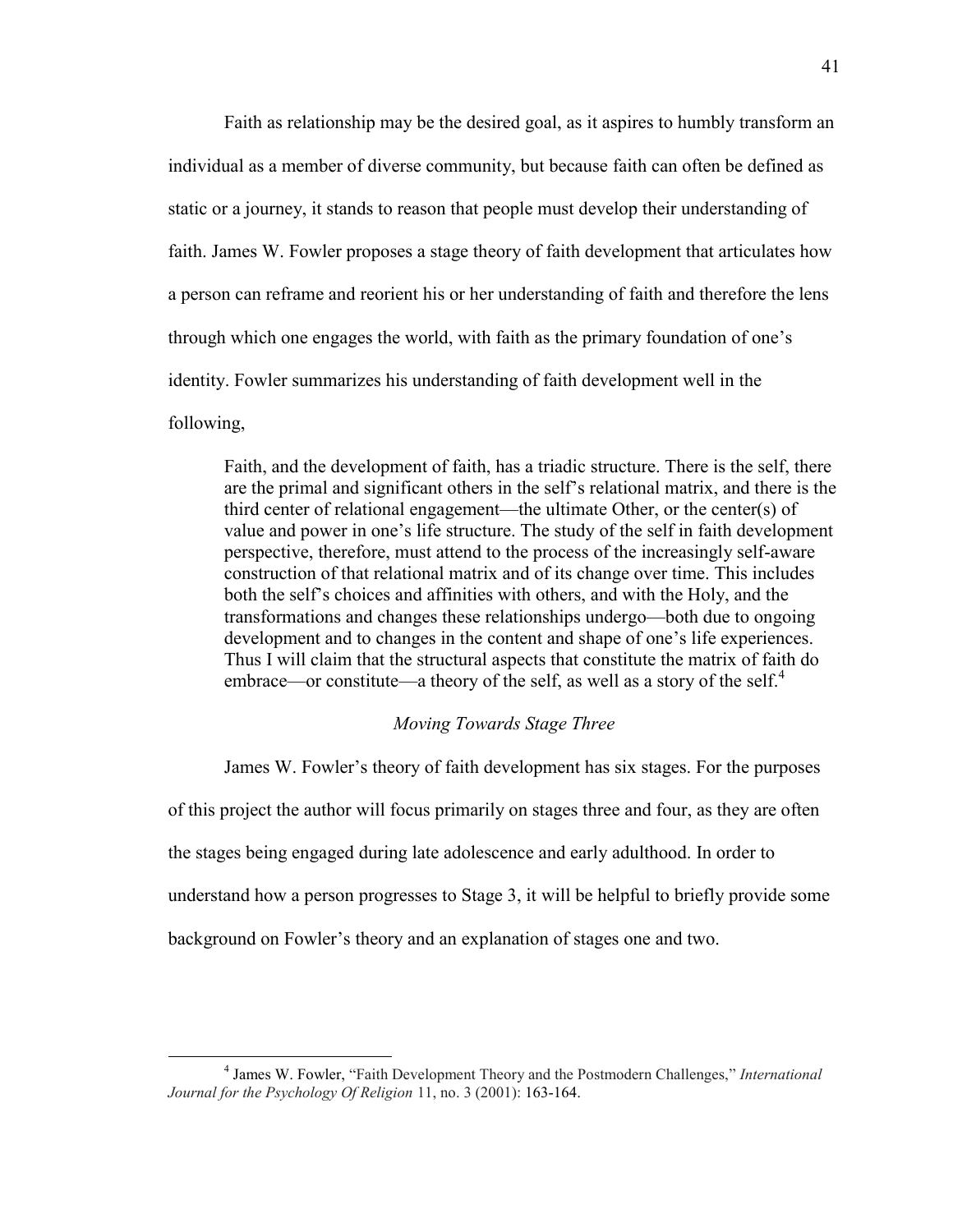Faith as relationship may be the desired goal, as it aspires to humbly transform an individual as a member of diverse community, but because faith can often be defined as static or a journey, it stands to reason that people must develop their understanding of faith. James W. Fowler proposes a stage theory of faith development that articulates how a person can reframe and reorient his or her understanding of faith and therefore the lens through which one engages the world, with faith as the primary foundation of one's identity. Fowler summarizes his understanding of faith development well in the following,

> Faith, and the development of faith, has a triadic structure. There is the self, there are the primal and significant others in the self's relational matrix, and there is the third center of relational engagement—the ultimate Other, or the center(s) of value and power in one's life structure. The study of the self in faith development perspective, therefore, must attend to the process of the increasingly self-aware construction of that relational matrix and of its change over time. This includes both the self's choices and affinities with others, and with the Holy, and the transformations and changes these relationships undergo—both due to ongoing development and to changes in the content and shape of one's life experiences. Thus I will claim that the structural aspects that constitute the matrix of faith do embrace—or constitute—a theory of the self, as well as a story of the self.[4]

### *Moving Towards Stage Three*

James W. Fowler's theory of faith development has six stages. For the purposes of this project the author will focus primarily on stages three and four, as they are often the stages being engaged during late adolescence and early adulthood. In order to understand how a person progresses to Stage 3, it will be helpful to briefly provide some background on Fowler's theory and an explanation of stages one and two.

---

[4] James W. Fowler, "Faith Development Theory and the Postmodern Challenges," *International Journal for the Psychology Of Religion* 11, no. 3 (2001): 163-164.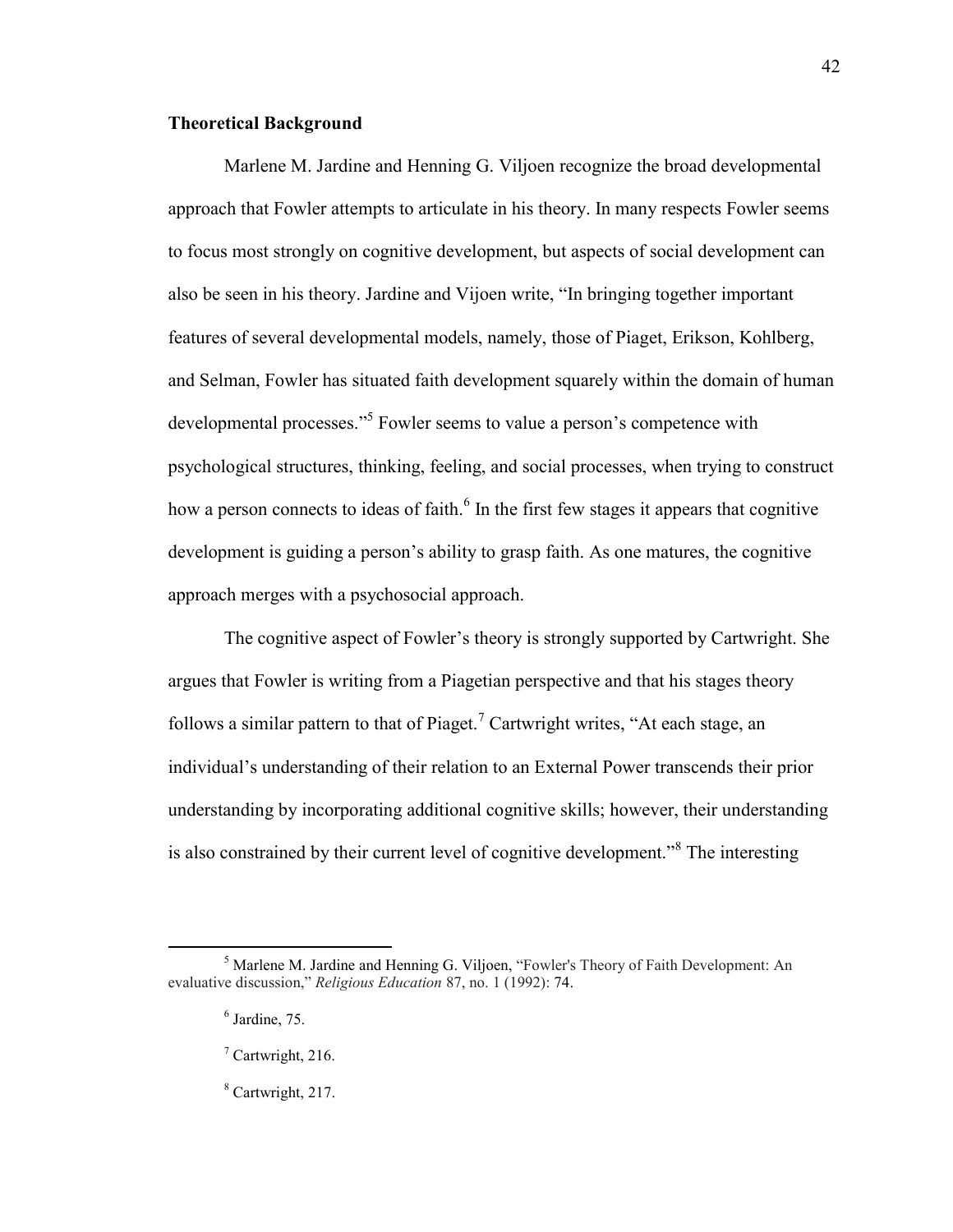**Theoretical Background**

Marlene M. Jardine and Henning G. Viljoen recognize the broad developmental approach that Fowler attempts to articulate in his theory. In many respects Fowler seems to focus most strongly on cognitive development, but aspects of social development can also be seen in his theory. Jardine and Vijoen write, "In bringing together important features of several developmental models, namely, those of Piaget, Erikson, Kohlberg, and Selman, Fowler has situated faith development squarely within the domain of human developmental processes."[5] Fowler seems to value a person's competence with psychological structures, thinking, feeling, and social processes, when trying to construct how a person connects to ideas of faith.[6] In the first few stages it appears that cognitive development is guiding a person's ability to grasp faith. As one matures, the cognitive approach merges with a psychosocial approach.

The cognitive aspect of Fowler's theory is strongly supported by Cartwright. She argues that Fowler is writing from a Piagetian perspective and that his stages theory follows a similar pattern to that of Piaget.[7] Cartwright writes, "At each stage, an individual's understanding of their relation to an External Power transcends their prior understanding by incorporating additional cognitive skills; however, their understanding is also constrained by their current level of cognitive development."[8] The interesting

---

[5] Marlene M. Jardine and Henning G. Viljoen, "Fowler's Theory of Faith Development: An evaluative discussion," *Religious Education* 87, no. 1 (1992): 74.

[6] Jardine, 75.

[7] Cartwright, 216.

[8] Cartwright, 217.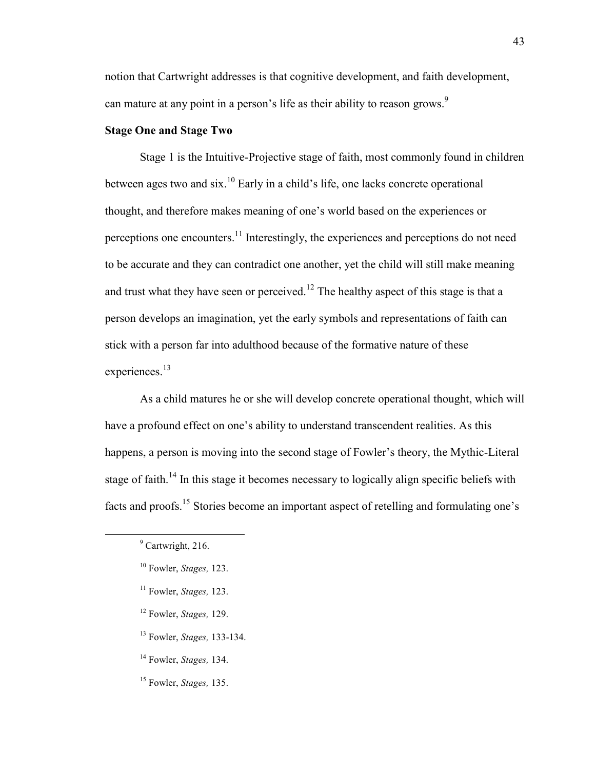notion that Cartwright addresses is that cognitive development, and faith development, can mature at any point in a person's life as their ability to reason grows.[9]

**Stage One and Stage Two**

Stage 1 is the Intuitive-Projective stage of faith, most commonly found in children between ages two and six.[10] Early in a child's life, one lacks concrete operational thought, and therefore makes meaning of one's world based on the experiences or perceptions one encounters.[11] Interestingly, the experiences and perceptions do not need to be accurate and they can contradict one another, yet the child will still make meaning and trust what they have seen or perceived.[12] The healthy aspect of this stage is that a person develops an imagination, yet the early symbols and representations of faith can stick with a person far into adulthood because of the formative nature of these experiences.[13]

As a child matures he or she will develop concrete operational thought, which will have a profound effect on one's ability to understand transcendent realities. As this happens, a person is moving into the second stage of Fowler's theory, the Mythic-Literal stage of faith.[14] In this stage it becomes necessary to logically align specific beliefs with facts and proofs.[15] Stories become an important aspect of retelling and formulating one's

---

[9] Cartwright, 216.

[10] Fowler, *Stages,* 123.

[11] Fowler, *Stages,* 123.

[12] Fowler, *Stages,* 129.

[13] Fowler, *Stages,* 133-134.

[14] Fowler, *Stages,* 134.

[15] Fowler, *Stages,* 135.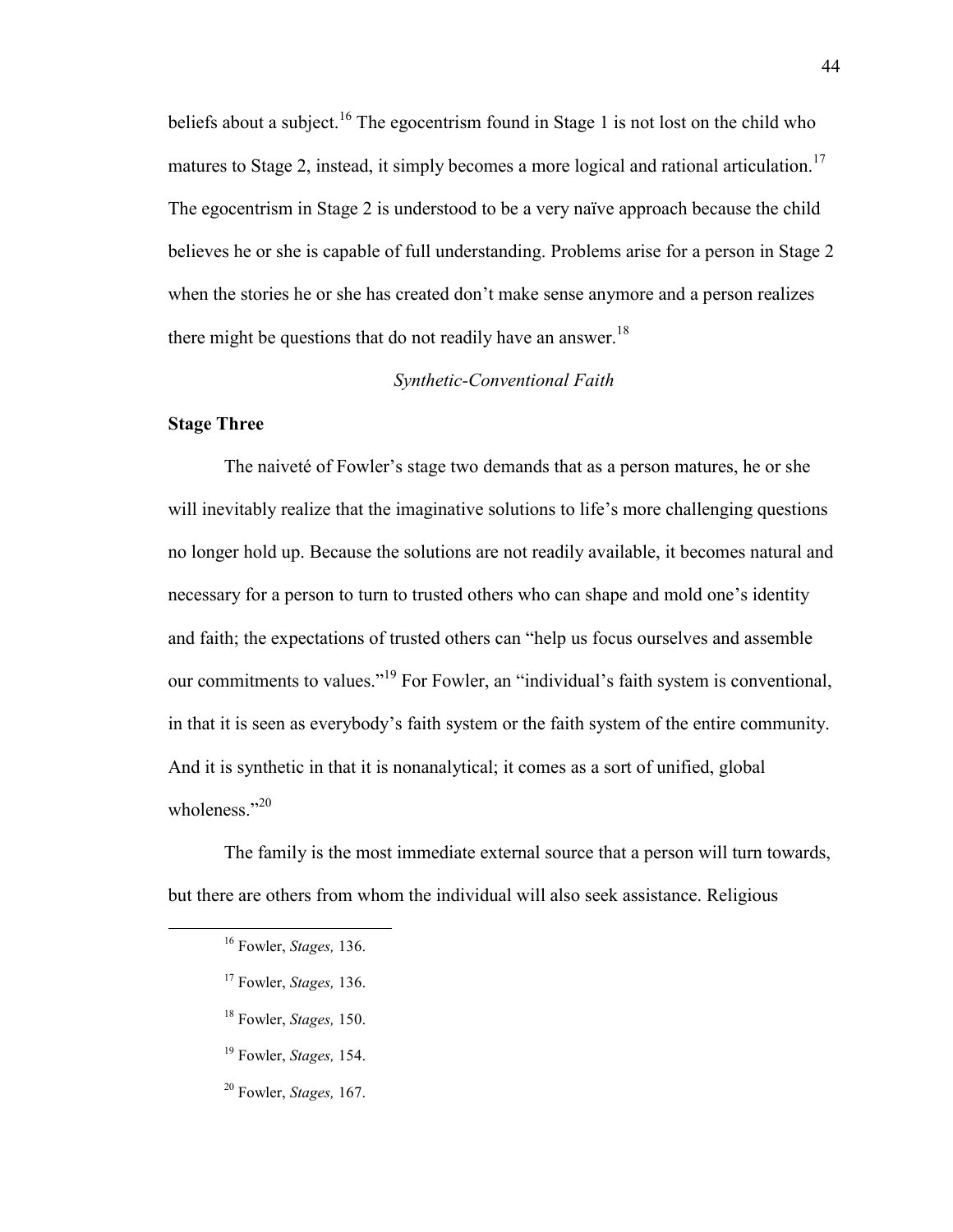beliefs about a subject.[16] The egocentrism found in Stage 1 is not lost on the child who matures to Stage 2, instead, it simply becomes a more logical and rational articulation.[17] The egocentrism in Stage 2 is understood to be a very naïve approach because the child believes he or she is capable of full understanding. Problems arise for a person in Stage 2 when the stories he or she has created don't make sense anymore and a person realizes there might be questions that do not readily have an answer.[18]

*Synthetic-Conventional Faith*

**Stage Three**

The naiveté of Fowler's stage two demands that as a person matures, he or she will inevitably realize that the imaginative solutions to life's more challenging questions no longer hold up. Because the solutions are not readily available, it becomes natural and necessary for a person to turn to trusted others who can shape and mold one's identity and faith; the expectations of trusted others can "help us focus ourselves and assemble our commitments to values."[19] For Fowler, an "individual's faith system is conventional, in that it is seen as everybody's faith system or the faith system of the entire community. And it is synthetic in that it is nonanalytical; it comes as a sort of unified, global wholeness."[20]

The family is the most immediate external source that a person will turn towards, but there are others from whom the individual will also seek assistance. Religious

---

[16] Fowler, *Stages,* 136.

[17] Fowler, *Stages,* 136.

[18] Fowler, *Stages,* 150.

[19] Fowler, *Stages,* 154.

[20] Fowler, *Stages,* 167.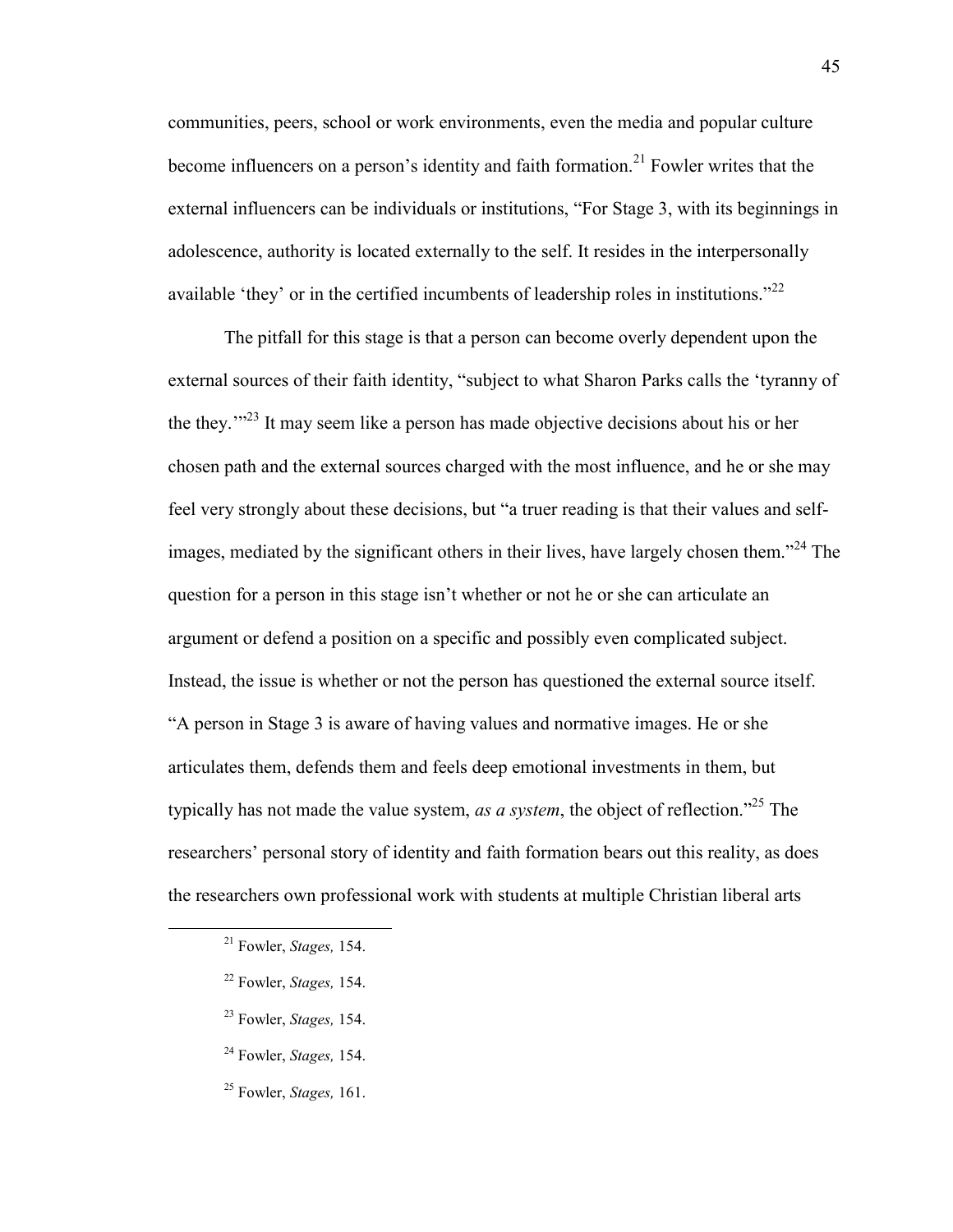communities, peers, school or work environments, even the media and popular culture become influencers on a person's identity and faith formation.[21] Fowler writes that the external influencers can be individuals or institutions, "For Stage 3, with its beginnings in adolescence, authority is located externally to the self. It resides in the interpersonally available 'they' or in the certified incumbents of leadership roles in institutions."[22]

The pitfall for this stage is that a person can become overly dependent upon the external sources of their faith identity, "subject to what Sharon Parks calls the 'tyranny of the they.'"[23] It may seem like a person has made objective decisions about his or her chosen path and the external sources charged with the most influence, and he or she may feel very strongly about these decisions, but "a truer reading is that their values and self-images, mediated by the significant others in their lives, have largely chosen them."[24] The question for a person in this stage isn't whether or not he or she can articulate an argument or defend a position on a specific and possibly even complicated subject. Instead, the issue is whether or not the person has questioned the external source itself. "A person in Stage 3 is aware of having values and normative images. He or she articulates them, defends them and feels deep emotional investments in them, but typically has not made the value system, *as a system*, the object of reflection."[25] The researchers' personal story of identity and faith formation bears out this reality, as does the researchers own professional work with students at multiple Christian liberal arts

---

[21] Fowler, *Stages,* 154.

[22] Fowler, *Stages,* 154.

[23] Fowler, *Stages,* 154.

[24] Fowler, *Stages,* 154.

[25] Fowler, *Stages,* 161.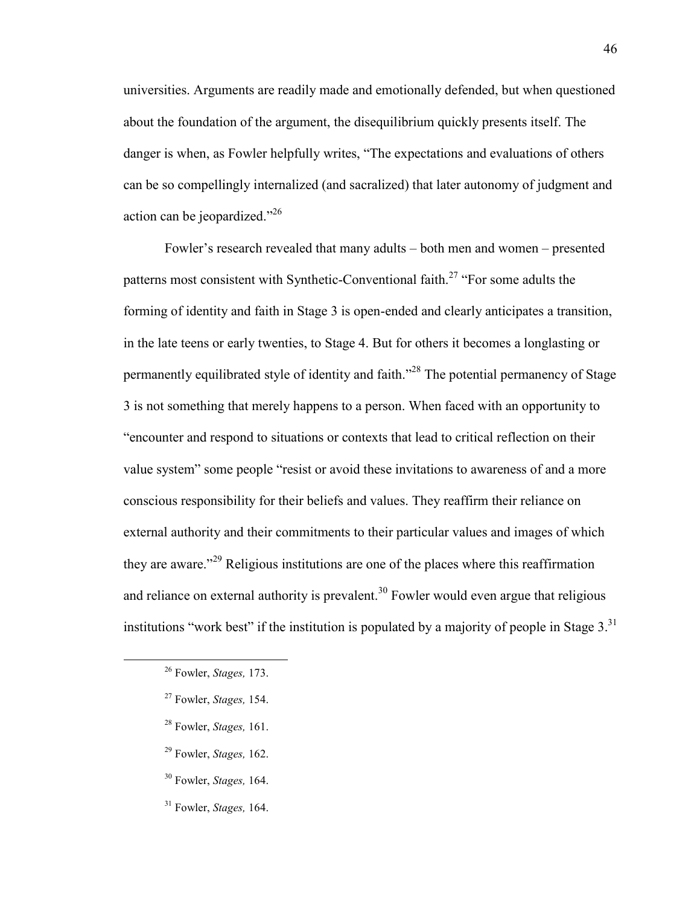universities. Arguments are readily made and emotionally defended, but when questioned about the foundation of the argument, the disequilibrium quickly presents itself. The danger is when, as Fowler helpfully writes, "The expectations and evaluations of others can be so compellingly internalized (and sacralized) that later autonomy of judgment and action can be jeopardized."[26]

Fowler's research revealed that many adults – both men and women – presented patterns most consistent with Synthetic-Conventional faith.[27] "For some adults the forming of identity and faith in Stage 3 is open-ended and clearly anticipates a transition, in the late teens or early twenties, to Stage 4. But for others it becomes a longlasting or permanently equilibrated style of identity and faith."[28] The potential permanency of Stage 3 is not something that merely happens to a person. When faced with an opportunity to "encounter and respond to situations or contexts that lead to critical reflection on their value system" some people "resist or avoid these invitations to awareness of and a more conscious responsibility for their beliefs and values. They reaffirm their reliance on external authority and their commitments to their particular values and images of which they are aware."[29] Religious institutions are one of the places where this reaffirmation and reliance on external authority is prevalent.[30] Fowler would even argue that religious institutions "work best" if the institution is populated by a majority of people in Stage 3.[31]

---

[26] Fowler, *Stages,* 173.

[27] Fowler, *Stages,* 154.

[28] Fowler, *Stages,* 161.

[29] Fowler, *Stages,* 162.

[30] Fowler, *Stages,* 164.

[31] Fowler, *Stages,* 164.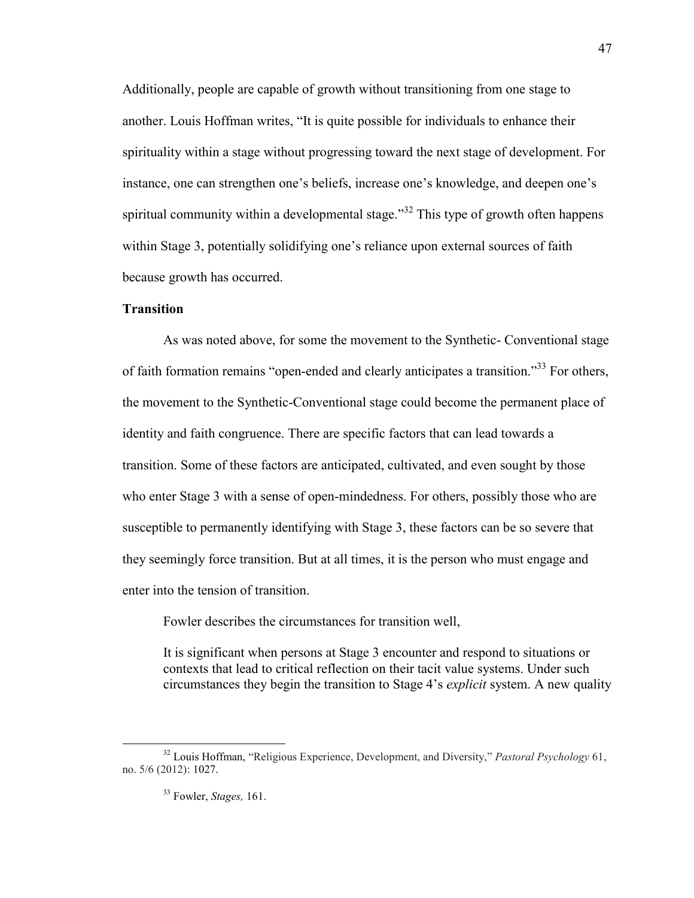Additionally, people are capable of growth without transitioning from one stage to another. Louis Hoffman writes, "It is quite possible for individuals to enhance their spirituality within a stage without progressing toward the next stage of development. For instance, one can strengthen one's beliefs, increase one's knowledge, and deepen one's spiritual community within a developmental stage."[32] This type of growth often happens within Stage 3, potentially solidifying one's reliance upon external sources of faith because growth has occurred.

**Transition**

As was noted above, for some the movement to the Synthetic- Conventional stage of faith formation remains "open-ended and clearly anticipates a transition."[33] For others, the movement to the Synthetic-Conventional stage could become the permanent place of identity and faith congruence. There are specific factors that can lead towards a transition. Some of these factors are anticipated, cultivated, and even sought by those who enter Stage 3 with a sense of open-mindedness. For others, possibly those who are susceptible to permanently identifying with Stage 3, these factors can be so severe that they seemingly force transition. But at all times, it is the person who must engage and enter into the tension of transition.

Fowler describes the circumstances for transition well,

> It is significant when persons at Stage 3 encounter and respond to situations or contexts that lead to critical reflection on their tacit value systems. Under such circumstances they begin the transition to Stage 4's *explicit* system. A new quality

---

[32] Louis Hoffman, "Religious Experience, Development, and Diversity," *Pastoral Psychology* 61, no. 5/6 (2012): 1027.

[33] Fowler, *Stages,* 161.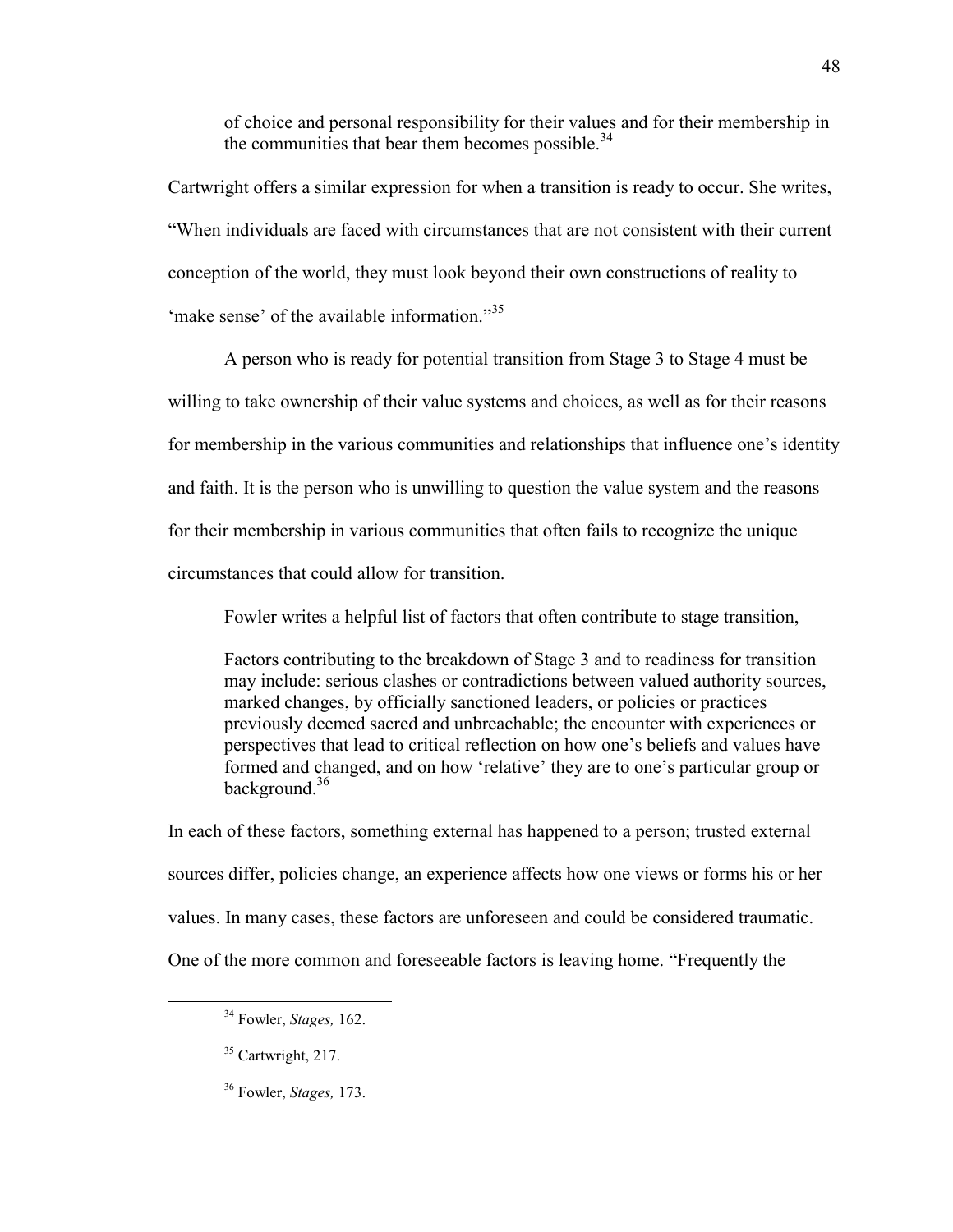> of choice and personal responsibility for their values and for their membership in the communities that bear them becomes possible.[34]

Cartwright offers a similar expression for when a transition is ready to occur. She writes, "When individuals are faced with circumstances that are not consistent with their current conception of the world, they must look beyond their own constructions of reality to 'make sense' of the available information."[35]

A person who is ready for potential transition from Stage 3 to Stage 4 must be willing to take ownership of their value systems and choices, as well as for their reasons for membership in the various communities and relationships that influence one's identity and faith. It is the person who is unwilling to question the value system and the reasons for their membership in various communities that often fails to recognize the unique circumstances that could allow for transition.

Fowler writes a helpful list of factors that often contribute to stage transition,

> Factors contributing to the breakdown of Stage 3 and to readiness for transition may include: serious clashes or contradictions between valued authority sources, marked changes, by officially sanctioned leaders, or policies or practices previously deemed sacred and unbreachable; the encounter with experiences or perspectives that lead to critical reflection on how one's beliefs and values have formed and changed, and on how 'relative' they are to one's particular group or background.[36]

In each of these factors, something external has happened to a person; trusted external sources differ, policies change, an experience affects how one views or forms his or her values. In many cases, these factors are unforeseen and could be considered traumatic. One of the more common and foreseeable factors is leaving home. "Frequently the

---

[34] Fowler, *Stages,* 162.

[35] Cartwright, 217.

[36] Fowler, *Stages,* 173.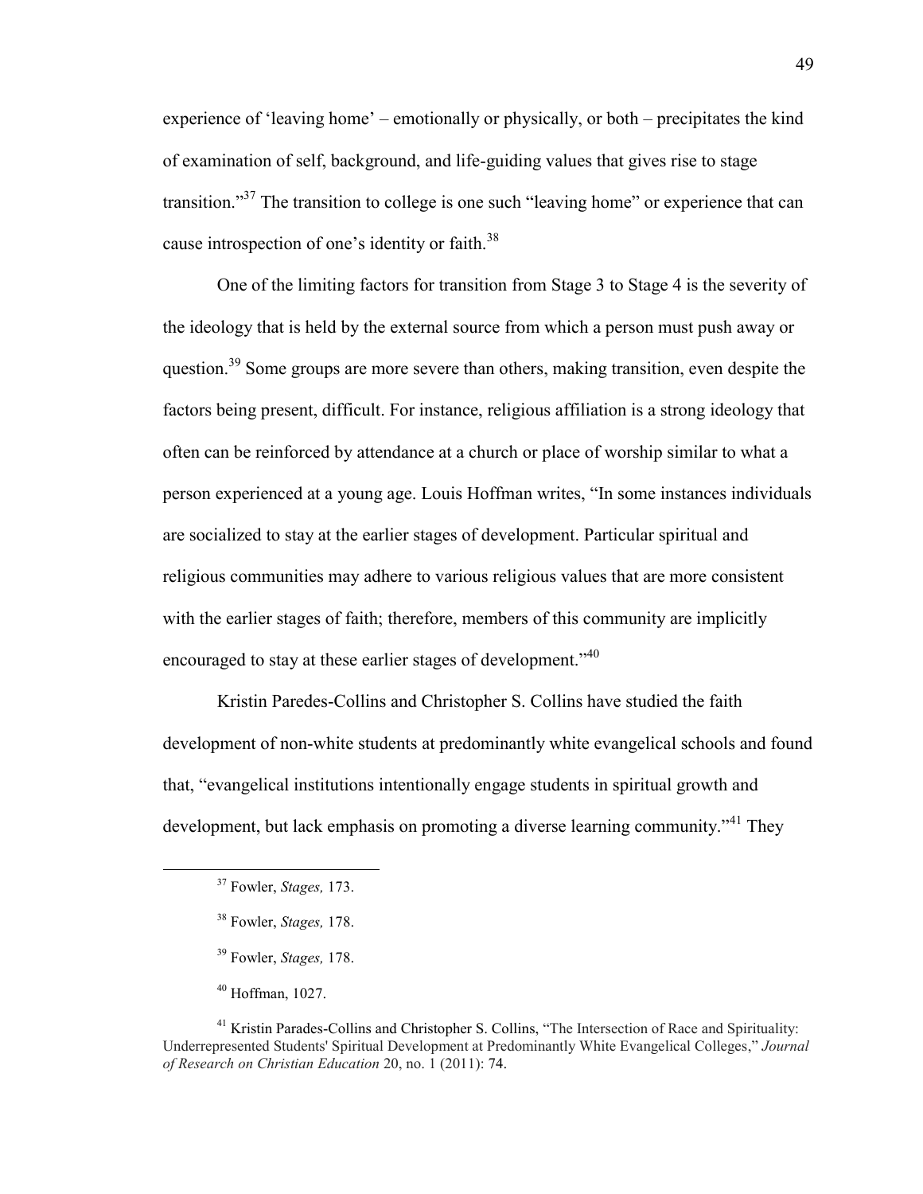experience of 'leaving home' – emotionally or physically, or both – precipitates the kind of examination of self, background, and life-guiding values that gives rise to stage transition."[37] The transition to college is one such "leaving home" or experience that can cause introspection of one's identity or faith.[38]

One of the limiting factors for transition from Stage 3 to Stage 4 is the severity of the ideology that is held by the external source from which a person must push away or question.[39] Some groups are more severe than others, making transition, even despite the factors being present, difficult. For instance, religious affiliation is a strong ideology that often can be reinforced by attendance at a church or place of worship similar to what a person experienced at a young age. Louis Hoffman writes, "In some instances individuals are socialized to stay at the earlier stages of development. Particular spiritual and religious communities may adhere to various religious values that are more consistent with the earlier stages of faith; therefore, members of this community are implicitly encouraged to stay at these earlier stages of development."[40]

Kristin Paredes-Collins and Christopher S. Collins have studied the faith development of non-white students at predominantly white evangelical schools and found that, "evangelical institutions intentionally engage students in spiritual growth and development, but lack emphasis on promoting a diverse learning community."[41] They

---

[37] Fowler, *Stages,* 173.

[38] Fowler, *Stages,* 178.

[39] Fowler, *Stages,* 178.

[40] Hoffman, 1027.

[41] Kristin Parades-Collins and Christopher S. Collins, "The Intersection of Race and Spirituality: Underrepresented Students' Spiritual Development at Predominantly White Evangelical Colleges," *Journal of Research on Christian Education* 20, no. 1 (2011): 74.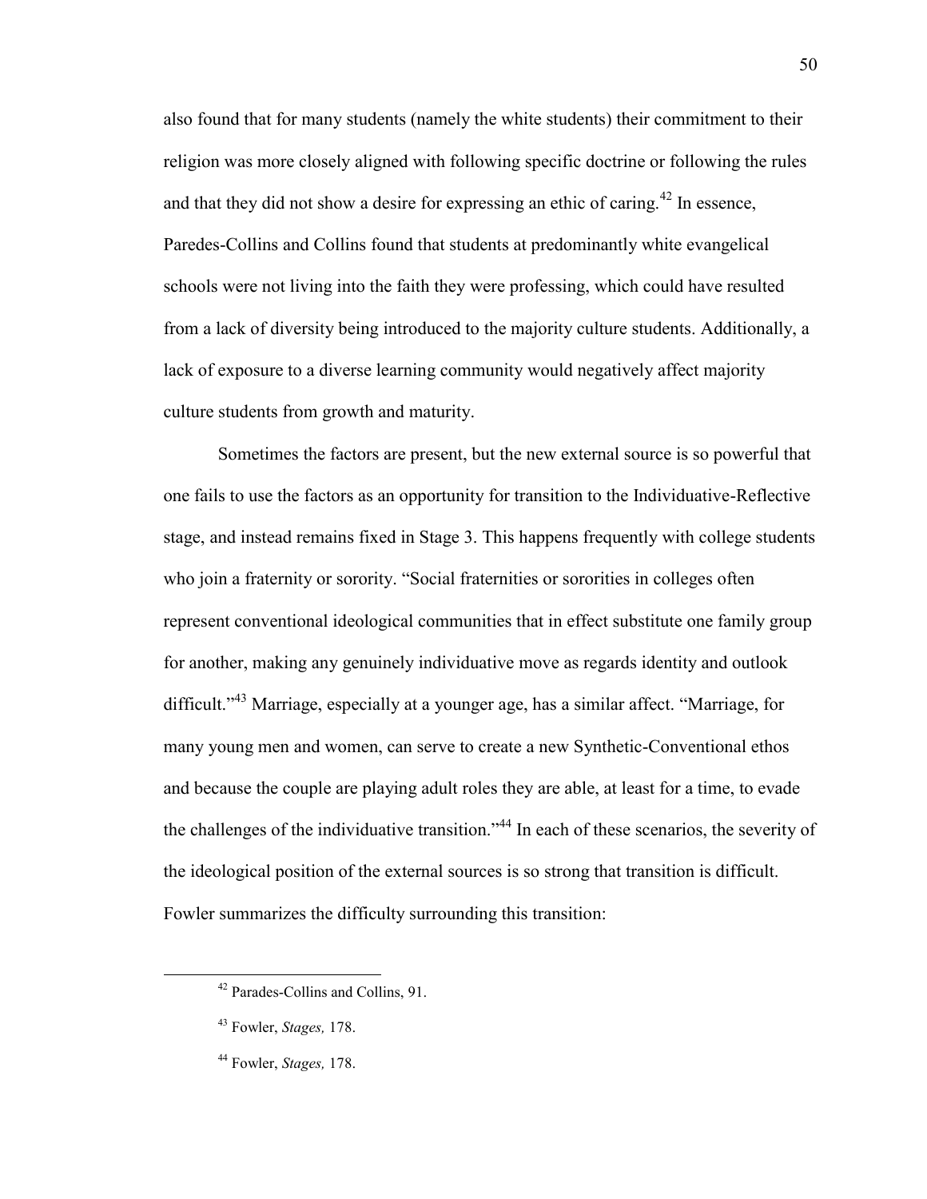also found that for many students (namely the white students) their commitment to their religion was more closely aligned with following specific doctrine or following the rules and that they did not show a desire for expressing an ethic of caring.[42] In essence, Paredes-Collins and Collins found that students at predominantly white evangelical schools were not living into the faith they were professing, which could have resulted from a lack of diversity being introduced to the majority culture students. Additionally, a lack of exposure to a diverse learning community would negatively affect majority culture students from growth and maturity.

Sometimes the factors are present, but the new external source is so powerful that one fails to use the factors as an opportunity for transition to the Individuative-Reflective stage, and instead remains fixed in Stage 3. This happens frequently with college students who join a fraternity or sorority. "Social fraternities or sororities in colleges often represent conventional ideological communities that in effect substitute one family group for another, making any genuinely individuative move as regards identity and outlook difficult."[43] Marriage, especially at a younger age, has a similar affect. "Marriage, for many young men and women, can serve to create a new Synthetic-Conventional ethos and because the couple are playing adult roles they are able, at least for a time, to evade the challenges of the individuative transition."[44] In each of these scenarios, the severity of the ideological position of the external sources is so strong that transition is difficult. Fowler summarizes the difficulty surrounding this transition:

---

[42] Parades-Collins and Collins, 91.

[43] Fowler, *Stages,* 178.

[44] Fowler, *Stages,* 178.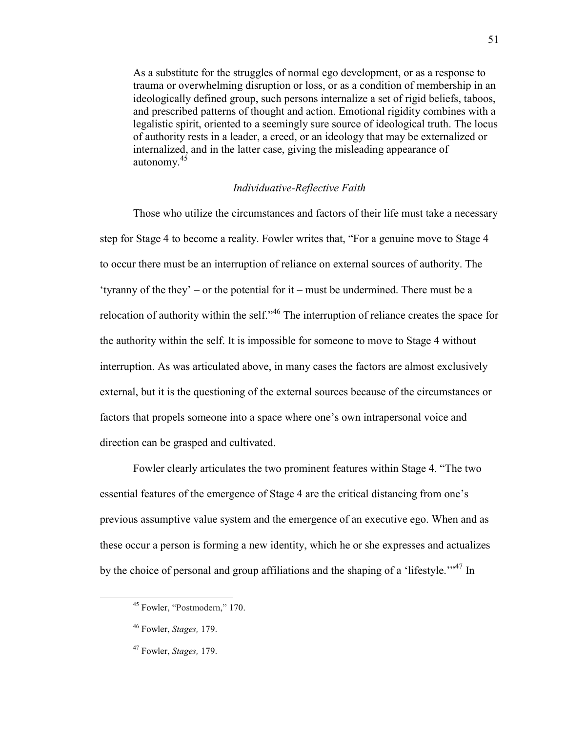> As a substitute for the struggles of normal ego development, or as a response to trauma or overwhelming disruption or loss, or as a condition of membership in an ideologically defined group, such persons internalize a set of rigid beliefs, taboos, and prescribed patterns of thought and action. Emotional rigidity combines with a legalistic spirit, oriented to a seemingly sure source of ideological truth. The locus of authority rests in a leader, a creed, or an ideology that may be externalized or internalized, and in the latter case, giving the misleading appearance of autonomy.[45]

### *Individuative-Reflective Faith*

Those who utilize the circumstances and factors of their life must take a necessary step for Stage 4 to become a reality. Fowler writes that, "For a genuine move to Stage 4 to occur there must be an interruption of reliance on external sources of authority. The 'tyranny of the they' – or the potential for it – must be undermined. There must be a relocation of authority within the self."[46] The interruption of reliance creates the space for the authority within the self. It is impossible for someone to move to Stage 4 without interruption. As was articulated above, in many cases the factors are almost exclusively external, but it is the questioning of the external sources because of the circumstances or factors that propels someone into a space where one's own intrapersonal voice and direction can be grasped and cultivated.

Fowler clearly articulates the two prominent features within Stage 4. "The two essential features of the emergence of Stage 4 are the critical distancing from one's previous assumptive value system and the emergence of an executive ego. When and as these occur a person is forming a new identity, which he or she expresses and actualizes by the choice of personal and group affiliations and the shaping of a 'lifestyle.'"[47] In

---

[45] Fowler, "Postmodern," 170.

[46] Fowler, *Stages,* 179.

[47] Fowler, *Stages,* 179.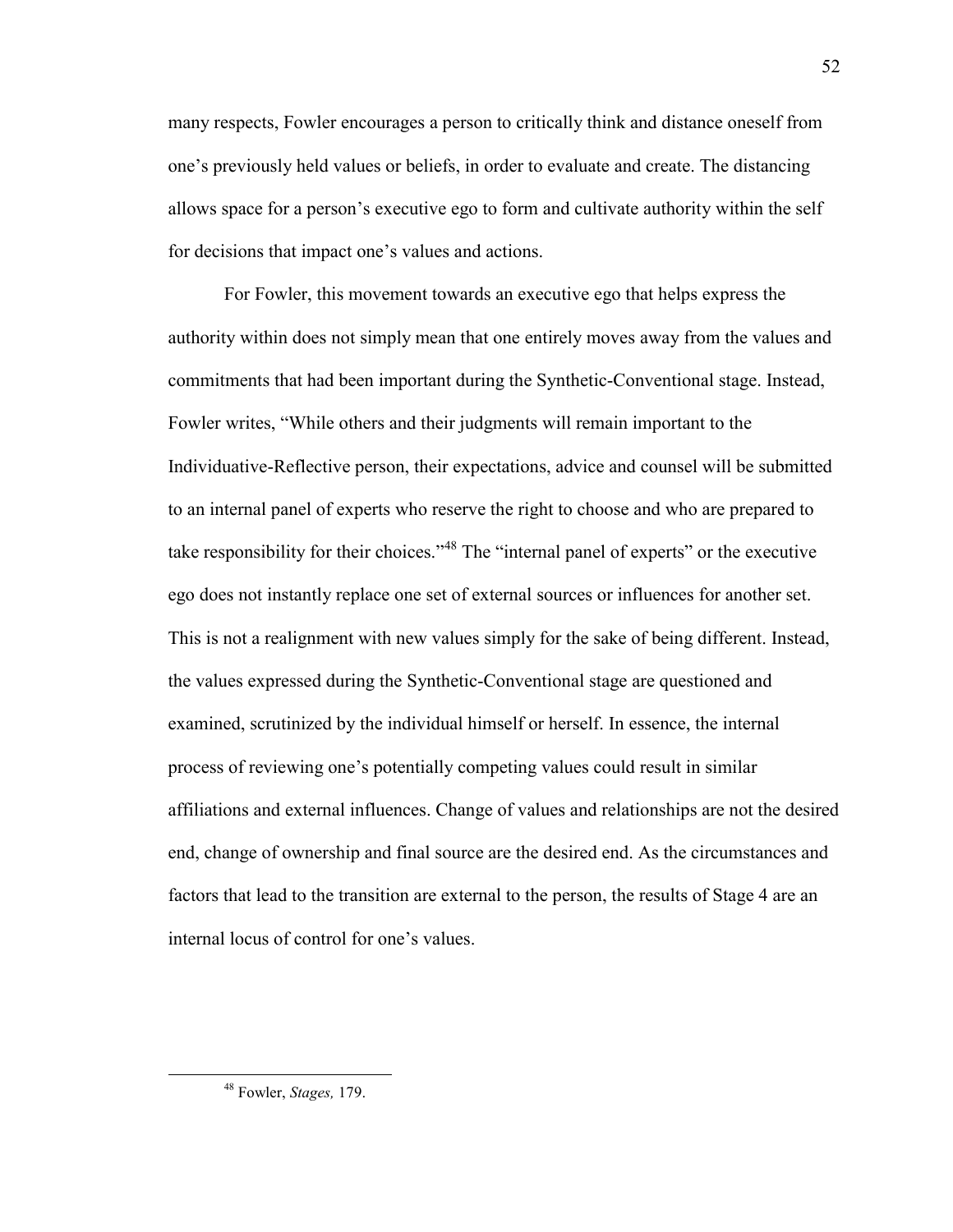many respects, Fowler encourages a person to critically think and distance oneself from one's previously held values or beliefs, in order to evaluate and create. The distancing allows space for a person's executive ego to form and cultivate authority within the self for decisions that impact one's values and actions.

For Fowler, this movement towards an executive ego that helps express the authority within does not simply mean that one entirely moves away from the values and commitments that had been important during the Synthetic-Conventional stage. Instead, Fowler writes, "While others and their judgments will remain important to the Individuative-Reflective person, their expectations, advice and counsel will be submitted to an internal panel of experts who reserve the right to choose and who are prepared to take responsibility for their choices."[48] The "internal panel of experts" or the executive ego does not instantly replace one set of external sources or influences for another set. This is not a realignment with new values simply for the sake of being different. Instead, the values expressed during the Synthetic-Conventional stage are questioned and examined, scrutinized by the individual himself or herself. In essence, the internal process of reviewing one's potentially competing values could result in similar affiliations and external influences. Change of values and relationships are not the desired end, change of ownership and final source are the desired end. As the circumstances and factors that lead to the transition are external to the person, the results of Stage 4 are an internal locus of control for one's values.

---

[48] Fowler, *Stages,* 179.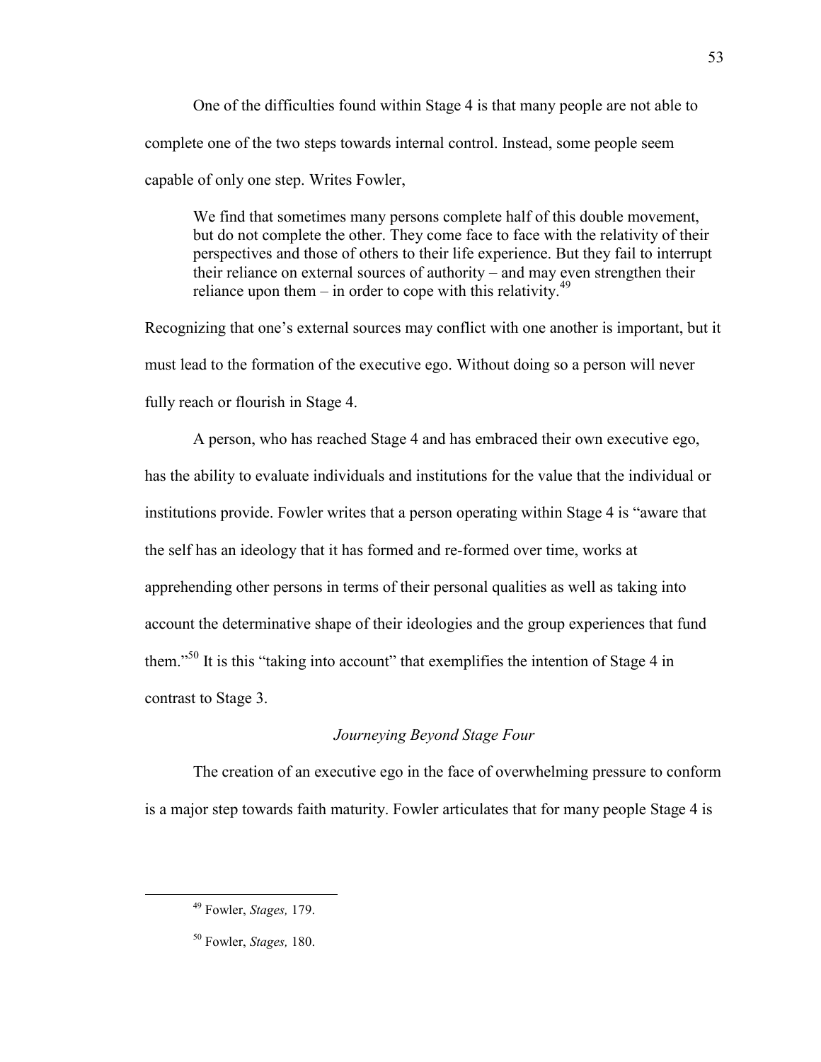One of the difficulties found within Stage 4 is that many people are not able to complete one of the two steps towards internal control. Instead, some people seem capable of only one step. Writes Fowler,

> We find that sometimes many persons complete half of this double movement, but do not complete the other. They come face to face with the relativity of their perspectives and those of others to their life experience. But they fail to interrupt their reliance on external sources of authority – and may even strengthen their reliance upon them – in order to cope with this relativity.[49]

Recognizing that one's external sources may conflict with one another is important, but it must lead to the formation of the executive ego. Without doing so a person will never fully reach or flourish in Stage 4.

A person, who has reached Stage 4 and has embraced their own executive ego, has the ability to evaluate individuals and institutions for the value that the individual or institutions provide. Fowler writes that a person operating within Stage 4 is "aware that the self has an ideology that it has formed and re-formed over time, works at apprehending other persons in terms of their personal qualities as well as taking into account the determinative shape of their ideologies and the group experiences that fund them."[50] It is this "taking into account" that exemplifies the intention of Stage 4 in contrast to Stage 3.

### *Journeying Beyond Stage Four*

The creation of an executive ego in the face of overwhelming pressure to conform is a major step towards faith maturity. Fowler articulates that for many people Stage 4 is

---

[49] Fowler, *Stages,* 179.

[50] Fowler, *Stages,* 180.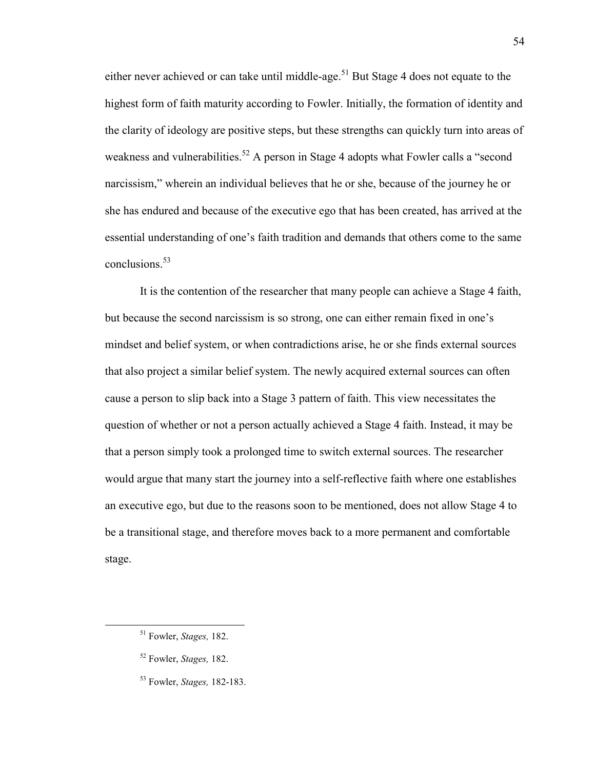either never achieved or can take until middle-age.[51] But Stage 4 does not equate to the highest form of faith maturity according to Fowler. Initially, the formation of identity and the clarity of ideology are positive steps, but these strengths can quickly turn into areas of weakness and vulnerabilities.[52] A person in Stage 4 adopts what Fowler calls a "second narcissism," wherein an individual believes that he or she, because of the journey he or she has endured and because of the executive ego that has been created, has arrived at the essential understanding of one's faith tradition and demands that others come to the same conclusions.[53]

It is the contention of the researcher that many people can achieve a Stage 4 faith, but because the second narcissism is so strong, one can either remain fixed in one's mindset and belief system, or when contradictions arise, he or she finds external sources that also project a similar belief system. The newly acquired external sources can often cause a person to slip back into a Stage 3 pattern of faith. This view necessitates the question of whether or not a person actually achieved a Stage 4 faith. Instead, it may be that a person simply took a prolonged time to switch external sources. The researcher would argue that many start the journey into a self-reflective faith where one establishes an executive ego, but due to the reasons soon to be mentioned, does not allow Stage 4 to be a transitional stage, and therefore moves back to a more permanent and comfortable stage.

---

[51] Fowler, *Stages,* 182.

[52] Fowler, *Stages,* 182.

[53] Fowler, *Stages,* 182-183.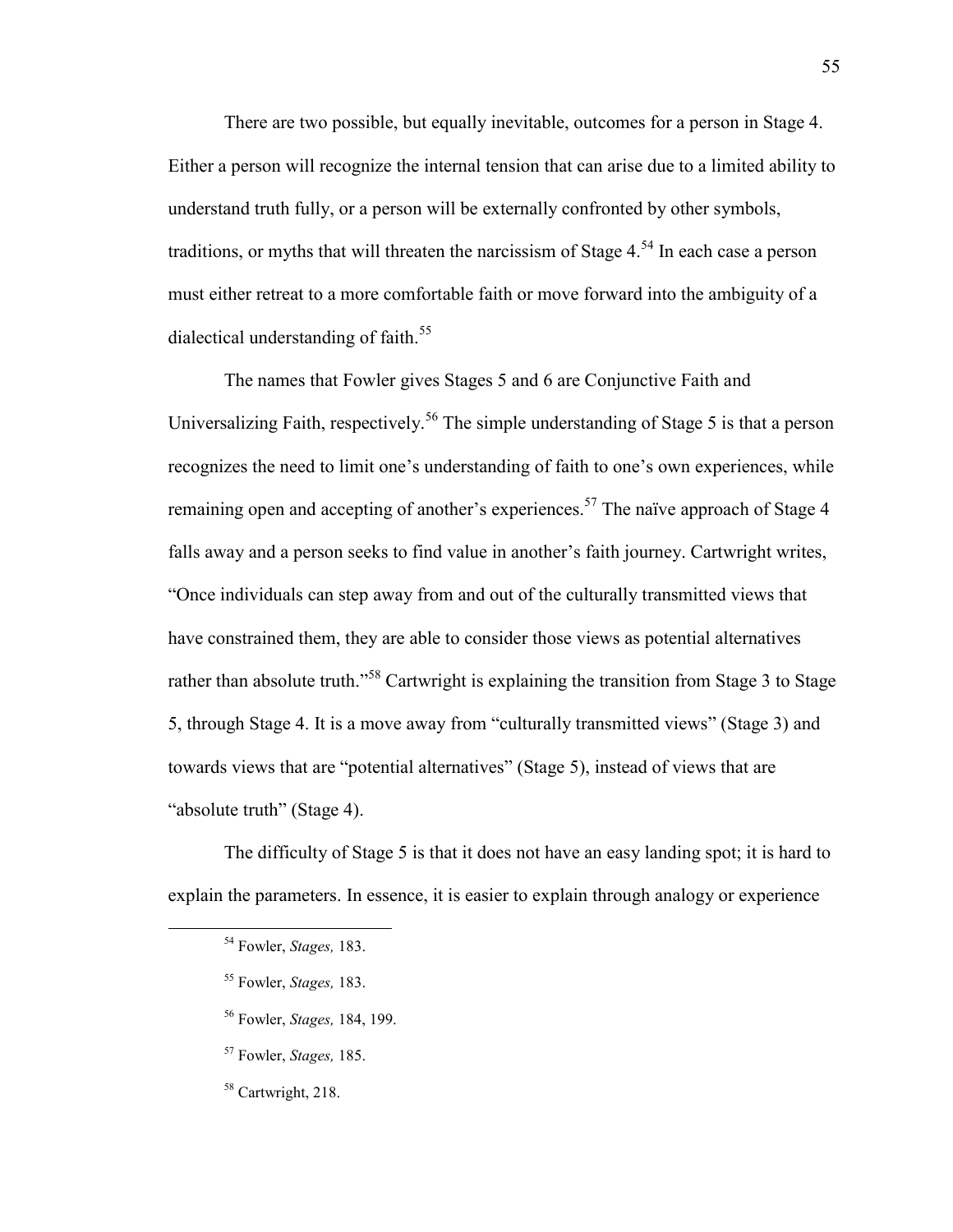There are two possible, but equally inevitable, outcomes for a person in Stage 4. Either a person will recognize the internal tension that can arise due to a limited ability to understand truth fully, or a person will be externally confronted by other symbols, traditions, or myths that will threaten the narcissism of Stage 4.[54] In each case a person must either retreat to a more comfortable faith or move forward into the ambiguity of a dialectical understanding of faith.[55]

The names that Fowler gives Stages 5 and 6 are Conjunctive Faith and Universalizing Faith, respectively.[56] The simple understanding of Stage 5 is that a person recognizes the need to limit one's understanding of faith to one's own experiences, while remaining open and accepting of another's experiences.[57] The naïve approach of Stage 4 falls away and a person seeks to find value in another's faith journey. Cartwright writes, "Once individuals can step away from and out of the culturally transmitted views that have constrained them, they are able to consider those views as potential alternatives rather than absolute truth."[58] Cartwright is explaining the transition from Stage 3 to Stage 5, through Stage 4. It is a move away from "culturally transmitted views" (Stage 3) and towards views that are "potential alternatives" (Stage 5), instead of views that are "absolute truth" (Stage 4).

The difficulty of Stage 5 is that it does not have an easy landing spot; it is hard to explain the parameters. In essence, it is easier to explain through analogy or experience

---

[54] Fowler, *Stages,* 183.

[55] Fowler, *Stages,* 183.

[56] Fowler, *Stages,* 184, 199.

[57] Fowler, *Stages,* 185.

[58] Cartwright, 218.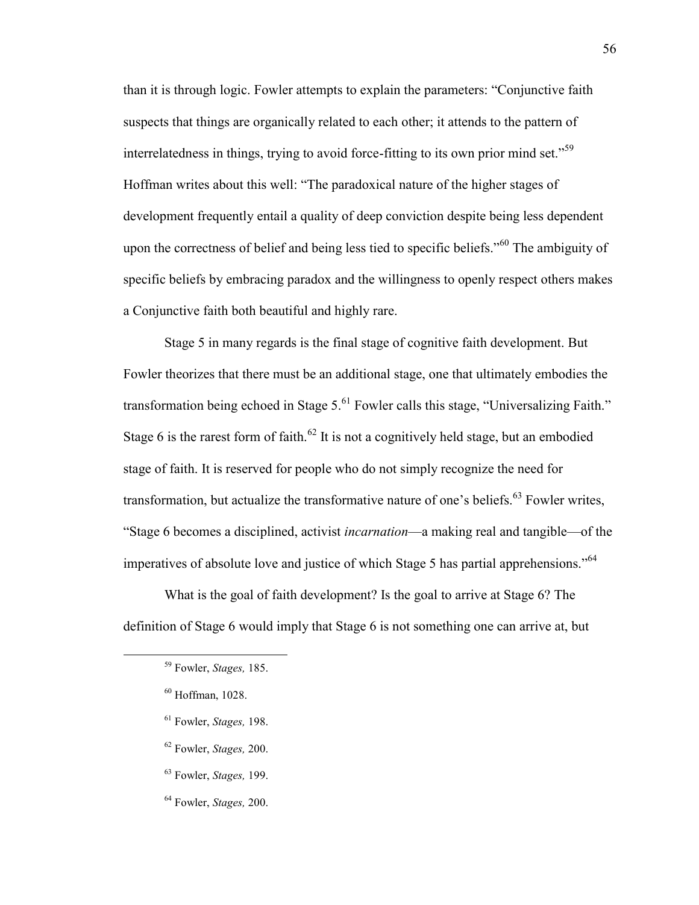than it is through logic. Fowler attempts to explain the parameters: "Conjunctive faith suspects that things are organically related to each other; it attends to the pattern of interrelatedness in things, trying to avoid force-fitting to its own prior mind set."[59] Hoffman writes about this well: "The paradoxical nature of the higher stages of development frequently entail a quality of deep conviction despite being less dependent upon the correctness of belief and being less tied to specific beliefs."[60] The ambiguity of specific beliefs by embracing paradox and the willingness to openly respect others makes a Conjunctive faith both beautiful and highly rare.

Stage 5 in many regards is the final stage of cognitive faith development. But Fowler theorizes that there must be an additional stage, one that ultimately embodies the transformation being echoed in Stage 5.[61] Fowler calls this stage, "Universalizing Faith." Stage 6 is the rarest form of faith.[62] It is not a cognitively held stage, but an embodied stage of faith. It is reserved for people who do not simply recognize the need for transformation, but actualize the transformative nature of one's beliefs.[63] Fowler writes, "Stage 6 becomes a disciplined, activist *incarnation*—a making real and tangible—of the imperatives of absolute love and justice of which Stage 5 has partial apprehensions."[64]

What is the goal of faith development? Is the goal to arrive at Stage 6? The definition of Stage 6 would imply that Stage 6 is not something one can arrive at, but

---

[59] Fowler, *Stages,* 185.

[60] Hoffman, 1028.

[61] Fowler, *Stages,* 198.

[62] Fowler, *Stages,* 200.

[63] Fowler, *Stages,* 199.

[64] Fowler, *Stages,* 200.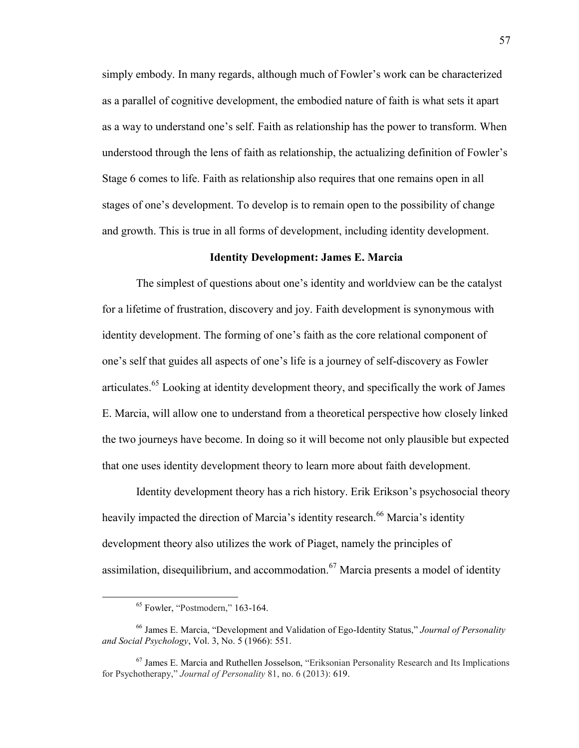simply embody. In many regards, although much of Fowler's work can be characterized as a parallel of cognitive development, the embodied nature of faith is what sets it apart as a way to understand one's self. Faith as relationship has the power to transform. When understood through the lens of faith as relationship, the actualizing definition of Fowler's Stage 6 comes to life. Faith as relationship also requires that one remains open in all stages of one's development. To develop is to remain open to the possibility of change and growth. This is true in all forms of development, including identity development.

## Identity Development: James E. Marcia

The simplest of questions about one's identity and worldview can be the catalyst for a lifetime of frustration, discovery and joy. Faith development is synonymous with identity development. The forming of one's faith as the core relational component of one's self that guides all aspects of one's life is a journey of self-discovery as Fowler articulates.[65] Looking at identity development theory, and specifically the work of James E. Marcia, will allow one to understand from a theoretical perspective how closely linked the two journeys have become. In doing so it will become not only plausible but expected that one uses identity development theory to learn more about faith development.

Identity development theory has a rich history. Erik Erikson's psychosocial theory heavily impacted the direction of Marcia's identity research.[66] Marcia's identity development theory also utilizes the work of Piaget, namely the principles of assimilation, disequilibrium, and accommodation.[67] Marcia presents a model of identity

---

[65] Fowler, "Postmodern," 163-164.

[66] James E. Marcia, "Development and Validation of Ego-Identity Status," *Journal of Personality and Social Psychology*, Vol. 3, No. 5 (1966): 551.

[67] James E. Marcia and Ruthellen Josselson, "Eriksonian Personality Research and Its Implications for Psychotherapy," *Journal of Personality* 81, no. 6 (2013): 619.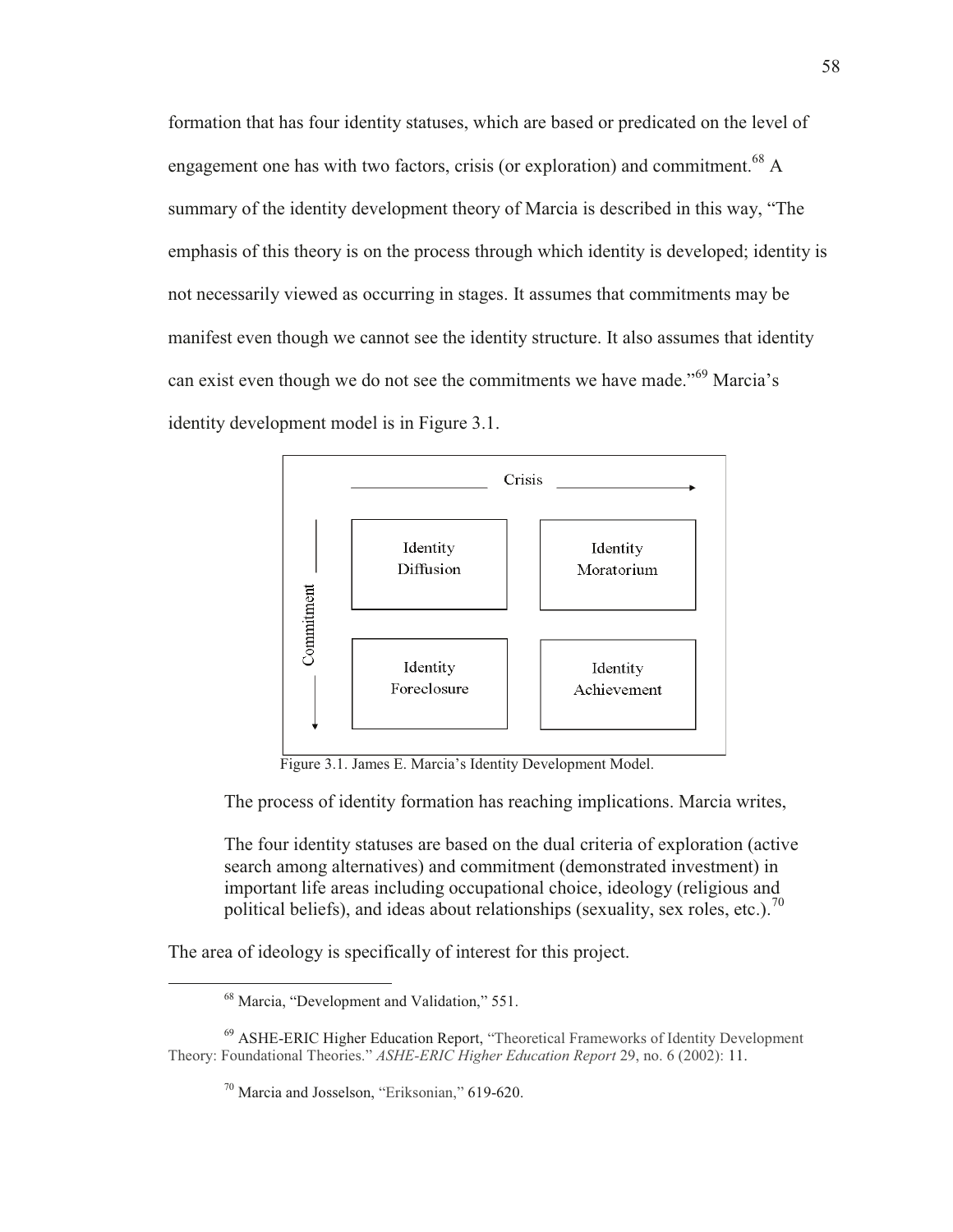formation that has four identity statuses, which are based or predicated on the level of engagement one has with two factors, crisis (or exploration) and commitment.[68] A summary of the identity development theory of Marcia is described in this way, "The emphasis of this theory is on the process through which identity is developed; identity is not necessarily viewed as occurring in stages. It assumes that commitments may be manifest even though we cannot see the identity structure. It also assumes that identity can exist even though we do not see the commitments we have made."[69] Marcia's identity development model is in Figure 3.1.

| Commitment ↓ / Crisis → | | |
|---|---|---|
| | Identity Diffusion | Identity Moratorium |
| | Identity Foreclosure | Identity Achievement |

Figure 3.1. James E. Marcia's Identity Development Model.

The process of identity formation has reaching implications. Marcia writes,

> The four identity statuses are based on the dual criteria of exploration (active search among alternatives) and commitment (demonstrated investment) in important life areas including occupational choice, ideology (religious and political beliefs), and ideas about relationships (sexuality, sex roles, etc.).[70]

The area of ideology is specifically of interest for this project.

---

[68] Marcia, "Development and Validation," 551.

[69] ASHE-ERIC Higher Education Report, "Theoretical Frameworks of Identity Development Theory: Foundational Theories." *ASHE-ERIC Higher Education Report* 29, no. 6 (2002): 11.

[70] Marcia and Josselson, "Eriksonian," 619-620.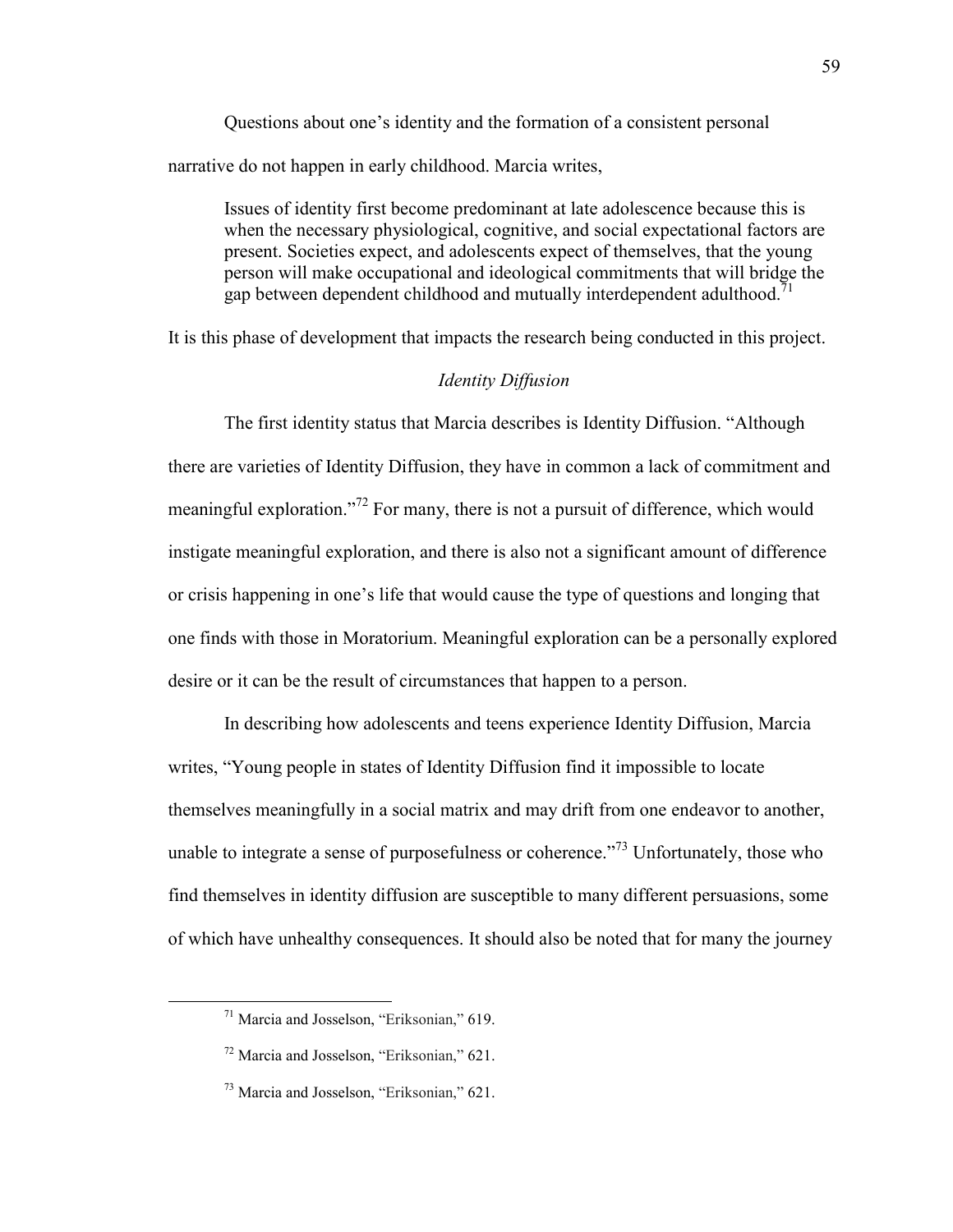Questions about one's identity and the formation of a consistent personal narrative do not happen in early childhood. Marcia writes,

> Issues of identity first become predominant at late adolescence because this is when the necessary physiological, cognitive, and social expectational factors are present. Societies expect, and adolescents expect of themselves, that the young person will make occupational and ideological commitments that will bridge the gap between dependent childhood and mutually interdependent adulthood.[71]

It is this phase of development that impacts the research being conducted in this project.

### *Identity Diffusion*

The first identity status that Marcia describes is Identity Diffusion. "Although there are varieties of Identity Diffusion, they have in common a lack of commitment and meaningful exploration."[72] For many, there is not a pursuit of difference, which would instigate meaningful exploration, and there is also not a significant amount of difference or crisis happening in one's life that would cause the type of questions and longing that one finds with those in Moratorium. Meaningful exploration can be a personally explored desire or it can be the result of circumstances that happen to a person.

In describing how adolescents and teens experience Identity Diffusion, Marcia writes, "Young people in states of Identity Diffusion find it impossible to locate themselves meaningfully in a social matrix and may drift from one endeavor to another, unable to integrate a sense of purposefulness or coherence."[73] Unfortunately, those who find themselves in identity diffusion are susceptible to many different persuasions, some of which have unhealthy consequences. It should also be noted that for many the journey

---

[71] Marcia and Josselson, "Eriksonian," 619.

[72] Marcia and Josselson, "Eriksonian," 621.

[73] Marcia and Josselson, "Eriksonian," 621.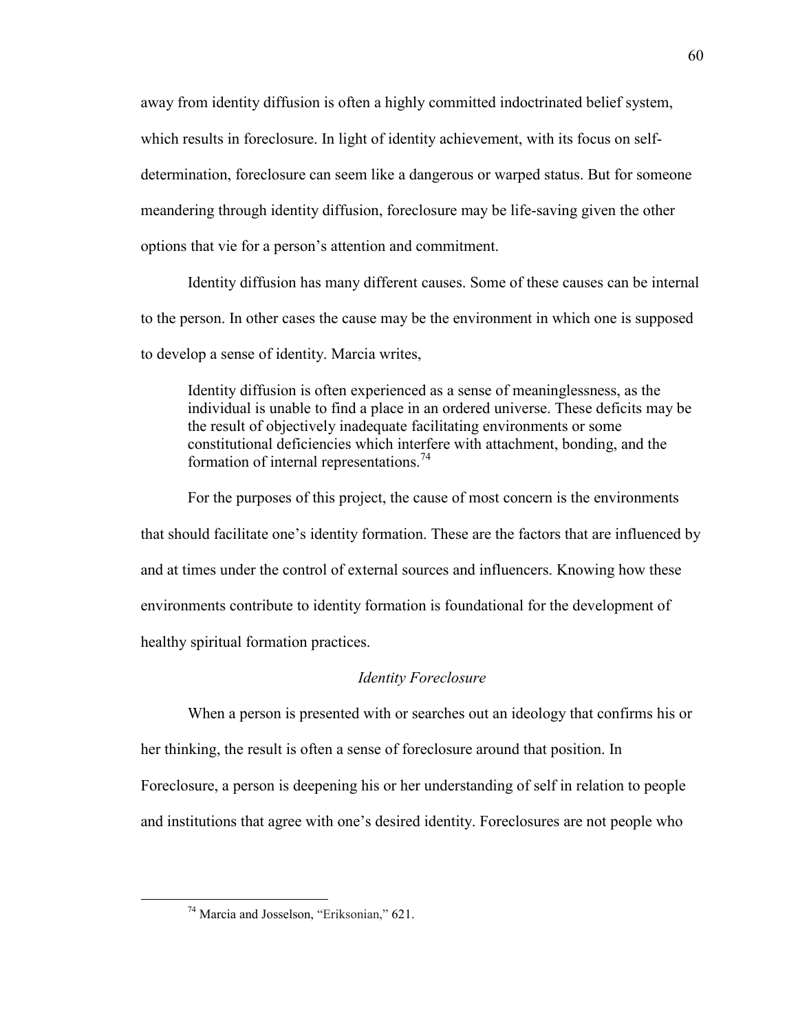away from identity diffusion is often a highly committed indoctrinated belief system, which results in foreclosure. In light of identity achievement, with its focus on self-determination, foreclosure can seem like a dangerous or warped status. But for someone meandering through identity diffusion, foreclosure may be life-saving given the other options that vie for a person's attention and commitment.

Identity diffusion has many different causes. Some of these causes can be internal to the person. In other cases the cause may be the environment in which one is supposed to develop a sense of identity. Marcia writes,

> Identity diffusion is often experienced as a sense of meaninglessness, as the individual is unable to find a place in an ordered universe. These deficits may be the result of objectively inadequate facilitating environments or some constitutional deficiencies which interfere with attachment, bonding, and the formation of internal representations.[74]

For the purposes of this project, the cause of most concern is the environments that should facilitate one's identity formation. These are the factors that are influenced by and at times under the control of external sources and influencers. Knowing how these environments contribute to identity formation is foundational for the development of healthy spiritual formation practices.

### *Identity Foreclosure*

When a person is presented with or searches out an ideology that confirms his or her thinking, the result is often a sense of foreclosure around that position. In Foreclosure, a person is deepening his or her understanding of self in relation to people and institutions that agree with one's desired identity. Foreclosures are not people who

---

[74] Marcia and Josselson, "Eriksonian," 621.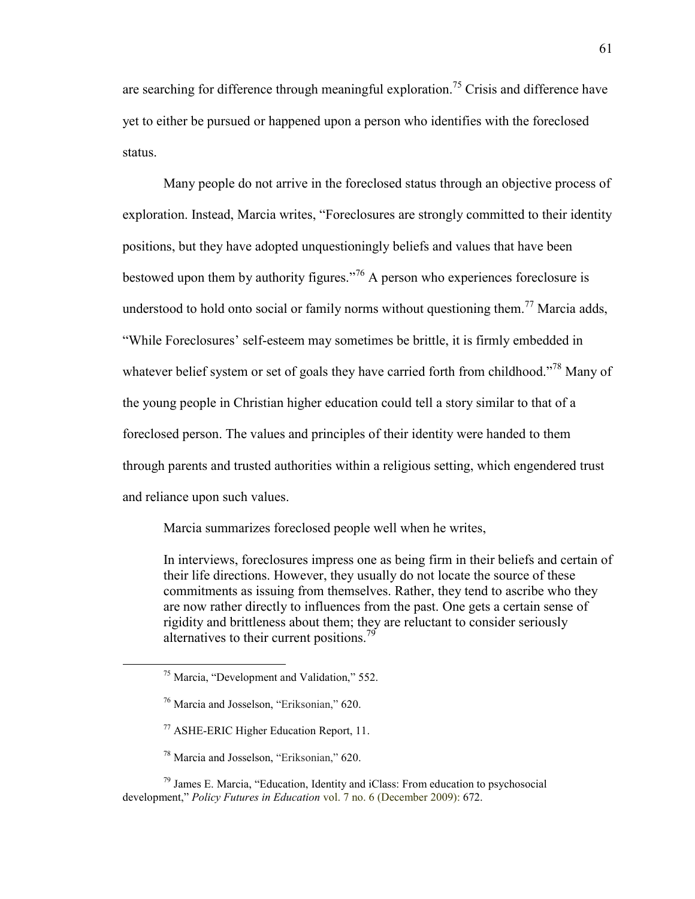are searching for difference through meaningful exploration.[75] Crisis and difference have yet to either be pursued or happened upon a person who identifies with the foreclosed status.

Many people do not arrive in the foreclosed status through an objective process of exploration. Instead, Marcia writes, "Foreclosures are strongly committed to their identity positions, but they have adopted unquestioningly beliefs and values that have been bestowed upon them by authority figures."[76] A person who experiences foreclosure is understood to hold onto social or family norms without questioning them.[77] Marcia adds, "While Foreclosures' self-esteem may sometimes be brittle, it is firmly embedded in whatever belief system or set of goals they have carried forth from childhood."[78] Many of the young people in Christian higher education could tell a story similar to that of a foreclosed person. The values and principles of their identity were handed to them through parents and trusted authorities within a religious setting, which engendered trust and reliance upon such values.

Marcia summarizes foreclosed people well when he writes,

> In interviews, foreclosures impress one as being firm in their beliefs and certain of their life directions. However, they usually do not locate the source of these commitments as issuing from themselves. Rather, they tend to ascribe who they are now rather directly to influences from the past. One gets a certain sense of rigidity and brittleness about them; they are reluctant to consider seriously alternatives to their current positions.[79]

---

[75] Marcia, "Development and Validation," 552.

[76] Marcia and Josselson, "Eriksonian," 620.

[77] ASHE-ERIC Higher Education Report, 11.

[78] Marcia and Josselson, "Eriksonian," 620.

[79] James E. Marcia, "Education, Identity and iClass: From education to psychosocial development," *Policy Futures in Education* vol. 7 no. 6 (December 2009): 672.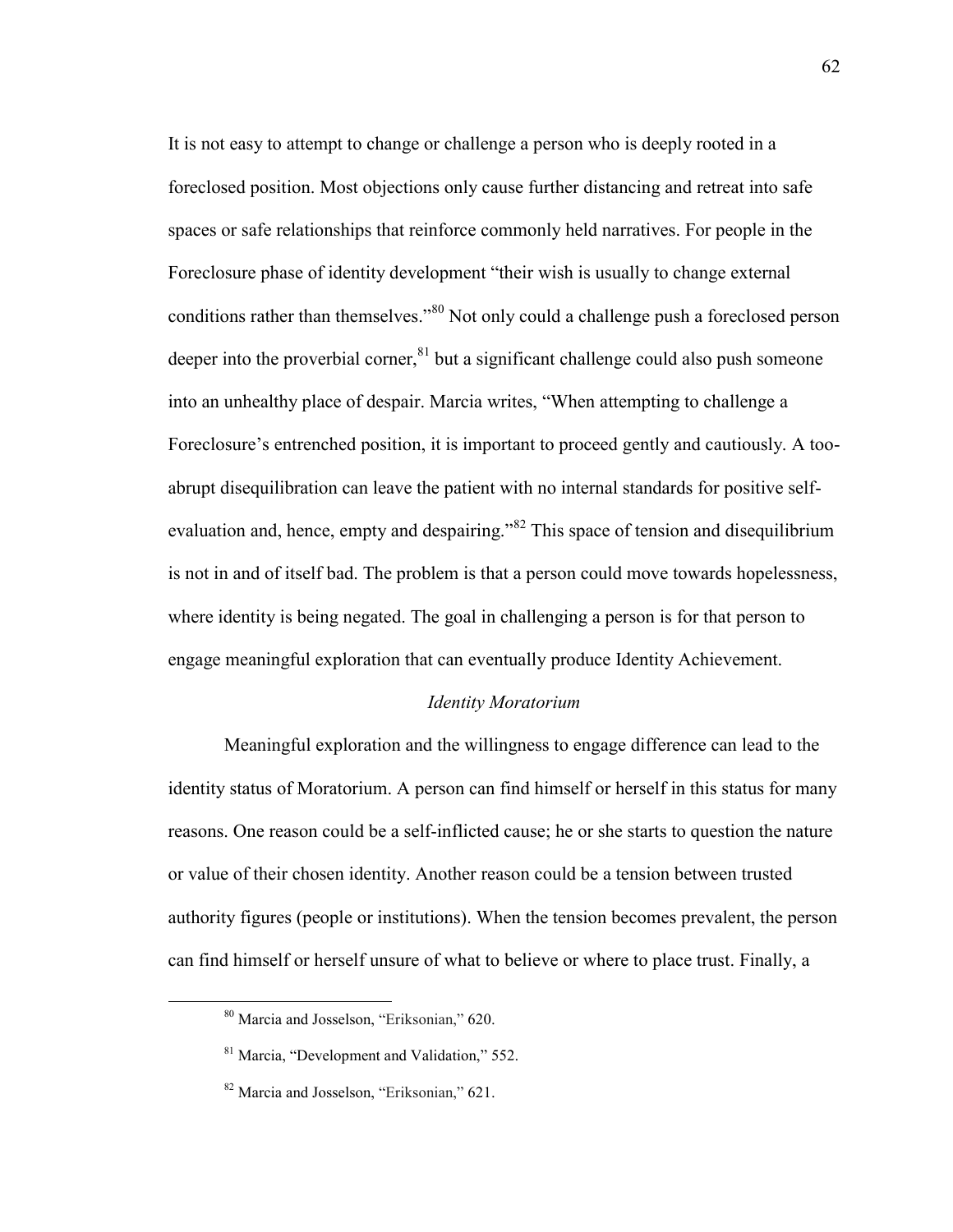It is not easy to attempt to change or challenge a person who is deeply rooted in a foreclosed position. Most objections only cause further distancing and retreat into safe spaces or safe relationships that reinforce commonly held narratives. For people in the Foreclosure phase of identity development "their wish is usually to change external conditions rather than themselves."[80] Not only could a challenge push a foreclosed person deeper into the proverbial corner,[81] but a significant challenge could also push someone into an unhealthy place of despair. Marcia writes, "When attempting to challenge a Foreclosure's entrenched position, it is important to proceed gently and cautiously. A too-abrupt disequilibration can leave the patient with no internal standards for positive self-evaluation and, hence, empty and despairing."[82] This space of tension and disequilibrium is not in and of itself bad. The problem is that a person could move towards hopelessness, where identity is being negated. The goal in challenging a person is for that person to engage meaningful exploration that can eventually produce Identity Achievement.

### *Identity Moratorium*

Meaningful exploration and the willingness to engage difference can lead to the identity status of Moratorium. A person can find himself or herself in this status for many reasons. One reason could be a self-inflicted cause; he or she starts to question the nature or value of their chosen identity. Another reason could be a tension between trusted authority figures (people or institutions). When the tension becomes prevalent, the person can find himself or herself unsure of what to believe or where to place trust. Finally, a

---

[80] Marcia and Josselson, "Eriksonian," 620.

[81] Marcia, "Development and Validation," 552.

[82] Marcia and Josselson, "Eriksonian," 621.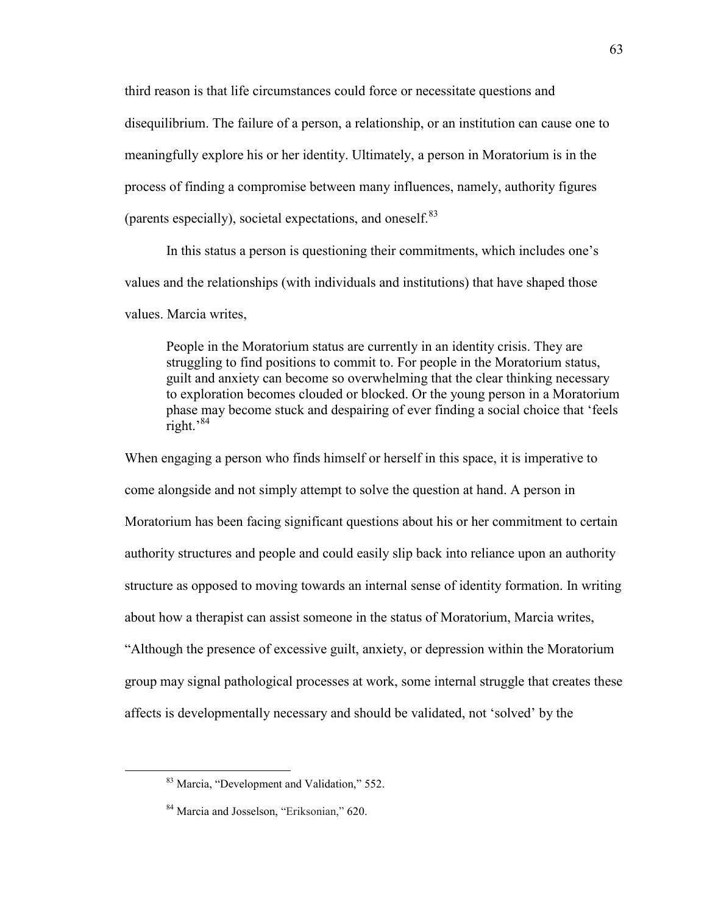third reason is that life circumstances could force or necessitate questions and disequilibrium. The failure of a person, a relationship, or an institution can cause one to meaningfully explore his or her identity. Ultimately, a person in Moratorium is in the process of finding a compromise between many influences, namely, authority figures (parents especially), societal expectations, and oneself.[83]

In this status a person is questioning their commitments, which includes one's values and the relationships (with individuals and institutions) that have shaped those values. Marcia writes,

> People in the Moratorium status are currently in an identity crisis. They are struggling to find positions to commit to. For people in the Moratorium status, guilt and anxiety can become so overwhelming that the clear thinking necessary to exploration becomes clouded or blocked. Or the young person in a Moratorium phase may become stuck and despairing of ever finding a social choice that 'feels right.'[84]

When engaging a person who finds himself or herself in this space, it is imperative to come alongside and not simply attempt to solve the question at hand. A person in Moratorium has been facing significant questions about his or her commitment to certain authority structures and people and could easily slip back into reliance upon an authority structure as opposed to moving towards an internal sense of identity formation. In writing about how a therapist can assist someone in the status of Moratorium, Marcia writes, "Although the presence of excessive guilt, anxiety, or depression within the Moratorium group may signal pathological processes at work, some internal struggle that creates these affects is developmentally necessary and should be validated, not 'solved' by the

---

[83] Marcia, "Development and Validation," 552.

[84] Marcia and Josselson, "Eriksonian," 620.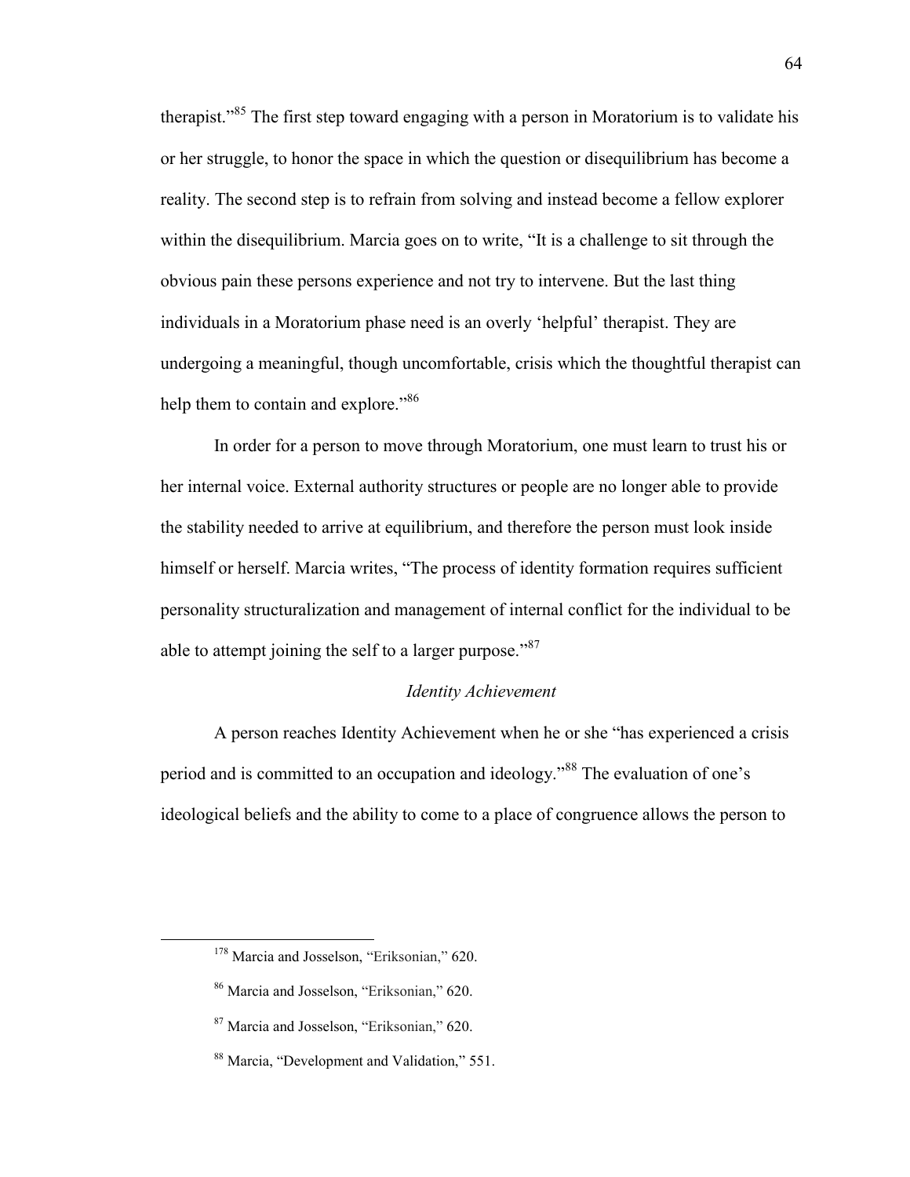therapist."[85] The first step toward engaging with a person in Moratorium is to validate his or her struggle, to honor the space in which the question or disequilibrium has become a reality. The second step is to refrain from solving and instead become a fellow explorer within the disequilibrium. Marcia goes on to write, "It is a challenge to sit through the obvious pain these persons experience and not try to intervene. But the last thing individuals in a Moratorium phase need is an overly 'helpful' therapist. They are undergoing a meaningful, though uncomfortable, crisis which the thoughtful therapist can help them to contain and explore."[86]

In order for a person to move through Moratorium, one must learn to trust his or her internal voice. External authority structures or people are no longer able to provide the stability needed to arrive at equilibrium, and therefore the person must look inside himself or herself. Marcia writes, "The process of identity formation requires sufficient personality structuralization and management of internal conflict for the individual to be able to attempt joining the self to a larger purpose."[87]

### *Identity Achievement*

A person reaches Identity Achievement when he or she "has experienced a crisis period and is committed to an occupation and ideology."[88] The evaluation of one's ideological beliefs and the ability to come to a place of congruence allows the person to

---

[178] Marcia and Josselson, "Eriksonian," 620.

[86] Marcia and Josselson, "Eriksonian," 620.

[87] Marcia and Josselson, "Eriksonian," 620.

[88] Marcia, "Development and Validation," 551.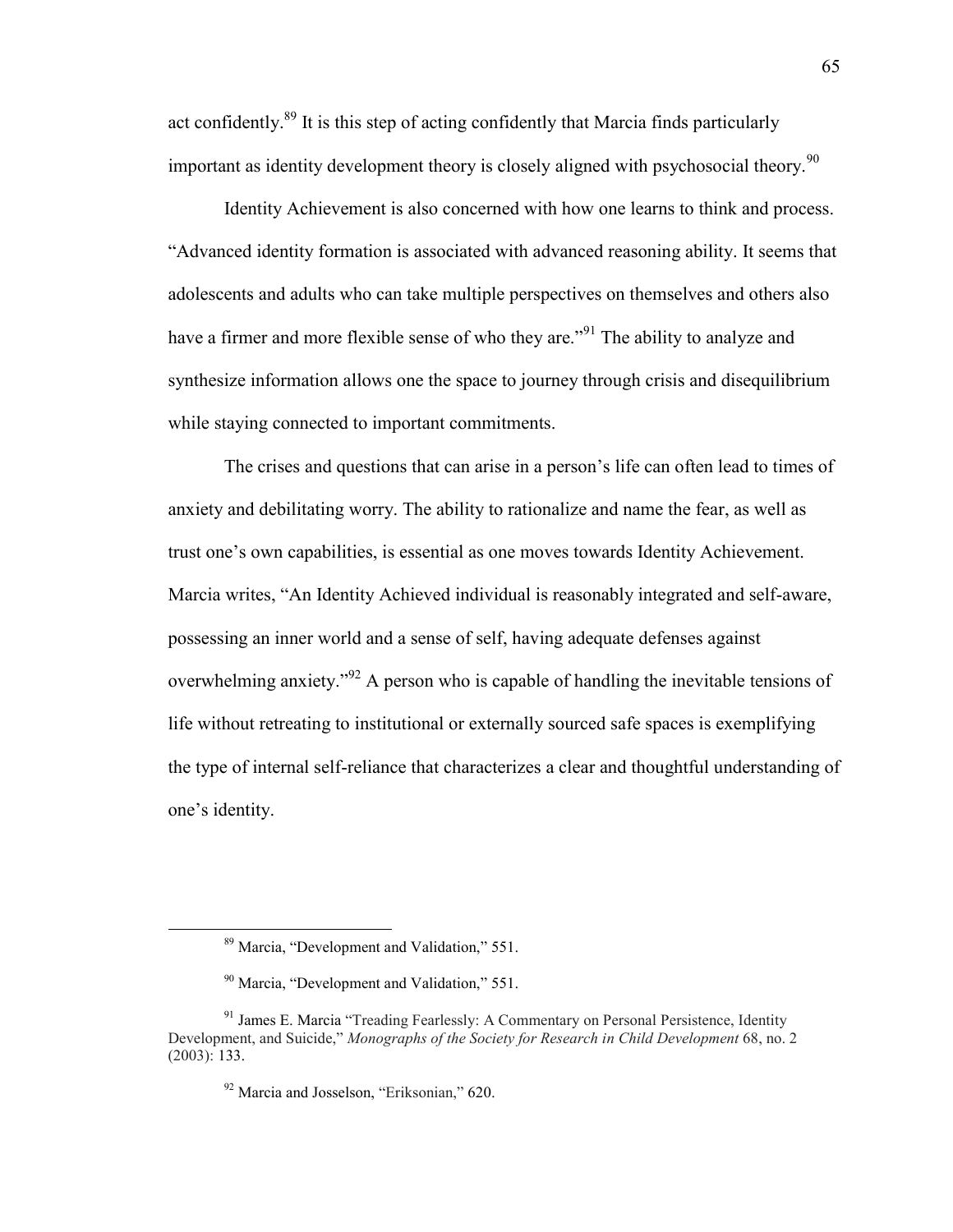act confidently.[89] It is this step of acting confidently that Marcia finds particularly important as identity development theory is closely aligned with psychosocial theory.[90]

Identity Achievement is also concerned with how one learns to think and process. "Advanced identity formation is associated with advanced reasoning ability. It seems that adolescents and adults who can take multiple perspectives on themselves and others also have a firmer and more flexible sense of who they are."[91] The ability to analyze and synthesize information allows one the space to journey through crisis and disequilibrium while staying connected to important commitments.

The crises and questions that can arise in a person's life can often lead to times of anxiety and debilitating worry. The ability to rationalize and name the fear, as well as trust one's own capabilities, is essential as one moves towards Identity Achievement. Marcia writes, "An Identity Achieved individual is reasonably integrated and self-aware, possessing an inner world and a sense of self, having adequate defenses against overwhelming anxiety."[92] A person who is capable of handling the inevitable tensions of life without retreating to institutional or externally sourced safe spaces is exemplifying the type of internal self-reliance that characterizes a clear and thoughtful understanding of one's identity.

---

[89] Marcia, "Development and Validation," 551.

[90] Marcia, "Development and Validation," 551.

[91] James E. Marcia "Treading Fearlessly: A Commentary on Personal Persistence, Identity Development, and Suicide," *Monographs of the Society for Research in Child Development* 68, no. 2 (2003): 133.

[92] Marcia and Josselson, "Eriksonian," 620.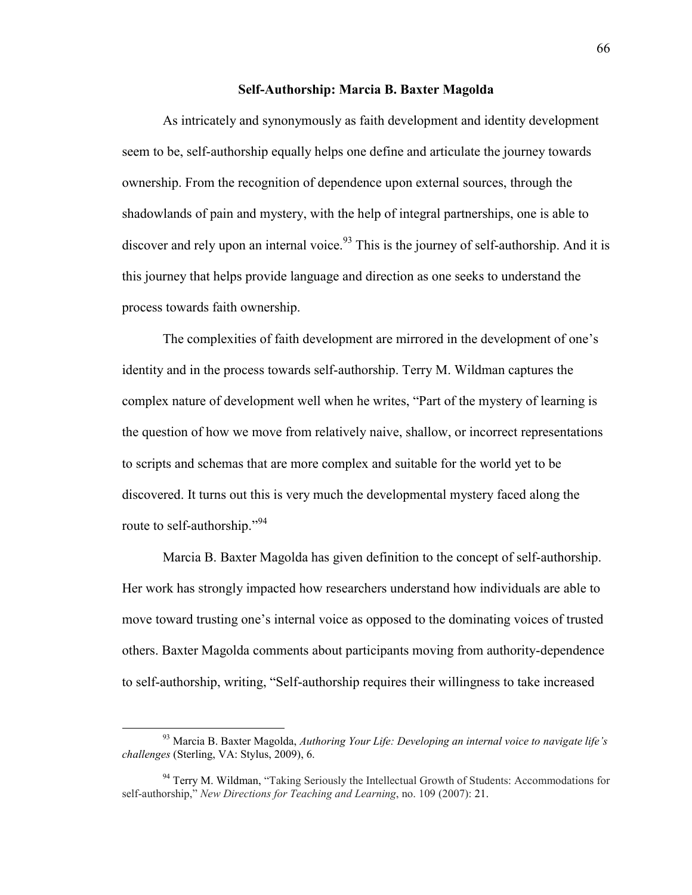## Self-Authorship: Marcia B. Baxter Magolda

As intricately and synonymously as faith development and identity development seem to be, self-authorship equally helps one define and articulate the journey towards ownership. From the recognition of dependence upon external sources, through the shadowlands of pain and mystery, with the help of integral partnerships, one is able to discover and rely upon an internal voice.[93] This is the journey of self-authorship. And it is this journey that helps provide language and direction as one seeks to understand the process towards faith ownership.

The complexities of faith development are mirrored in the development of one's identity and in the process towards self-authorship. Terry M. Wildman captures the complex nature of development well when he writes, "Part of the mystery of learning is the question of how we move from relatively naive, shallow, or incorrect representations to scripts and schemas that are more complex and suitable for the world yet to be discovered. It turns out this is very much the developmental mystery faced along the route to self-authorship."[94]

Marcia B. Baxter Magolda has given definition to the concept of self-authorship. Her work has strongly impacted how researchers understand how individuals are able to move toward trusting one's internal voice as opposed to the dominating voices of trusted others. Baxter Magolda comments about participants moving from authority-dependence to self-authorship, writing, "Self-authorship requires their willingness to take increased

---

[93] Marcia B. Baxter Magolda, *Authoring Your Life: Developing an internal voice to navigate life's challenges* (Sterling, VA: Stylus, 2009), 6.

[94] Terry M. Wildman, "Taking Seriously the Intellectual Growth of Students: Accommodations for self-authorship," *New Directions for Teaching and Learning*, no. 109 (2007): 21.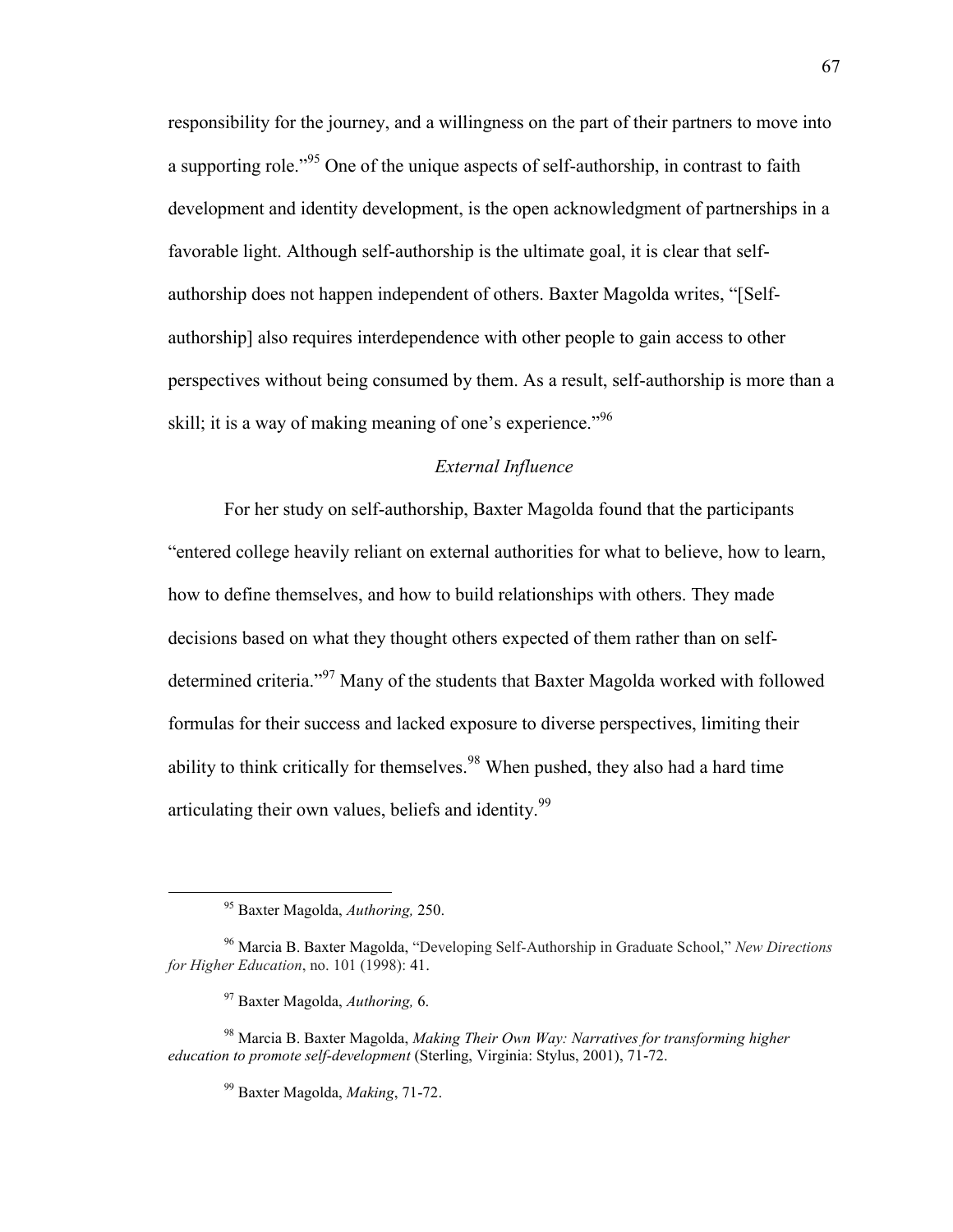responsibility for the journey, and a willingness on the part of their partners to move into a supporting role."[95] One of the unique aspects of self-authorship, in contrast to faith development and identity development, is the open acknowledgment of partnerships in a favorable light. Although self-authorship is the ultimate goal, it is clear that self-authorship does not happen independent of others. Baxter Magolda writes, "[Self-authorship] also requires interdependence with other people to gain access to other perspectives without being consumed by them. As a result, self-authorship is more than a skill; it is a way of making meaning of one's experience."[96]

### *External Influence*

For her study on self-authorship, Baxter Magolda found that the participants "entered college heavily reliant on external authorities for what to believe, how to learn, how to define themselves, and how to build relationships with others. They made decisions based on what they thought others expected of them rather than on self-determined criteria."[97] Many of the students that Baxter Magolda worked with followed formulas for their success and lacked exposure to diverse perspectives, limiting their ability to think critically for themselves.[98] When pushed, they also had a hard time articulating their own values, beliefs and identity.[99]

---

[95] Baxter Magolda, *Authoring,* 250.

[96] Marcia B. Baxter Magolda, "Developing Self-Authorship in Graduate School," *New Directions for Higher Education*, no. 101 (1998): 41.

[97] Baxter Magolda, *Authoring,* 6.

[98] Marcia B. Baxter Magolda, *Making Their Own Way: Narratives for transforming higher education to promote self-development* (Sterling, Virginia: Stylus, 2001), 71-72.

[99] Baxter Magolda, *Making*, 71-72.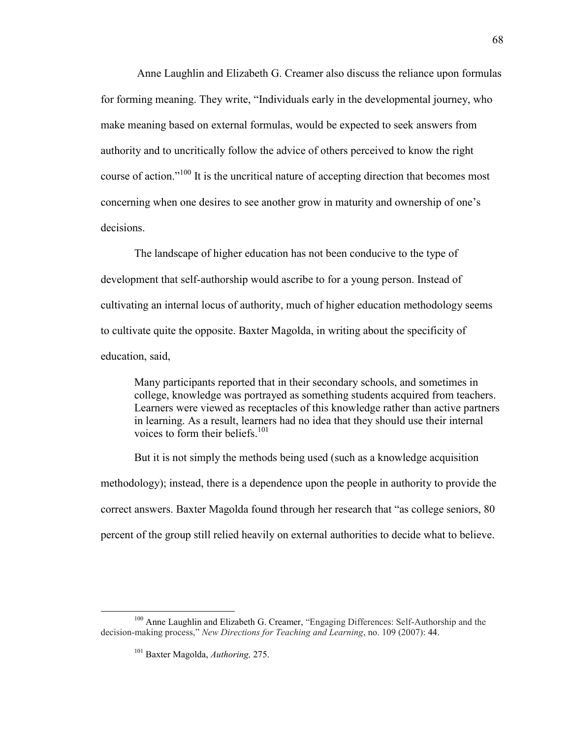Anne Laughlin and Elizabeth G. Creamer also discuss the reliance upon formulas for forming meaning. They write, "Individuals early in the developmental journey, who make meaning based on external formulas, would be expected to seek answers from authority and to uncritically follow the advice of others perceived to know the right course of action."[100] It is the uncritical nature of accepting direction that becomes most concerning when one desires to see another grow in maturity and ownership of one's decisions.

The landscape of higher education has not been conducive to the type of development that self-authorship would ascribe to for a young person. Instead of cultivating an internal locus of authority, much of higher education methodology seems to cultivate quite the opposite. Baxter Magolda, in writing about the specificity of education, said,

> Many participants reported that in their secondary schools, and sometimes in college, knowledge was portrayed as something students acquired from teachers. Learners were viewed as receptacles of this knowledge rather than active partners in learning. As a result, learners had no idea that they should use their internal voices to form their beliefs.[101]

But it is not simply the methods being used (such as a knowledge acquisition methodology); instead, there is a dependence upon the people in authority to provide the correct answers. Baxter Magolda found through her research that "as college seniors, 80 percent of the group still relied heavily on external authorities to decide what to believe.

---

[100] Anne Laughlin and Elizabeth G. Creamer, "Engaging Differences: Self-Authorship and the decision-making process," *New Directions for Teaching and Learning*, no. 109 (2007): 44.

[101] Baxter Magolda, *Authoring,* 275.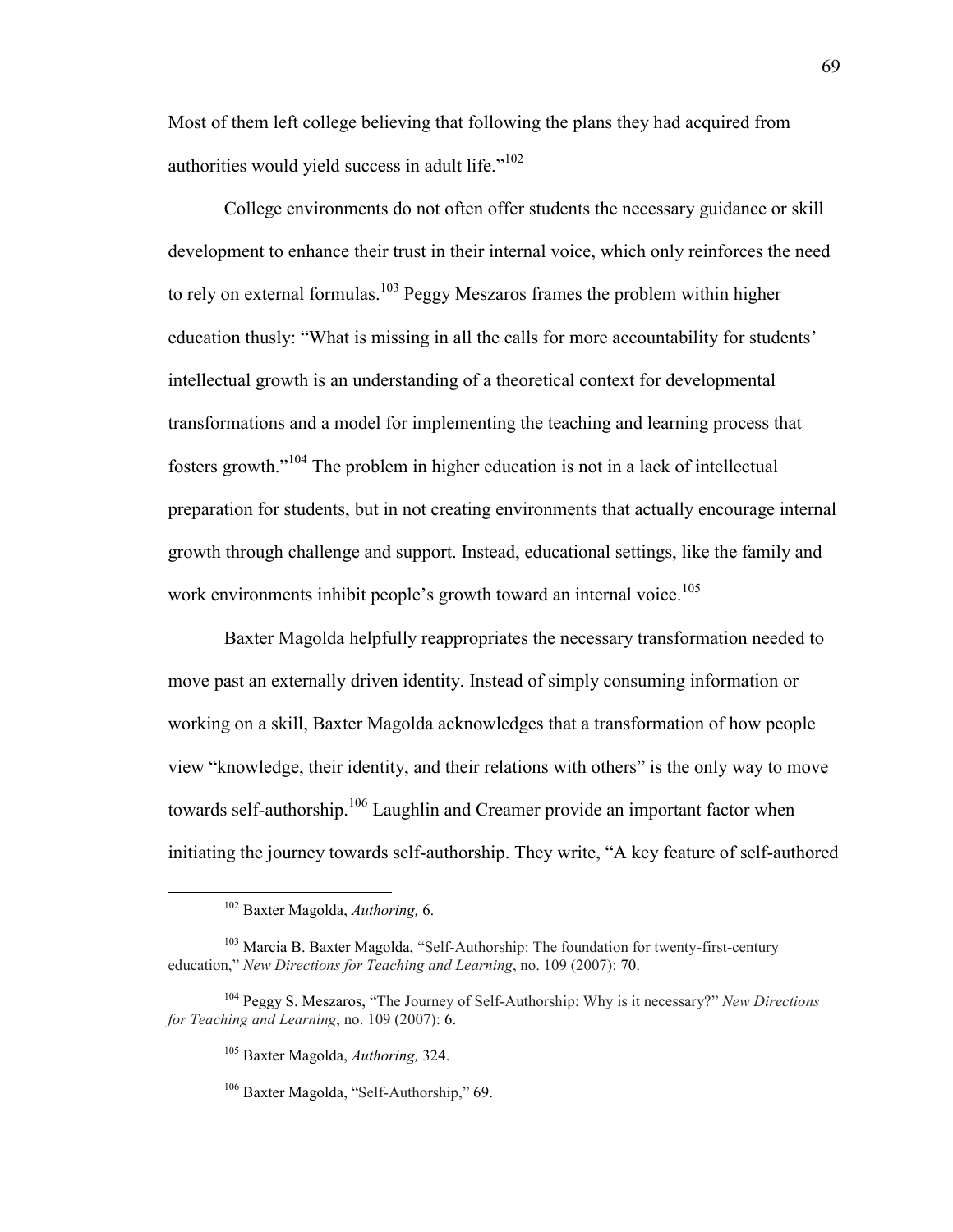Most of them left college believing that following the plans they had acquired from authorities would yield success in adult life."[102]

College environments do not often offer students the necessary guidance or skill development to enhance their trust in their internal voice, which only reinforces the need to rely on external formulas.[103] Peggy Meszaros frames the problem within higher education thusly: "What is missing in all the calls for more accountability for students' intellectual growth is an understanding of a theoretical context for developmental transformations and a model for implementing the teaching and learning process that fosters growth."[104] The problem in higher education is not in a lack of intellectual preparation for students, but in not creating environments that actually encourage internal growth through challenge and support. Instead, educational settings, like the family and work environments inhibit people's growth toward an internal voice.[105]

Baxter Magolda helpfully reappropriates the necessary transformation needed to move past an externally driven identity. Instead of simply consuming information or working on a skill, Baxter Magolda acknowledges that a transformation of how people view "knowledge, their identity, and their relations with others" is the only way to move towards self-authorship.[106] Laughlin and Creamer provide an important factor when initiating the journey towards self-authorship. They write, "A key feature of self-authored

---

[102] Baxter Magolda, *Authoring,* 6.

[103] Marcia B. Baxter Magolda, "Self-Authorship: The foundation for twenty-first-century education," *New Directions for Teaching and Learning*, no. 109 (2007): 70.

[104] Peggy S. Meszaros, "The Journey of Self-Authorship: Why is it necessary?" *New Directions for Teaching and Learning*, no. 109 (2007): 6.

[105] Baxter Magolda, *Authoring,* 324.

[106] Baxter Magolda, "Self-Authorship," 69.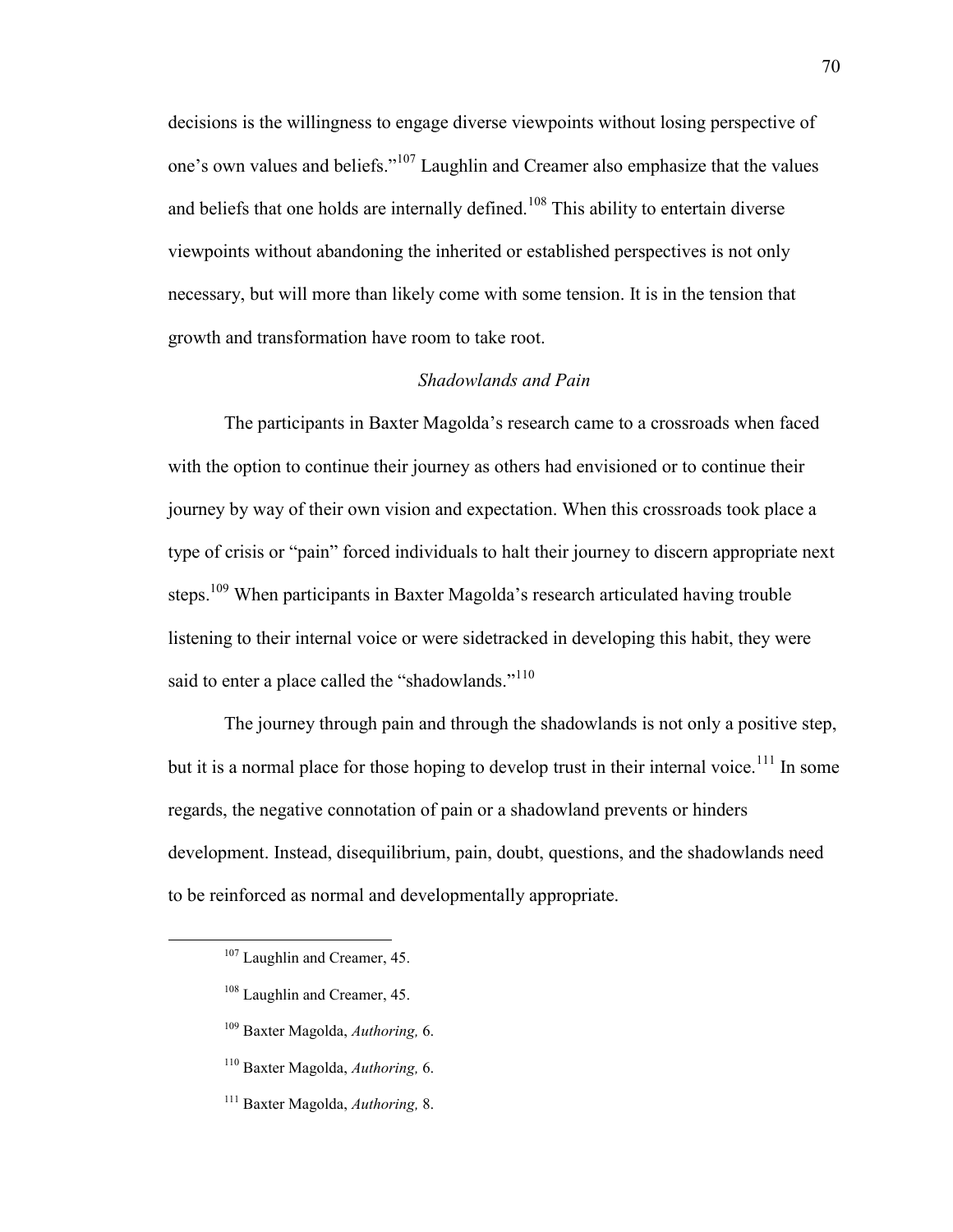decisions is the willingness to engage diverse viewpoints without losing perspective of one's own values and beliefs."[107] Laughlin and Creamer also emphasize that the values and beliefs that one holds are internally defined.[108] This ability to entertain diverse viewpoints without abandoning the inherited or established perspectives is not only necessary, but will more than likely come with some tension. It is in the tension that growth and transformation have room to take root.

### *Shadowlands and Pain*

The participants in Baxter Magolda's research came to a crossroads when faced with the option to continue their journey as others had envisioned or to continue their journey by way of their own vision and expectation. When this crossroads took place a type of crisis or "pain" forced individuals to halt their journey to discern appropriate next steps.[109] When participants in Baxter Magolda's research articulated having trouble listening to their internal voice or were sidetracked in developing this habit, they were said to enter a place called the "shadowlands."[110]

The journey through pain and through the shadowlands is not only a positive step, but it is a normal place for those hoping to develop trust in their internal voice.[111] In some regards, the negative connotation of pain or a shadowland prevents or hinders development. Instead, disequilibrium, pain, doubt, questions, and the shadowlands need to be reinforced as normal and developmentally appropriate.

---

[107] Laughlin and Creamer, 45.

[108] Laughlin and Creamer, 45.

[109] Baxter Magolda, *Authoring,* 6.

[110] Baxter Magolda, *Authoring,* 6.

[111] Baxter Magolda, *Authoring,* 8.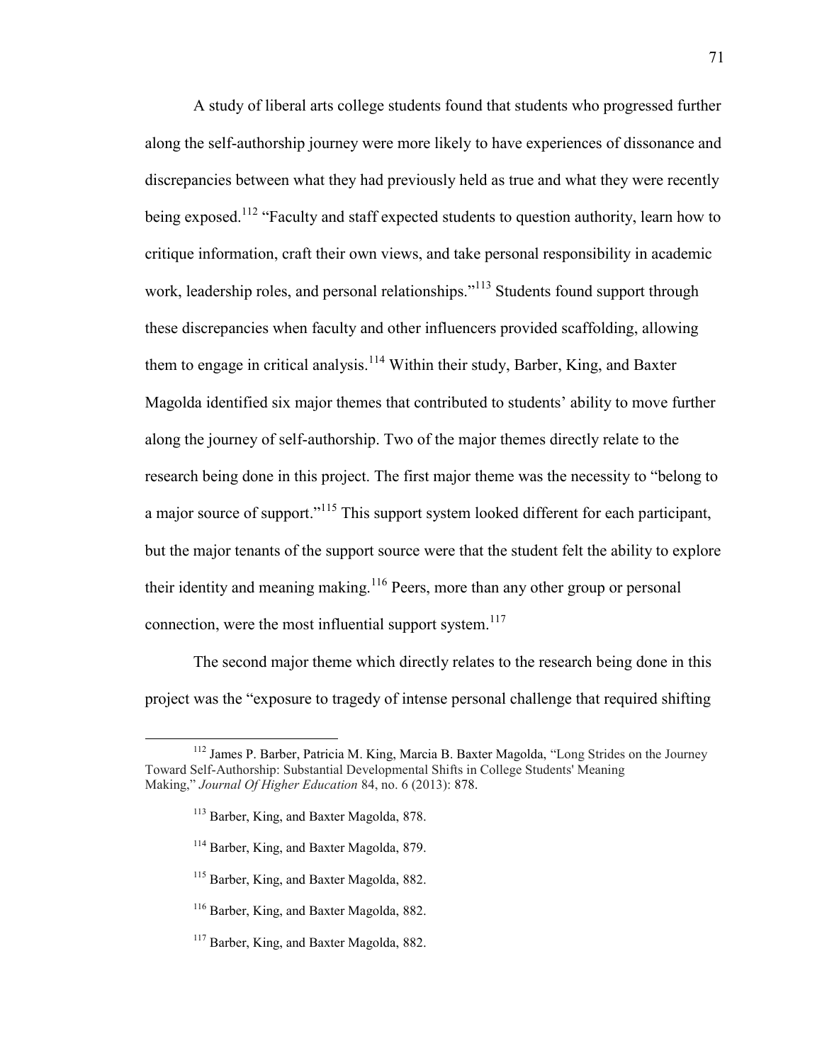A study of liberal arts college students found that students who progressed further along the self-authorship journey were more likely to have experiences of dissonance and discrepancies between what they had previously held as true and what they were recently being exposed.[112] "Faculty and staff expected students to question authority, learn how to critique information, craft their own views, and take personal responsibility in academic work, leadership roles, and personal relationships."[113] Students found support through these discrepancies when faculty and other influencers provided scaffolding, allowing them to engage in critical analysis.[114] Within their study, Barber, King, and Baxter Magolda identified six major themes that contributed to students' ability to move further along the journey of self-authorship. Two of the major themes directly relate to the research being done in this project. The first major theme was the necessity to "belong to a major source of support."[115] This support system looked different for each participant, but the major tenants of the support source were that the student felt the ability to explore their identity and meaning making.[116] Peers, more than any other group or personal connection, were the most influential support system.[117]

The second major theme which directly relates to the research being done in this project was the "exposure to tragedy of intense personal challenge that required shifting

---

[112] James P. Barber, Patricia M. King, Marcia B. Baxter Magolda, "Long Strides on the Journey Toward Self-Authorship: Substantial Developmental Shifts in College Students' Meaning Making," *Journal Of Higher Education* 84, no. 6 (2013): 878.

[113] Barber, King, and Baxter Magolda, 878.

[114] Barber, King, and Baxter Magolda, 879.

[115] Barber, King, and Baxter Magolda, 882.

[116] Barber, King, and Baxter Magolda, 882.

[117] Barber, King, and Baxter Magolda, 882.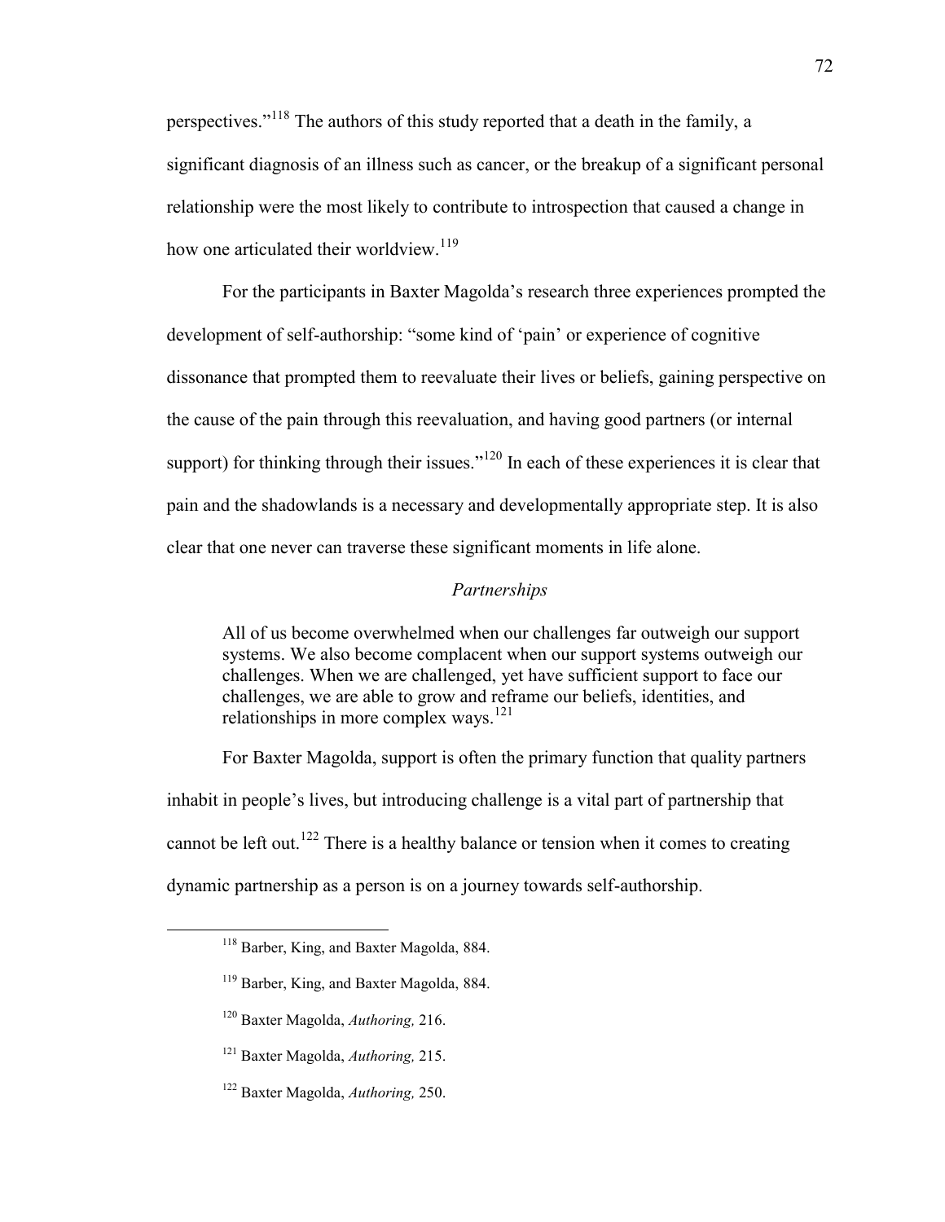perspectives."[118] The authors of this study reported that a death in the family, a significant diagnosis of an illness such as cancer, or the breakup of a significant personal relationship were the most likely to contribute to introspection that caused a change in how one articulated their worldview.[119]

For the participants in Baxter Magolda's research three experiences prompted the development of self-authorship: "some kind of 'pain' or experience of cognitive dissonance that prompted them to reevaluate their lives or beliefs, gaining perspective on the cause of the pain through this reevaluation, and having good partners (or internal support) for thinking through their issues."[120] In each of these experiences it is clear that pain and the shadowlands is a necessary and developmentally appropriate step. It is also clear that one never can traverse these significant moments in life alone.

### *Partnerships*

> All of us become overwhelmed when our challenges far outweigh our support systems. We also become complacent when our support systems outweigh our challenges. When we are challenged, yet have sufficient support to face our challenges, we are able to grow and reframe our beliefs, identities, and relationships in more complex ways.[121]

For Baxter Magolda, support is often the primary function that quality partners inhabit in people's lives, but introducing challenge is a vital part of partnership that cannot be left out.[122] There is a healthy balance or tension when it comes to creating dynamic partnership as a person is on a journey towards self-authorship.

---

[118] Barber, King, and Baxter Magolda, 884.

[119] Barber, King, and Baxter Magolda, 884.

[120] Baxter Magolda, *Authoring,* 216.

[121] Baxter Magolda, *Authoring,* 215.

[122] Baxter Magolda, *Authoring,* 250.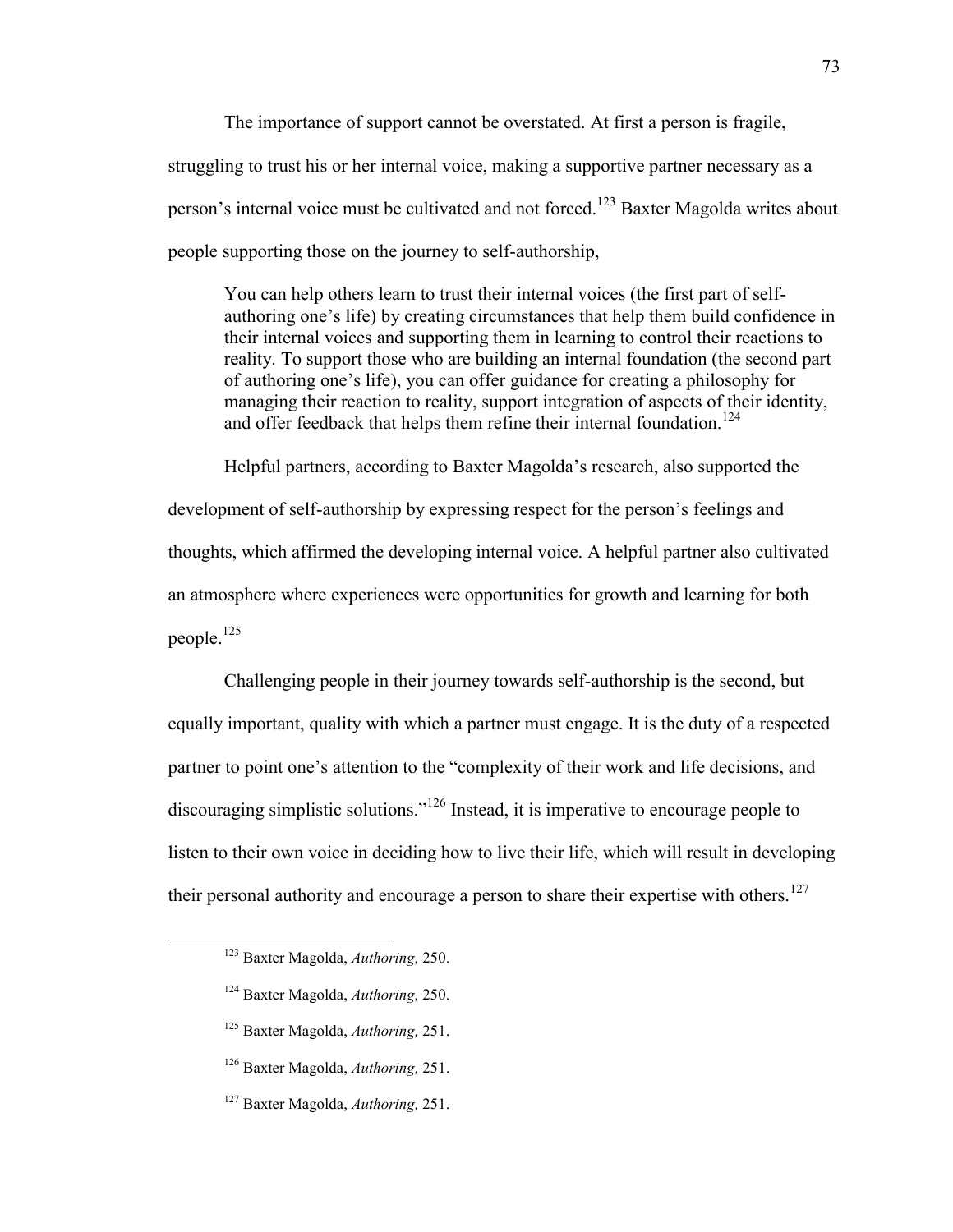The importance of support cannot be overstated. At first a person is fragile, struggling to trust his or her internal voice, making a supportive partner necessary as a person's internal voice must be cultivated and not forced.[123] Baxter Magolda writes about people supporting those on the journey to self-authorship,

> You can help others learn to trust their internal voices (the first part of self-authoring one's life) by creating circumstances that help them build confidence in their internal voices and supporting them in learning to control their reactions to reality. To support those who are building an internal foundation (the second part of authoring one's life), you can offer guidance for creating a philosophy for managing their reaction to reality, support integration of aspects of their identity, and offer feedback that helps them refine their internal foundation.[124]

Helpful partners, according to Baxter Magolda's research, also supported the development of self-authorship by expressing respect for the person's feelings and thoughts, which affirmed the developing internal voice. A helpful partner also cultivated an atmosphere where experiences were opportunities for growth and learning for both people.[125]

Challenging people in their journey towards self-authorship is the second, but equally important, quality with which a partner must engage. It is the duty of a respected partner to point one's attention to the "complexity of their work and life decisions, and discouraging simplistic solutions."[126] Instead, it is imperative to encourage people to listen to their own voice in deciding how to live their life, which will result in developing their personal authority and encourage a person to share their expertise with others.[127]

---

[123] Baxter Magolda, *Authoring,* 250.

[124] Baxter Magolda, *Authoring,* 250.

[125] Baxter Magolda, *Authoring,* 251.

[126] Baxter Magolda, *Authoring,* 251.

[127] Baxter Magolda, *Authoring,* 251.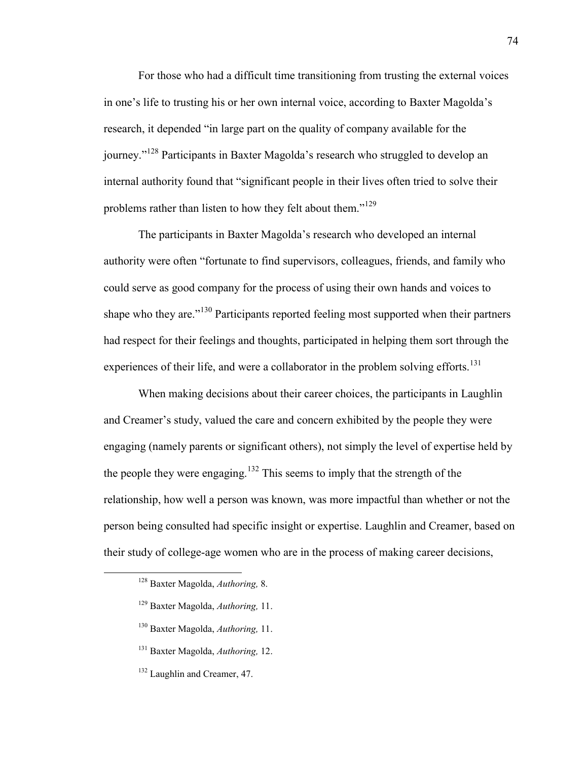For those who had a difficult time transitioning from trusting the external voices in one's life to trusting his or her own internal voice, according to Baxter Magolda's research, it depended "in large part on the quality of company available for the journey."[128] Participants in Baxter Magolda's research who struggled to develop an internal authority found that "significant people in their lives often tried to solve their problems rather than listen to how they felt about them."[129]

The participants in Baxter Magolda's research who developed an internal authority were often "fortunate to find supervisors, colleagues, friends, and family who could serve as good company for the process of using their own hands and voices to shape who they are."[130] Participants reported feeling most supported when their partners had respect for their feelings and thoughts, participated in helping them sort through the experiences of their life, and were a collaborator in the problem solving efforts.[131]

When making decisions about their career choices, the participants in Laughlin and Creamer's study, valued the care and concern exhibited by the people they were engaging (namely parents or significant others), not simply the level of expertise held by the people they were engaging.[132] This seems to imply that the strength of the relationship, how well a person was known, was more impactful than whether or not the person being consulted had specific insight or expertise. Laughlin and Creamer, based on their study of college-age women who are in the process of making career decisions,

---

[128] Baxter Magolda, *Authoring,* 8.

[129] Baxter Magolda, *Authoring,* 11.

[130] Baxter Magolda, *Authoring,* 11.

[131] Baxter Magolda, *Authoring,* 12.

[132] Laughlin and Creamer, 47.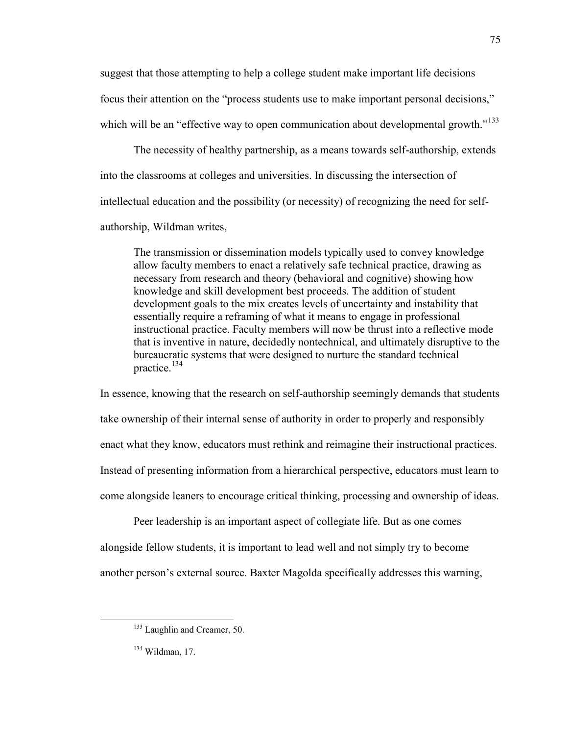suggest that those attempting to help a college student make important life decisions focus their attention on the "process students use to make important personal decisions," which will be an "effective way to open communication about developmental growth."[133]

The necessity of healthy partnership, as a means towards self-authorship, extends into the classrooms at colleges and universities. In discussing the intersection of intellectual education and the possibility (or necessity) of recognizing the need for self-authorship, Wildman writes,

> The transmission or dissemination models typically used to convey knowledge allow faculty members to enact a relatively safe technical practice, drawing as necessary from research and theory (behavioral and cognitive) showing how knowledge and skill development best proceeds. The addition of student development goals to the mix creates levels of uncertainty and instability that essentially require a reframing of what it means to engage in professional instructional practice. Faculty members will now be thrust into a reflective mode that is inventive in nature, decidedly nontechnical, and ultimately disruptive to the bureaucratic systems that were designed to nurture the standard technical practice.[134]

In essence, knowing that the research on self-authorship seemingly demands that students take ownership of their internal sense of authority in order to properly and responsibly enact what they know, educators must rethink and reimagine their instructional practices. Instead of presenting information from a hierarchical perspective, educators must learn to come alongside leaners to encourage critical thinking, processing and ownership of ideas.

Peer leadership is an important aspect of collegiate life. But as one comes alongside fellow students, it is important to lead well and not simply try to become another person's external source. Baxter Magolda specifically addresses this warning,

---

[133] Laughlin and Creamer, 50.

[134] Wildman, 17.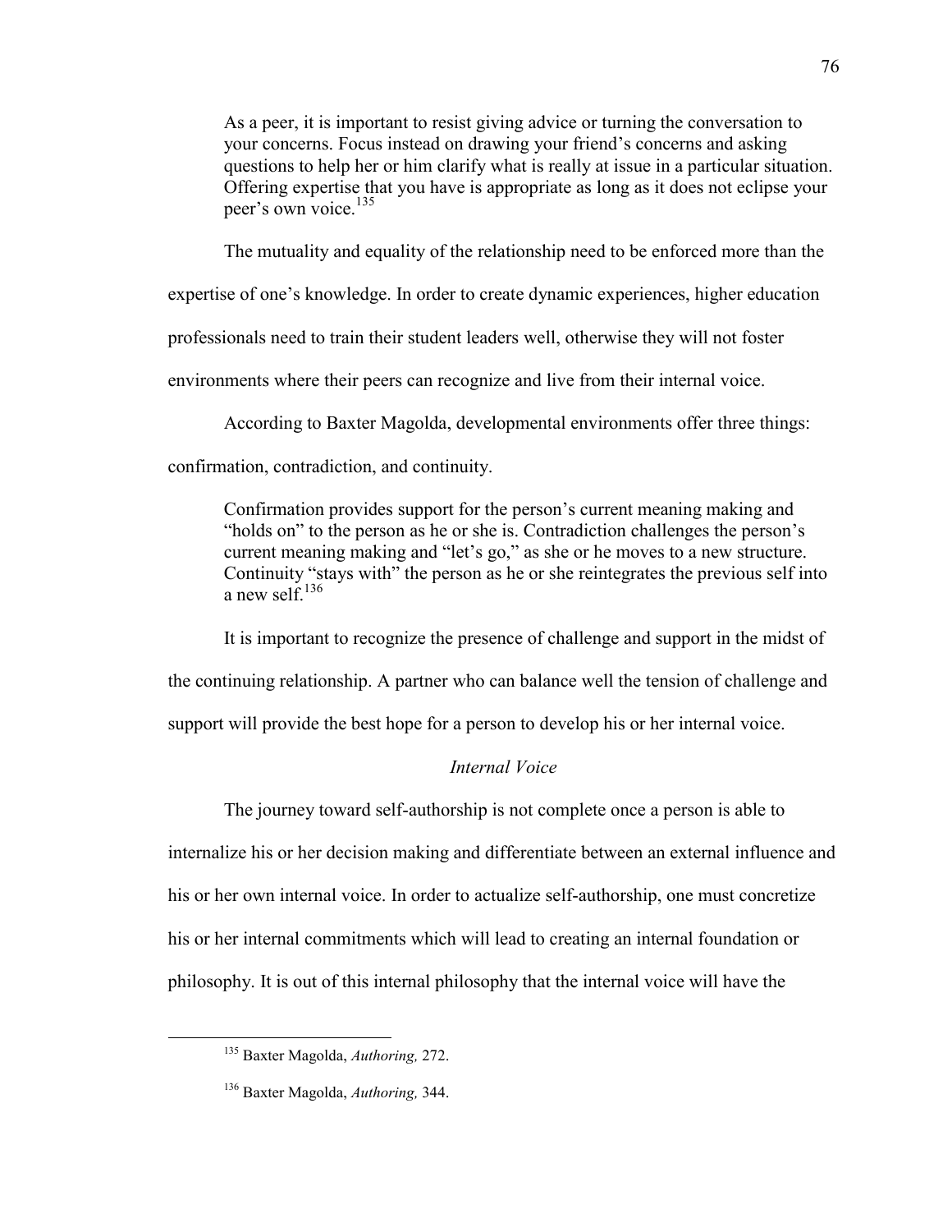> As a peer, it is important to resist giving advice or turning the conversation to your concerns. Focus instead on drawing your friend's concerns and asking questions to help her or him clarify what is really at issue in a particular situation. Offering expertise that you have is appropriate as long as it does not eclipse your peer's own voice.[135]

The mutuality and equality of the relationship need to be enforced more than the expertise of one's knowledge. In order to create dynamic experiences, higher education professionals need to train their student leaders well, otherwise they will not foster environments where their peers can recognize and live from their internal voice.

According to Baxter Magolda, developmental environments offer three things: confirmation, contradiction, and continuity.

> Confirmation provides support for the person's current meaning making and "holds on" to the person as he or she is. Contradiction challenges the person's current meaning making and "let's go," as she or he moves to a new structure. Continuity "stays with" the person as he or she reintegrates the previous self into a new self.[136]

It is important to recognize the presence of challenge and support in the midst of the continuing relationship. A partner who can balance well the tension of challenge and support will provide the best hope for a person to develop his or her internal voice.

### *Internal Voice*

The journey toward self-authorship is not complete once a person is able to internalize his or her decision making and differentiate between an external influence and his or her own internal voice. In order to actualize self-authorship, one must concretize his or her internal commitments which will lead to creating an internal foundation or philosophy. It is out of this internal philosophy that the internal voice will have the

---

[135] Baxter Magolda, *Authoring,* 272.

[136] Baxter Magolda, *Authoring,* 344.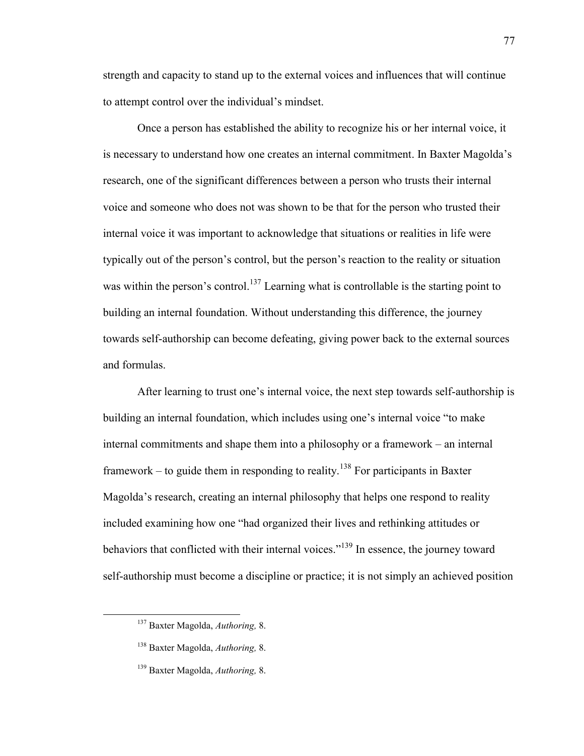strength and capacity to stand up to the external voices and influences that will continue to attempt control over the individual's mindset.

Once a person has established the ability to recognize his or her internal voice, it is necessary to understand how one creates an internal commitment. In Baxter Magolda's research, one of the significant differences between a person who trusts their internal voice and someone who does not was shown to be that for the person who trusted their internal voice it was important to acknowledge that situations or realities in life were typically out of the person's control, but the person's reaction to the reality or situation was within the person's control.[137] Learning what is controllable is the starting point to building an internal foundation. Without understanding this difference, the journey towards self-authorship can become defeating, giving power back to the external sources and formulas.

After learning to trust one's internal voice, the next step towards self-authorship is building an internal foundation, which includes using one's internal voice "to make internal commitments and shape them into a philosophy or a framework – an internal framework – to guide them in responding to reality.[138] For participants in Baxter Magolda's research, creating an internal philosophy that helps one respond to reality included examining how one "had organized their lives and rethinking attitudes or behaviors that conflicted with their internal voices."[139] In essence, the journey toward self-authorship must become a discipline or practice; it is not simply an achieved position

---

[137] Baxter Magolda, *Authoring,* 8.

[138] Baxter Magolda, *Authoring,* 8.

[139] Baxter Magolda, *Authoring,* 8.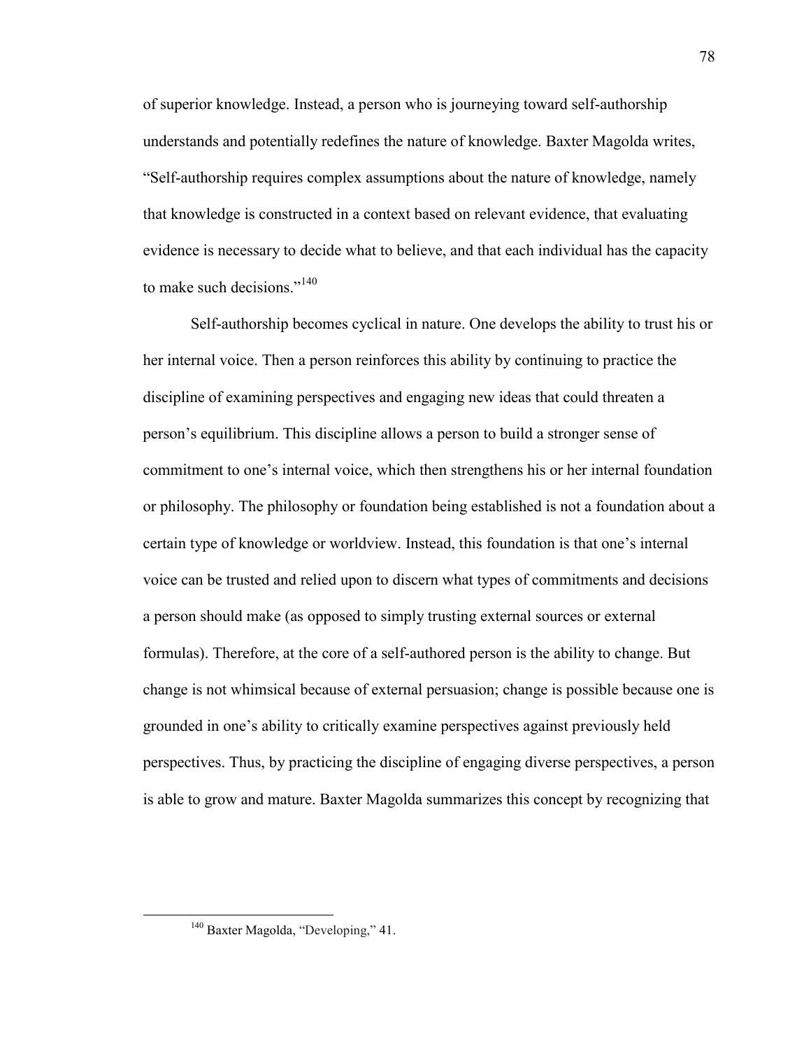of superior knowledge. Instead, a person who is journeying toward self-authorship understands and potentially redefines the nature of knowledge. Baxter Magolda writes, "Self-authorship requires complex assumptions about the nature of knowledge, namely that knowledge is constructed in a context based on relevant evidence, that evaluating evidence is necessary to decide what to believe, and that each individual has the capacity to make such decisions."[140]

Self-authorship becomes cyclical in nature. One develops the ability to trust his or her internal voice. Then a person reinforces this ability by continuing to practice the discipline of examining perspectives and engaging new ideas that could threaten a person's equilibrium. This discipline allows a person to build a stronger sense of commitment to one's internal voice, which then strengthens his or her internal foundation or philosophy. The philosophy or foundation being established is not a foundation about a certain type of knowledge or worldview. Instead, this foundation is that one's internal voice can be trusted and relied upon to discern what types of commitments and decisions a person should make (as opposed to simply trusting external sources or external formulas). Therefore, at the core of a self-authored person is the ability to change. But change is not whimsical because of external persuasion; change is possible because one is grounded in one's ability to critically examine perspectives against previously held perspectives. Thus, by practicing the discipline of engaging diverse perspectives, a person is able to grow and mature. Baxter Magolda summarizes this concept by recognizing that

---

[140] Baxter Magolda, "Developing," 41.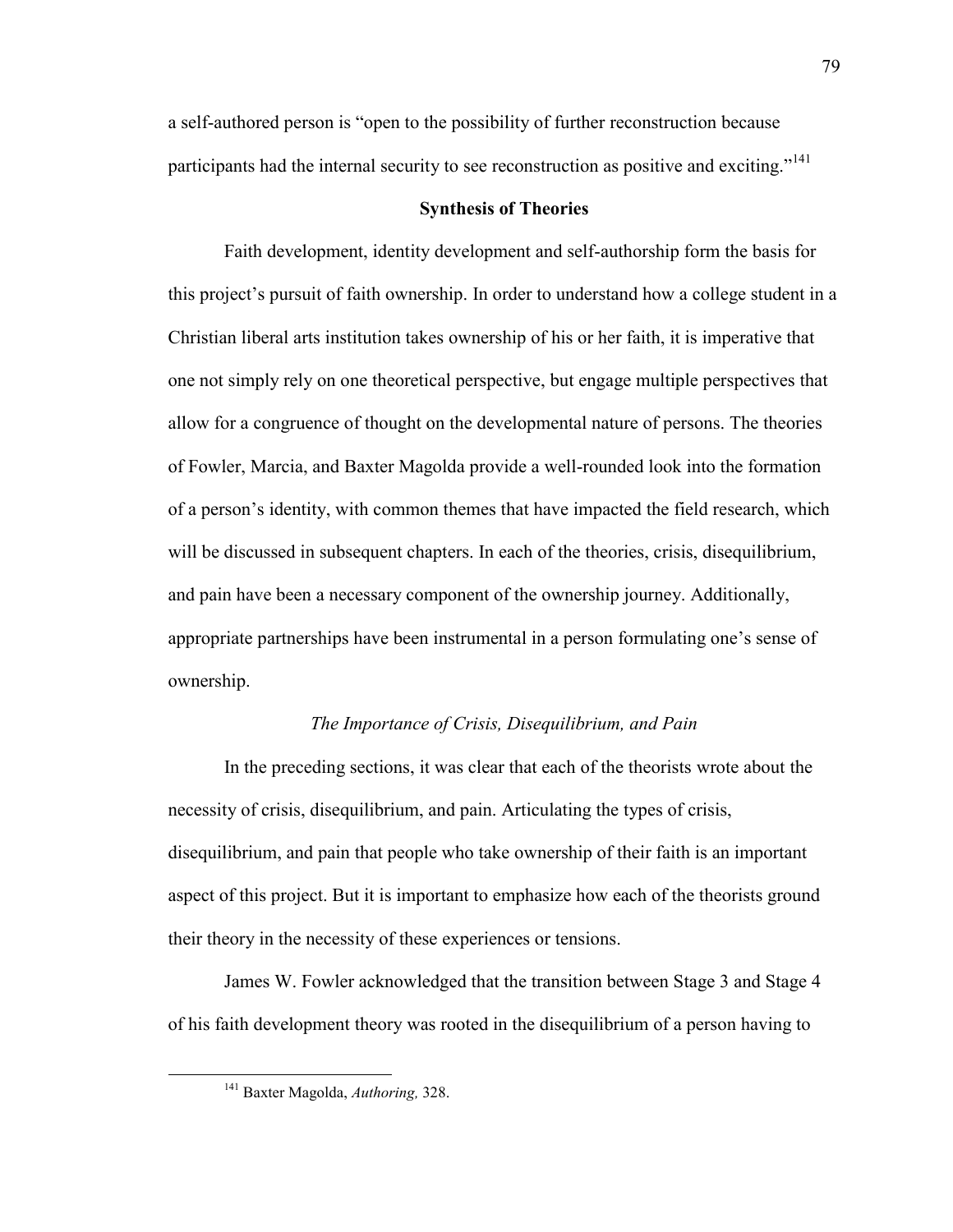a self-authored person is "open to the possibility of further reconstruction because participants had the internal security to see reconstruction as positive and exciting."[141]

## Synthesis of Theories

Faith development, identity development and self-authorship form the basis for this project's pursuit of faith ownership. In order to understand how a college student in a Christian liberal arts institution takes ownership of his or her faith, it is imperative that one not simply rely on one theoretical perspective, but engage multiple perspectives that allow for a congruence of thought on the developmental nature of persons. The theories of Fowler, Marcia, and Baxter Magolda provide a well-rounded look into the formation of a person's identity, with common themes that have impacted the field research, which will be discussed in subsequent chapters. In each of the theories, crisis, disequilibrium, and pain have been a necessary component of the ownership journey. Additionally, appropriate partnerships have been instrumental in a person formulating one's sense of ownership.

### *The Importance of Crisis, Disequilibrium, and Pain*

In the preceding sections, it was clear that each of the theorists wrote about the necessity of crisis, disequilibrium, and pain. Articulating the types of crisis, disequilibrium, and pain that people who take ownership of their faith is an important aspect of this project. But it is important to emphasize how each of the theorists ground their theory in the necessity of these experiences or tensions.

James W. Fowler acknowledged that the transition between Stage 3 and Stage 4 of his faith development theory was rooted in the disequilibrium of a person having to

---

[141] Baxter Magolda, *Authoring,* 328.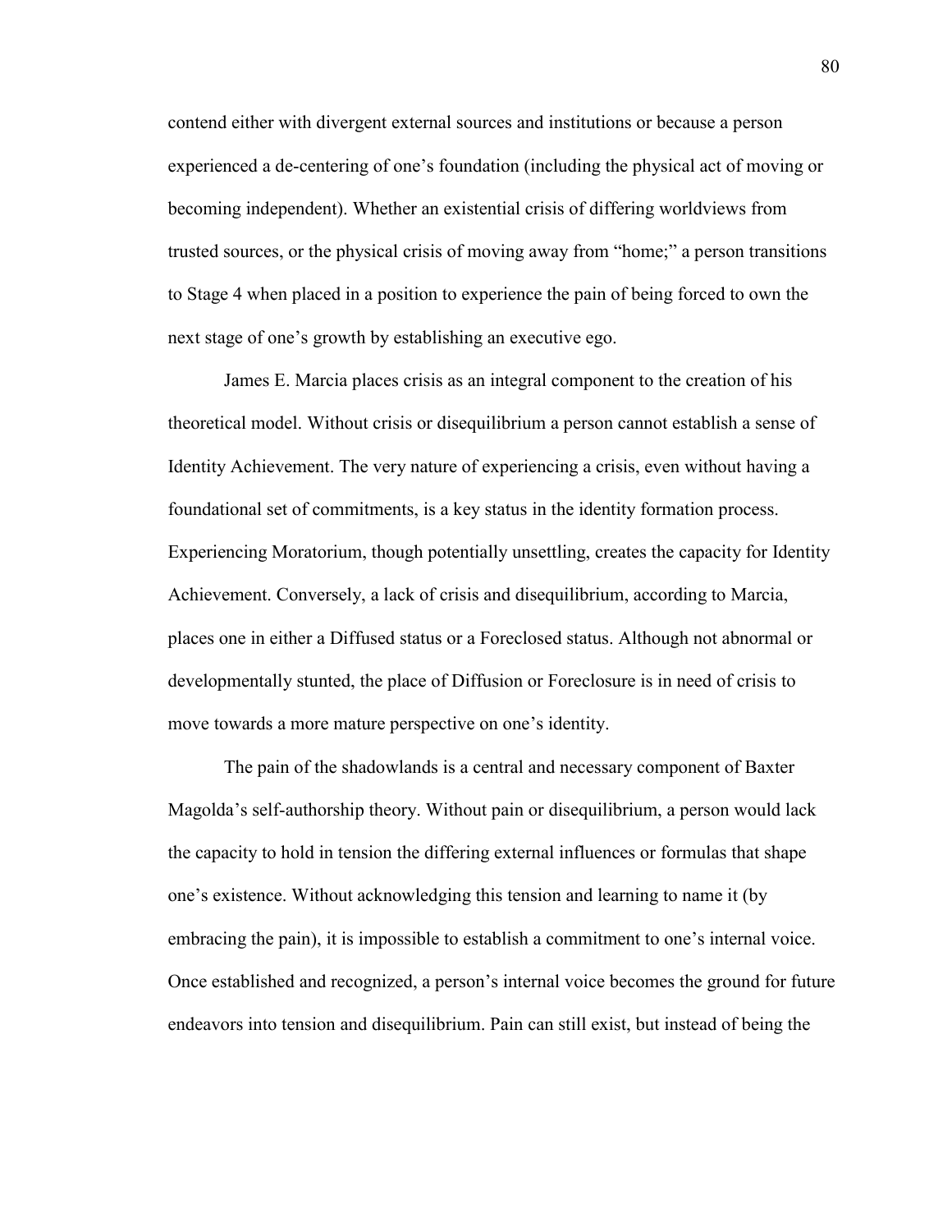contend either with divergent external sources and institutions or because a person experienced a de-centering of one's foundation (including the physical act of moving or becoming independent). Whether an existential crisis of differing worldviews from trusted sources, or the physical crisis of moving away from "home;" a person transitions to Stage 4 when placed in a position to experience the pain of being forced to own the next stage of one's growth by establishing an executive ego.

James E. Marcia places crisis as an integral component to the creation of his theoretical model. Without crisis or disequilibrium a person cannot establish a sense of Identity Achievement. The very nature of experiencing a crisis, even without having a foundational set of commitments, is a key status in the identity formation process. Experiencing Moratorium, though potentially unsettling, creates the capacity for Identity Achievement. Conversely, a lack of crisis and disequilibrium, according to Marcia, places one in either a Diffused status or a Foreclosed status. Although not abnormal or developmentally stunted, the place of Diffusion or Foreclosure is in need of crisis to move towards a more mature perspective on one's identity.

The pain of the shadowlands is a central and necessary component of Baxter Magolda's self-authorship theory. Without pain or disequilibrium, a person would lack the capacity to hold in tension the differing external influences or formulas that shape one's existence. Without acknowledging this tension and learning to name it (by embracing the pain), it is impossible to establish a commitment to one's internal voice. Once established and recognized, a person's internal voice becomes the ground for future endeavors into tension and disequilibrium. Pain can still exist, but instead of being the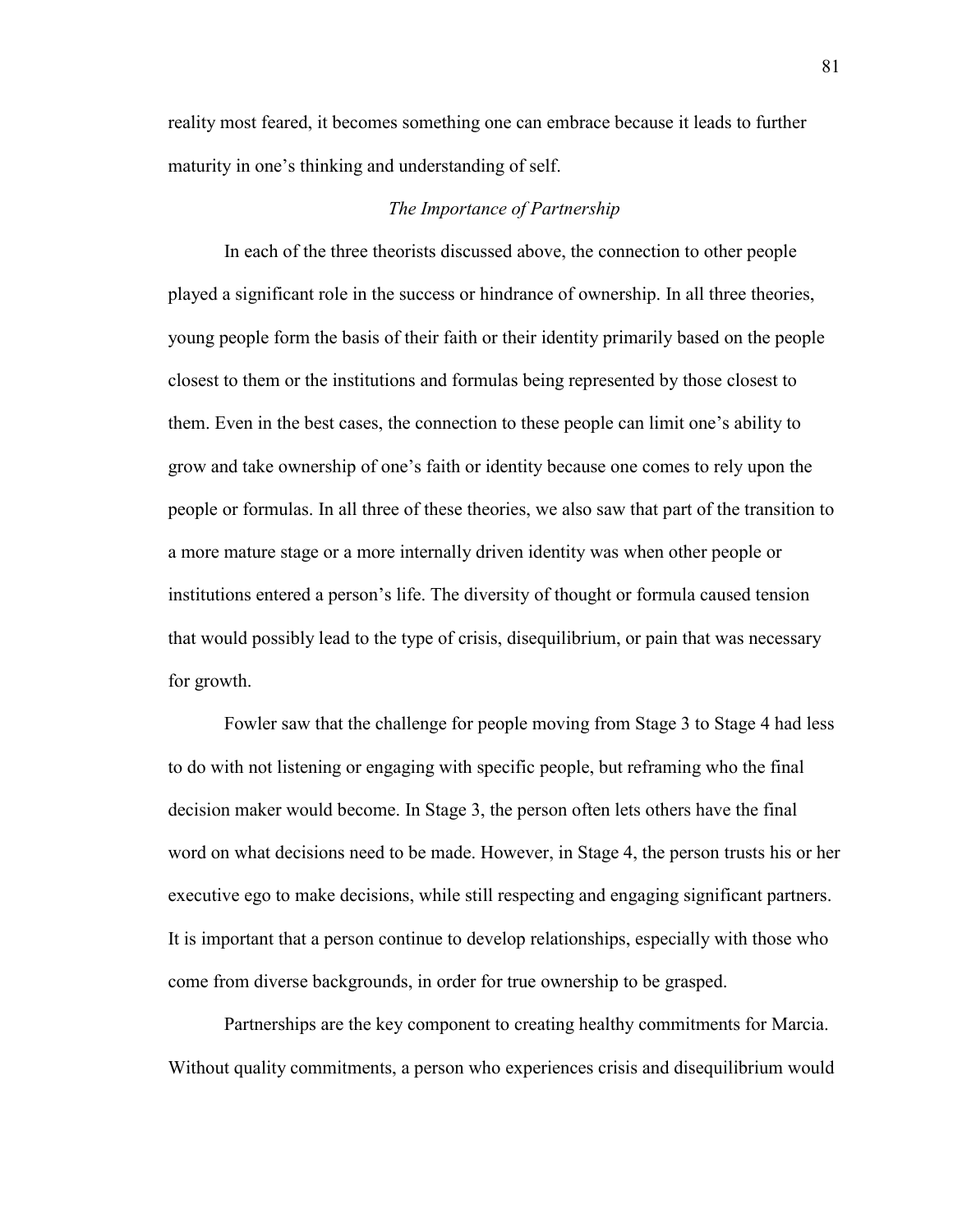reality most feared, it becomes something one can embrace because it leads to further maturity in one's thinking and understanding of self.

### *The Importance of Partnership*

In each of the three theorists discussed above, the connection to other people played a significant role in the success or hindrance of ownership. In all three theories, young people form the basis of their faith or their identity primarily based on the people closest to them or the institutions and formulas being represented by those closest to them. Even in the best cases, the connection to these people can limit one's ability to grow and take ownership of one's faith or identity because one comes to rely upon the people or formulas. In all three of these theories, we also saw that part of the transition to a more mature stage or a more internally driven identity was when other people or institutions entered a person's life. The diversity of thought or formula caused tension that would possibly lead to the type of crisis, disequilibrium, or pain that was necessary for growth.

Fowler saw that the challenge for people moving from Stage 3 to Stage 4 had less to do with not listening or engaging with specific people, but reframing who the final decision maker would become. In Stage 3, the person often lets others have the final word on what decisions need to be made. However, in Stage 4, the person trusts his or her executive ego to make decisions, while still respecting and engaging significant partners. It is important that a person continue to develop relationships, especially with those who come from diverse backgrounds, in order for true ownership to be grasped.

Partnerships are the key component to creating healthy commitments for Marcia. Without quality commitments, a person who experiences crisis and disequilibrium would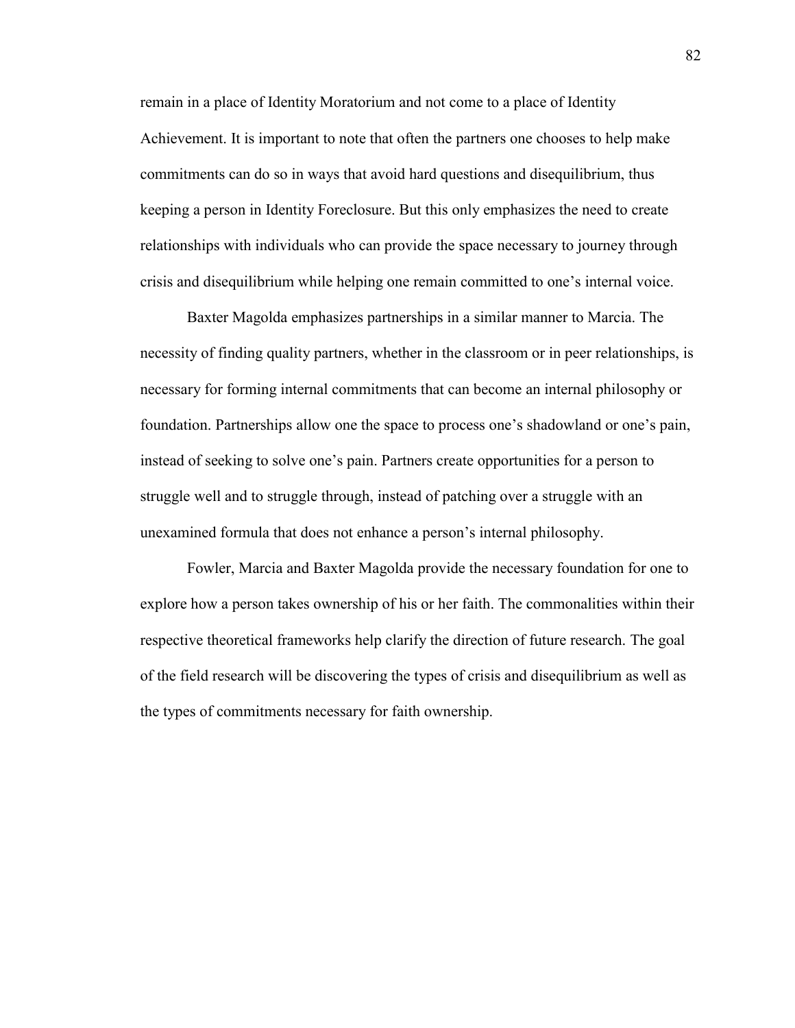remain in a place of Identity Moratorium and not come to a place of Identity Achievement. It is important to note that often the partners one chooses to help make commitments can do so in ways that avoid hard questions and disequilibrium, thus keeping a person in Identity Foreclosure. But this only emphasizes the need to create relationships with individuals who can provide the space necessary to journey through crisis and disequilibrium while helping one remain committed to one's internal voice.

Baxter Magolda emphasizes partnerships in a similar manner to Marcia. The necessity of finding quality partners, whether in the classroom or in peer relationships, is necessary for forming internal commitments that can become an internal philosophy or foundation. Partnerships allow one the space to process one's shadowland or one's pain, instead of seeking to solve one's pain. Partners create opportunities for a person to struggle well and to struggle through, instead of patching over a struggle with an unexamined formula that does not enhance a person's internal philosophy.

Fowler, Marcia and Baxter Magolda provide the necessary foundation for one to explore how a person takes ownership of his or her faith. The commonalities within their respective theoretical frameworks help clarify the direction of future research. The goal of the field research will be discovering the types of crisis and disequilibrium as well as the types of commitments necessary for faith ownership.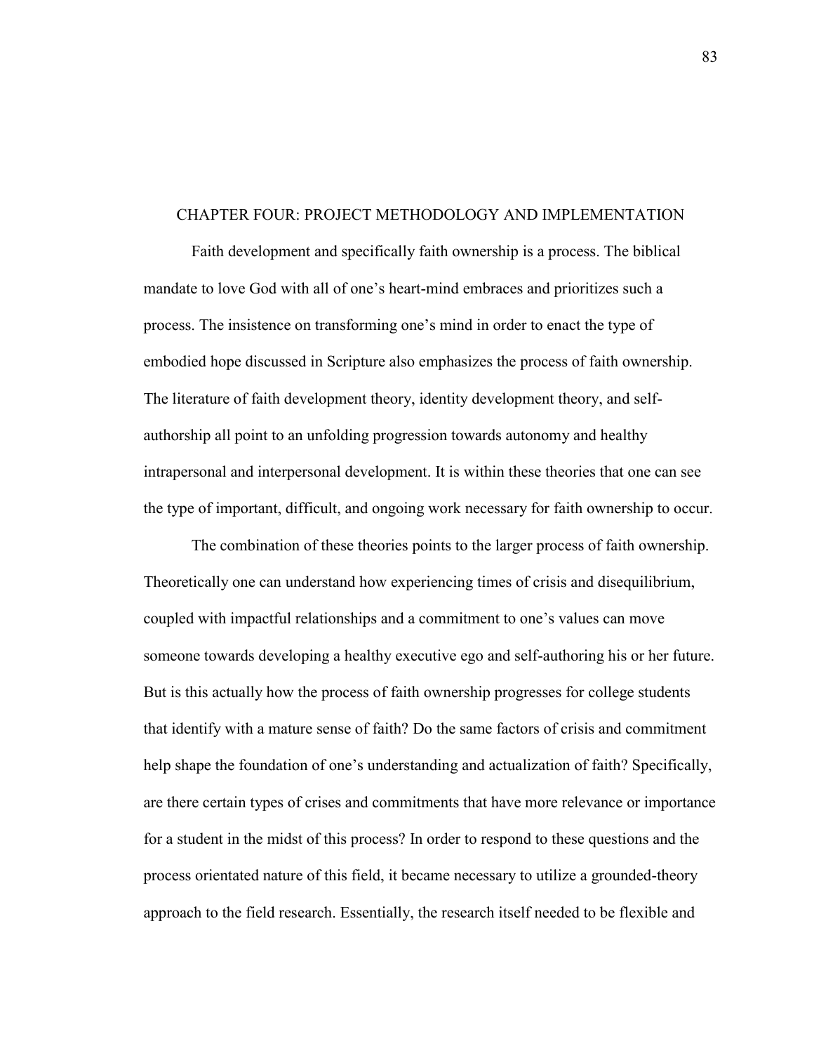# CHAPTER FOUR: PROJECT METHODOLOGY AND IMPLEMENTATION

Faith development and specifically faith ownership is a process. The biblical mandate to love God with all of one's heart-mind embraces and prioritizes such a process. The insistence on transforming one's mind in order to enact the type of embodied hope discussed in Scripture also emphasizes the process of faith ownership. The literature of faith development theory, identity development theory, and self-authorship all point to an unfolding progression towards autonomy and healthy intrapersonal and interpersonal development. It is within these theories that one can see the type of important, difficult, and ongoing work necessary for faith ownership to occur.

The combination of these theories points to the larger process of faith ownership. Theoretically one can understand how experiencing times of crisis and disequilibrium, coupled with impactful relationships and a commitment to one's values can move someone towards developing a healthy executive ego and self-authoring his or her future. But is this actually how the process of faith ownership progresses for college students that identify with a mature sense of faith? Do the same factors of crisis and commitment help shape the foundation of one's understanding and actualization of faith? Specifically, are there certain types of crises and commitments that have more relevance or importance for a student in the midst of this process? In order to respond to these questions and the process orientated nature of this field, it became necessary to utilize a grounded-theory approach to the field research. Essentially, the research itself needed to be flexible and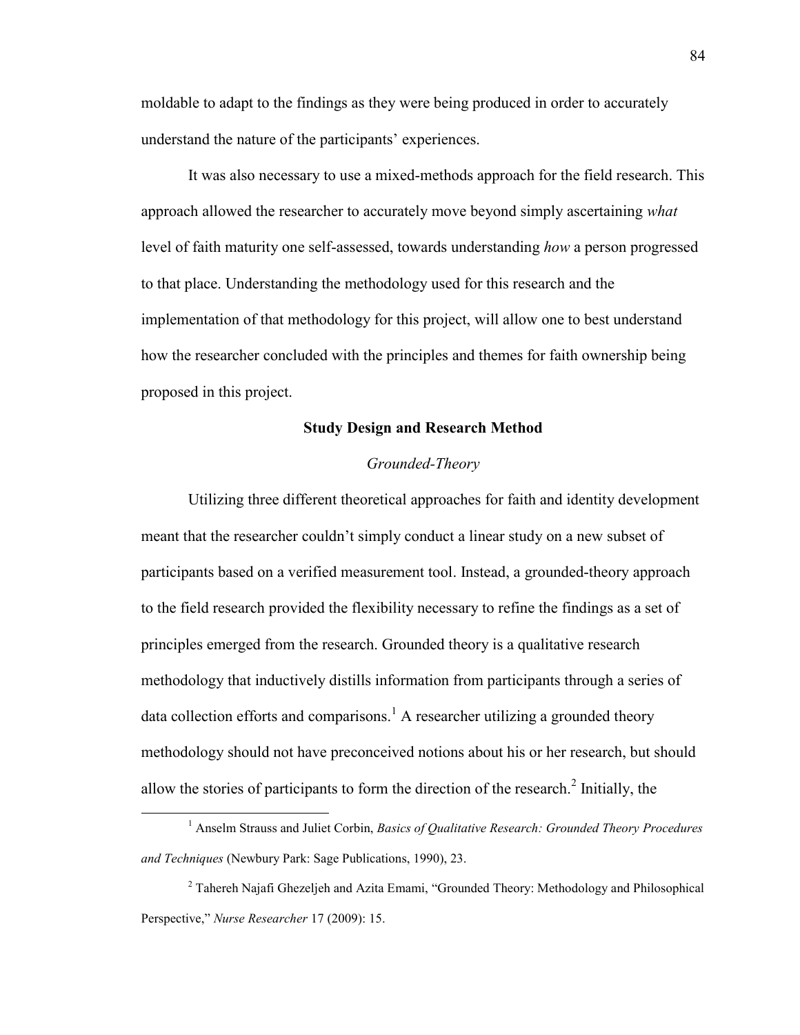moldable to adapt to the findings as they were being produced in order to accurately understand the nature of the participants' experiences.

It was also necessary to use a mixed-methods approach for the field research. This approach allowed the researcher to accurately move beyond simply ascertaining *what* level of faith maturity one self-assessed, towards understanding *how* a person progressed to that place. Understanding the methodology used for this research and the implementation of that methodology for this project, will allow one to best understand how the researcher concluded with the principles and themes for faith ownership being proposed in this project.

## Study Design and Research Method

### *Grounded-Theory*

Utilizing three different theoretical approaches for faith and identity development meant that the researcher couldn't simply conduct a linear study on a new subset of participants based on a verified measurement tool. Instead, a grounded-theory approach to the field research provided the flexibility necessary to refine the findings as a set of principles emerged from the research. Grounded theory is a qualitative research methodology that inductively distills information from participants through a series of data collection efforts and comparisons.[1] A researcher utilizing a grounded theory methodology should not have preconceived notions about his or her research, but should allow the stories of participants to form the direction of the research.[2] Initially, the

---

[1] Anselm Strauss and Juliet Corbin, *Basics of Qualitative Research: Grounded Theory Procedures and Techniques* (Newbury Park: Sage Publications, 1990), 23.

[2] Tahereh Najafi Ghezeljeh and Azita Emami, "Grounded Theory: Methodology and Philosophical Perspective," *Nurse Researcher* 17 (2009): 15.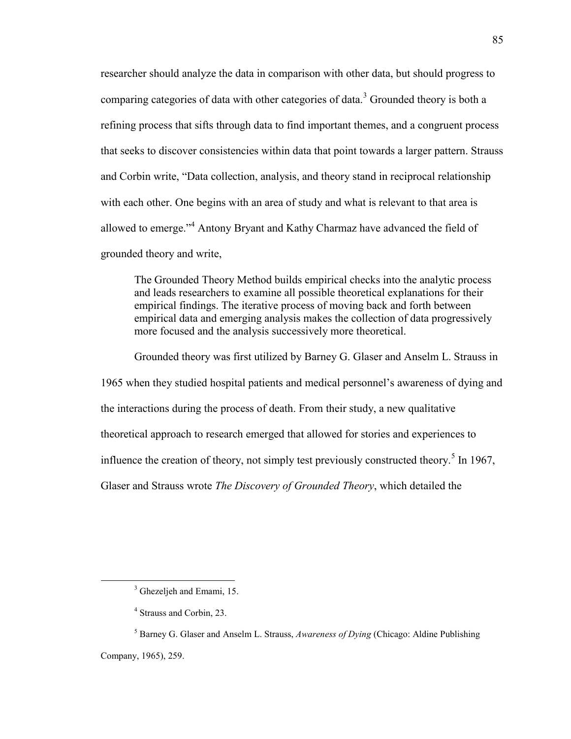researcher should analyze the data in comparison with other data, but should progress to comparing categories of data with other categories of data.[3] Grounded theory is both a refining process that sifts through data to find important themes, and a congruent process that seeks to discover consistencies within data that point towards a larger pattern. Strauss and Corbin write, "Data collection, analysis, and theory stand in reciprocal relationship with each other. One begins with an area of study and what is relevant to that area is allowed to emerge."[4] Antony Bryant and Kathy Charmaz have advanced the field of grounded theory and write,

> The Grounded Theory Method builds empirical checks into the analytic process and leads researchers to examine all possible theoretical explanations for their empirical findings. The iterative process of moving back and forth between empirical data and emerging analysis makes the collection of data progressively more focused and the analysis successively more theoretical.

Grounded theory was first utilized by Barney G. Glaser and Anselm L. Strauss in 1965 when they studied hospital patients and medical personnel's awareness of dying and the interactions during the process of death. From their study, a new qualitative theoretical approach to research emerged that allowed for stories and experiences to influence the creation of theory, not simply test previously constructed theory.[5] In 1967, Glaser and Strauss wrote *The Discovery of Grounded Theory*, which detailed the

---

[3] Ghezeljeh and Emami, 15.

[4] Strauss and Corbin, 23.

[5] Barney G. Glaser and Anselm L. Strauss, *Awareness of Dying* (Chicago: Aldine Publishing Company, 1965), 259.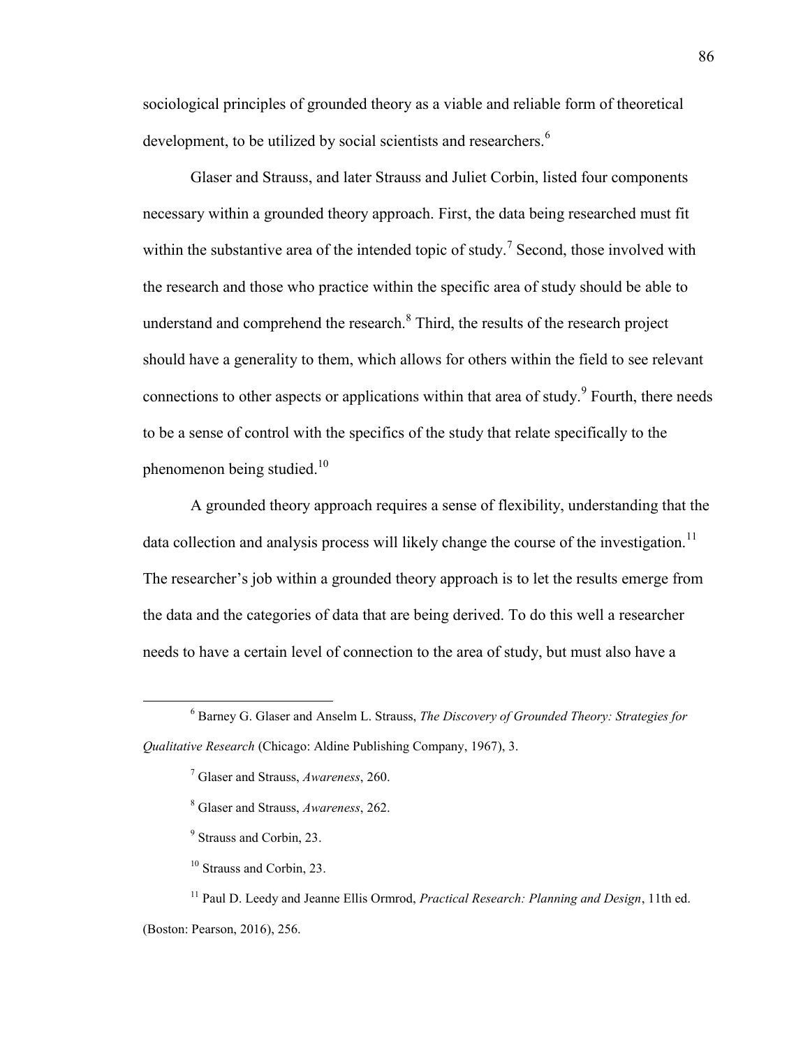sociological principles of grounded theory as a viable and reliable form of theoretical development, to be utilized by social scientists and researchers.[6]

Glaser and Strauss, and later Strauss and Juliet Corbin, listed four components necessary within a grounded theory approach. First, the data being researched must fit within the substantive area of the intended topic of study.[7] Second, those involved with the research and those who practice within the specific area of study should be able to understand and comprehend the research.[8] Third, the results of the research project should have a generality to them, which allows for others within the field to see relevant connections to other aspects or applications within that area of study.[9] Fourth, there needs to be a sense of control with the specifics of the study that relate specifically to the phenomenon being studied.[10]

A grounded theory approach requires a sense of flexibility, understanding that the data collection and analysis process will likely change the course of the investigation.[11] The researcher's job within a grounded theory approach is to let the results emerge from the data and the categories of data that are being derived. To do this well a researcher needs to have a certain level of connection to the area of study, but must also have a

---

[6] Barney G. Glaser and Anselm L. Strauss, *The Discovery of Grounded Theory: Strategies for Qualitative Research* (Chicago: Aldine Publishing Company, 1967), 3.

[7] Glaser and Strauss, *Awareness*, 260.

[8] Glaser and Strauss, *Awareness*, 262.

[9] Strauss and Corbin, 23.

[10] Strauss and Corbin, 23.

[11] Paul D. Leedy and Jeanne Ellis Ormrod, *Practical Research: Planning and Design*, 11th ed. (Boston: Pearson, 2016), 256.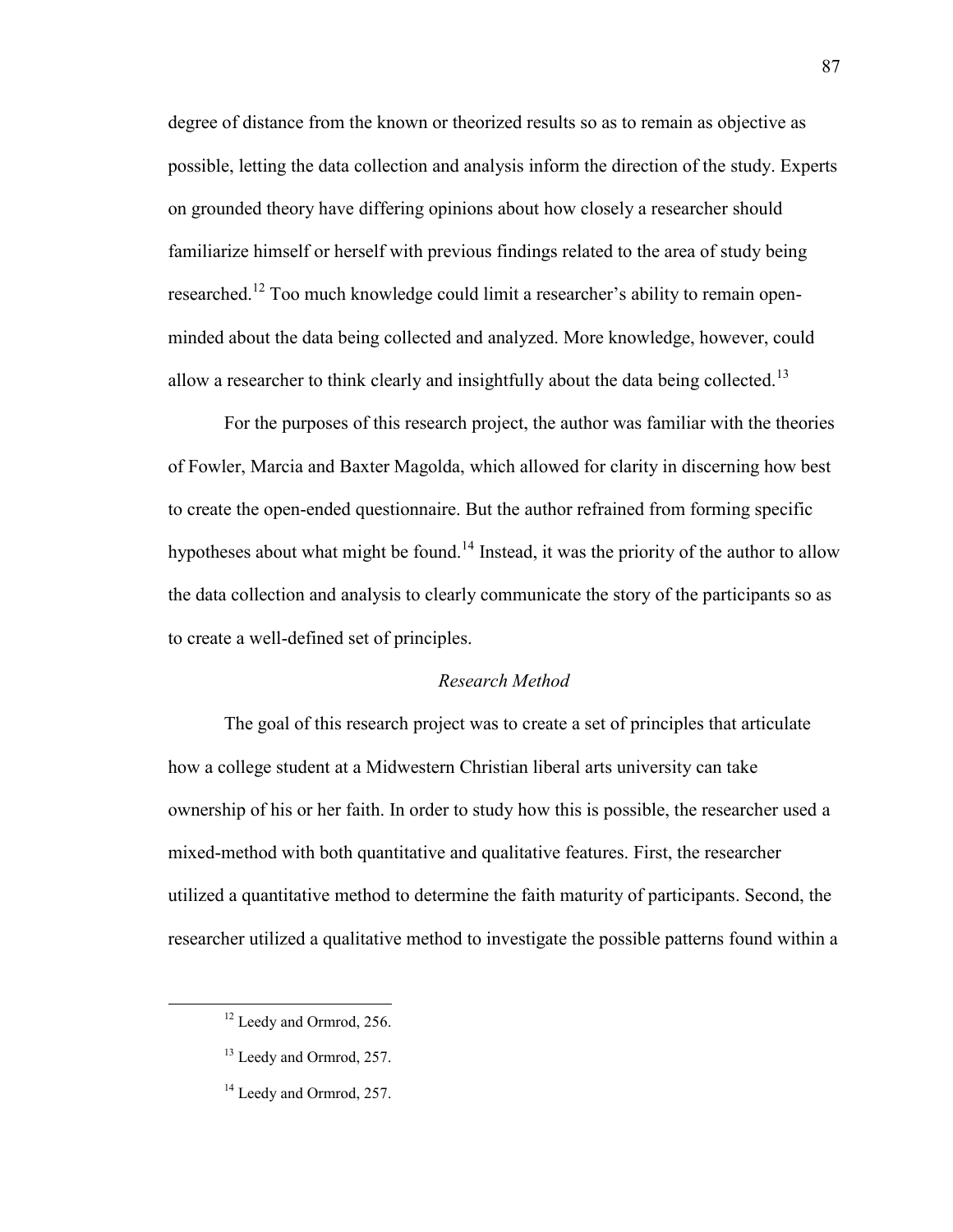degree of distance from the known or theorized results so as to remain as objective as possible, letting the data collection and analysis inform the direction of the study. Experts on grounded theory have differing opinions about how closely a researcher should familiarize himself or herself with previous findings related to the area of study being researched.[12] Too much knowledge could limit a researcher's ability to remain open-minded about the data being collected and analyzed. More knowledge, however, could allow a researcher to think clearly and insightfully about the data being collected.[13]

For the purposes of this research project, the author was familiar with the theories of Fowler, Marcia and Baxter Magolda, which allowed for clarity in discerning how best to create the open-ended questionnaire. But the author refrained from forming specific hypotheses about what might be found.[14] Instead, it was the priority of the author to allow the data collection and analysis to clearly communicate the story of the participants so as to create a well-defined set of principles.

### *Research Method*

The goal of this research project was to create a set of principles that articulate how a college student at a Midwestern Christian liberal arts university can take ownership of his or her faith. In order to study how this is possible, the researcher used a mixed-method with both quantitative and qualitative features. First, the researcher utilized a quantitative method to determine the faith maturity of participants. Second, the researcher utilized a qualitative method to investigate the possible patterns found within a

---

[12] Leedy and Ormrod, 256.

[13] Leedy and Ormrod, 257.

[14] Leedy and Ormrod, 257.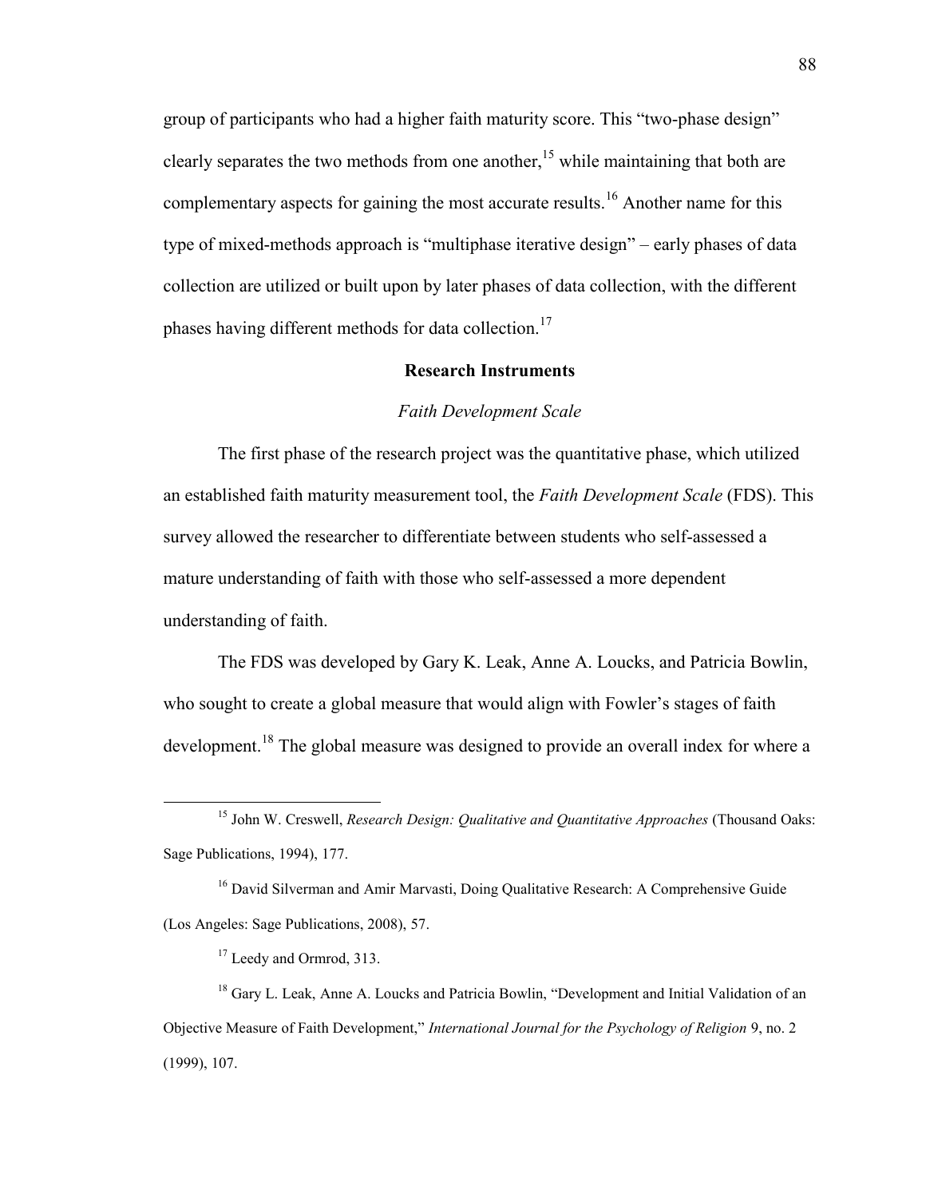group of participants who had a higher faith maturity score. This "two-phase design" clearly separates the two methods from one another,[15] while maintaining that both are complementary aspects for gaining the most accurate results.[16] Another name for this type of mixed-methods approach is "multiphase iterative design" – early phases of data collection are utilized or built upon by later phases of data collection, with the different phases having different methods for data collection.[17]

## Research Instruments

### *Faith Development Scale*

The first phase of the research project was the quantitative phase, which utilized an established faith maturity measurement tool, the *Faith Development Scale* (FDS). This survey allowed the researcher to differentiate between students who self-assessed a mature understanding of faith with those who self-assessed a more dependent understanding of faith.

The FDS was developed by Gary K. Leak, Anne A. Loucks, and Patricia Bowlin, who sought to create a global measure that would align with Fowler's stages of faith development.[18] The global measure was designed to provide an overall index for where a

---

[15] John W. Creswell, *Research Design: Qualitative and Quantitative Approaches* (Thousand Oaks: Sage Publications, 1994), 177.

[16] David Silverman and Amir Marvasti, Doing Qualitative Research: A Comprehensive Guide (Los Angeles: Sage Publications, 2008), 57.

[17] Leedy and Ormrod, 313.

[18] Gary L. Leak, Anne A. Loucks and Patricia Bowlin, "Development and Initial Validation of an Objective Measure of Faith Development," *International Journal for the Psychology of Religion* 9, no. 2 (1999), 107.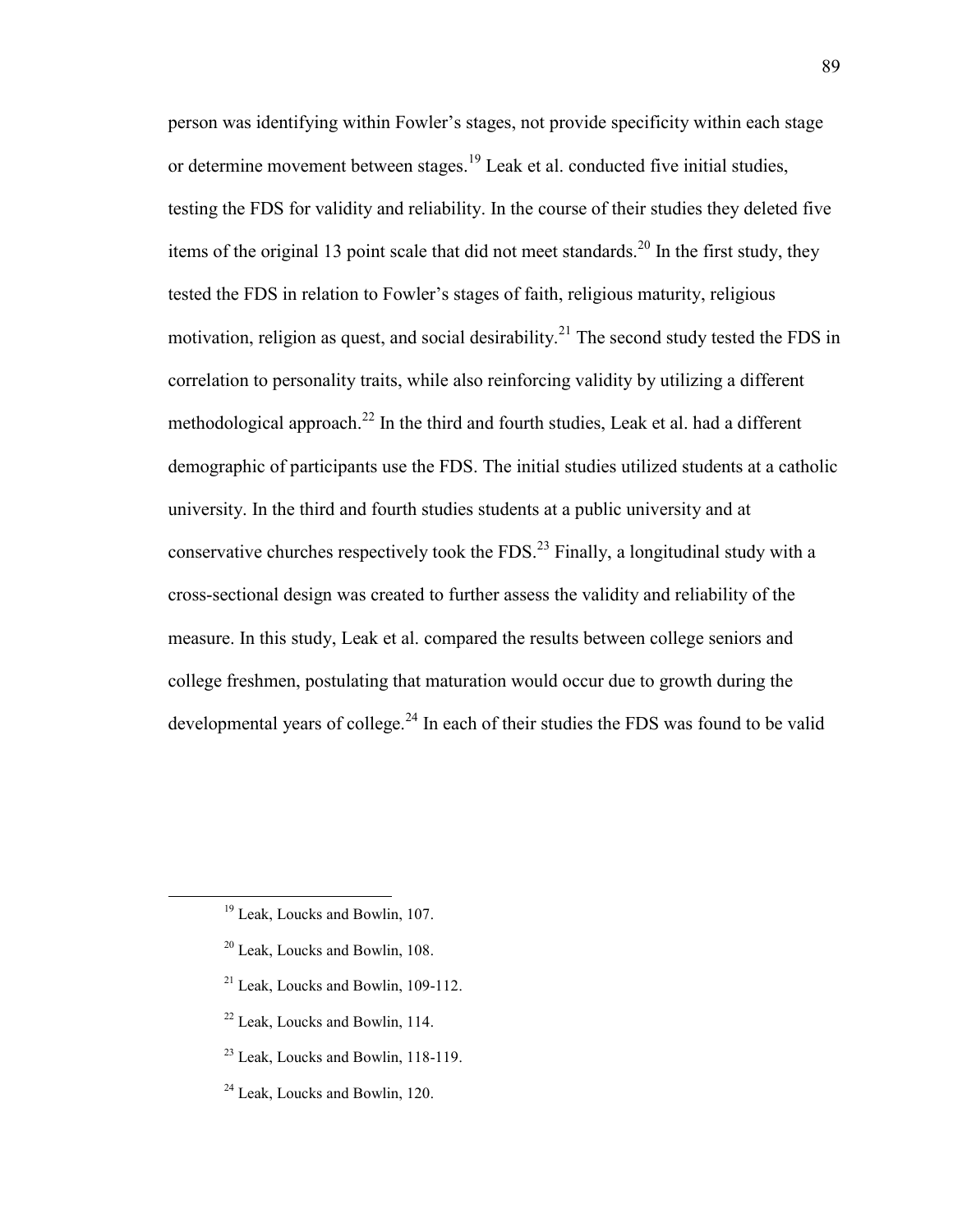person was identifying within Fowler's stages, not provide specificity within each stage or determine movement between stages.[19] Leak et al. conducted five initial studies, testing the FDS for validity and reliability. In the course of their studies they deleted five items of the original 13 point scale that did not meet standards.[20] In the first study, they tested the FDS in relation to Fowler's stages of faith, religious maturity, religious motivation, religion as quest, and social desirability.[21] The second study tested the FDS in correlation to personality traits, while also reinforcing validity by utilizing a different methodological approach.[22] In the third and fourth studies, Leak et al. had a different demographic of participants use the FDS. The initial studies utilized students at a catholic university. In the third and fourth studies students at a public university and at conservative churches respectively took the FDS.[23] Finally, a longitudinal study with a cross-sectional design was created to further assess the validity and reliability of the measure. In this study, Leak et al. compared the results between college seniors and college freshmen, postulating that maturation would occur due to growth during the developmental years of college.[24] In each of their studies the FDS was found to be valid

---

[19] Leak, Loucks and Bowlin, 107.

[20] Leak, Loucks and Bowlin, 108.

[21] Leak, Loucks and Bowlin, 109-112.

[22] Leak, Loucks and Bowlin, 114.

[23] Leak, Loucks and Bowlin, 118-119.

[24] Leak, Loucks and Bowlin, 120.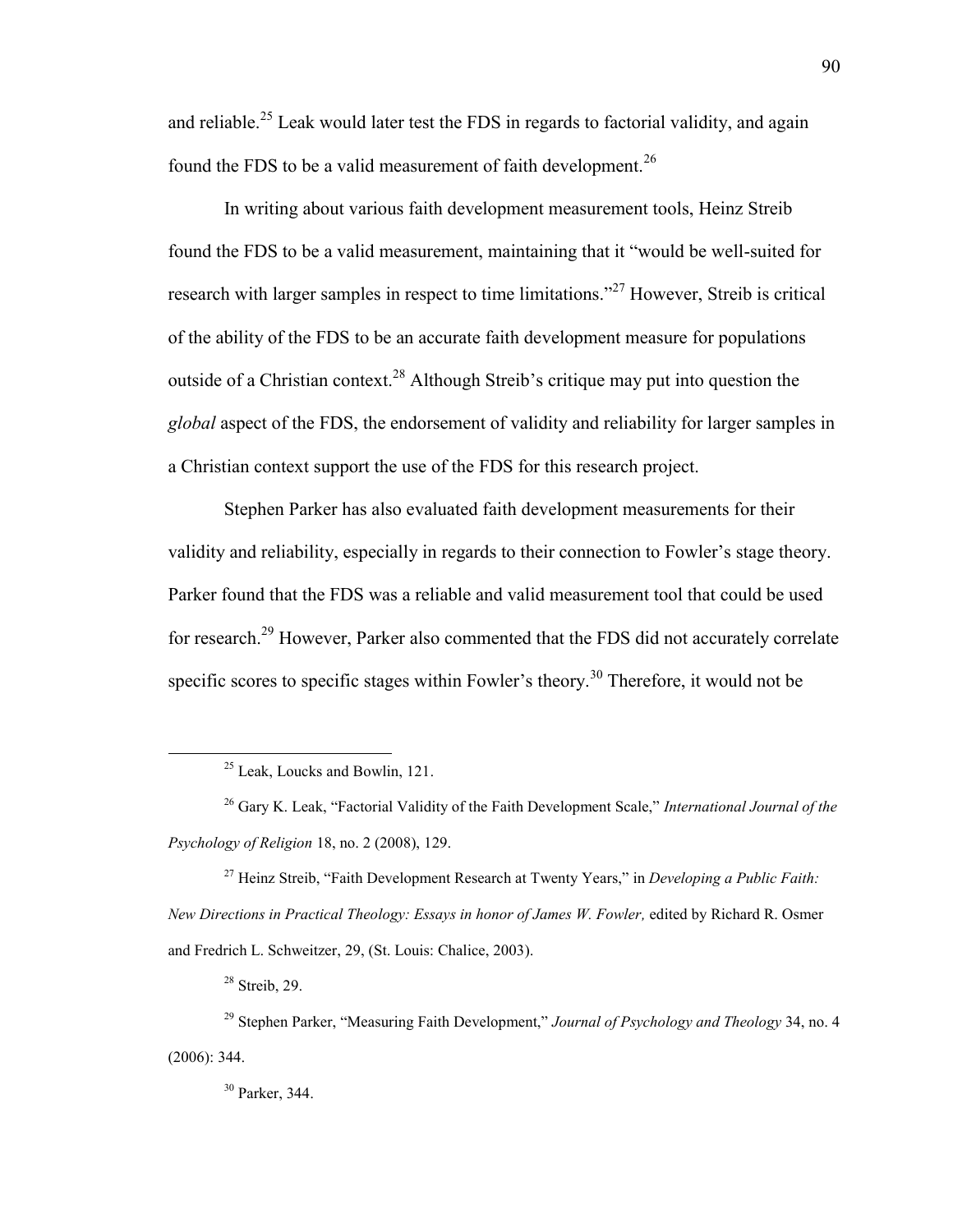and reliable.[25] Leak would later test the FDS in regards to factorial validity, and again found the FDS to be a valid measurement of faith development.[26]

In writing about various faith development measurement tools, Heinz Streib found the FDS to be a valid measurement, maintaining that it "would be well-suited for research with larger samples in respect to time limitations."[27] However, Streib is critical of the ability of the FDS to be an accurate faith development measure for populations outside of a Christian context.[28] Although Streib's critique may put into question the *global* aspect of the FDS, the endorsement of validity and reliability for larger samples in a Christian context support the use of the FDS for this research project.

Stephen Parker has also evaluated faith development measurements for their validity and reliability, especially in regards to their connection to Fowler's stage theory. Parker found that the FDS was a reliable and valid measurement tool that could be used for research.[29] However, Parker also commented that the FDS did not accurately correlate specific scores to specific stages within Fowler's theory.[30] Therefore, it would not be

---

[25] Leak, Loucks and Bowlin, 121.

[26] Gary K. Leak, "Factorial Validity of the Faith Development Scale," *International Journal of the Psychology of Religion* 18, no. 2 (2008), 129.

[27] Heinz Streib, "Faith Development Research at Twenty Years," in *Developing a Public Faith: New Directions in Practical Theology: Essays in honor of James W. Fowler,* edited by Richard R. Osmer and Fredrich L. Schweitzer, 29, (St. Louis: Chalice, 2003).

[28] Streib, 29.

[29] Stephen Parker, "Measuring Faith Development," *Journal of Psychology and Theology* 34, no. 4 (2006): 344.

[30] Parker, 344.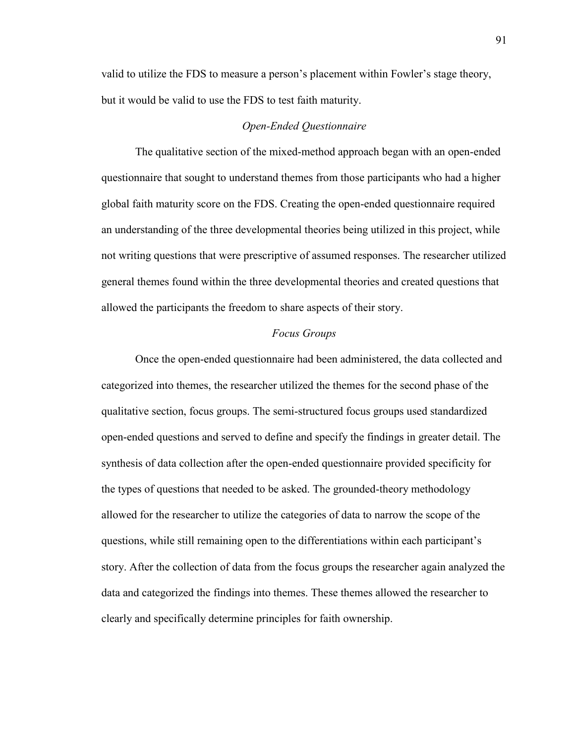valid to utilize the FDS to measure a person's placement within Fowler's stage theory, but it would be valid to use the FDS to test faith maturity.

### *Open-Ended Questionnaire*

The qualitative section of the mixed-method approach began with an open-ended questionnaire that sought to understand themes from those participants who had a higher global faith maturity score on the FDS. Creating the open-ended questionnaire required an understanding of the three developmental theories being utilized in this project, while not writing questions that were prescriptive of assumed responses. The researcher utilized general themes found within the three developmental theories and created questions that allowed the participants the freedom to share aspects of their story.

### *Focus Groups*

Once the open-ended questionnaire had been administered, the data collected and categorized into themes, the researcher utilized the themes for the second phase of the qualitative section, focus groups. The semi-structured focus groups used standardized open-ended questions and served to define and specify the findings in greater detail. The synthesis of data collection after the open-ended questionnaire provided specificity for the types of questions that needed to be asked. The grounded-theory methodology allowed for the researcher to utilize the categories of data to narrow the scope of the questions, while still remaining open to the differentiations within each participant's story. After the collection of data from the focus groups the researcher again analyzed the data and categorized the findings into themes. These themes allowed the researcher to clearly and specifically determine principles for faith ownership.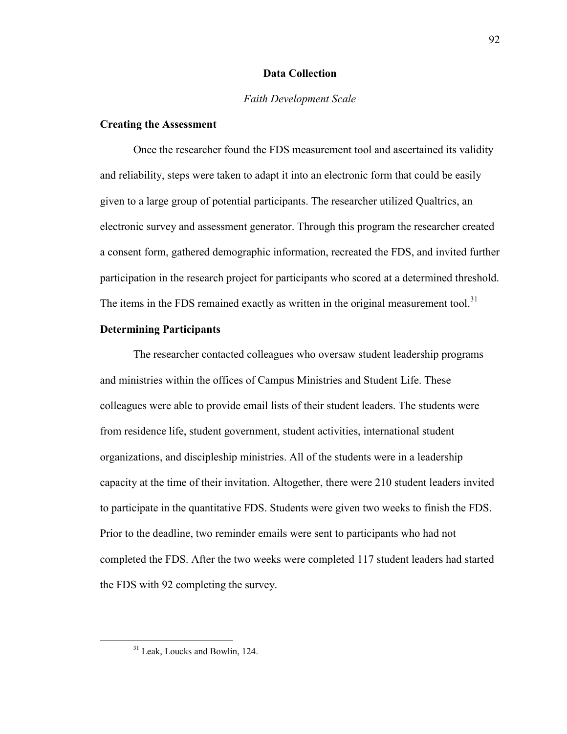## Data Collection

*Faith Development Scale*

### Creating the Assessment

Once the researcher found the FDS measurement tool and ascertained its validity and reliability, steps were taken to adapt it into an electronic form that could be easily given to a large group of potential participants. The researcher utilized Qualtrics, an electronic survey and assessment generator. Through this program the researcher created a consent form, gathered demographic information, recreated the FDS, and invited further participation in the research project for participants who scored at a determined threshold. The items in the FDS remained exactly as written in the original measurement tool.[31]

### Determining Participants

The researcher contacted colleagues who oversaw student leadership programs and ministries within the offices of Campus Ministries and Student Life. These colleagues were able to provide email lists of their student leaders. The students were from residence life, student government, student activities, international student organizations, and discipleship ministries. All of the students were in a leadership capacity at the time of their invitation. Altogether, there were 210 student leaders invited to participate in the quantitative FDS. Students were given two weeks to finish the FDS. Prior to the deadline, two reminder emails were sent to participants who had not completed the FDS. After the two weeks were completed 117 student leaders had started the FDS with 92 completing the survey.

---

[31] Leak, Loucks and Bowlin, 124.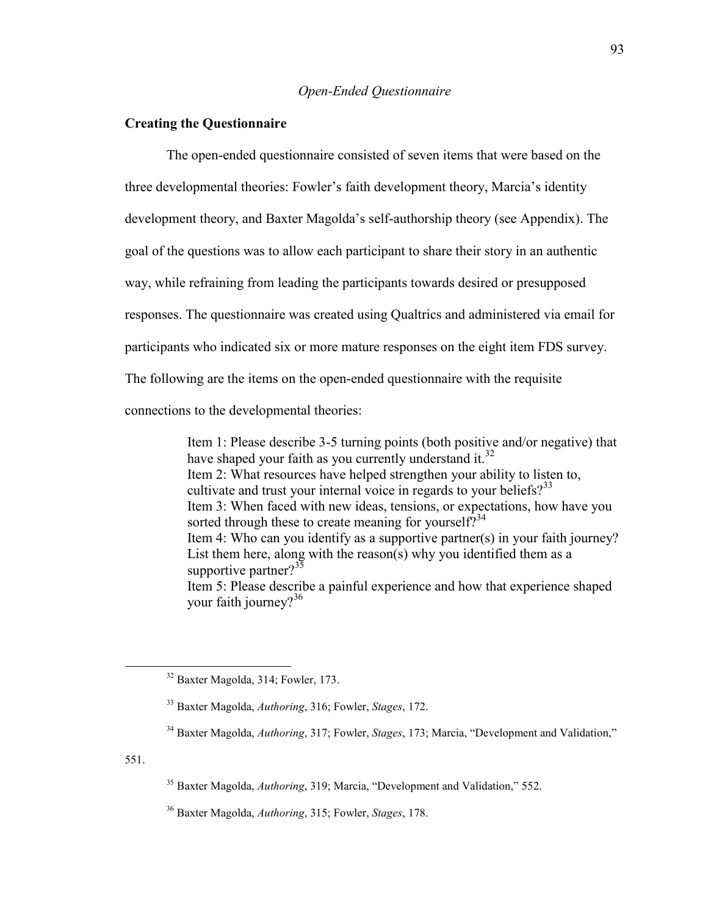*Open-Ended Questionnaire*

**Creating the Questionnaire**

The open-ended questionnaire consisted of seven items that were based on the three developmental theories: Fowler's faith development theory, Marcia's identity development theory, and Baxter Magolda's self-authorship theory (see Appendix). The goal of the questions was to allow each participant to share their story in an authentic way, while refraining from leading the participants towards desired or presupposed responses. The questionnaire was created using Qualtrics and administered via email for participants who indicated six or more mature responses on the eight item FDS survey. The following are the items on the open-ended questionnaire with the requisite connections to the developmental theories:

> Item 1: Please describe 3-5 turning points (both positive and/or negative) that have shaped your faith as you currently understand it.[32]
> Item 2: What resources have helped strengthen your ability to listen to, cultivate and trust your internal voice in regards to your beliefs?[33]
> Item 3: When faced with new ideas, tensions, or expectations, how have you sorted through these to create meaning for yourself?[34]
> Item 4: Who can you identify as a supportive partner(s) in your faith journey? List them here, along with the reason(s) why you identified them as a supportive partner?[35]
> Item 5: Please describe a painful experience and how that experience shaped your faith journey?[36]

---

[32] Baxter Magolda, 314; Fowler, 173.

[33] Baxter Magolda, *Authoring*, 316; Fowler, *Stages*, 172.

[34] Baxter Magolda, *Authoring*, 317; Fowler, *Stages*, 173; Marcia, "Development and Validation," 551.

[35] Baxter Magolda, *Authoring*, 319; Marcia, "Development and Validation," 552.

[36] Baxter Magolda, *Authoring*, 315; Fowler, *Stages*, 178.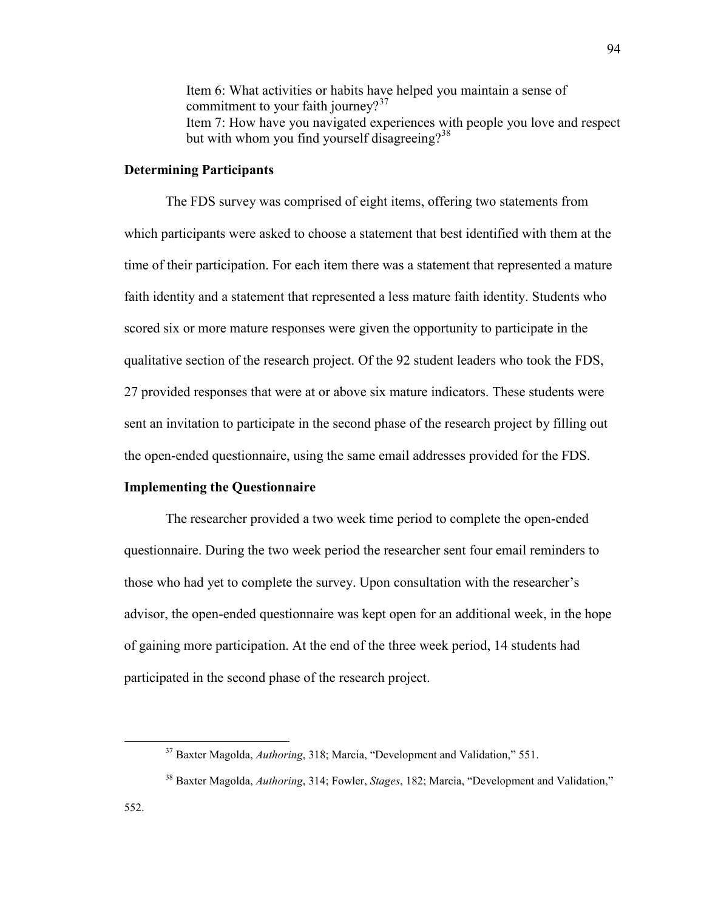Item 6: What activities or habits have helped you maintain a sense of commitment to your faith journey?[37]
Item 7: How have you navigated experiences with people you love and respect but with whom you find yourself disagreeing?[38]

**Determining Participants**

The FDS survey was comprised of eight items, offering two statements from which participants were asked to choose a statement that best identified with them at the time of their participation. For each item there was a statement that represented a mature faith identity and a statement that represented a less mature faith identity. Students who scored six or more mature responses were given the opportunity to participate in the qualitative section of the research project. Of the 92 student leaders who took the FDS, 27 provided responses that were at or above six mature indicators. These students were sent an invitation to participate in the second phase of the research project by filling out the open-ended questionnaire, using the same email addresses provided for the FDS.

**Implementing the Questionnaire**

The researcher provided a two week time period to complete the open-ended questionnaire. During the two week period the researcher sent four email reminders to those who had yet to complete the survey. Upon consultation with the researcher's advisor, the open-ended questionnaire was kept open for an additional week, in the hope of gaining more participation. At the end of the three week period, 14 students had participated in the second phase of the research project.

---

[37] Baxter Magolda, *Authoring*, 318; Marcia, "Development and Validation," 551.

[38] Baxter Magolda, *Authoring*, 314; Fowler, *Stages*, 182; Marcia, "Development and Validation," 552.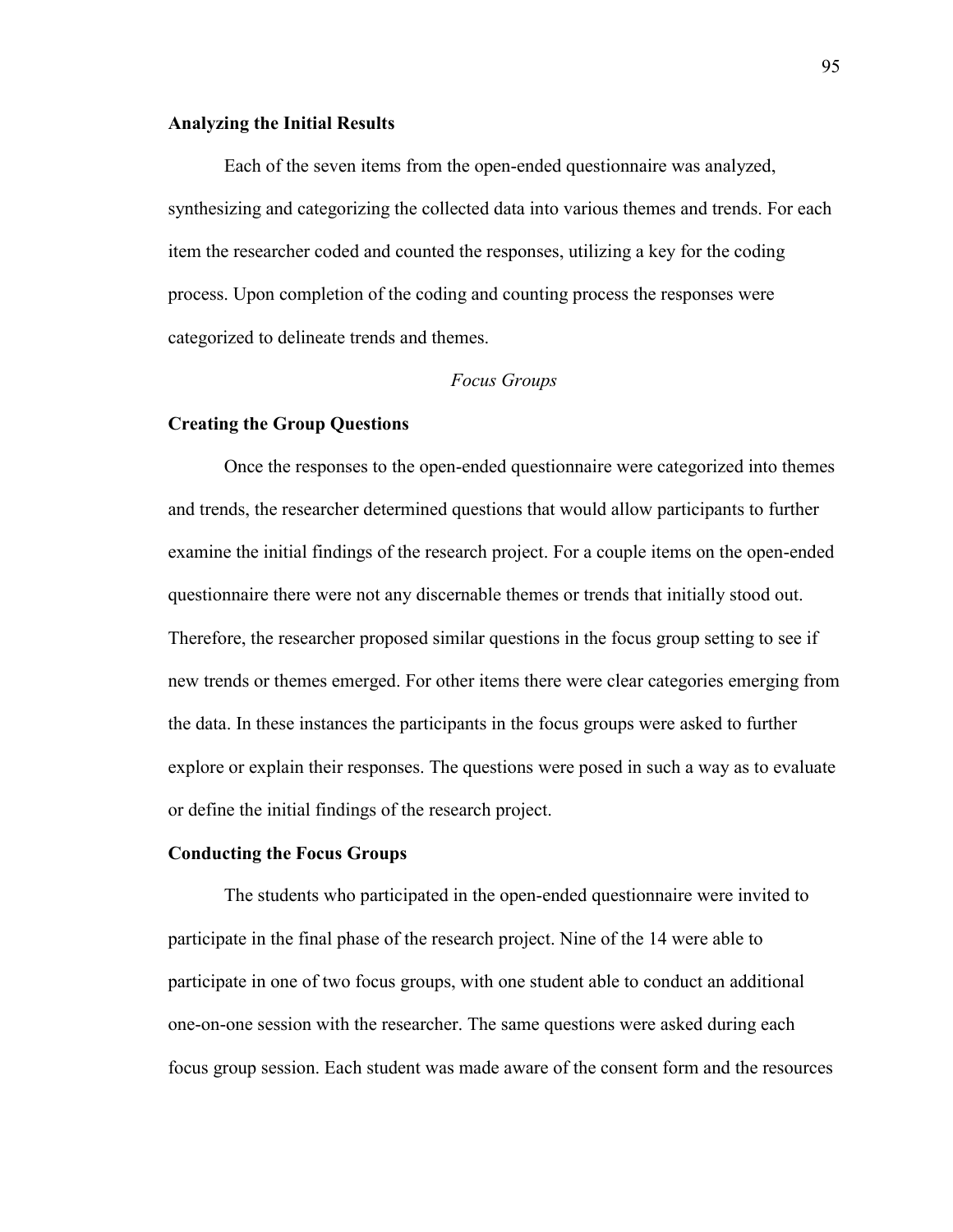### Analyzing the Initial Results

Each of the seven items from the open-ended questionnaire was analyzed, synthesizing and categorizing the collected data into various themes and trends. For each item the researcher coded and counted the responses, utilizing a key for the coding process. Upon completion of the coding and counting process the responses were categorized to delineate trends and themes.

## *Focus Groups*

### Creating the Group Questions

Once the responses to the open-ended questionnaire were categorized into themes and trends, the researcher determined questions that would allow participants to further examine the initial findings of the research project. For a couple items on the open-ended questionnaire there were not any discernable themes or trends that initially stood out. Therefore, the researcher proposed similar questions in the focus group setting to see if new trends or themes emerged. For other items there were clear categories emerging from the data. In these instances the participants in the focus groups were asked to further explore or explain their responses. The questions were posed in such a way as to evaluate or define the initial findings of the research project.

### Conducting the Focus Groups

The students who participated in the open-ended questionnaire were invited to participate in the final phase of the research project. Nine of the 14 were able to participate in one of two focus groups, with one student able to conduct an additional one-on-one session with the researcher. The same questions were asked during each focus group session. Each student was made aware of the consent form and the resources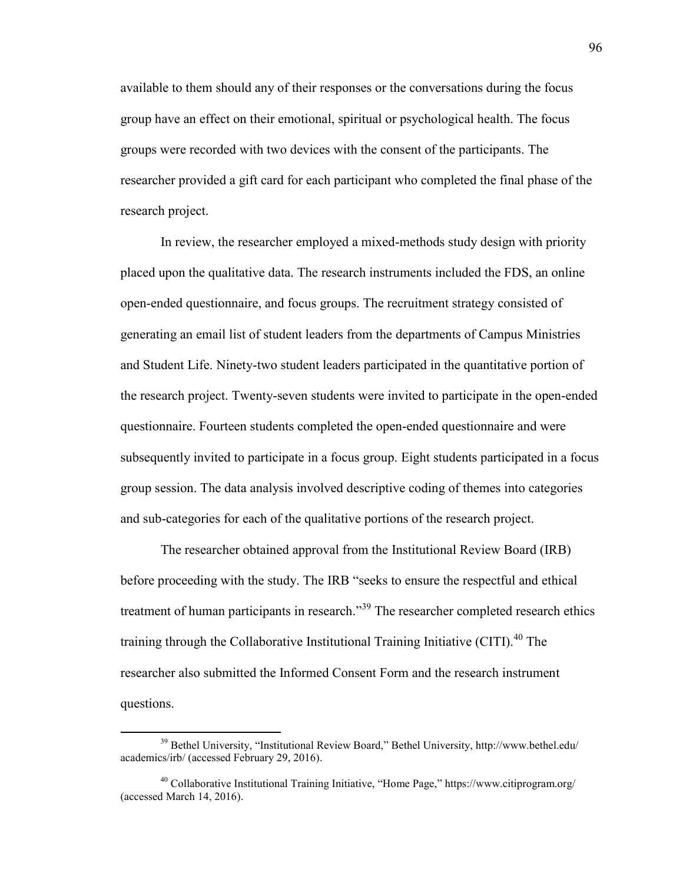available to them should any of their responses or the conversations during the focus group have an effect on their emotional, spiritual or psychological health. The focus groups were recorded with two devices with the consent of the participants. The researcher provided a gift card for each participant who completed the final phase of the research project.

In review, the researcher employed a mixed-methods study design with priority placed upon the qualitative data. The research instruments included the FDS, an online open-ended questionnaire, and focus groups. The recruitment strategy consisted of generating an email list of student leaders from the departments of Campus Ministries and Student Life. Ninety-two student leaders participated in the quantitative portion of the research project. Twenty-seven students were invited to participate in the open-ended questionnaire. Fourteen students completed the open-ended questionnaire and were subsequently invited to participate in a focus group. Eight students participated in a focus group session. The data analysis involved descriptive coding of themes into categories and sub-categories for each of the qualitative portions of the research project.

The researcher obtained approval from the Institutional Review Board (IRB) before proceeding with the study. The IRB "seeks to ensure the respectful and ethical treatment of human participants in research."[39] The researcher completed research ethics training through the Collaborative Institutional Training Initiative (CITI).[40] The researcher also submitted the Informed Consent Form and the research instrument questions.

---

[39] Bethel University, "Institutional Review Board," Bethel University, http://www.bethel.edu/academics/irb/ (accessed February 29, 2016).

[40] Collaborative Institutional Training Initiative, "Home Page," https://www.citiprogram.org/ (accessed March 14, 2016).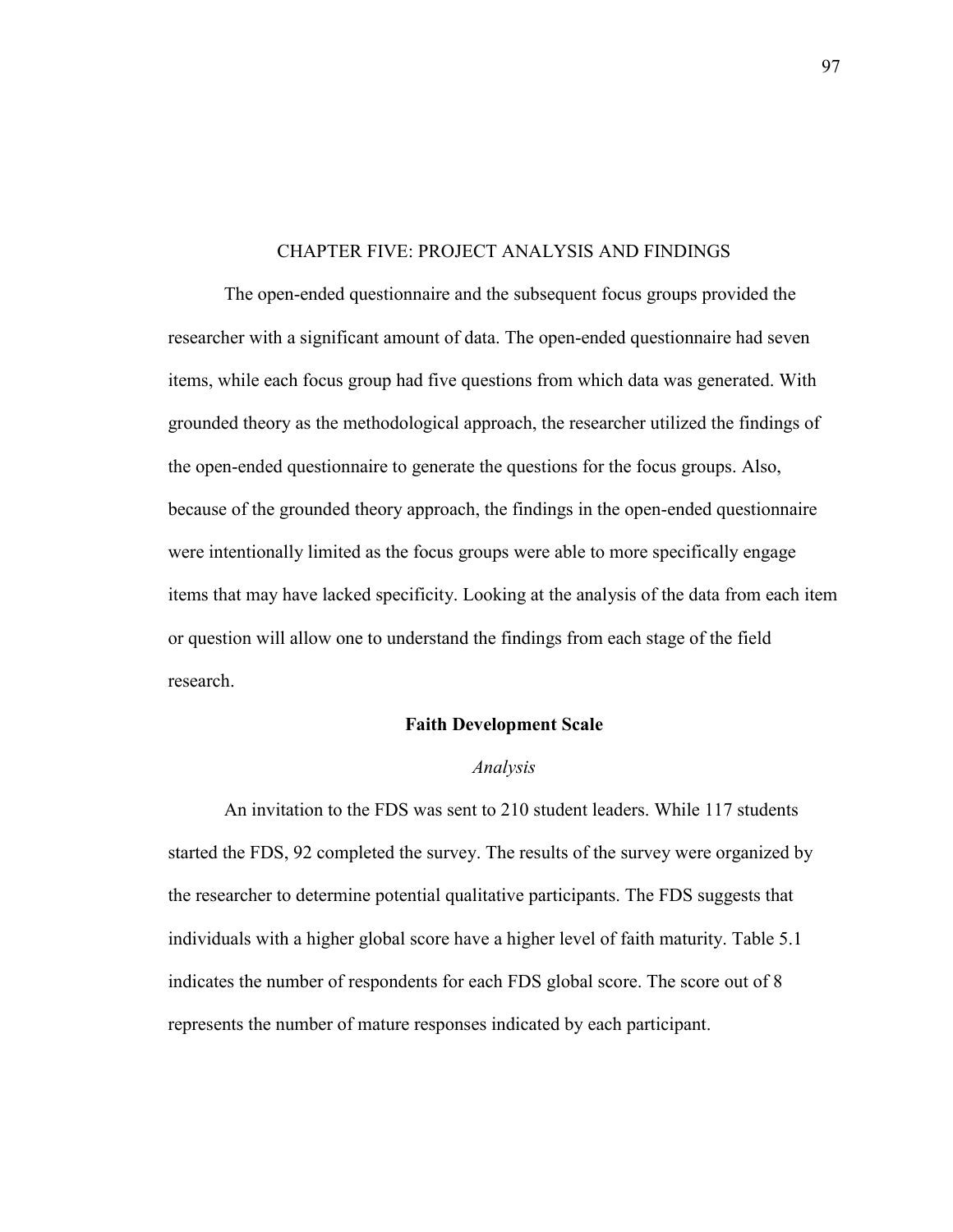# CHAPTER FIVE: PROJECT ANALYSIS AND FINDINGS

The open-ended questionnaire and the subsequent focus groups provided the researcher with a significant amount of data. The open-ended questionnaire had seven items, while each focus group had five questions from which data was generated. With grounded theory as the methodological approach, the researcher utilized the findings of the open-ended questionnaire to generate the questions for the focus groups. Also, because of the grounded theory approach, the findings in the open-ended questionnaire were intentionally limited as the focus groups were able to more specifically engage items that may have lacked specificity. Looking at the analysis of the data from each item or question will allow one to understand the findings from each stage of the field research.

## Faith Development Scale

### *Analysis*

An invitation to the FDS was sent to 210 student leaders. While 117 students started the FDS, 92 completed the survey. The results of the survey were organized by the researcher to determine potential qualitative participants. The FDS suggests that individuals with a higher global score have a higher level of faith maturity. Table 5.1 indicates the number of respondents for each FDS global score. The score out of 8 represents the number of mature responses indicated by each participant.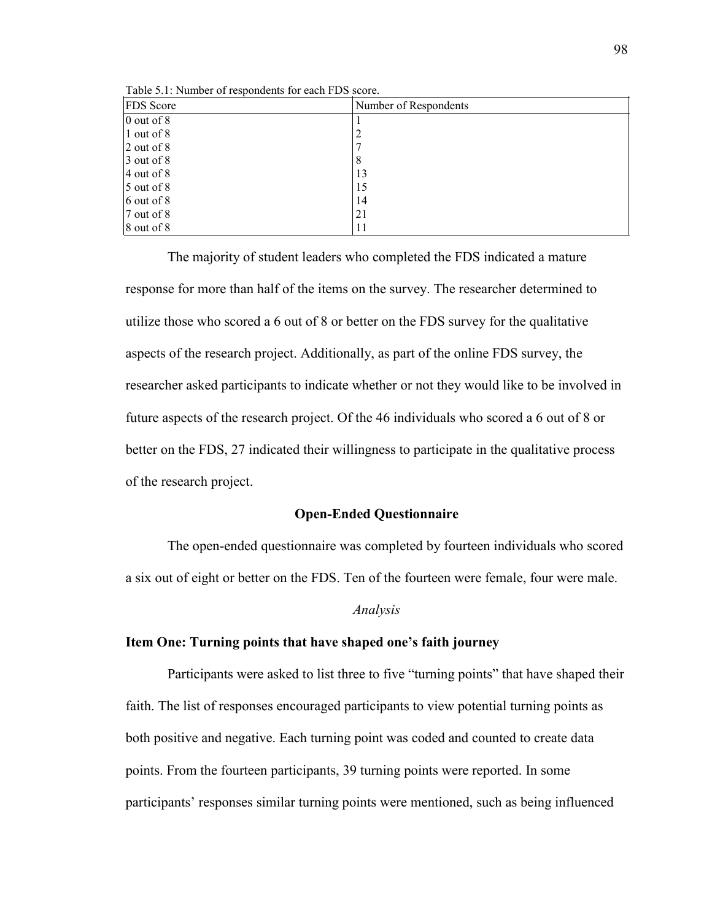Table 5.1: Number of respondents for each FDS score.

| FDS Score | Number of Respondents |
|---|---|
| 0 out of 8 | 1 |
| 1 out of 8 | 2 |
| 2 out of 8 | 7 |
| 3 out of 8 | 8 |
| 4 out of 8 | 13 |
| 5 out of 8 | 15 |
| 6 out of 8 | 14 |
| 7 out of 8 | 21 |
| 8 out of 8 | 11 |

The majority of student leaders who completed the FDS indicated a mature response for more than half of the items on the survey. The researcher determined to utilize those who scored a 6 out of 8 or better on the FDS survey for the qualitative aspects of the research project. Additionally, as part of the online FDS survey, the researcher asked participants to indicate whether or not they would like to be involved in future aspects of the research project. Of the 46 individuals who scored a 6 out of 8 or better on the FDS, 27 indicated their willingness to participate in the qualitative process of the research project.

## Open-Ended Questionnaire

The open-ended questionnaire was completed by fourteen individuals who scored a six out of eight or better on the FDS. Ten of the fourteen were female, four were male.

*Analysis*

### Item One: Turning points that have shaped one's faith journey

Participants were asked to list three to five "turning points" that have shaped their faith. The list of responses encouraged participants to view potential turning points as both positive and negative. Each turning point was coded and counted to create data points. From the fourteen participants, 39 turning points were reported. In some participants' responses similar turning points were mentioned, such as being influenced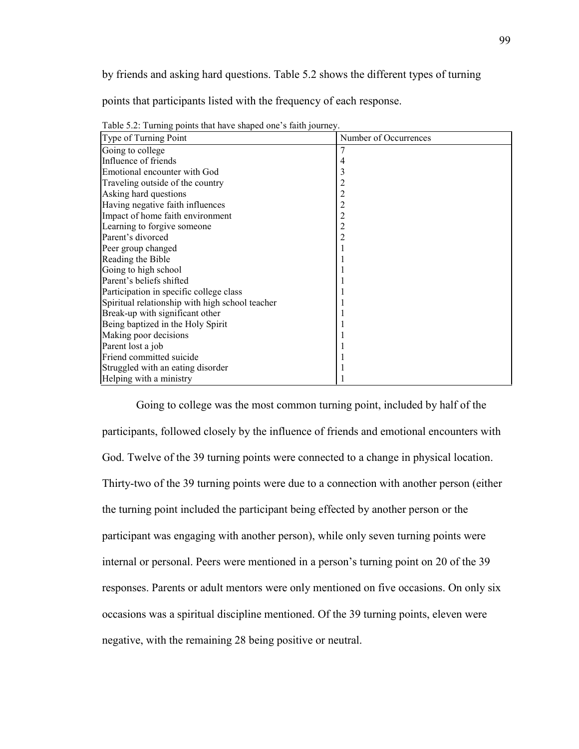by friends and asking hard questions. Table 5.2 shows the different types of turning points that participants listed with the frequency of each response.

Table 5.2: Turning points that have shaped one's faith journey.

| Type of Turning Point | Number of Occurrences |
|---|---|
| Going to college | 7 |
| Influence of friends | 4 |
| Emotional encounter with God | 3 |
| Traveling outside of the country | 2 |
| Asking hard questions | 2 |
| Having negative faith influences | 2 |
| Impact of home faith environment | 2 |
| Learning to forgive someone | 2 |
| Parent's divorced | 2 |
| Peer group changed | 1 |
| Reading the Bible | 1 |
| Going to high school | 1 |
| Parent's beliefs shifted | 1 |
| Participation in specific college class | 1 |
| Spiritual relationship with high school teacher | 1 |
| Break-up with significant other | 1 |
| Being baptized in the Holy Spirit | 1 |
| Making poor decisions | 1 |
| Parent lost a job | 1 |
| Friend committed suicide | 1 |
| Struggled with an eating disorder | 1 |
| Helping with a ministry | 1 |

Going to college was the most common turning point, included by half of the participants, followed closely by the influence of friends and emotional encounters with God. Twelve of the 39 turning points were connected to a change in physical location. Thirty-two of the 39 turning points were due to a connection with another person (either the turning point included the participant being effected by another person or the participant was engaging with another person), while only seven turning points were internal or personal. Peers were mentioned in a person's turning point on 20 of the 39 responses. Parents or adult mentors were only mentioned on five occasions. On only six occasions was a spiritual discipline mentioned. Of the 39 turning points, eleven were negative, with the remaining 28 being positive or neutral.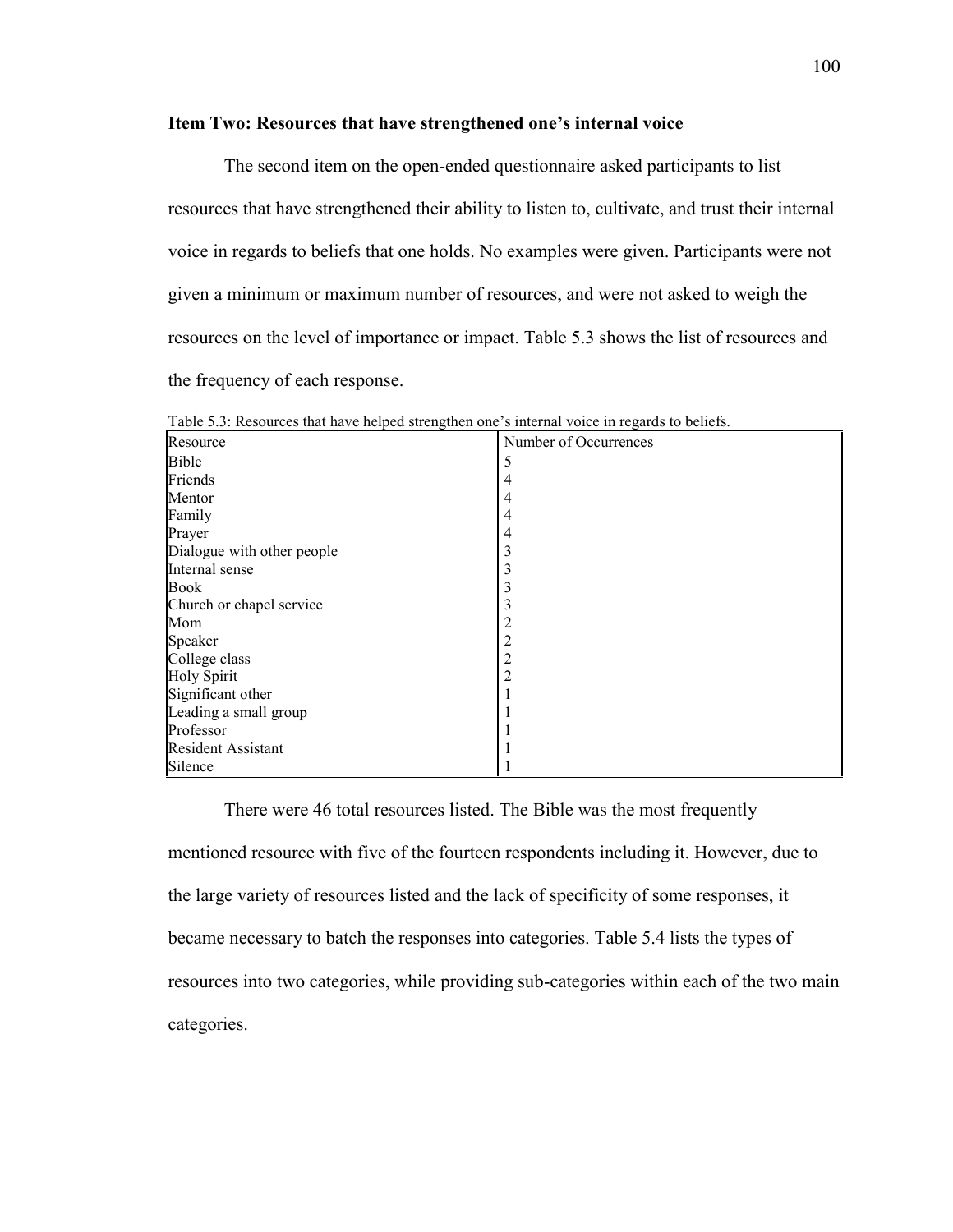**Item Two: Resources that have strengthened one's internal voice**

The second item on the open-ended questionnaire asked participants to list resources that have strengthened their ability to listen to, cultivate, and trust their internal voice in regards to beliefs that one holds. No examples were given. Participants were not given a minimum or maximum number of resources, and were not asked to weigh the resources on the level of importance or impact. Table 5.3 shows the list of resources and the frequency of each response.

Table 5.3: Resources that have helped strengthen one's internal voice in regards to beliefs.

| Resource | Number of Occurrences |
|---|---|
| Bible | 5 |
| Friends | 4 |
| Mentor | 4 |
| Family | 4 |
| Prayer | 4 |
| Dialogue with other people | 3 |
| Internal sense | 3 |
| Book | 3 |
| Church or chapel service | 3 |
| Mom | 2 |
| Speaker | 2 |
| College class | 2 |
| Holy Spirit | 2 |
| Significant other | 1 |
| Leading a small group | 1 |
| Professor | 1 |
| Resident Assistant | 1 |
| Silence | 1 |

There were 46 total resources listed. The Bible was the most frequently mentioned resource with five of the fourteen respondents including it. However, due to the large variety of resources listed and the lack of specificity of some responses, it became necessary to batch the responses into categories. Table 5.4 lists the types of resources into two categories, while providing sub-categories within each of the two main categories.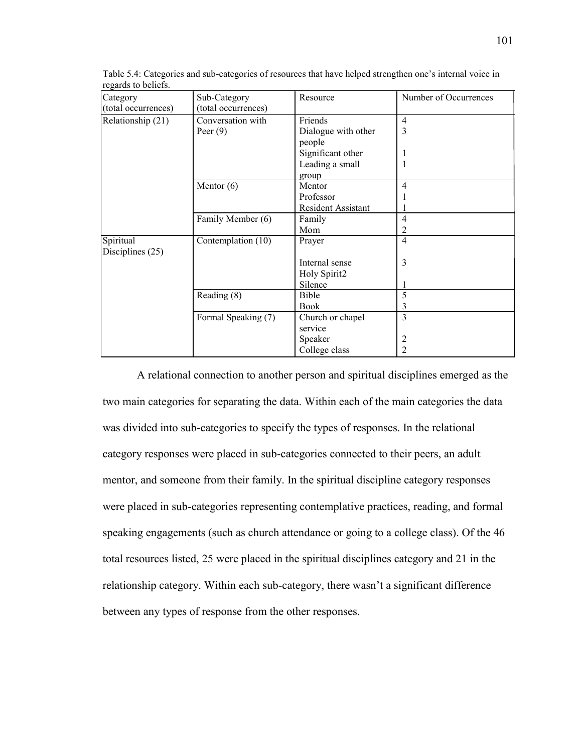Table 5.4: Categories and sub-categories of resources that have helped strengthen one's internal voice in regards to beliefs.

| Category (total occurrences) | Sub-Category (total occurrences) | Resource | Number of Occurrences |
|---|---|---|---|
| Relationship (21) | Conversation with Peer (9) | Friends | 4 |
| | | Dialogue with other people | 3 |
| | | Significant other | 1 |
| | | Leading a small group | 1 |
| | Mentor (6) | Mentor | 4 |
| | | Professor | 1 |
| | | Resident Assistant | 1 |
| | Family Member (6) | Family | 4 |
| | | Mom | 2 |
| Spiritual Disciplines (25) | Contemplation (10) | Prayer | 4 |
| | | Internal sense Holy Spirit2 | 3 |
| | | Silence | 1 |
| | Reading (8) | Bible | 5 |
| | | Book | 3 |
| | Formal Speaking (7) | Church or chapel service | 3 |
| | | Speaker | 2 |
| | | College class | 2 |

A relational connection to another person and spiritual disciplines emerged as the two main categories for separating the data. Within each of the main categories the data was divided into sub-categories to specify the types of responses. In the relational category responses were placed in sub-categories connected to their peers, an adult mentor, and someone from their family. In the spiritual discipline category responses were placed in sub-categories representing contemplative practices, reading, and formal speaking engagements (such as church attendance or going to a college class). Of the 46 total resources listed, 25 were placed in the spiritual disciplines category and 21 in the relationship category. Within each sub-category, there wasn't a significant difference between any types of response from the other responses.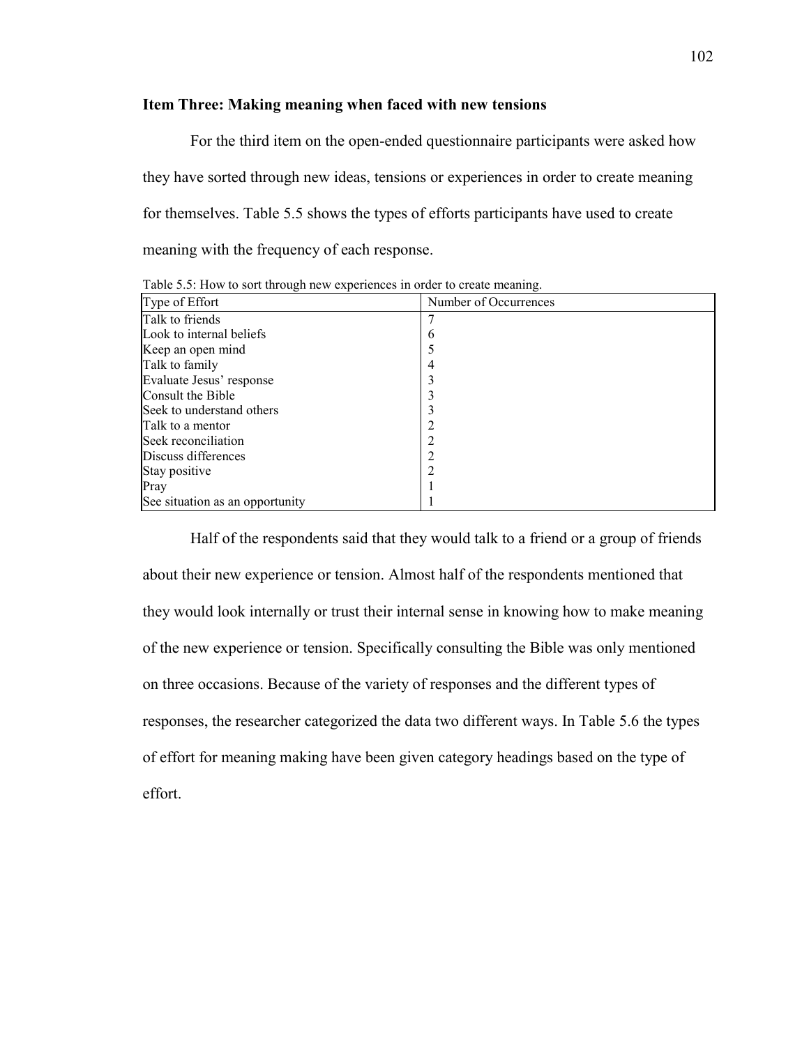### Item Three: Making meaning when faced with new tensions

For the third item on the open-ended questionnaire participants were asked how they have sorted through new ideas, tensions or experiences in order to create meaning for themselves. Table 5.5 shows the types of efforts participants have used to create meaning with the frequency of each response.

Table 5.5: How to sort through new experiences in order to create meaning.

| Type of Effort | Number of Occurrences |
|---|---|
| Talk to friends | 7 |
| Look to internal beliefs | 6 |
| Keep an open mind | 5 |
| Talk to family | 4 |
| Evaluate Jesus' response | 3 |
| Consult the Bible | 3 |
| Seek to understand others | 3 |
| Talk to a mentor | 2 |
| Seek reconciliation | 2 |
| Discuss differences | 2 |
| Stay positive | 2 |
| Pray | 1 |
| See situation as an opportunity | 1 |

Half of the respondents said that they would talk to a friend or a group of friends about their new experience or tension. Almost half of the respondents mentioned that they would look internally or trust their internal sense in knowing how to make meaning of the new experience or tension. Specifically consulting the Bible was only mentioned on three occasions. Because of the variety of responses and the different types of responses, the researcher categorized the data two different ways. In Table 5.6 the types of effort for meaning making have been given category headings based on the type of effort.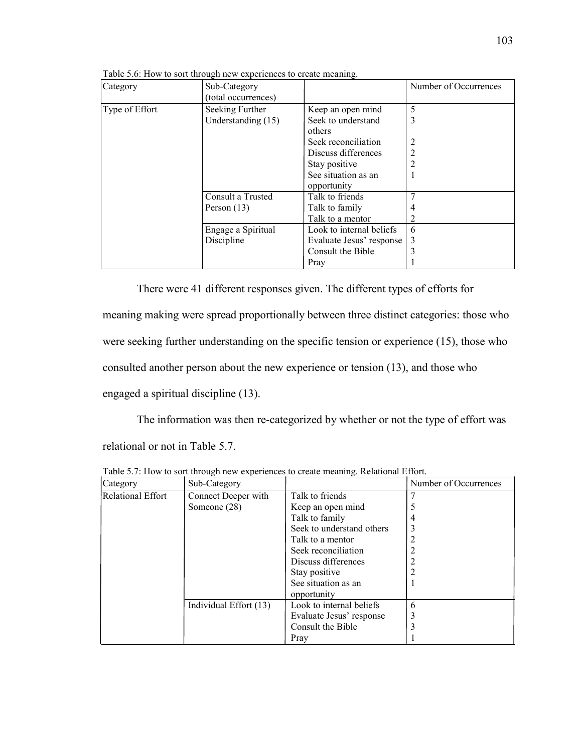Table 5.6: How to sort through new experiences to create meaning.

| Category | Sub-Category (total occurrences) | | Number of Occurrences |
|---|---|---|---|
| Type of Effort | Seeking Further Understanding (15) | Keep an open mind | 5 |
| | | Seek to understand others | 3 |
| | | Seek reconciliation | 2 |
| | | Discuss differences | 2 |
| | | Stay positive | 2 |
| | | See situation as an opportunity | 1 |
| | Consult a Trusted Person (13) | Talk to friends | 7 |
| | | Talk to family | 4 |
| | | Talk to a mentor | 2 |
| | Engage a Spiritual Discipline | Look to internal beliefs | 6 |
| | | Evaluate Jesus' response | 3 |
| | | Consult the Bible | 3 |
| | | Pray | 1 |

There were 41 different responses given. The different types of efforts for meaning making were spread proportionally between three distinct categories: those who were seeking further understanding on the specific tension or experience (15), those who consulted another person about the new experience or tension (13), and those who engaged a spiritual discipline (13).

The information was then re-categorized by whether or not the type of effort was relational or not in Table 5.7.

Table 5.7: How to sort through new experiences to create meaning. Relational Effort.

| Category | Sub-Category | | Number of Occurrences |
|---|---|---|---|
| Relational Effort | Connect Deeper with Someone (28) | Talk to friends | 7 |
| | | Keep an open mind | 5 |
| | | Talk to family | 4 |
| | | Seek to understand others | 3 |
| | | Talk to a mentor | 2 |
| | | Seek reconciliation | 2 |
| | | Discuss differences | 2 |
| | | Stay positive | 2 |
| | | See situation as an opportunity | 1 |
| | Individual Effort (13) | Look to internal beliefs | 6 |
| | | Evaluate Jesus' response | 3 |
| | | Consult the Bible | 3 |
| | | Pray | 1 |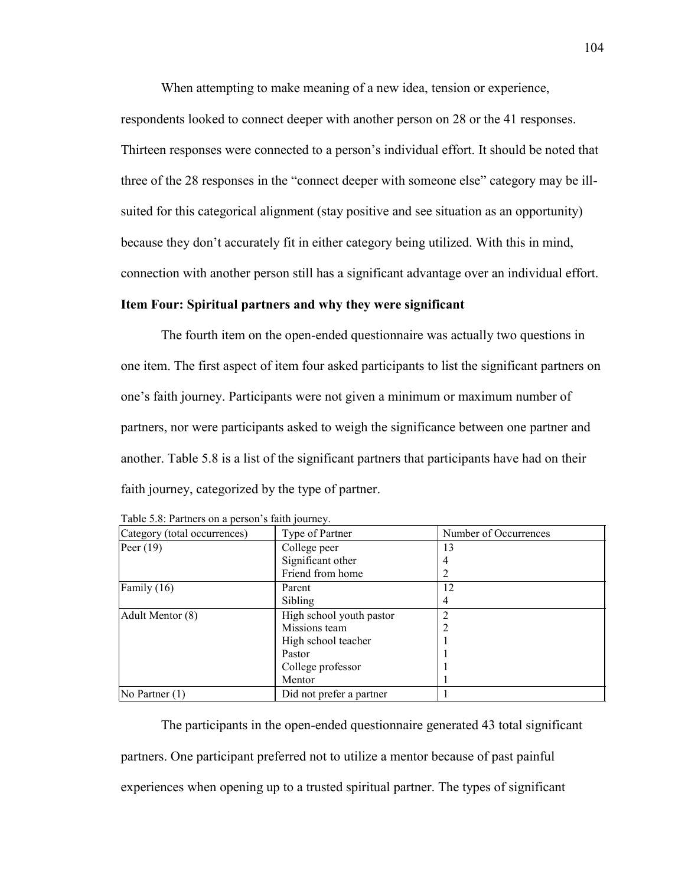When attempting to make meaning of a new idea, tension or experience, respondents looked to connect deeper with another person on 28 or the 41 responses. Thirteen responses were connected to a person's individual effort. It should be noted that three of the 28 responses in the "connect deeper with someone else" category may be ill-suited for this categorical alignment (stay positive and see situation as an opportunity) because they don't accurately fit in either category being utilized. With this in mind, connection with another person still has a significant advantage over an individual effort.

**Item Four: Spiritual partners and why they were significant**

The fourth item on the open-ended questionnaire was actually two questions in one item. The first aspect of item four asked participants to list the significant partners on one's faith journey. Participants were not given a minimum or maximum number of partners, nor were participants asked to weigh the significance between one partner and another. Table 5.8 is a list of the significant partners that participants have had on their faith journey, categorized by the type of partner.

Table 5.8: Partners on a person's faith journey.

| Category (total occurrences) | Type of Partner | Number of Occurrences |
|---|---|---|
| Peer (19) | College peer | 13 |
| | Significant other | 4 |
| | Friend from home | 2 |
| Family (16) | Parent | 12 |
| | Sibling | 4 |
| Adult Mentor (8) | High school youth pastor | 2 |
| | Missions team | 2 |
| | High school teacher | 1 |
| | Pastor | 1 |
| | College professor | 1 |
| | Mentor | 1 |
| No Partner (1) | Did not prefer a partner | 1 |

The participants in the open-ended questionnaire generated 43 total significant partners. One participant preferred not to utilize a mentor because of past painful experiences when opening up to a trusted spiritual partner. The types of significant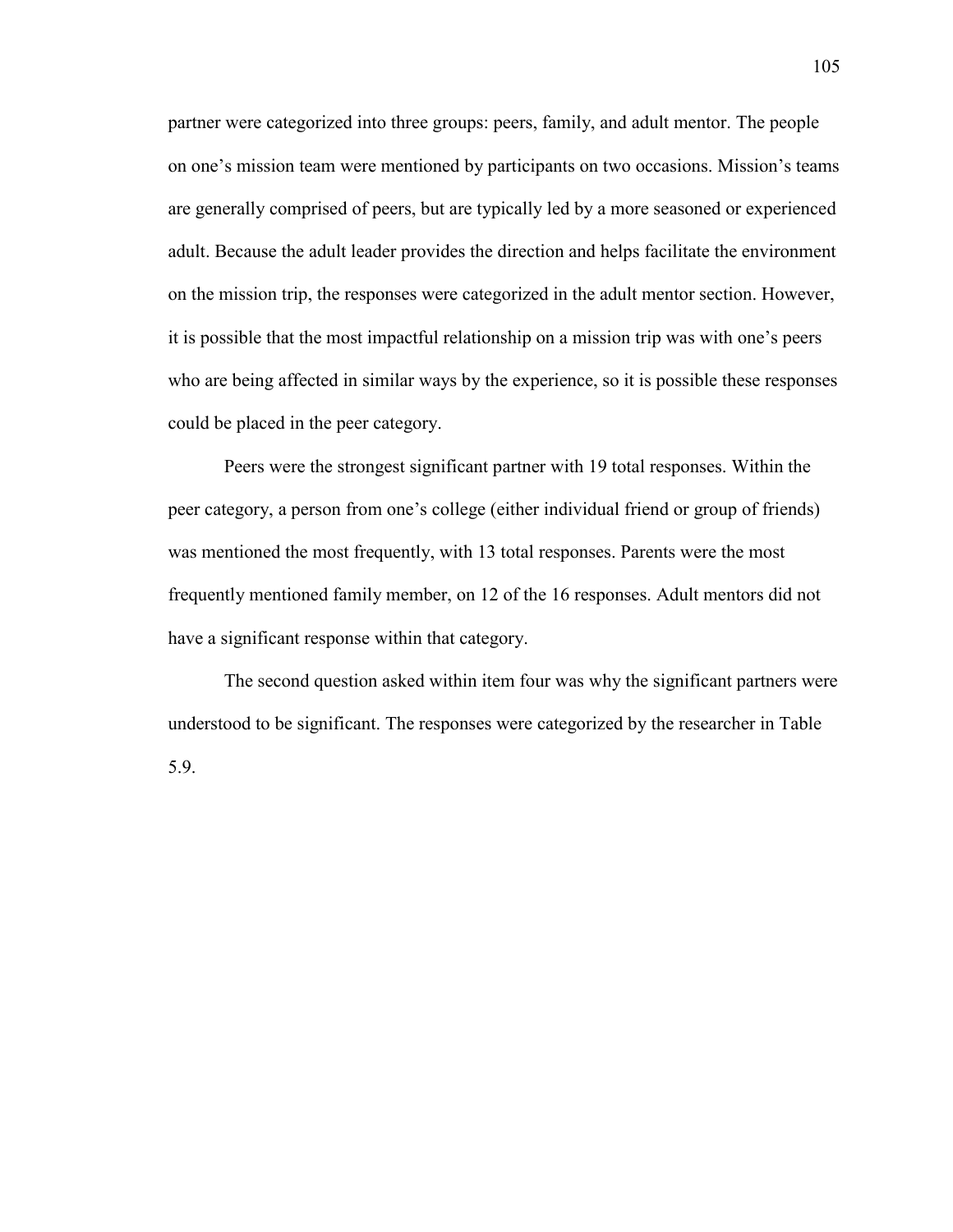partner were categorized into three groups: peers, family, and adult mentor. The people on one's mission team were mentioned by participants on two occasions. Mission's teams are generally comprised of peers, but are typically led by a more seasoned or experienced adult. Because the adult leader provides the direction and helps facilitate the environment on the mission trip, the responses were categorized in the adult mentor section. However, it is possible that the most impactful relationship on a mission trip was with one's peers who are being affected in similar ways by the experience, so it is possible these responses could be placed in the peer category.

Peers were the strongest significant partner with 19 total responses. Within the peer category, a person from one's college (either individual friend or group of friends) was mentioned the most frequently, with 13 total responses. Parents were the most frequently mentioned family member, on 12 of the 16 responses. Adult mentors did not have a significant response within that category.

The second question asked within item four was why the significant partners were understood to be significant. The responses were categorized by the researcher in Table 5.9.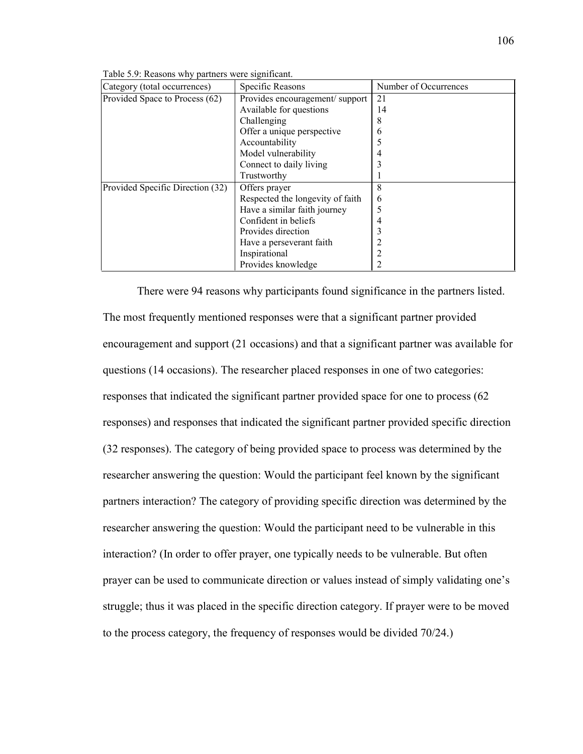Table 5.9: Reasons why partners were significant.

| Category (total occurrences) | Specific Reasons | Number of Occurrences |
|---|---|---|
| Provided Space to Process (62) | Provides encouragement/ support | 21 |
| | Available for questions | 14 |
| | Challenging | 8 |
| | Offer a unique perspective | 6 |
| | Accountability | 5 |
| | Model vulnerability | 4 |
| | Connect to daily living | 3 |
| | Trustworthy | 1 |
| Provided Specific Direction (32) | Offers prayer | 8 |
| | Respected the longevity of faith | 6 |
| | Have a similar faith journey | 5 |
| | Confident in beliefs | 4 |
| | Provides direction | 3 |
| | Have a perseverant faith | 2 |
| | Inspirational | 2 |
| | Provides knowledge | 2 |

There were 94 reasons why participants found significance in the partners listed. The most frequently mentioned responses were that a significant partner provided encouragement and support (21 occasions) and that a significant partner was available for questions (14 occasions). The researcher placed responses in one of two categories: responses that indicated the significant partner provided space for one to process (62 responses) and responses that indicated the significant partner provided specific direction (32 responses). The category of being provided space to process was determined by the researcher answering the question: Would the participant feel known by the significant partners interaction? The category of providing specific direction was determined by the researcher answering the question: Would the participant need to be vulnerable in this interaction? (In order to offer prayer, one typically needs to be vulnerable. But often prayer can be used to communicate direction or values instead of simply validating one's struggle; thus it was placed in the specific direction category. If prayer were to be moved to the process category, the frequency of responses would be divided 70/24.)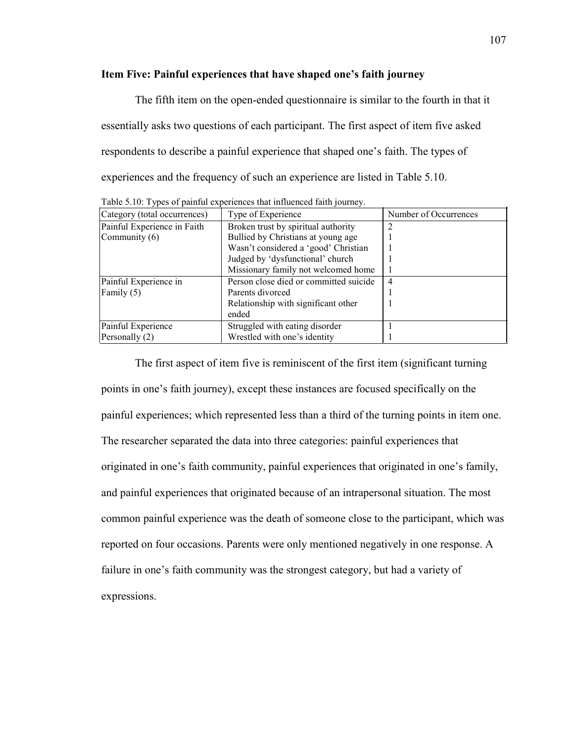### Item Five: Painful experiences that have shaped one's faith journey

The fifth item on the open-ended questionnaire is similar to the fourth in that it essentially asks two questions of each participant. The first aspect of item five asked respondents to describe a painful experience that shaped one's faith. The types of experiences and the frequency of such an experience are listed in Table 5.10.

Table 5.10: Types of painful experiences that influenced faith journey.

| Category (total occurrences) | Type of Experience | Number of Occurrences |
|---|---|---|
| Painful Experience in Faith Community (6) | Broken trust by spiritual authority | 2 |
| | Bullied by Christians at young age | 1 |
| | Wasn't considered a 'good' Christian | 1 |
| | Judged by 'dysfunctional' church | 1 |
| | Missionary family not welcomed home | 1 |
| Painful Experience in Family (5) | Person close died or committed suicide | 4 |
| | Parents divorced | 1 |
| | Relationship with significant other ended | 1 |
| Painful Experience Personally (2) | Struggled with eating disorder | 1 |
| | Wrestled with one's identity | 1 |

The first aspect of item five is reminiscent of the first item (significant turning points in one's faith journey), except these instances are focused specifically on the painful experiences; which represented less than a third of the turning points in item one. The researcher separated the data into three categories: painful experiences that originated in one's faith community, painful experiences that originated in one's family, and painful experiences that originated because of an intrapersonal situation. The most common painful experience was the death of someone close to the participant, which was reported on four occasions. Parents were only mentioned negatively in one response. A failure in one's faith community was the strongest category, but had a variety of expressions.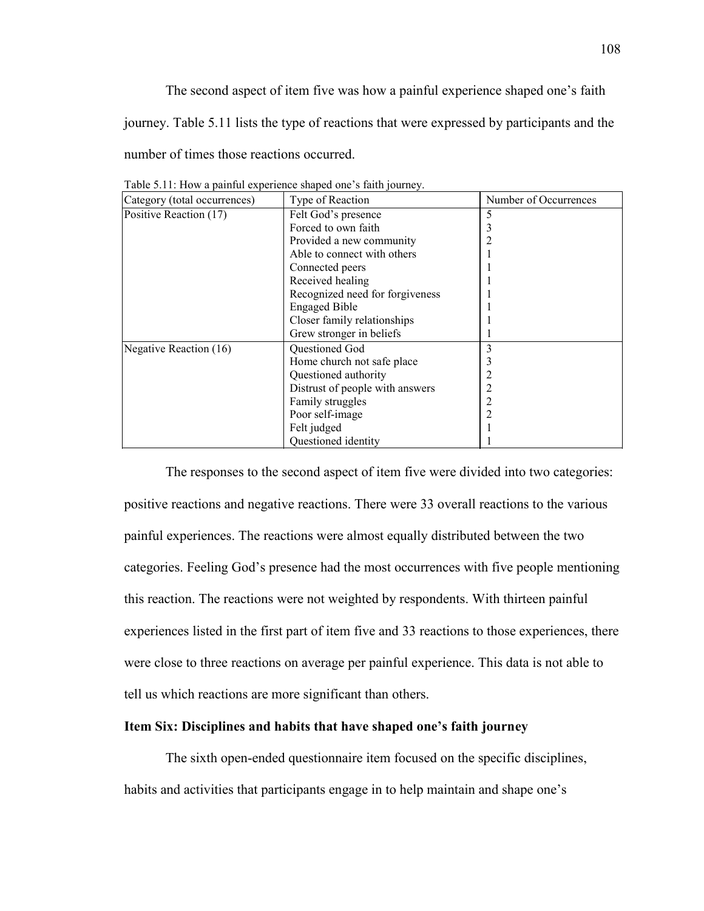The second aspect of item five was how a painful experience shaped one's faith journey. Table 5.11 lists the type of reactions that were expressed by participants and the number of times those reactions occurred.

Table 5.11: How a painful experience shaped one's faith journey.

| Category (total occurrences) | Type of Reaction | Number of Occurrences |
|---|---|---|
| Positive Reaction (17) | Felt God's presence | 5 |
| | Forced to own faith | 3 |
| | Provided a new community | 2 |
| | Able to connect with others | 1 |
| | Connected peers | 1 |
| | Received healing | 1 |
| | Recognized need for forgiveness | 1 |
| | Engaged Bible | 1 |
| | Closer family relationships | 1 |
| | Grew stronger in beliefs | 1 |
| Negative Reaction (16) | Questioned God | 3 |
| | Home church not safe place | 3 |
| | Questioned authority | 2 |
| | Distrust of people with answers | 2 |
| | Family struggles | 2 |
| | Poor self-image | 2 |
| | Felt judged | 1 |
| | Questioned identity | 1 |

The responses to the second aspect of item five were divided into two categories: positive reactions and negative reactions. There were 33 overall reactions to the various painful experiences. The reactions were almost equally distributed between the two categories. Feeling God's presence had the most occurrences with five people mentioning this reaction. The reactions were not weighted by respondents. With thirteen painful experiences listed in the first part of item five and 33 reactions to those experiences, there were close to three reactions on average per painful experience. This data is not able to tell us which reactions are more significant than others.

### Item Six: Disciplines and habits that have shaped one's faith journey

The sixth open-ended questionnaire item focused on the specific disciplines, habits and activities that participants engage in to help maintain and shape one's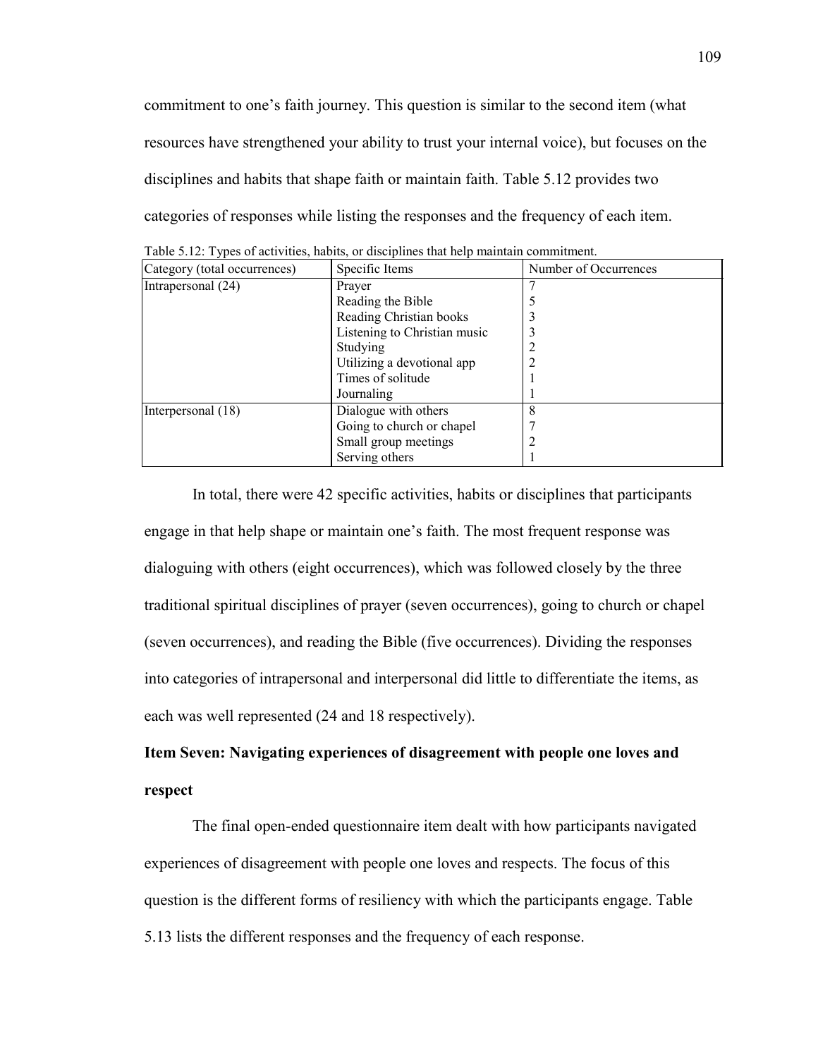commitment to one's faith journey. This question is similar to the second item (what resources have strengthened your ability to trust your internal voice), but focuses on the disciplines and habits that shape faith or maintain faith. Table 5.12 provides two categories of responses while listing the responses and the frequency of each item.

Table 5.12: Types of activities, habits, or disciplines that help maintain commitment.

| Category (total occurrences) | Specific Items | Number of Occurrences |
|---|---|---|
| Intrapersonal (24) | Prayer | 7 |
| | Reading the Bible | 5 |
| | Reading Christian books | 3 |
| | Listening to Christian music | 3 |
| | Studying | 2 |
| | Utilizing a devotional app | 2 |
| | Times of solitude | 1 |
| | Journaling | 1 |
| Interpersonal (18) | Dialogue with others | 8 |
| | Going to church or chapel | 7 |
| | Small group meetings | 2 |
| | Serving others | 1 |

In total, there were 42 specific activities, habits or disciplines that participants engage in that help shape or maintain one's faith. The most frequent response was dialoguing with others (eight occurrences), which was followed closely by the three traditional spiritual disciplines of prayer (seven occurrences), going to church or chapel (seven occurrences), and reading the Bible (five occurrences). Dividing the responses into categories of intrapersonal and interpersonal did little to differentiate the items, as each was well represented (24 and 18 respectively).

**Item Seven: Navigating experiences of disagreement with people one loves and respect**

The final open-ended questionnaire item dealt with how participants navigated experiences of disagreement with people one loves and respects. The focus of this question is the different forms of resiliency with which the participants engage. Table 5.13 lists the different responses and the frequency of each response.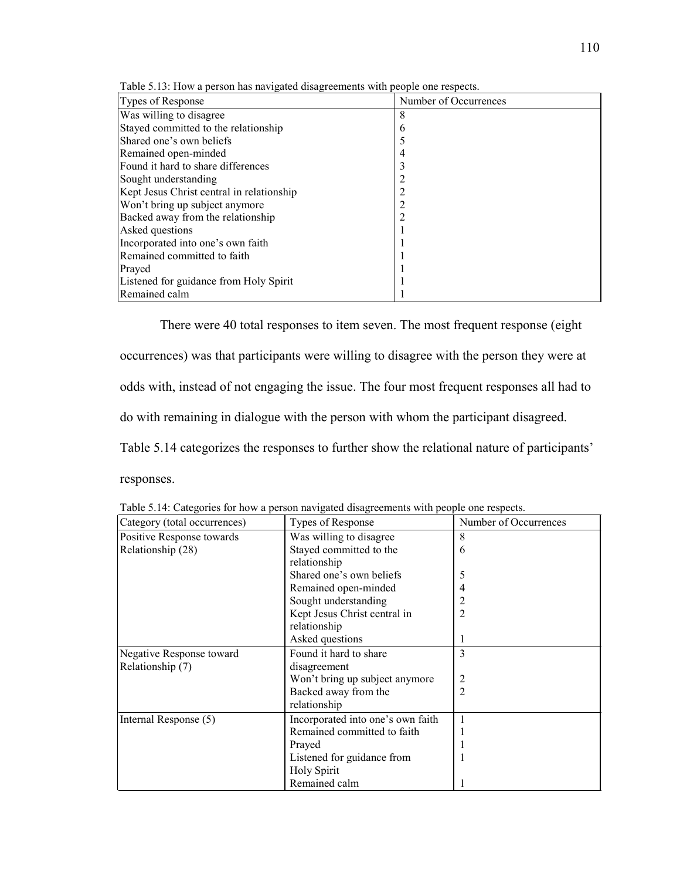Table 5.13: How a person has navigated disagreements with people one respects.

| Types of Response | Number of Occurrences |
|---|---|
| Was willing to disagree | 8 |
| Stayed committed to the relationship | 6 |
| Shared one's own beliefs | 5 |
| Remained open-minded | 4 |
| Found it hard to share differences | 3 |
| Sought understanding | 2 |
| Kept Jesus Christ central in relationship | 2 |
| Won't bring up subject anymore | 2 |
| Backed away from the relationship | 2 |
| Asked questions | 1 |
| Incorporated into one's own faith | 1 |
| Remained committed to faith | 1 |
| Prayed | 1 |
| Listened for guidance from Holy Spirit | 1 |
| Remained calm | 1 |

There were 40 total responses to item seven. The most frequent response (eight occurrences) was that participants were willing to disagree with the person they were at odds with, instead of not engaging the issue. The four most frequent responses all had to do with remaining in dialogue with the person with whom the participant disagreed. Table 5.14 categorizes the responses to further show the relational nature of participants' responses.

Table 5.14: Categories for how a person navigated disagreements with people one respects.

| Category (total occurrences) | Types of Response | Number of Occurrences |
|---|---|---|
| Positive Response towards Relationship (28) | Was willing to disagree | 8 |
| | Stayed committed to the relationship | 6 |
| | Shared one's own beliefs | 5 |
| | Remained open-minded | 4 |
| | Sought understanding | 2 |
| | Kept Jesus Christ central in relationship | 2 |
| | Asked questions | 1 |
| Negative Response toward Relationship (7) | Found it hard to share disagreement | 3 |
| | Won't bring up subject anymore | 2 |
| | Backed away from the relationship | 2 |
| Internal Response (5) | Incorporated into one's own faith | 1 |
| | Remained committed to faith | 1 |
| | Prayed | 1 |
| | Listened for guidance from Holy Spirit | 1 |
| | Remained calm | 1 |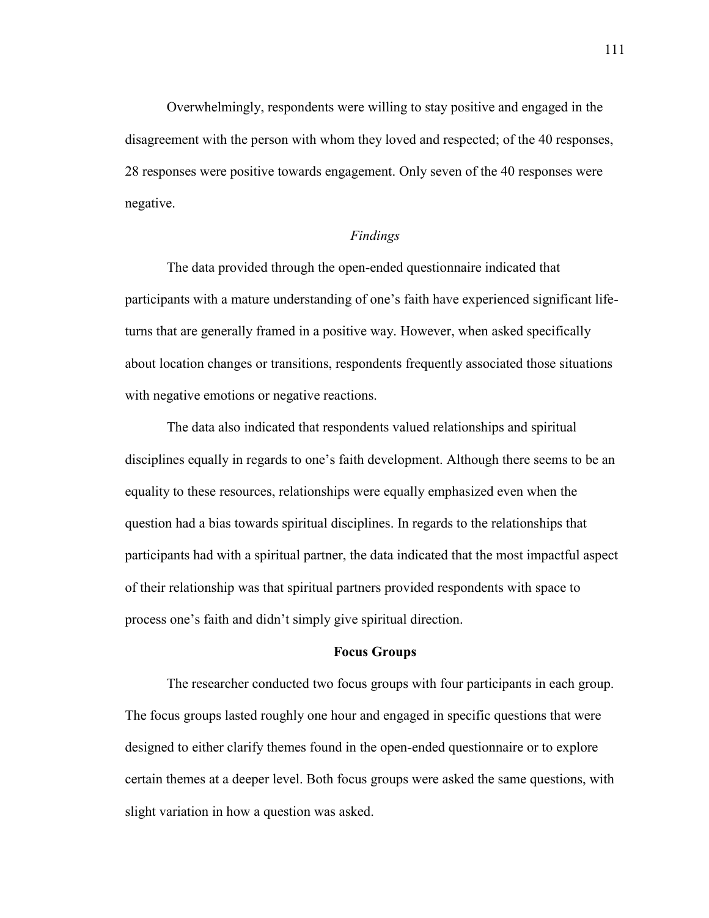Overwhelmingly, respondents were willing to stay positive and engaged in the disagreement with the person with whom they loved and respected; of the 40 responses, 28 responses were positive towards engagement. Only seven of the 40 responses were negative.

### *Findings*

The data provided through the open-ended questionnaire indicated that participants with a mature understanding of one's faith have experienced significant life-turns that are generally framed in a positive way. However, when asked specifically about location changes or transitions, respondents frequently associated those situations with negative emotions or negative reactions.

The data also indicated that respondents valued relationships and spiritual disciplines equally in regards to one's faith development. Although there seems to be an equality to these resources, relationships were equally emphasized even when the question had a bias towards spiritual disciplines. In regards to the relationships that participants had with a spiritual partner, the data indicated that the most impactful aspect of their relationship was that spiritual partners provided respondents with space to process one's faith and didn't simply give spiritual direction.

## Focus Groups

The researcher conducted two focus groups with four participants in each group. The focus groups lasted roughly one hour and engaged in specific questions that were designed to either clarify themes found in the open-ended questionnaire or to explore certain themes at a deeper level. Both focus groups were asked the same questions, with slight variation in how a question was asked.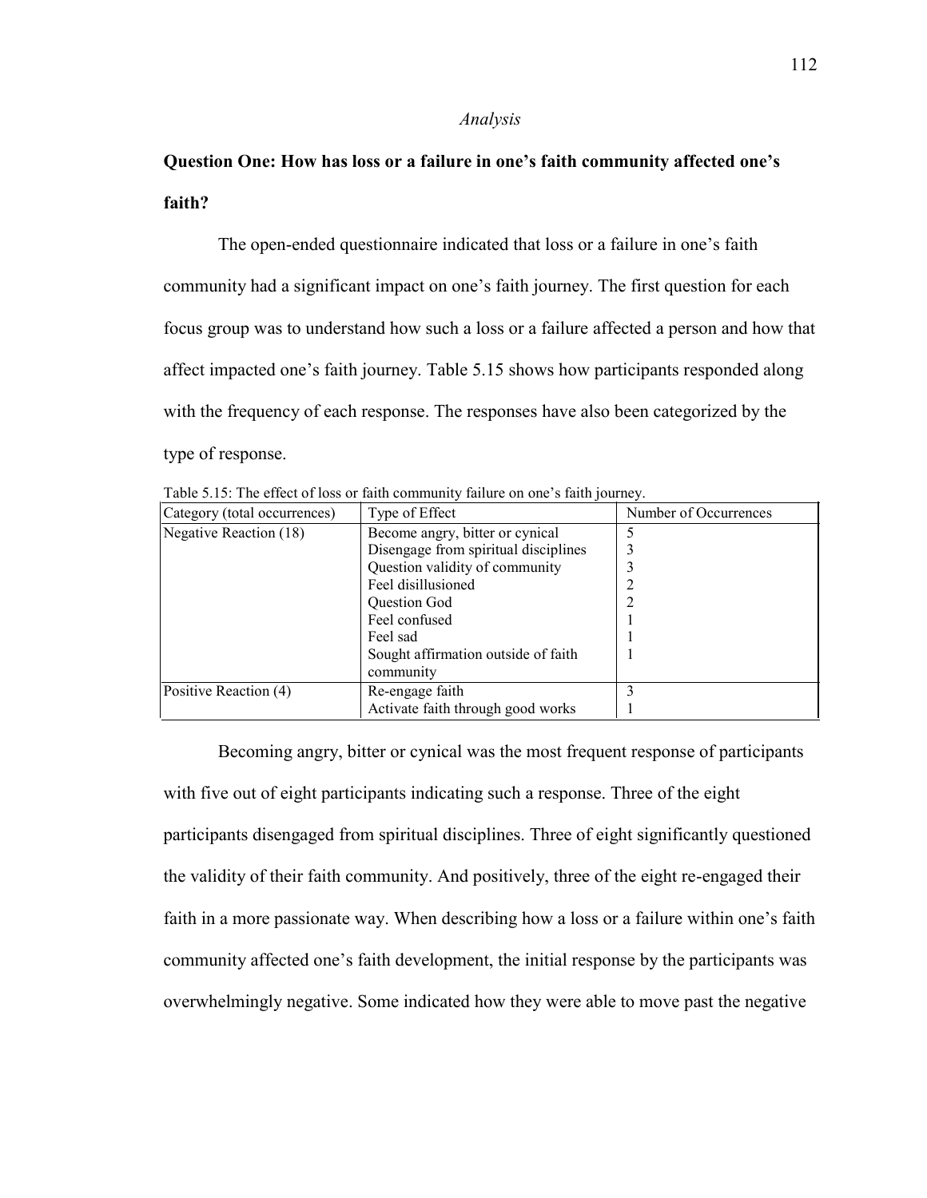*Analysis*

**Question One: How has loss or a failure in one's faith community affected one's faith?**

The open-ended questionnaire indicated that loss or a failure in one's faith community had a significant impact on one's faith journey. The first question for each focus group was to understand how such a loss or a failure affected a person and how that affect impacted one's faith journey. Table 5.15 shows how participants responded along with the frequency of each response. The responses have also been categorized by the type of response.

Table 5.15: The effect of loss or faith community failure on one's faith journey.

| Category (total occurrences) | Type of Effect | Number of Occurrences |
|---|---|---|
| Negative Reaction (18) | Become angry, bitter or cynical | 5 |
| | Disengage from spiritual disciplines | 3 |
| | Question validity of community | 3 |
| | Feel disillusioned | 2 |
| | Question God | 2 |
| | Feel confused | 1 |
| | Feel sad | 1 |
| | Sought affirmation outside of faith community | 1 |
| Positive Reaction (4) | Re-engage faith | 3 |
| | Activate faith through good works | 1 |

Becoming angry, bitter or cynical was the most frequent response of participants with five out of eight participants indicating such a response. Three of the eight participants disengaged from spiritual disciplines. Three of eight significantly questioned the validity of their faith community. And positively, three of the eight re-engaged their faith in a more passionate way. When describing how a loss or a failure within one's faith community affected one's faith development, the initial response by the participants was overwhelmingly negative. Some indicated how they were able to move past the negative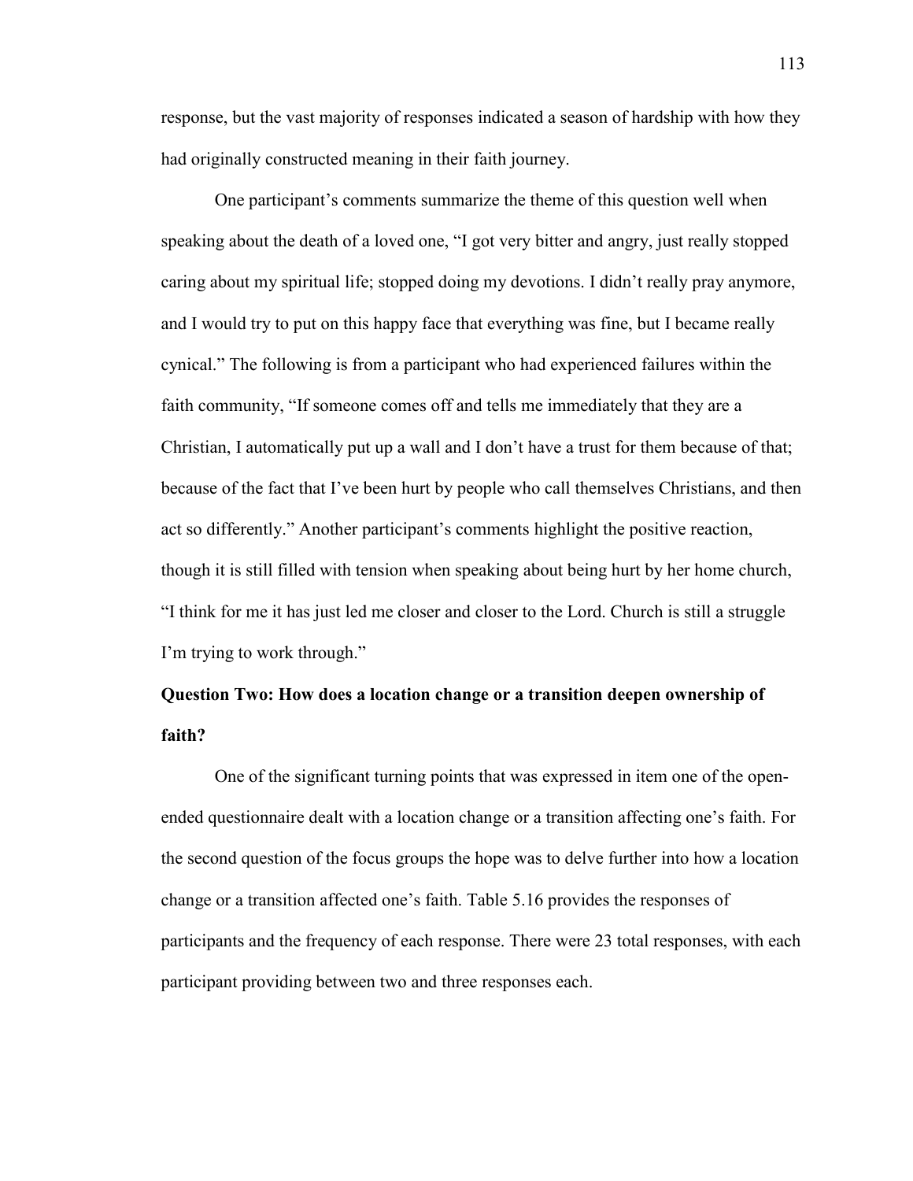response, but the vast majority of responses indicated a season of hardship with how they had originally constructed meaning in their faith journey.

One participant's comments summarize the theme of this question well when speaking about the death of a loved one, "I got very bitter and angry, just really stopped caring about my spiritual life; stopped doing my devotions. I didn't really pray anymore, and I would try to put on this happy face that everything was fine, but I became really cynical." The following is from a participant who had experienced failures within the faith community, "If someone comes off and tells me immediately that they are a Christian, I automatically put up a wall and I don't have a trust for them because of that; because of the fact that I've been hurt by people who call themselves Christians, and then act so differently." Another participant's comments highlight the positive reaction, though it is still filled with tension when speaking about being hurt by her home church, "I think for me it has just led me closer and closer to the Lord. Church is still a struggle I'm trying to work through."

**Question Two: How does a location change or a transition deepen ownership of faith?**

One of the significant turning points that was expressed in item one of the open-ended questionnaire dealt with a location change or a transition affecting one's faith. For the second question of the focus groups the hope was to delve further into how a location change or a transition affected one's faith. Table 5.16 provides the responses of participants and the frequency of each response. There were 23 total responses, with each participant providing between two and three responses each.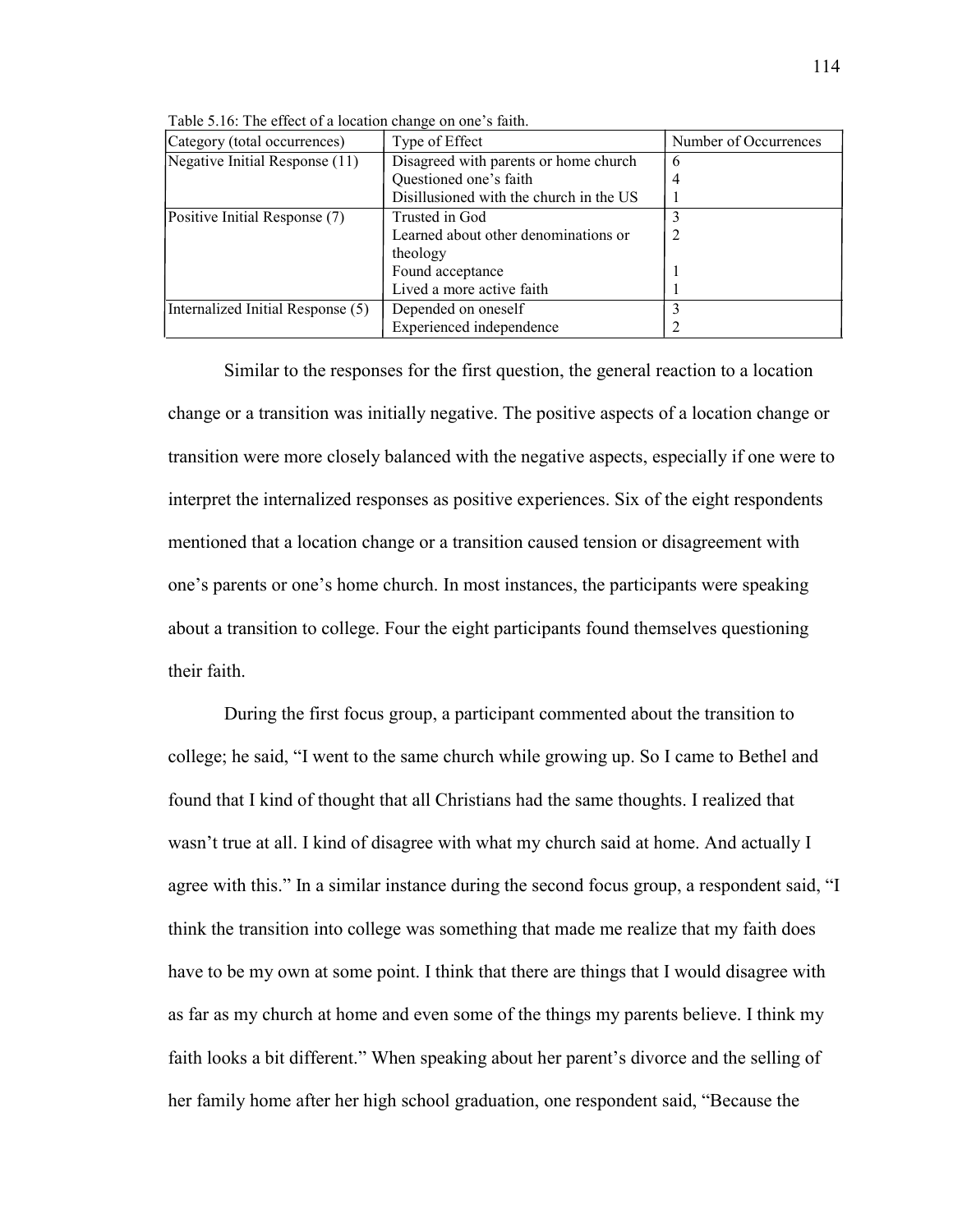Table 5.16: The effect of a location change on one's faith.

| Category (total occurrences) | Type of Effect | Number of Occurrences |
|---|---|---|
| Negative Initial Response (11) | Disagreed with parents or home church | 6 |
| | Questioned one's faith | 4 |
| | Disillusioned with the church in the US | 1 |
| Positive Initial Response (7) | Trusted in God | 3 |
| | Learned about other denominations or theology | 2 |
| | Found acceptance | 1 |
| | Lived a more active faith | 1 |
| Internalized Initial Response (5) | Depended on oneself | 3 |
| | Experienced independence | 2 |

Similar to the responses for the first question, the general reaction to a location change or a transition was initially negative. The positive aspects of a location change or transition were more closely balanced with the negative aspects, especially if one were to interpret the internalized responses as positive experiences. Six of the eight respondents mentioned that a location change or a transition caused tension or disagreement with one's parents or one's home church. In most instances, the participants were speaking about a transition to college. Four the eight participants found themselves questioning their faith.

During the first focus group, a participant commented about the transition to college; he said, "I went to the same church while growing up. So I came to Bethel and found that I kind of thought that all Christians had the same thoughts. I realized that wasn't true at all. I kind of disagree with what my church said at home. And actually I agree with this." In a similar instance during the second focus group, a respondent said, "I think the transition into college was something that made me realize that my faith does have to be my own at some point. I think that there are things that I would disagree with as far as my church at home and even some of the things my parents believe. I think my faith looks a bit different." When speaking about her parent's divorce and the selling of her family home after her high school graduation, one respondent said, "Because the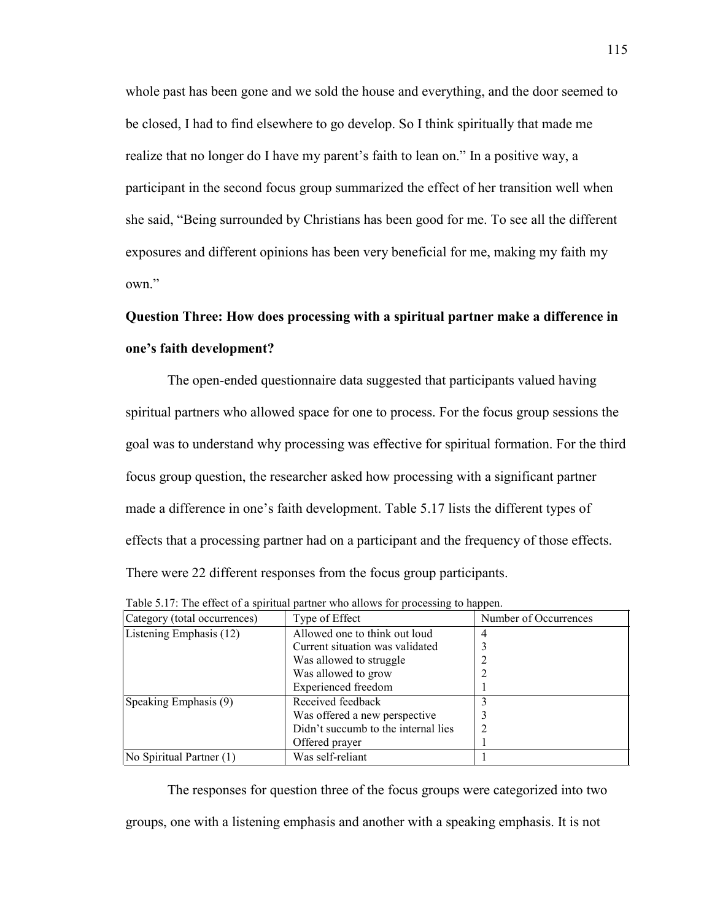whole past has been gone and we sold the house and everything, and the door seemed to be closed, I had to find elsewhere to go develop. So I think spiritually that made me realize that no longer do I have my parent's faith to lean on." In a positive way, a participant in the second focus group summarized the effect of her transition well when she said, "Being surrounded by Christians has been good for me. To see all the different exposures and different opinions has been very beneficial for me, making my faith my own."

**Question Three: How does processing with a spiritual partner make a difference in one's faith development?**

The open-ended questionnaire data suggested that participants valued having spiritual partners who allowed space for one to process. For the focus group sessions the goal was to understand why processing was effective for spiritual formation. For the third focus group question, the researcher asked how processing with a significant partner made a difference in one's faith development. Table 5.17 lists the different types of effects that a processing partner had on a participant and the frequency of those effects. There were 22 different responses from the focus group participants.

Table 5.17: The effect of a spiritual partner who allows for processing to happen.

| Category (total occurrences) | Type of Effect | Number of Occurrences |
|---|---|---|
| Listening Emphasis (12) | Allowed one to think out loud | 4 |
| | Current situation was validated | 3 |
| | Was allowed to struggle | 2 |
| | Was allowed to grow | 2 |
| | Experienced freedom | 1 |
| Speaking Emphasis (9) | Received feedback | 3 |
| | Was offered a new perspective | 3 |
| | Didn't succumb to the internal lies | 2 |
| | Offered prayer | 1 |
| No Spiritual Partner (1) | Was self-reliant | 1 |

The responses for question three of the focus groups were categorized into two groups, one with a listening emphasis and another with a speaking emphasis. It is not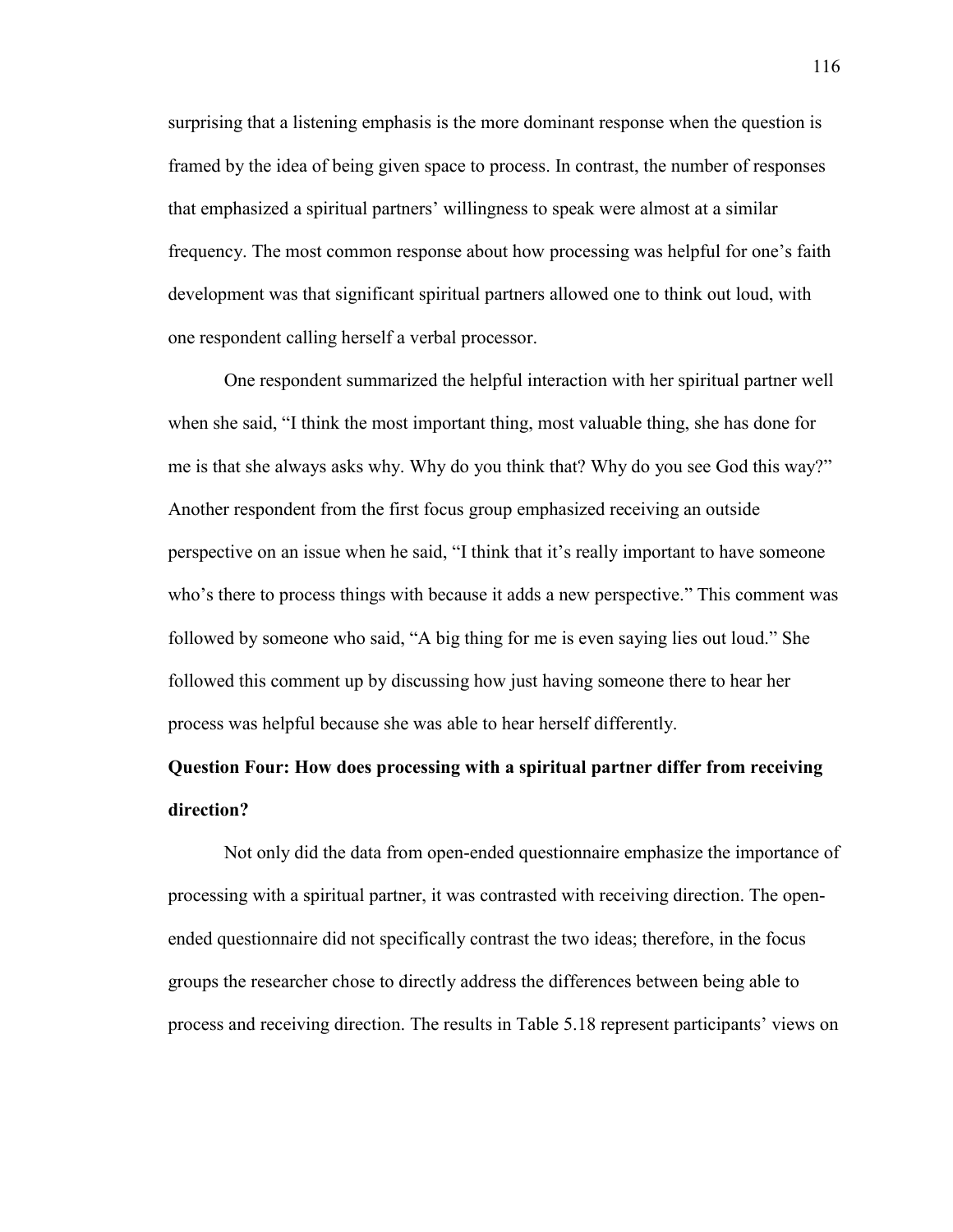surprising that a listening emphasis is the more dominant response when the question is framed by the idea of being given space to process. In contrast, the number of responses that emphasized a spiritual partners' willingness to speak were almost at a similar frequency. The most common response about how processing was helpful for one's faith development was that significant spiritual partners allowed one to think out loud, with one respondent calling herself a verbal processor.

One respondent summarized the helpful interaction with her spiritual partner well when she said, "I think the most important thing, most valuable thing, she has done for me is that she always asks why. Why do you think that? Why do you see God this way?" Another respondent from the first focus group emphasized receiving an outside perspective on an issue when he said, "I think that it's really important to have someone who's there to process things with because it adds a new perspective." This comment was followed by someone who said, "A big thing for me is even saying lies out loud." She followed this comment up by discussing how just having someone there to hear her process was helpful because she was able to hear herself differently.

**Question Four: How does processing with a spiritual partner differ from receiving direction?**

Not only did the data from open-ended questionnaire emphasize the importance of processing with a spiritual partner, it was contrasted with receiving direction. The open-ended questionnaire did not specifically contrast the two ideas; therefore, in the focus groups the researcher chose to directly address the differences between being able to process and receiving direction. The results in Table 5.18 represent participants' views on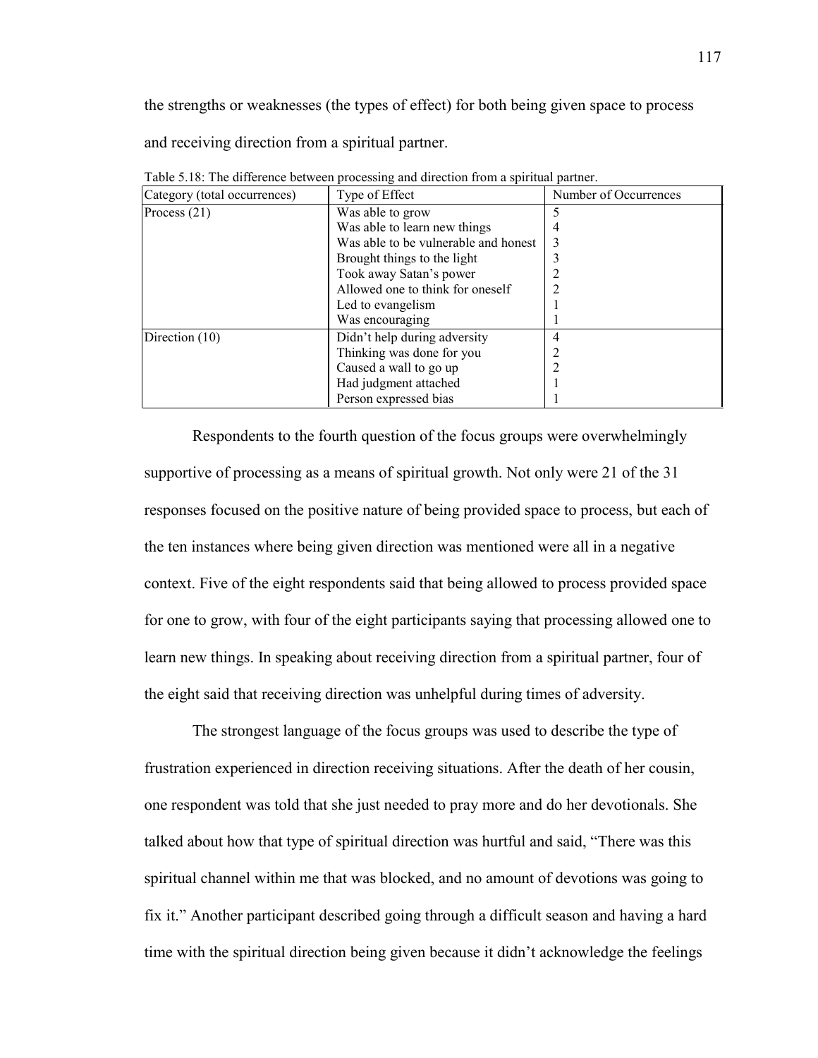the strengths or weaknesses (the types of effect) for both being given space to process and receiving direction from a spiritual partner.

Table 5.18: The difference between processing and direction from a spiritual partner.

| Category (total occurrences) | Type of Effect | Number of Occurrences |
|---|---|---|
| Process (21) | Was able to grow | 5 |
| | Was able to learn new things | 4 |
| | Was able to be vulnerable and honest | 3 |
| | Brought things to the light | 3 |
| | Took away Satan's power | 2 |
| | Allowed one to think for oneself | 2 |
| | Led to evangelism | 1 |
| | Was encouraging | 1 |
| Direction (10) | Didn't help during adversity | 4 |
| | Thinking was done for you | 2 |
| | Caused a wall to go up | 2 |
| | Had judgment attached | 1 |
| | Person expressed bias | 1 |

Respondents to the fourth question of the focus groups were overwhelmingly supportive of processing as a means of spiritual growth. Not only were 21 of the 31 responses focused on the positive nature of being provided space to process, but each of the ten instances where being given direction was mentioned were all in a negative context. Five of the eight respondents said that being allowed to process provided space for one to grow, with four of the eight participants saying that processing allowed one to learn new things. In speaking about receiving direction from a spiritual partner, four of the eight said that receiving direction was unhelpful during times of adversity.

The strongest language of the focus groups was used to describe the type of frustration experienced in direction receiving situations. After the death of her cousin, one respondent was told that she just needed to pray more and do her devotionals. She talked about how that type of spiritual direction was hurtful and said, "There was this spiritual channel within me that was blocked, and no amount of devotions was going to fix it." Another participant described going through a difficult season and having a hard time with the spiritual direction being given because it didn't acknowledge the feelings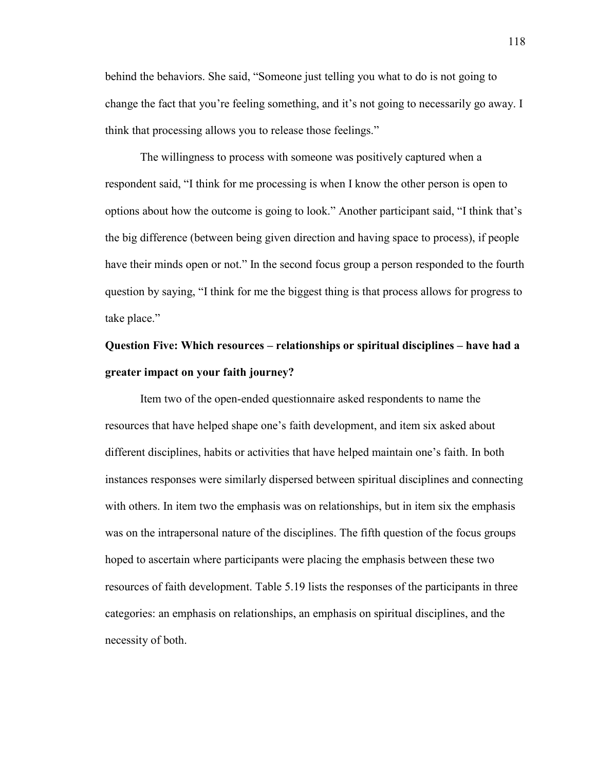behind the behaviors. She said, "Someone just telling you what to do is not going to change the fact that you're feeling something, and it's not going to necessarily go away. I think that processing allows you to release those feelings."

The willingness to process with someone was positively captured when a respondent said, "I think for me processing is when I know the other person is open to options about how the outcome is going to look." Another participant said, "I think that's the big difference (between being given direction and having space to process), if people have their minds open or not." In the second focus group a person responded to the fourth question by saying, "I think for me the biggest thing is that process allows for progress to take place."

**Question Five: Which resources – relationships or spiritual disciplines – have had a greater impact on your faith journey?**

Item two of the open-ended questionnaire asked respondents to name the resources that have helped shape one's faith development, and item six asked about different disciplines, habits or activities that have helped maintain one's faith. In both instances responses were similarly dispersed between spiritual disciplines and connecting with others. In item two the emphasis was on relationships, but in item six the emphasis was on the intrapersonal nature of the disciplines. The fifth question of the focus groups hoped to ascertain where participants were placing the emphasis between these two resources of faith development. Table 5.19 lists the responses of the participants in three categories: an emphasis on relationships, an emphasis on spiritual disciplines, and the necessity of both.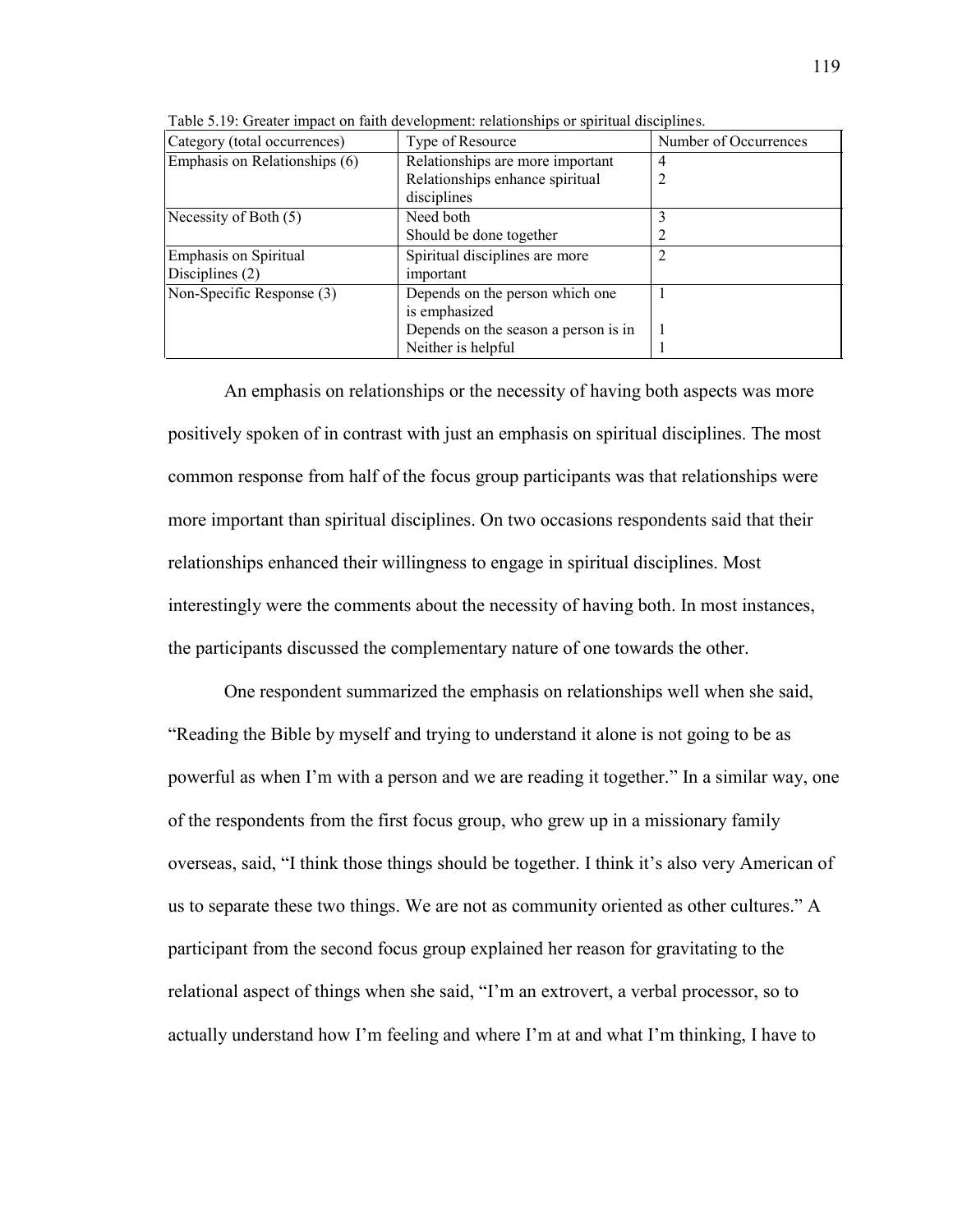Table 5.19: Greater impact on faith development: relationships or spiritual disciplines.

| Category (total occurrences) | Type of Resource | Number of Occurrences |
|---|---|---|
| Emphasis on Relationships (6) | Relationships are more important | 4 |
| | Relationships enhance spiritual disciplines | 2 |
| Necessity of Both (5) | Need both | 3 |
| | Should be done together | 2 |
| Emphasis on Spiritual Disciplines (2) | Spiritual disciplines are more important | 2 |
| Non-Specific Response (3) | Depends on the person which one is emphasized | 1 |
| | Depends on the season a person is in | 1 |
| | Neither is helpful | 1 |

An emphasis on relationships or the necessity of having both aspects was more positively spoken of in contrast with just an emphasis on spiritual disciplines. The most common response from half of the focus group participants was that relationships were more important than spiritual disciplines. On two occasions respondents said that their relationships enhanced their willingness to engage in spiritual disciplines. Most interestingly were the comments about the necessity of having both. In most instances, the participants discussed the complementary nature of one towards the other.

One respondent summarized the emphasis on relationships well when she said, "Reading the Bible by myself and trying to understand it alone is not going to be as powerful as when I'm with a person and we are reading it together." In a similar way, one of the respondents from the first focus group, who grew up in a missionary family overseas, said, "I think those things should be together. I think it's also very American of us to separate these two things. We are not as community oriented as other cultures." A participant from the second focus group explained her reason for gravitating to the relational aspect of things when she said, "I'm an extrovert, a verbal processor, so to actually understand how I'm feeling and where I'm at and what I'm thinking, I have to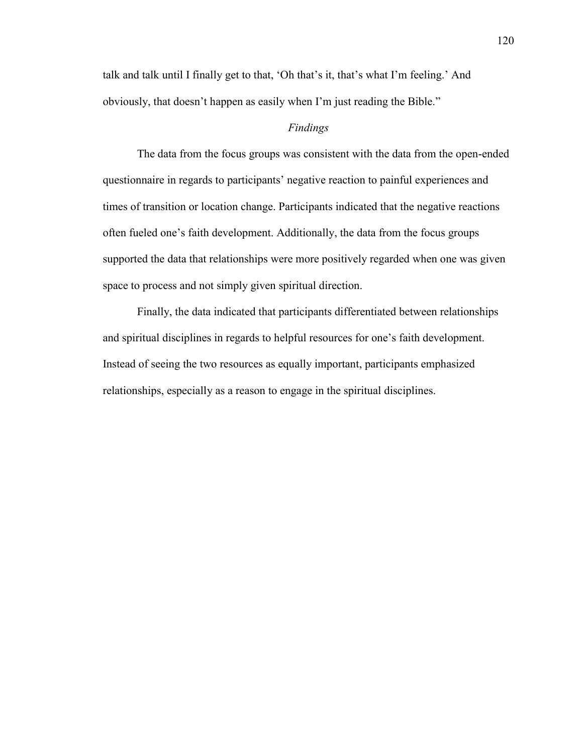talk and talk until I finally get to that, 'Oh that's it, that's what I'm feeling.' And obviously, that doesn't happen as easily when I'm just reading the Bible."

### *Findings*

The data from the focus groups was consistent with the data from the open-ended questionnaire in regards to participants' negative reaction to painful experiences and times of transition or location change. Participants indicated that the negative reactions often fueled one's faith development. Additionally, the data from the focus groups supported the data that relationships were more positively regarded when one was given space to process and not simply given spiritual direction.

Finally, the data indicated that participants differentiated between relationships and spiritual disciplines in regards to helpful resources for one's faith development. Instead of seeing the two resources as equally important, participants emphasized relationships, especially as a reason to engage in the spiritual disciplines.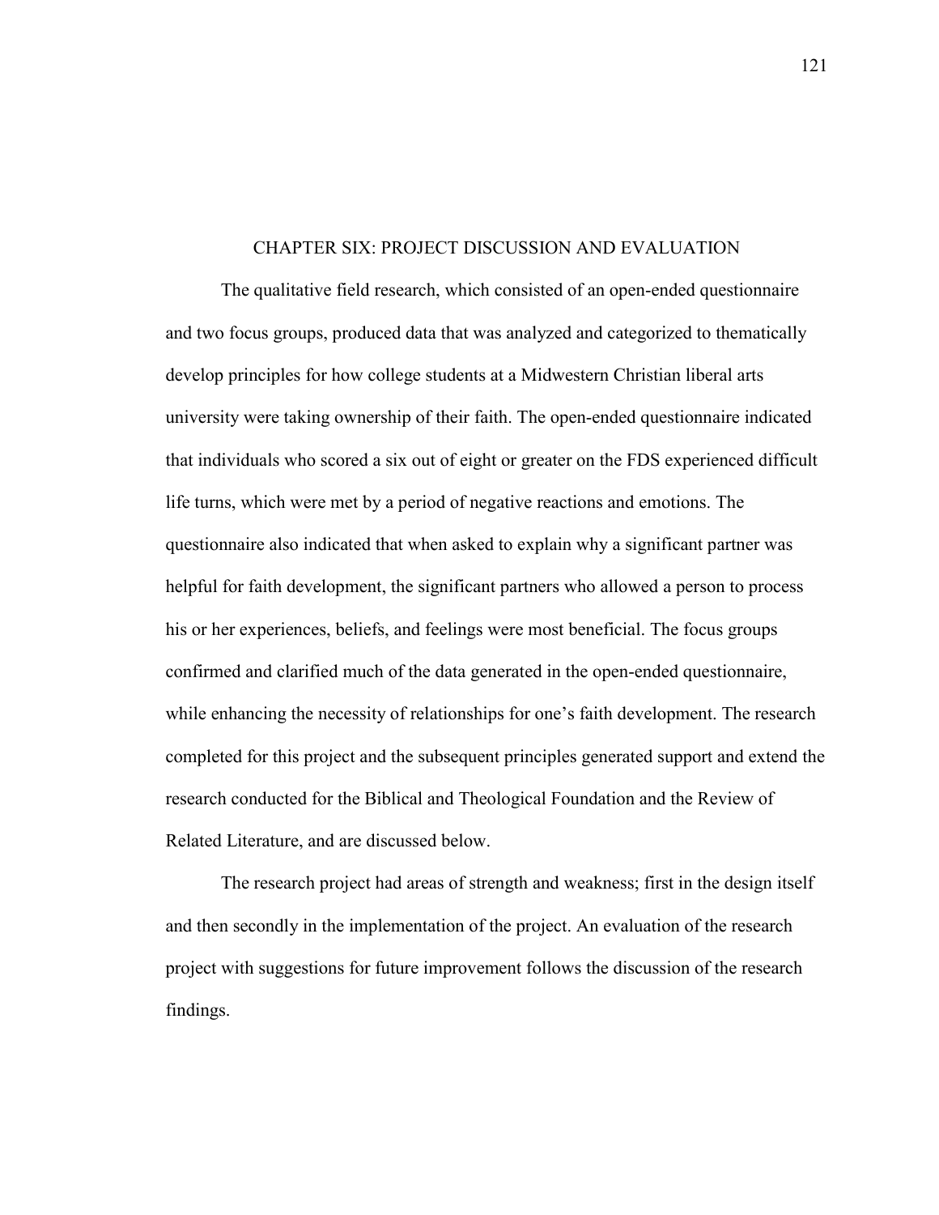# CHAPTER SIX: PROJECT DISCUSSION AND EVALUATION

The qualitative field research, which consisted of an open-ended questionnaire and two focus groups, produced data that was analyzed and categorized to thematically develop principles for how college students at a Midwestern Christian liberal arts university were taking ownership of their faith. The open-ended questionnaire indicated that individuals who scored a six out of eight or greater on the FDS experienced difficult life turns, which were met by a period of negative reactions and emotions. The questionnaire also indicated that when asked to explain why a significant partner was helpful for faith development, the significant partners who allowed a person to process his or her experiences, beliefs, and feelings were most beneficial. The focus groups confirmed and clarified much of the data generated in the open-ended questionnaire, while enhancing the necessity of relationships for one's faith development. The research completed for this project and the subsequent principles generated support and extend the research conducted for the Biblical and Theological Foundation and the Review of Related Literature, and are discussed below.

The research project had areas of strength and weakness; first in the design itself and then secondly in the implementation of the project. An evaluation of the research project with suggestions for future improvement follows the discussion of the research findings.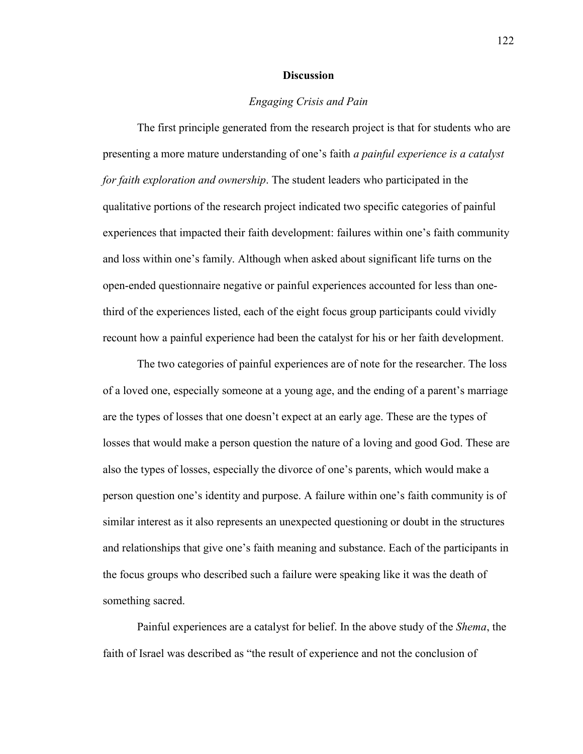## Discussion

### *Engaging Crisis and Pain*

The first principle generated from the research project is that for students who are presenting a more mature understanding of one's faith *a painful experience is a catalyst for faith exploration and ownership*. The student leaders who participated in the qualitative portions of the research project indicated two specific categories of painful experiences that impacted their faith development: failures within one's faith community and loss within one's family. Although when asked about significant life turns on the open-ended questionnaire negative or painful experiences accounted for less than one-third of the experiences listed, each of the eight focus group participants could vividly recount how a painful experience had been the catalyst for his or her faith development.

The two categories of painful experiences are of note for the researcher. The loss of a loved one, especially someone at a young age, and the ending of a parent's marriage are the types of losses that one doesn't expect at an early age. These are the types of losses that would make a person question the nature of a loving and good God. These are also the types of losses, especially the divorce of one's parents, which would make a person question one's identity and purpose. A failure within one's faith community is of similar interest as it also represents an unexpected questioning or doubt in the structures and relationships that give one's faith meaning and substance. Each of the participants in the focus groups who described such a failure were speaking like it was the death of something sacred.

Painful experiences are a catalyst for belief. In the above study of the *Shema*, the faith of Israel was described as "the result of experience and not the conclusion of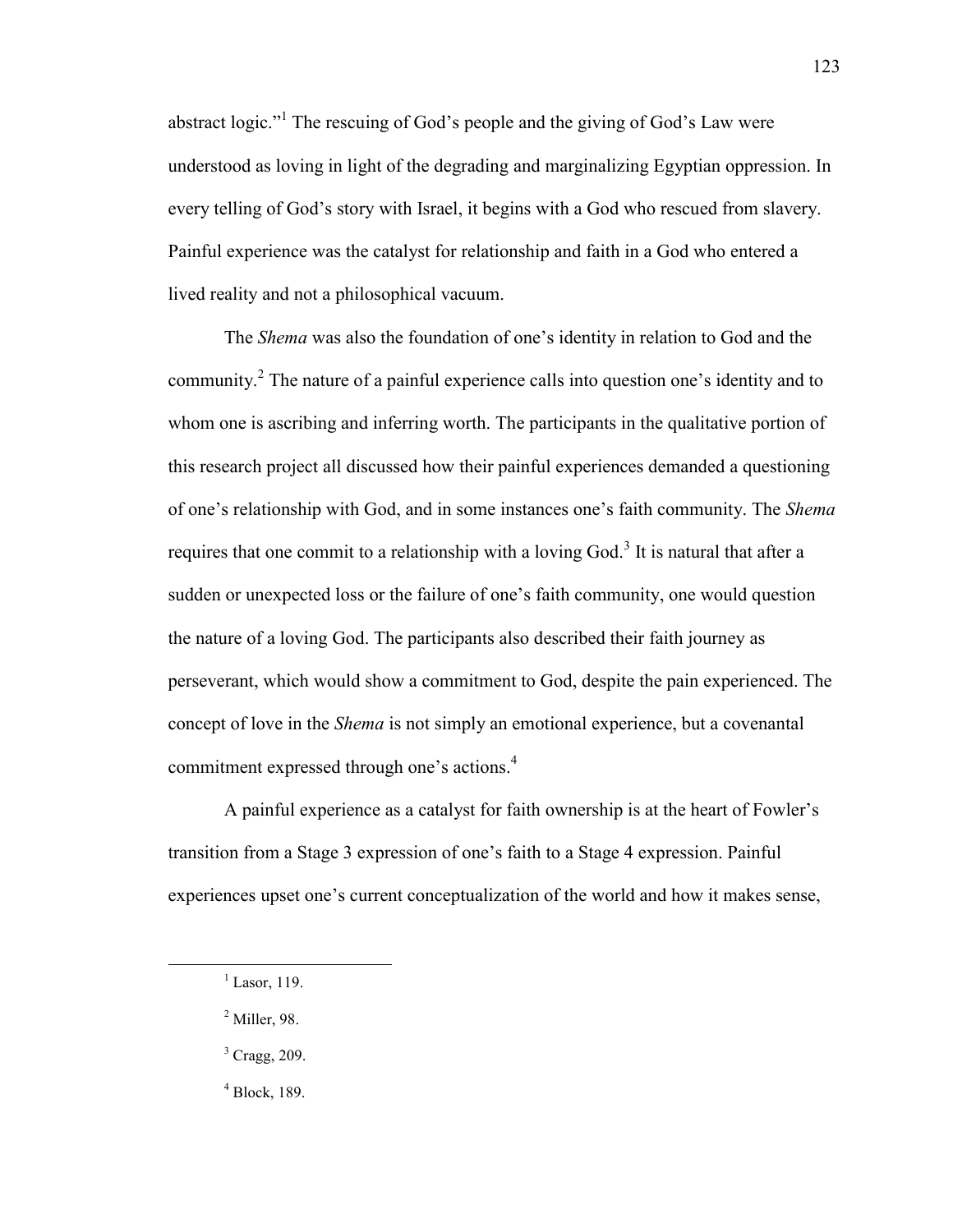abstract logic."[1] The rescuing of God's people and the giving of God's Law were understood as loving in light of the degrading and marginalizing Egyptian oppression. In every telling of God's story with Israel, it begins with a God who rescued from slavery. Painful experience was the catalyst for relationship and faith in a God who entered a lived reality and not a philosophical vacuum.

The *Shema* was also the foundation of one's identity in relation to God and the community.[2] The nature of a painful experience calls into question one's identity and to whom one is ascribing and inferring worth. The participants in the qualitative portion of this research project all discussed how their painful experiences demanded a questioning of one's relationship with God, and in some instances one's faith community. The *Shema* requires that one commit to a relationship with a loving God.[3] It is natural that after a sudden or unexpected loss or the failure of one's faith community, one would question the nature of a loving God. The participants also described their faith journey as perseverant, which would show a commitment to God, despite the pain experienced. The concept of love in the *Shema* is not simply an emotional experience, but a covenantal commitment expressed through one's actions.[4]

A painful experience as a catalyst for faith ownership is at the heart of Fowler's transition from a Stage 3 expression of one's faith to a Stage 4 expression. Painful experiences upset one's current conceptualization of the world and how it makes sense,

---

[1] Lasor, 119.

[2] Miller, 98.

[3] Cragg, 209.

[4] Block, 189.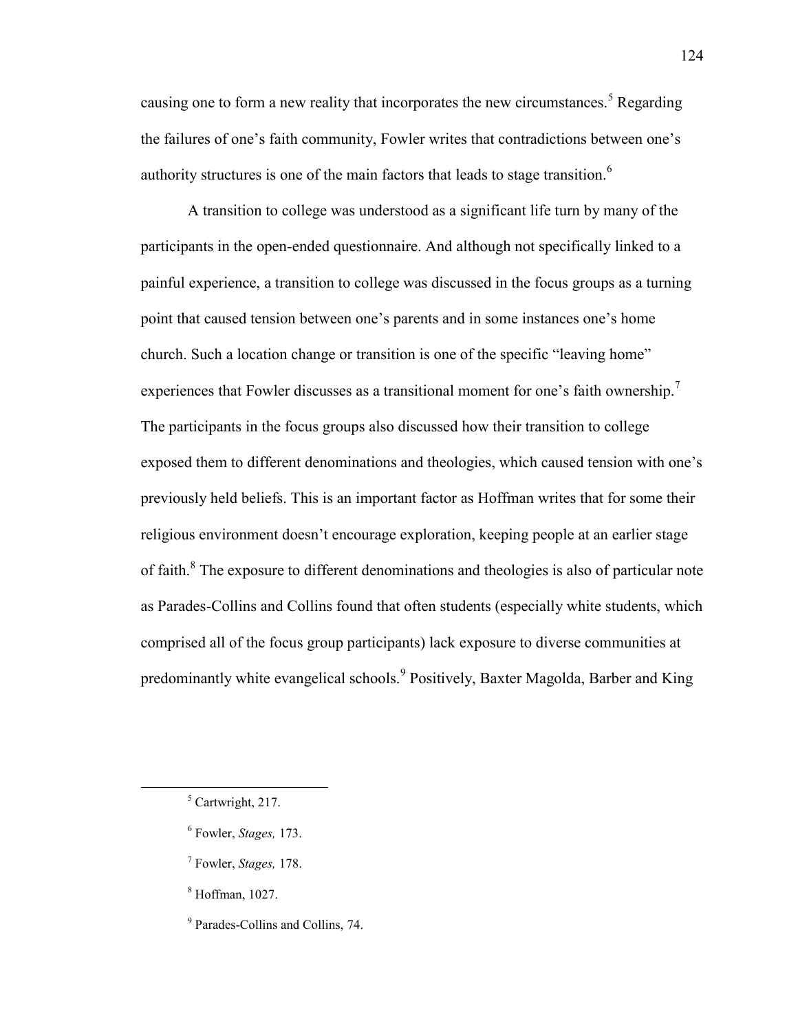causing one to form a new reality that incorporates the new circumstances.[5] Regarding the failures of one's faith community, Fowler writes that contradictions between one's authority structures is one of the main factors that leads to stage transition.[6]

A transition to college was understood as a significant life turn by many of the participants in the open-ended questionnaire. And although not specifically linked to a painful experience, a transition to college was discussed in the focus groups as a turning point that caused tension between one's parents and in some instances one's home church. Such a location change or transition is one of the specific "leaving home" experiences that Fowler discusses as a transitional moment for one's faith ownership.[7] The participants in the focus groups also discussed how their transition to college exposed them to different denominations and theologies, which caused tension with one's previously held beliefs. This is an important factor as Hoffman writes that for some their religious environment doesn't encourage exploration, keeping people at an earlier stage of faith.[8] The exposure to different denominations and theologies is also of particular note as Parades-Collins and Collins found that often students (especially white students, which comprised all of the focus group participants) lack exposure to diverse communities at predominantly white evangelical schools.[9] Positively, Baxter Magolda, Barber and King

---

[5] Cartwright, 217.

[6] Fowler, *Stages,* 173.

[7] Fowler, *Stages,* 178.

[8] Hoffman, 1027.

[9] Parades-Collins and Collins, 74.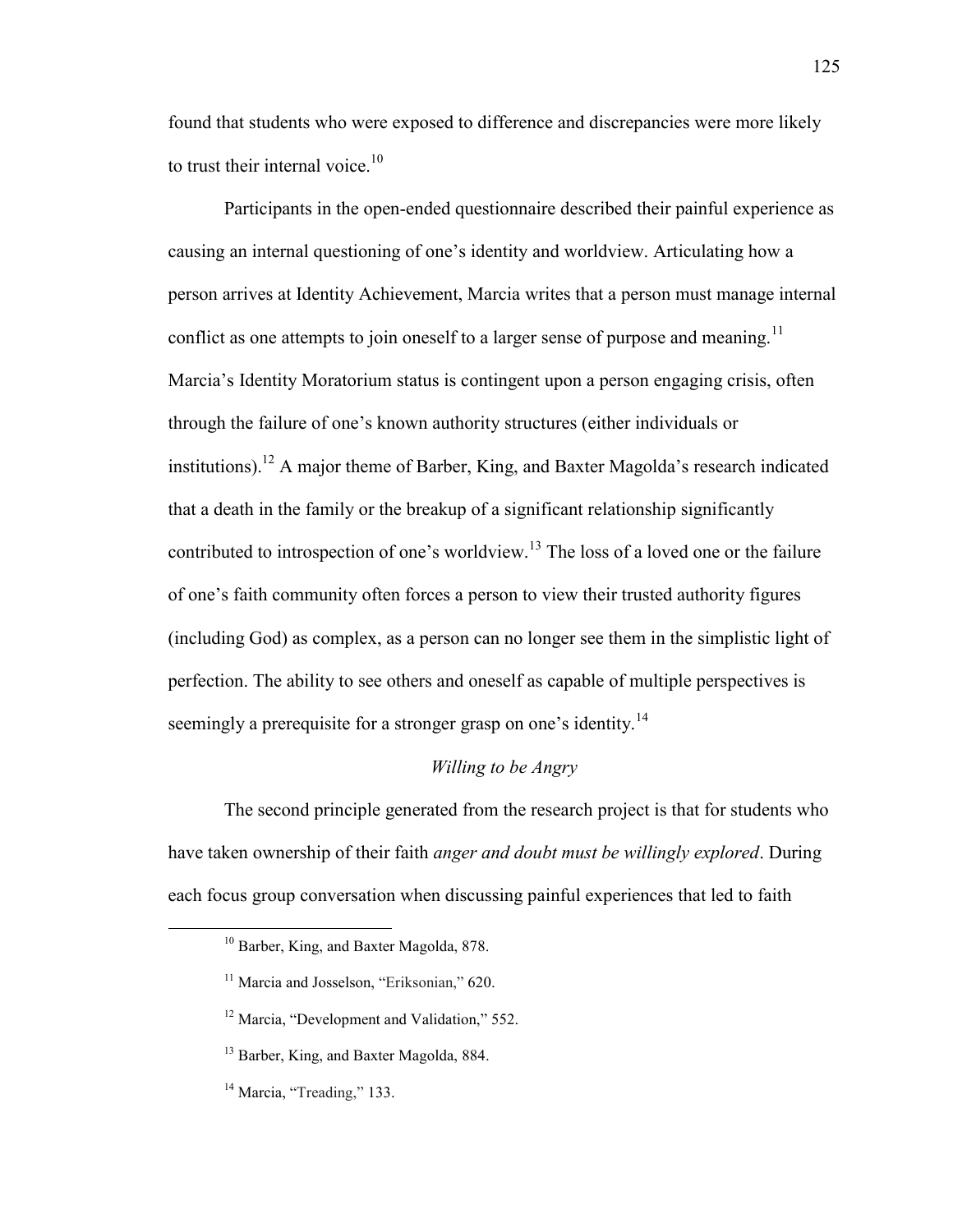found that students who were exposed to difference and discrepancies were more likely to trust their internal voice.[10]

Participants in the open-ended questionnaire described their painful experience as causing an internal questioning of one's identity and worldview. Articulating how a person arrives at Identity Achievement, Marcia writes that a person must manage internal conflict as one attempts to join oneself to a larger sense of purpose and meaning.[11] Marcia's Identity Moratorium status is contingent upon a person engaging crisis, often through the failure of one's known authority structures (either individuals or institutions).[12] A major theme of Barber, King, and Baxter Magolda's research indicated that a death in the family or the breakup of a significant relationship significantly contributed to introspection of one's worldview.[13] The loss of a loved one or the failure of one's faith community often forces a person to view their trusted authority figures (including God) as complex, as a person can no longer see them in the simplistic light of perfection. The ability to see others and oneself as capable of multiple perspectives is seemingly a prerequisite for a stronger grasp on one's identity.[14]

### *Willing to be Angry*

The second principle generated from the research project is that for students who have taken ownership of their faith *anger and doubt must be willingly explored*. During each focus group conversation when discussing painful experiences that led to faith

---

[10] Barber, King, and Baxter Magolda, 878.

[11] Marcia and Josselson, "Eriksonian," 620.

[12] Marcia, "Development and Validation," 552.

[13] Barber, King, and Baxter Magolda, 884.

[14] Marcia, "Treading," 133.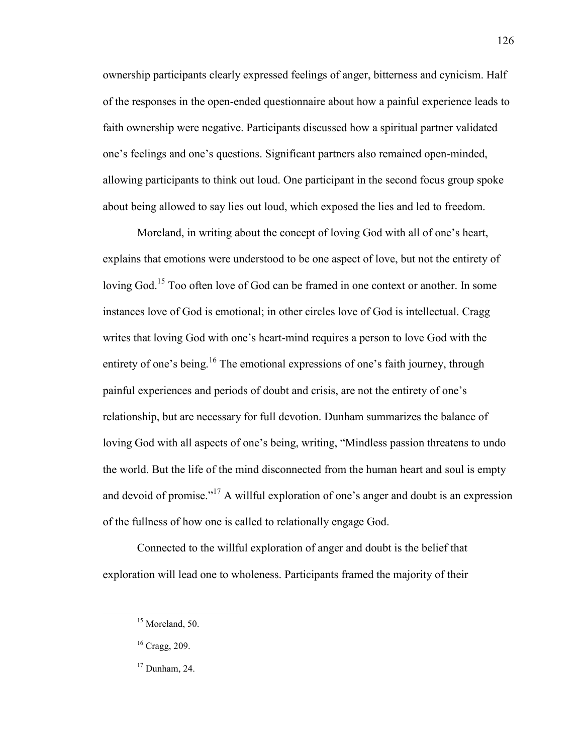ownership participants clearly expressed feelings of anger, bitterness and cynicism. Half of the responses in the open-ended questionnaire about how a painful experience leads to faith ownership were negative. Participants discussed how a spiritual partner validated one's feelings and one's questions. Significant partners also remained open-minded, allowing participants to think out loud. One participant in the second focus group spoke about being allowed to say lies out loud, which exposed the lies and led to freedom.

Moreland, in writing about the concept of loving God with all of one's heart, explains that emotions were understood to be one aspect of love, but not the entirety of loving God.[15] Too often love of God can be framed in one context or another. In some instances love of God is emotional; in other circles love of God is intellectual. Cragg writes that loving God with one's heart-mind requires a person to love God with the entirety of one's being.[16] The emotional expressions of one's faith journey, through painful experiences and periods of doubt and crisis, are not the entirety of one's relationship, but are necessary for full devotion. Dunham summarizes the balance of loving God with all aspects of one's being, writing, "Mindless passion threatens to undo the world. But the life of the mind disconnected from the human heart and soul is empty and devoid of promise."[17] A willful exploration of one's anger and doubt is an expression of the fullness of how one is called to relationally engage God.

Connected to the willful exploration of anger and doubt is the belief that exploration will lead one to wholeness. Participants framed the majority of their

---

[15] Moreland, 50.

[16] Cragg, 209.

[17] Dunham, 24.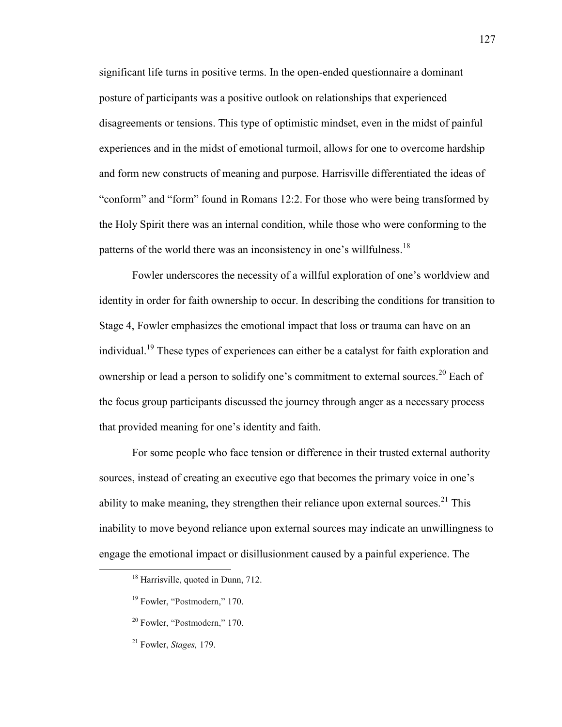significant life turns in positive terms. In the open-ended questionnaire a dominant posture of participants was a positive outlook on relationships that experienced disagreements or tensions. This type of optimistic mindset, even in the midst of painful experiences and in the midst of emotional turmoil, allows for one to overcome hardship and form new constructs of meaning and purpose. Harrisville differentiated the ideas of "conform" and "form" found in Romans 12:2. For those who were being transformed by the Holy Spirit there was an internal condition, while those who were conforming to the patterns of the world there was an inconsistency in one's willfulness.[18]

Fowler underscores the necessity of a willful exploration of one's worldview and identity in order for faith ownership to occur. In describing the conditions for transition to Stage 4, Fowler emphasizes the emotional impact that loss or trauma can have on an individual.[19] These types of experiences can either be a catalyst for faith exploration and ownership or lead a person to solidify one's commitment to external sources.[20] Each of the focus group participants discussed the journey through anger as a necessary process that provided meaning for one's identity and faith.

For some people who face tension or difference in their trusted external authority sources, instead of creating an executive ego that becomes the primary voice in one's ability to make meaning, they strengthen their reliance upon external sources.[21] This inability to move beyond reliance upon external sources may indicate an unwillingness to engage the emotional impact or disillusionment caused by a painful experience. The

---

[18] Harrisville, quoted in Dunn, 712.

[19] Fowler, "Postmodern," 170.

[20] Fowler, "Postmodern," 170.

[21] Fowler, *Stages,* 179.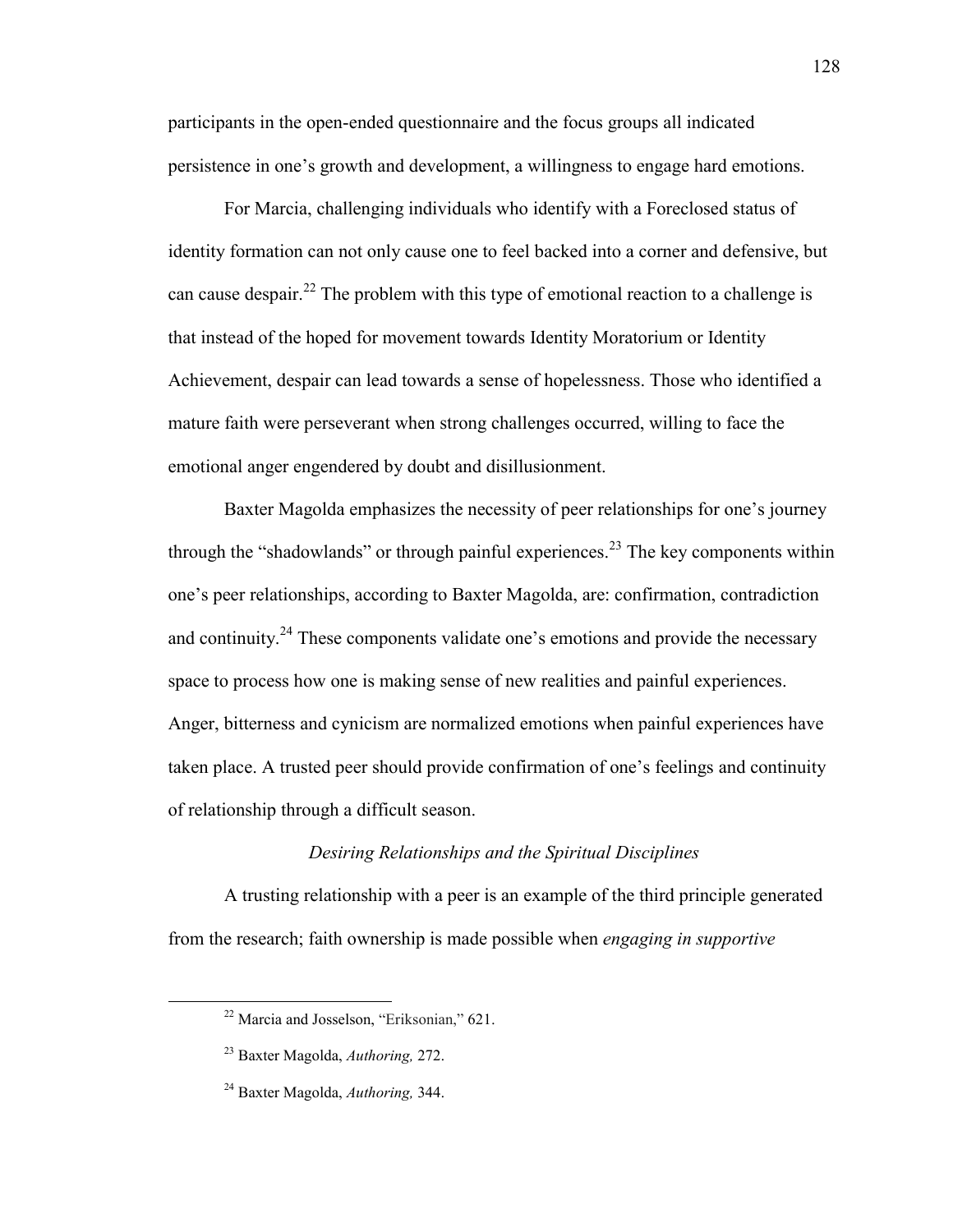participants in the open-ended questionnaire and the focus groups all indicated persistence in one's growth and development, a willingness to engage hard emotions.

For Marcia, challenging individuals who identify with a Foreclosed status of identity formation can not only cause one to feel backed into a corner and defensive, but can cause despair.[22] The problem with this type of emotional reaction to a challenge is that instead of the hoped for movement towards Identity Moratorium or Identity Achievement, despair can lead towards a sense of hopelessness. Those who identified a mature faith were perseverant when strong challenges occurred, willing to face the emotional anger engendered by doubt and disillusionment.

Baxter Magolda emphasizes the necessity of peer relationships for one's journey through the "shadowlands" or through painful experiences.[23] The key components within one's peer relationships, according to Baxter Magolda, are: confirmation, contradiction and continuity.[24] These components validate one's emotions and provide the necessary space to process how one is making sense of new realities and painful experiences. Anger, bitterness and cynicism are normalized emotions when painful experiences have taken place. A trusted peer should provide confirmation of one's feelings and continuity of relationship through a difficult season.

### *Desiring Relationships and the Spiritual Disciplines*

A trusting relationship with a peer is an example of the third principle generated from the research; faith ownership is made possible when *engaging in supportive*

---

[22] Marcia and Josselson, "Eriksonian," 621.

[23] Baxter Magolda, *Authoring,* 272.

[24] Baxter Magolda, *Authoring,* 344.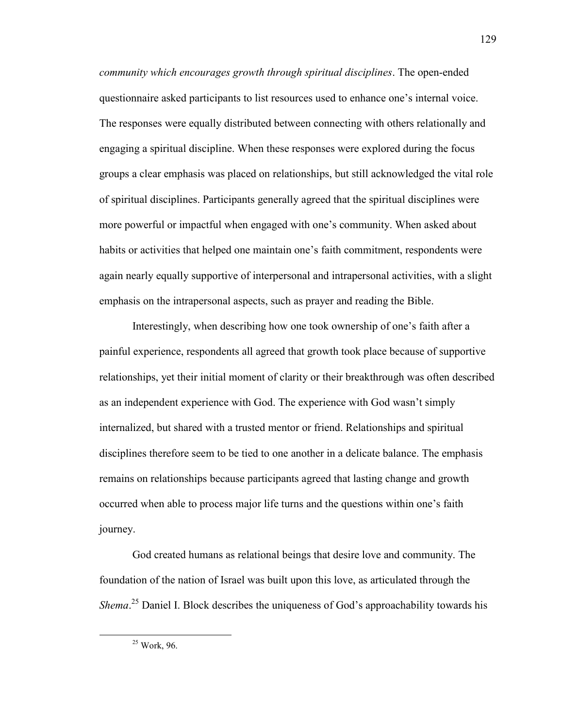*community which encourages growth through spiritual disciplines*. The open-ended questionnaire asked participants to list resources used to enhance one's internal voice. The responses were equally distributed between connecting with others relationally and engaging a spiritual discipline. When these responses were explored during the focus groups a clear emphasis was placed on relationships, but still acknowledged the vital role of spiritual disciplines. Participants generally agreed that the spiritual disciplines were more powerful or impactful when engaged with one's community. When asked about habits or activities that helped one maintain one's faith commitment, respondents were again nearly equally supportive of interpersonal and intrapersonal activities, with a slight emphasis on the intrapersonal aspects, such as prayer and reading the Bible.

Interestingly, when describing how one took ownership of one's faith after a painful experience, respondents all agreed that growth took place because of supportive relationships, yet their initial moment of clarity or their breakthrough was often described as an independent experience with God. The experience with God wasn't simply internalized, but shared with a trusted mentor or friend. Relationships and spiritual disciplines therefore seem to be tied to one another in a delicate balance. The emphasis remains on relationships because participants agreed that lasting change and growth occurred when able to process major life turns and the questions within one's faith journey.

God created humans as relational beings that desire love and community. The foundation of the nation of Israel was built upon this love, as articulated through the *Shema*.[25] Daniel I. Block describes the uniqueness of God's approachability towards his

[25] Work, 96.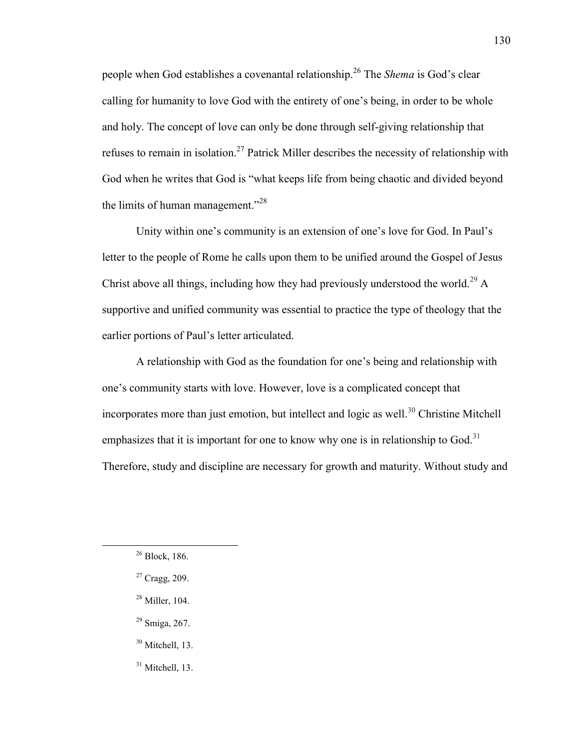people when God establishes a covenantal relationship.[26] The *Shema* is God's clear calling for humanity to love God with the entirety of one's being, in order to be whole and holy. The concept of love can only be done through self-giving relationship that refuses to remain in isolation.[27] Patrick Miller describes the necessity of relationship with God when he writes that God is "what keeps life from being chaotic and divided beyond the limits of human management."[28]

Unity within one's community is an extension of one's love for God. In Paul's letter to the people of Rome he calls upon them to be unified around the Gospel of Jesus Christ above all things, including how they had previously understood the world.[29] A supportive and unified community was essential to practice the type of theology that the earlier portions of Paul's letter articulated.

A relationship with God as the foundation for one's being and relationship with one's community starts with love. However, love is a complicated concept that incorporates more than just emotion, but intellect and logic as well.[30] Christine Mitchell emphasizes that it is important for one to know why one is in relationship to God.[31] Therefore, study and discipline are necessary for growth and maturity. Without study and

---

[26] Block, 186.

[27] Cragg, 209.

[28] Miller, 104.

[29] Smiga, 267.

[30] Mitchell, 13.

[31] Mitchell, 13.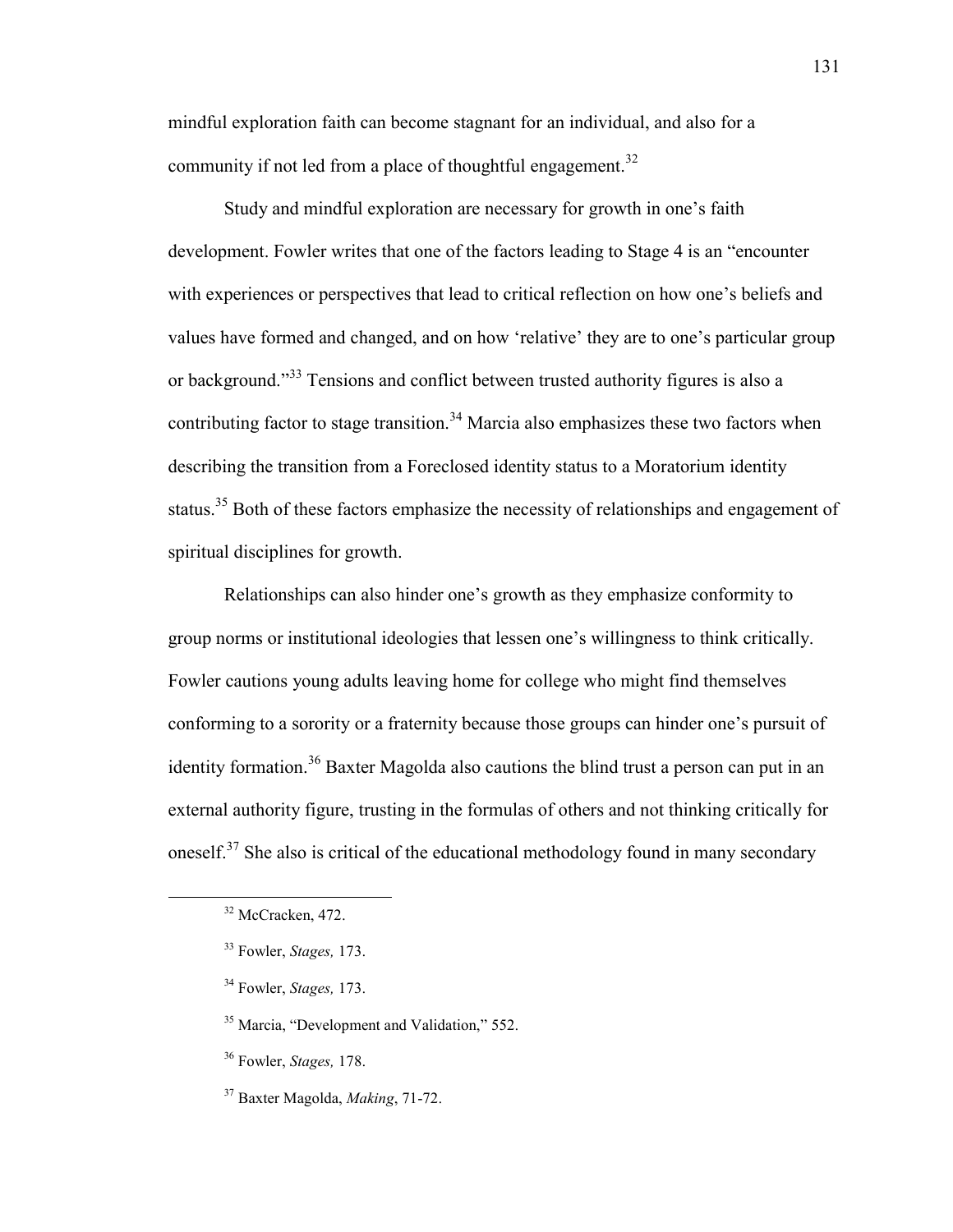mindful exploration faith can become stagnant for an individual, and also for a community if not led from a place of thoughtful engagement.[32]

Study and mindful exploration are necessary for growth in one's faith development. Fowler writes that one of the factors leading to Stage 4 is an "encounter with experiences or perspectives that lead to critical reflection on how one's beliefs and values have formed and changed, and on how 'relative' they are to one's particular group or background."[33] Tensions and conflict between trusted authority figures is also a contributing factor to stage transition.[34] Marcia also emphasizes these two factors when describing the transition from a Foreclosed identity status to a Moratorium identity status.[35] Both of these factors emphasize the necessity of relationships and engagement of spiritual disciplines for growth.

Relationships can also hinder one's growth as they emphasize conformity to group norms or institutional ideologies that lessen one's willingness to think critically. Fowler cautions young adults leaving home for college who might find themselves conforming to a sorority or a fraternity because those groups can hinder one's pursuit of identity formation.[36] Baxter Magolda also cautions the blind trust a person can put in an external authority figure, trusting in the formulas of others and not thinking critically for oneself.[37] She also is critical of the educational methodology found in many secondary

---

[32] McCracken, 472.

[33] Fowler, *Stages,* 173.

[34] Fowler, *Stages,* 173.

[35] Marcia, "Development and Validation," 552.

[36] Fowler, *Stages,* 178.

[37] Baxter Magolda, *Making*, 71-72.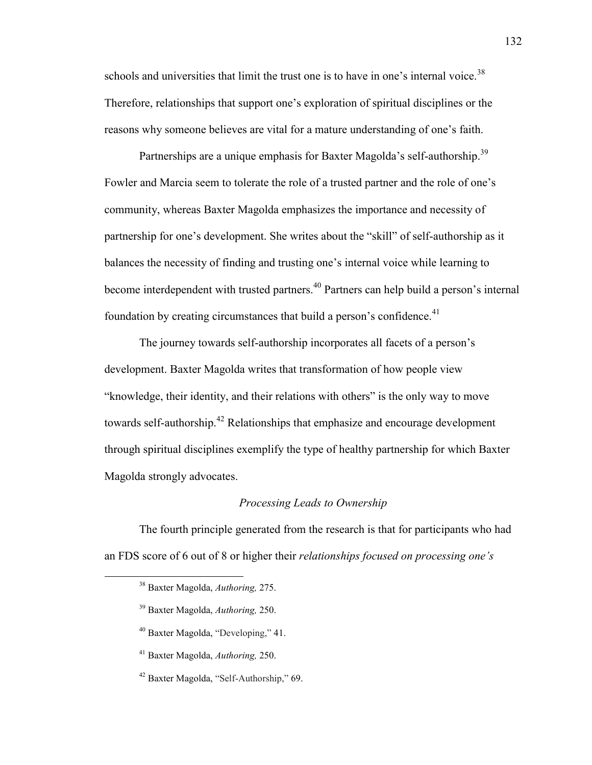schools and universities that limit the trust one is to have in one's internal voice.[38] Therefore, relationships that support one's exploration of spiritual disciplines or the reasons why someone believes are vital for a mature understanding of one's faith.

Partnerships are a unique emphasis for Baxter Magolda's self-authorship.[39] Fowler and Marcia seem to tolerate the role of a trusted partner and the role of one's community, whereas Baxter Magolda emphasizes the importance and necessity of partnership for one's development. She writes about the "skill" of self-authorship as it balances the necessity of finding and trusting one's internal voice while learning to become interdependent with trusted partners.[40] Partners can help build a person's internal foundation by creating circumstances that build a person's confidence.[41]

The journey towards self-authorship incorporates all facets of a person's development. Baxter Magolda writes that transformation of how people view "knowledge, their identity, and their relations with others" is the only way to move towards self-authorship.[42] Relationships that emphasize and encourage development through spiritual disciplines exemplify the type of healthy partnership for which Baxter Magolda strongly advocates.

### *Processing Leads to Ownership*

The fourth principle generated from the research is that for participants who had an FDS score of 6 out of 8 or higher their *relationships focused on processing one's*

---

[38] Baxter Magolda, *Authoring,* 275.

[39] Baxter Magolda, *Authoring,* 250.

[40] Baxter Magolda, "Developing," 41.

[41] Baxter Magolda, *Authoring,* 250.

[42] Baxter Magolda, "Self-Authorship," 69.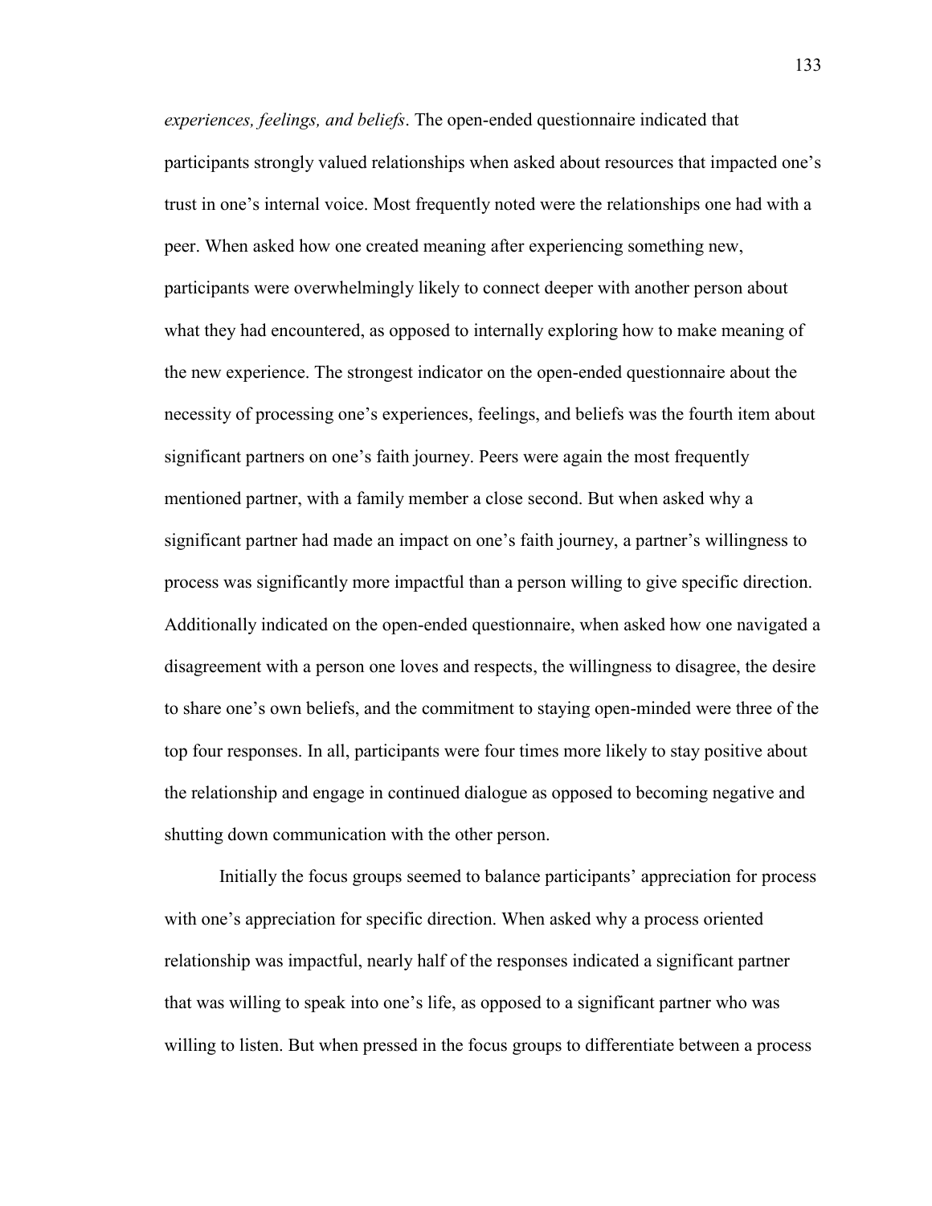*experiences, feelings, and beliefs*. The open-ended questionnaire indicated that participants strongly valued relationships when asked about resources that impacted one's trust in one's internal voice. Most frequently noted were the relationships one had with a peer. When asked how one created meaning after experiencing something new, participants were overwhelmingly likely to connect deeper with another person about what they had encountered, as opposed to internally exploring how to make meaning of the new experience. The strongest indicator on the open-ended questionnaire about the necessity of processing one's experiences, feelings, and beliefs was the fourth item about significant partners on one's faith journey. Peers were again the most frequently mentioned partner, with a family member a close second. But when asked why a significant partner had made an impact on one's faith journey, a partner's willingness to process was significantly more impactful than a person willing to give specific direction. Additionally indicated on the open-ended questionnaire, when asked how one navigated a disagreement with a person one loves and respects, the willingness to disagree, the desire to share one's own beliefs, and the commitment to staying open-minded were three of the top four responses. In all, participants were four times more likely to stay positive about the relationship and engage in continued dialogue as opposed to becoming negative and shutting down communication with the other person.

Initially the focus groups seemed to balance participants' appreciation for process with one's appreciation for specific direction. When asked why a process oriented relationship was impactful, nearly half of the responses indicated a significant partner that was willing to speak into one's life, as opposed to a significant partner who was willing to listen. But when pressed in the focus groups to differentiate between a process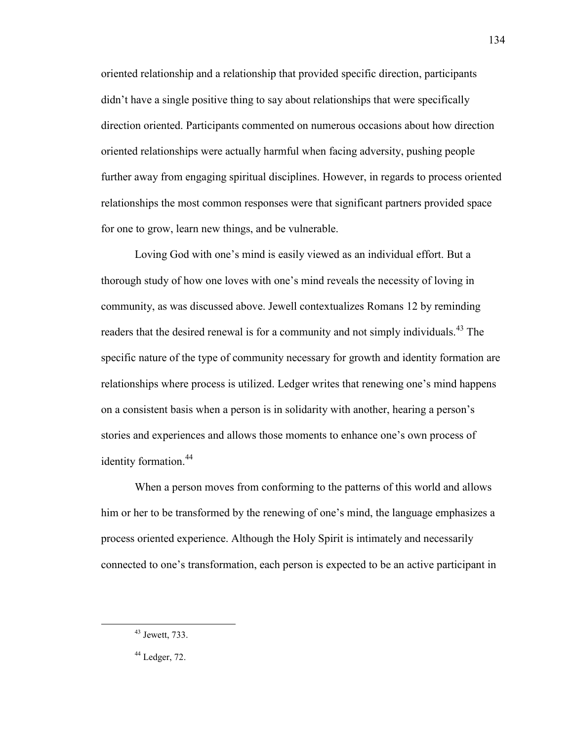oriented relationship and a relationship that provided specific direction, participants didn't have a single positive thing to say about relationships that were specifically direction oriented. Participants commented on numerous occasions about how direction oriented relationships were actually harmful when facing adversity, pushing people further away from engaging spiritual disciplines. However, in regards to process oriented relationships the most common responses were that significant partners provided space for one to grow, learn new things, and be vulnerable.

Loving God with one's mind is easily viewed as an individual effort. But a thorough study of how one loves with one's mind reveals the necessity of loving in community, as was discussed above. Jewell contextualizes Romans 12 by reminding readers that the desired renewal is for a community and not simply individuals.[43] The specific nature of the type of community necessary for growth and identity formation are relationships where process is utilized. Ledger writes that renewing one's mind happens on a consistent basis when a person is in solidarity with another, hearing a person's stories and experiences and allows those moments to enhance one's own process of identity formation.[44]

When a person moves from conforming to the patterns of this world and allows him or her to be transformed by the renewing of one's mind, the language emphasizes a process oriented experience. Although the Holy Spirit is intimately and necessarily connected to one's transformation, each person is expected to be an active participant in

---

[43] Jewett, 733.

[44] Ledger, 72.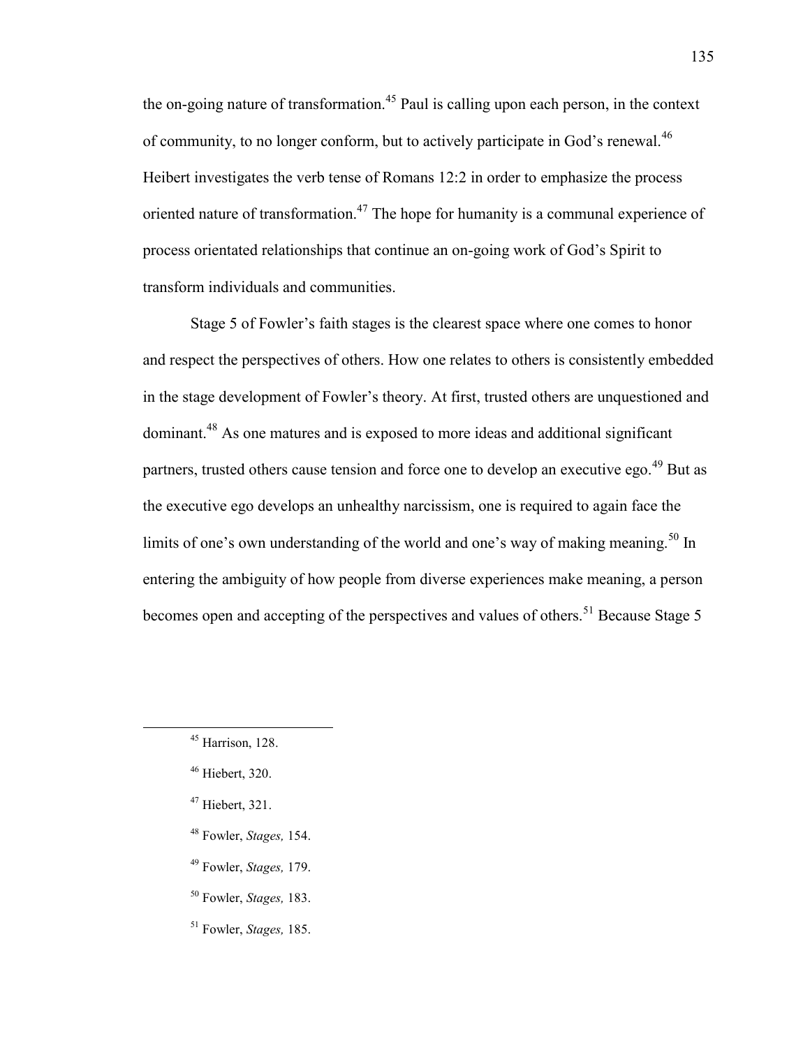the on-going nature of transformation.[45] Paul is calling upon each person, in the context of community, to no longer conform, but to actively participate in God's renewal.[46] Heibert investigates the verb tense of Romans 12:2 in order to emphasize the process oriented nature of transformation.[47] The hope for humanity is a communal experience of process orientated relationships that continue an on-going work of God's Spirit to transform individuals and communities.

Stage 5 of Fowler's faith stages is the clearest space where one comes to honor and respect the perspectives of others. How one relates to others is consistently embedded in the stage development of Fowler's theory. At first, trusted others are unquestioned and dominant.[48] As one matures and is exposed to more ideas and additional significant partners, trusted others cause tension and force one to develop an executive ego.[49] But as the executive ego develops an unhealthy narcissism, one is required to again face the limits of one's own understanding of the world and one's way of making meaning.[50] In entering the ambiguity of how people from diverse experiences make meaning, a person becomes open and accepting of the perspectives and values of others.[51] Because Stage 5

---

[45] Harrison, 128.

[46] Hiebert, 320.

[47] Hiebert, 321.

[48] Fowler, *Stages,* 154.

[49] Fowler, *Stages,* 179.

[50] Fowler, *Stages,* 183.

[51] Fowler, *Stages,* 185.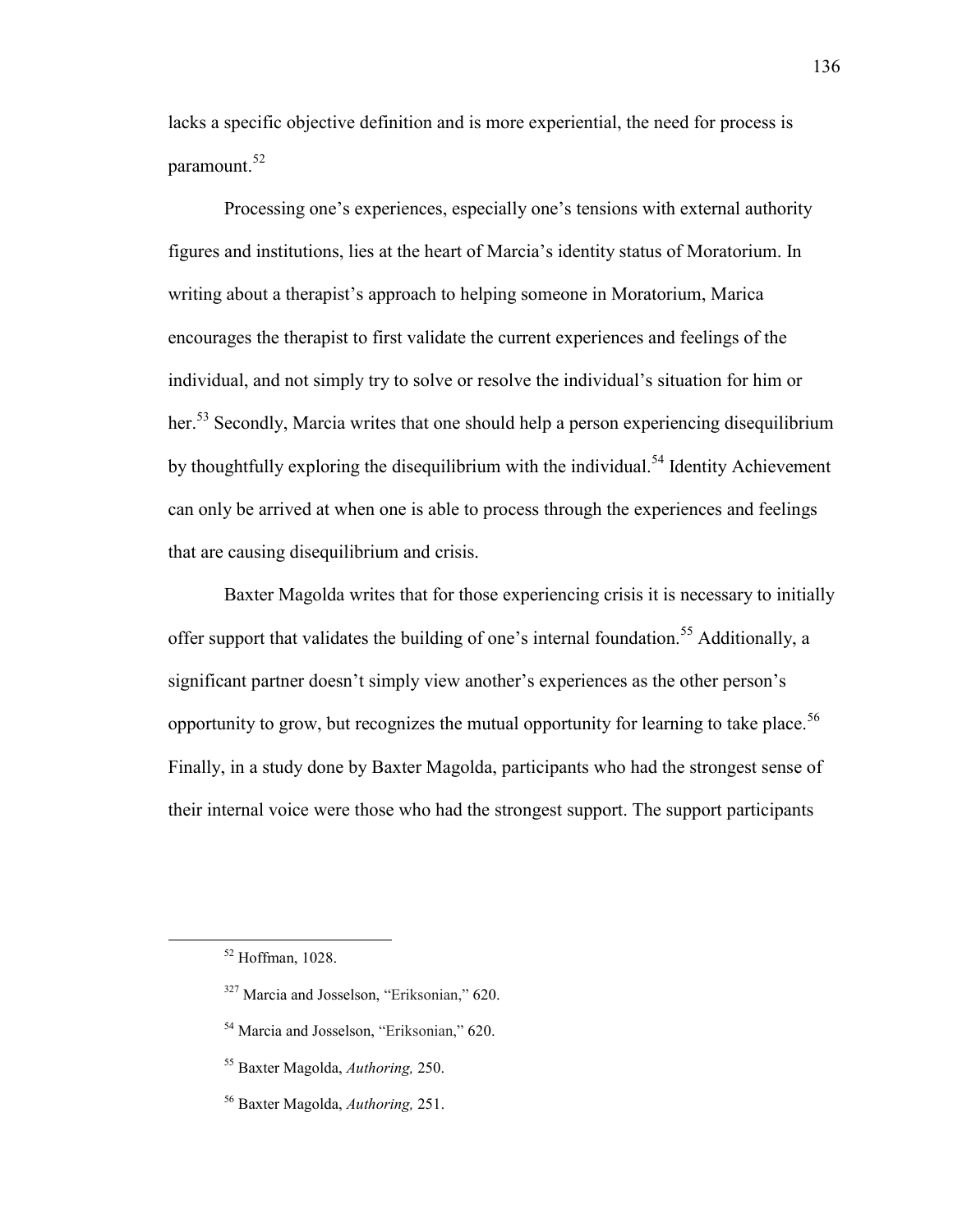lacks a specific objective definition and is more experiential, the need for process is paramount.[52]

Processing one's experiences, especially one's tensions with external authority figures and institutions, lies at the heart of Marcia's identity status of Moratorium. In writing about a therapist's approach to helping someone in Moratorium, Marica encourages the therapist to first validate the current experiences and feelings of the individual, and not simply try to solve or resolve the individual's situation for him or her.[53] Secondly, Marcia writes that one should help a person experiencing disequilibrium by thoughtfully exploring the disequilibrium with the individual.[54] Identity Achievement can only be arrived at when one is able to process through the experiences and feelings that are causing disequilibrium and crisis.

Baxter Magolda writes that for those experiencing crisis it is necessary to initially offer support that validates the building of one's internal foundation.[55] Additionally, a significant partner doesn't simply view another's experiences as the other person's opportunity to grow, but recognizes the mutual opportunity for learning to take place.[56] Finally, in a study done by Baxter Magolda, participants who had the strongest sense of their internal voice were those who had the strongest support. The support participants

---

[52] Hoffman, 1028.

[327] Marcia and Josselson, "Eriksonian," 620.

[54] Marcia and Josselson, "Eriksonian," 620.

[55] Baxter Magolda, *Authoring,* 250.

[56] Baxter Magolda, *Authoring,* 251.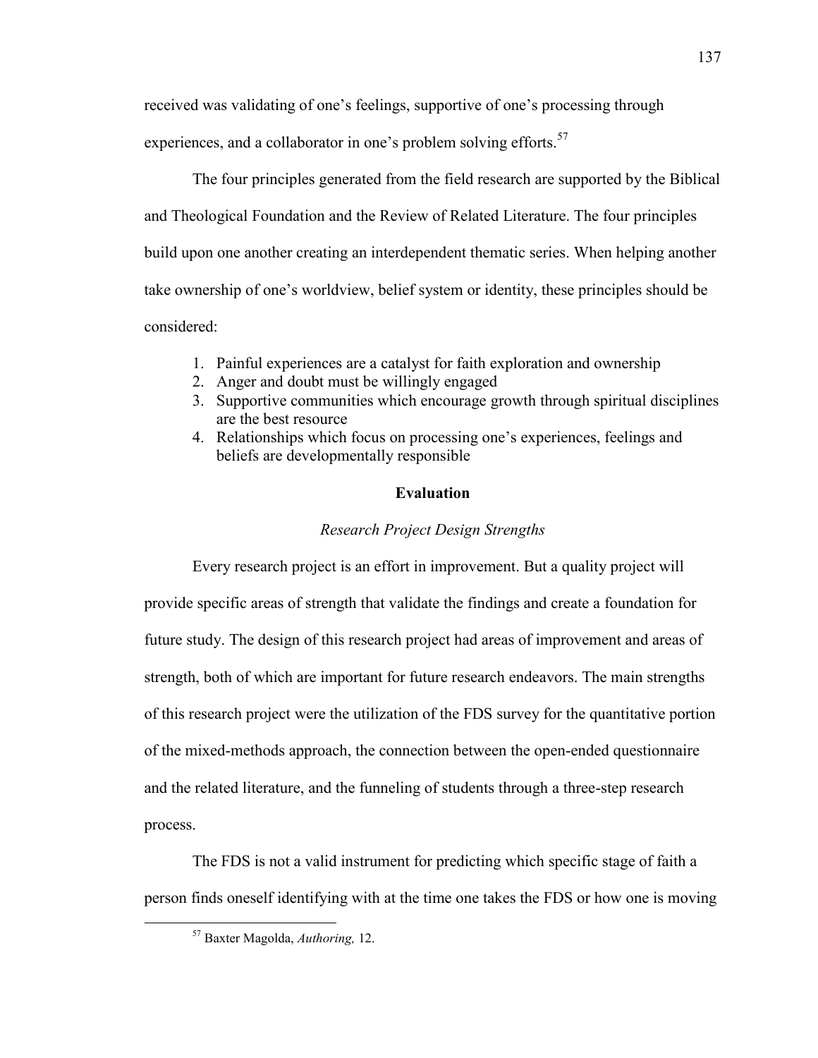received was validating of one's feelings, supportive of one's processing through experiences, and a collaborator in one's problem solving efforts.[57]

The four principles generated from the field research are supported by the Biblical and Theological Foundation and the Review of Related Literature. The four principles build upon one another creating an interdependent thematic series. When helping another take ownership of one's worldview, belief system or identity, these principles should be considered:

1. Painful experiences are a catalyst for faith exploration and ownership
2. Anger and doubt must be willingly engaged
3. Supportive communities which encourage growth through spiritual disciplines are the best resource
4. Relationships which focus on processing one's experiences, feelings and beliefs are developmentally responsible

## Evaluation

### *Research Project Design Strengths*

Every research project is an effort in improvement. But a quality project will provide specific areas of strength that validate the findings and create a foundation for future study. The design of this research project had areas of improvement and areas of strength, both of which are important for future research endeavors. The main strengths of this research project were the utilization of the FDS survey for the quantitative portion of the mixed-methods approach, the connection between the open-ended questionnaire and the related literature, and the funneling of students through a three-step research process.

The FDS is not a valid instrument for predicting which specific stage of faith a person finds oneself identifying with at the time one takes the FDS or how one is moving

---

[57] Baxter Magolda, *Authoring,* 12.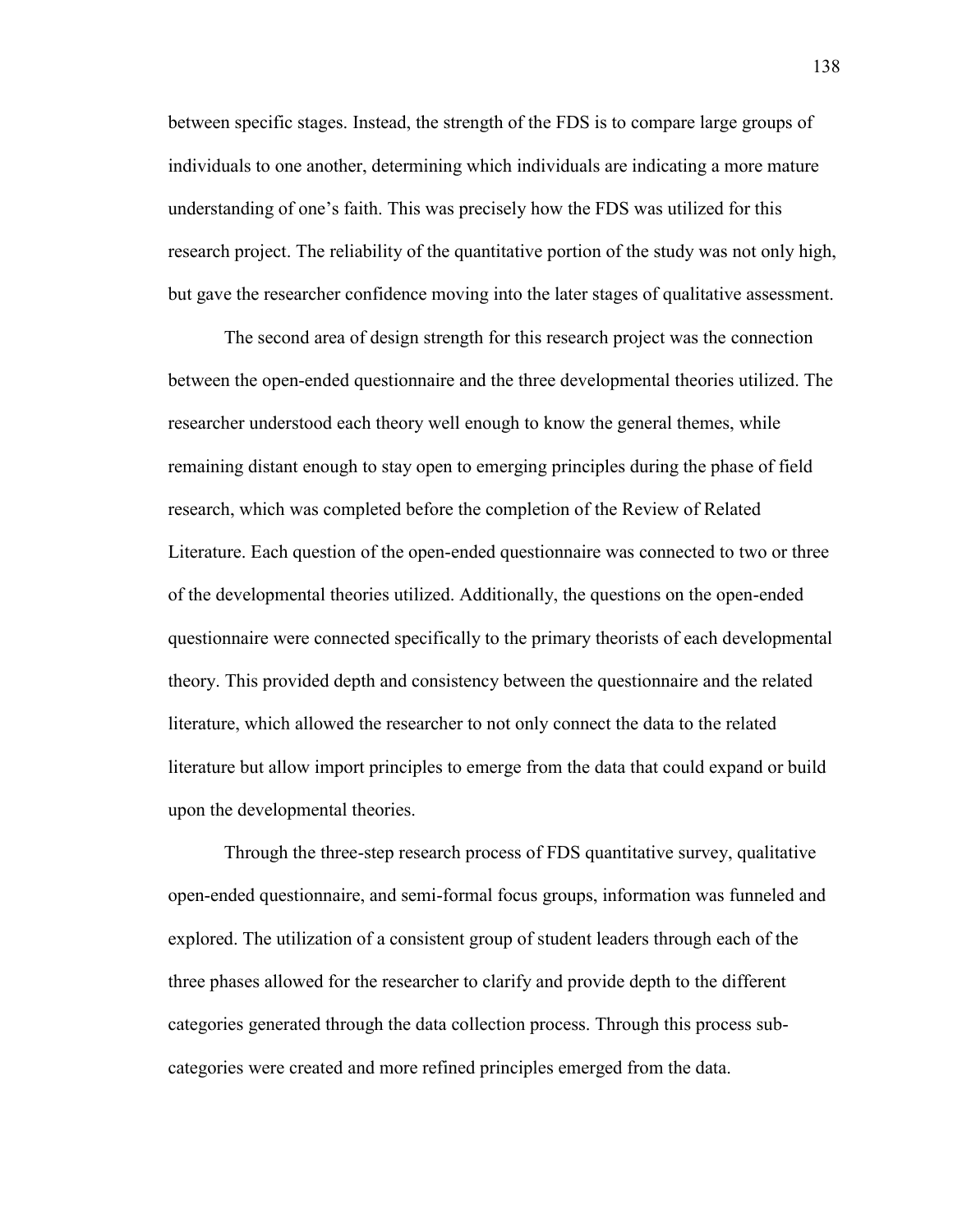between specific stages. Instead, the strength of the FDS is to compare large groups of individuals to one another, determining which individuals are indicating a more mature understanding of one's faith. This was precisely how the FDS was utilized for this research project. The reliability of the quantitative portion of the study was not only high, but gave the researcher confidence moving into the later stages of qualitative assessment.

The second area of design strength for this research project was the connection between the open-ended questionnaire and the three developmental theories utilized. The researcher understood each theory well enough to know the general themes, while remaining distant enough to stay open to emerging principles during the phase of field research, which was completed before the completion of the Review of Related Literature. Each question of the open-ended questionnaire was connected to two or three of the developmental theories utilized. Additionally, the questions on the open-ended questionnaire were connected specifically to the primary theorists of each developmental theory. This provided depth and consistency between the questionnaire and the related literature, which allowed the researcher to not only connect the data to the related literature but allow import principles to emerge from the data that could expand or build upon the developmental theories.

Through the three-step research process of FDS quantitative survey, qualitative open-ended questionnaire, and semi-formal focus groups, information was funneled and explored. The utilization of a consistent group of student leaders through each of the three phases allowed for the researcher to clarify and provide depth to the different categories generated through the data collection process. Through this process sub-categories were created and more refined principles emerged from the data.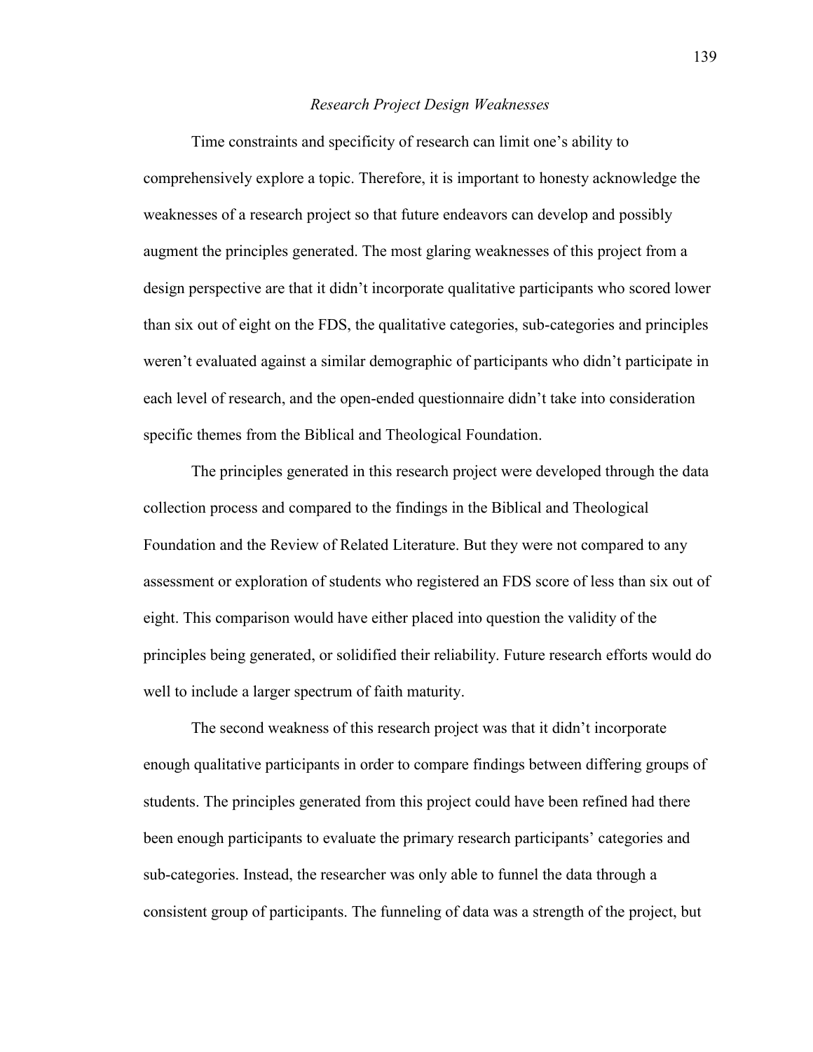*Research Project Design Weaknesses*

Time constraints and specificity of research can limit one's ability to comprehensively explore a topic. Therefore, it is important to honesty acknowledge the weaknesses of a research project so that future endeavors can develop and possibly augment the principles generated. The most glaring weaknesses of this project from a design perspective are that it didn't incorporate qualitative participants who scored lower than six out of eight on the FDS, the qualitative categories, sub-categories and principles weren't evaluated against a similar demographic of participants who didn't participate in each level of research, and the open-ended questionnaire didn't take into consideration specific themes from the Biblical and Theological Foundation.

The principles generated in this research project were developed through the data collection process and compared to the findings in the Biblical and Theological Foundation and the Review of Related Literature. But they were not compared to any assessment or exploration of students who registered an FDS score of less than six out of eight. This comparison would have either placed into question the validity of the principles being generated, or solidified their reliability. Future research efforts would do well to include a larger spectrum of faith maturity.

The second weakness of this research project was that it didn't incorporate enough qualitative participants in order to compare findings between differing groups of students. The principles generated from this project could have been refined had there been enough participants to evaluate the primary research participants' categories and sub-categories. Instead, the researcher was only able to funnel the data through a consistent group of participants. The funneling of data was a strength of the project, but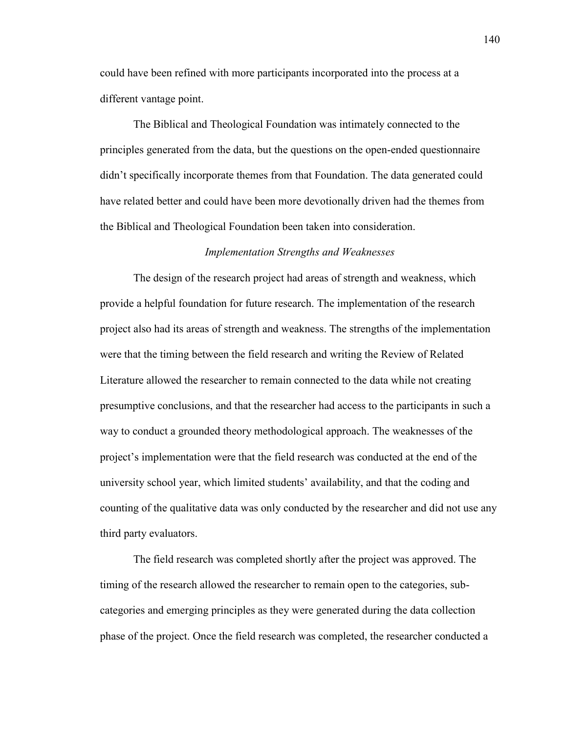could have been refined with more participants incorporated into the process at a different vantage point.

The Biblical and Theological Foundation was intimately connected to the principles generated from the data, but the questions on the open-ended questionnaire didn't specifically incorporate themes from that Foundation. The data generated could have related better and could have been more devotionally driven had the themes from the Biblical and Theological Foundation been taken into consideration.

### *Implementation Strengths and Weaknesses*

The design of the research project had areas of strength and weakness, which provide a helpful foundation for future research. The implementation of the research project also had its areas of strength and weakness. The strengths of the implementation were that the timing between the field research and writing the Review of Related Literature allowed the researcher to remain connected to the data while not creating presumptive conclusions, and that the researcher had access to the participants in such a way to conduct a grounded theory methodological approach. The weaknesses of the project's implementation were that the field research was conducted at the end of the university school year, which limited students' availability, and that the coding and counting of the qualitative data was only conducted by the researcher and did not use any third party evaluators.

The field research was completed shortly after the project was approved. The timing of the research allowed the researcher to remain open to the categories, sub-categories and emerging principles as they were generated during the data collection phase of the project. Once the field research was completed, the researcher conducted a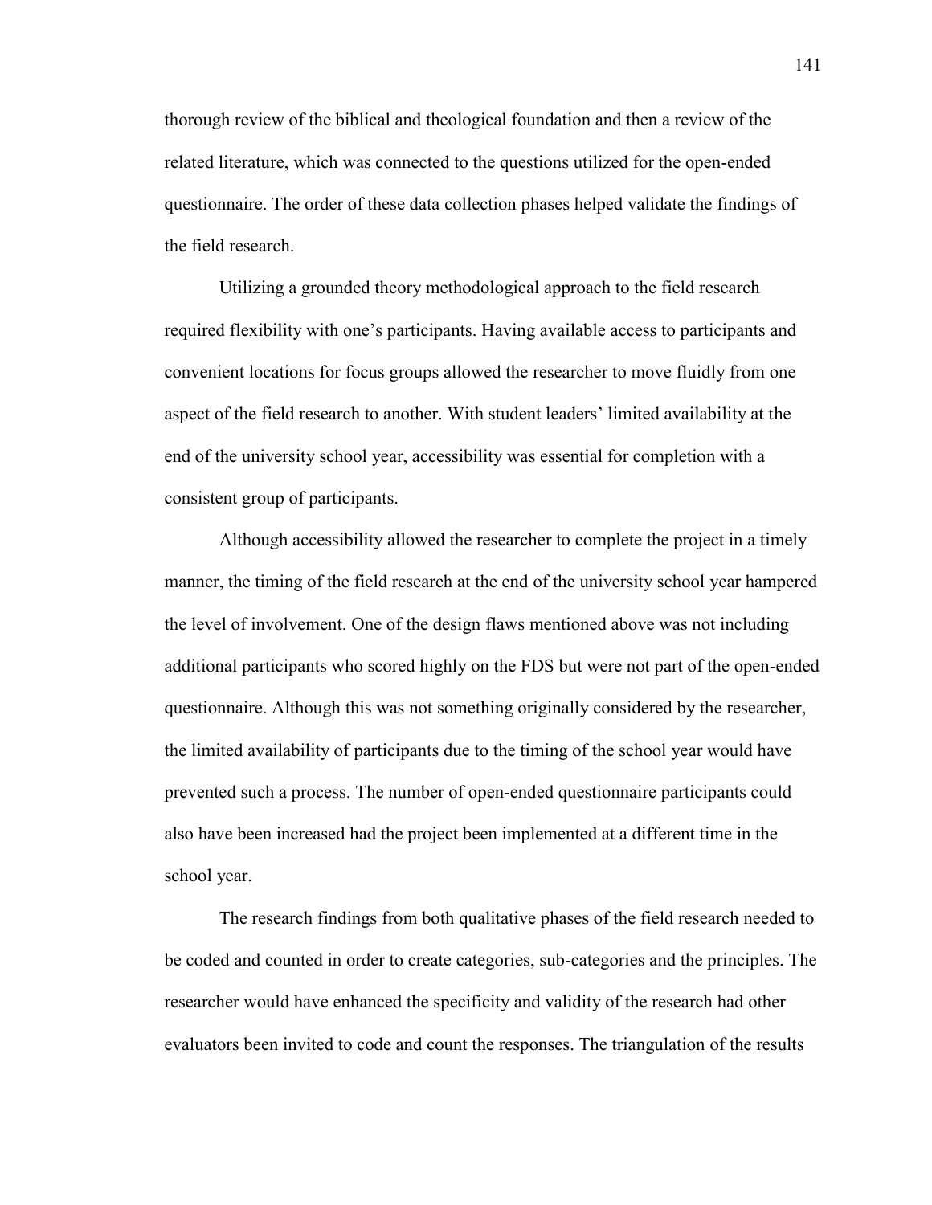thorough review of the biblical and theological foundation and then a review of the related literature, which was connected to the questions utilized for the open-ended questionnaire. The order of these data collection phases helped validate the findings of the field research.

Utilizing a grounded theory methodological approach to the field research required flexibility with one's participants. Having available access to participants and convenient locations for focus groups allowed the researcher to move fluidly from one aspect of the field research to another. With student leaders' limited availability at the end of the university school year, accessibility was essential for completion with a consistent group of participants.

Although accessibility allowed the researcher to complete the project in a timely manner, the timing of the field research at the end of the university school year hampered the level of involvement. One of the design flaws mentioned above was not including additional participants who scored highly on the FDS but were not part of the open-ended questionnaire. Although this was not something originally considered by the researcher, the limited availability of participants due to the timing of the school year would have prevented such a process. The number of open-ended questionnaire participants could also have been increased had the project been implemented at a different time in the school year.

The research findings from both qualitative phases of the field research needed to be coded and counted in order to create categories, sub-categories and the principles. The researcher would have enhanced the specificity and validity of the research had other evaluators been invited to code and count the responses. The triangulation of the results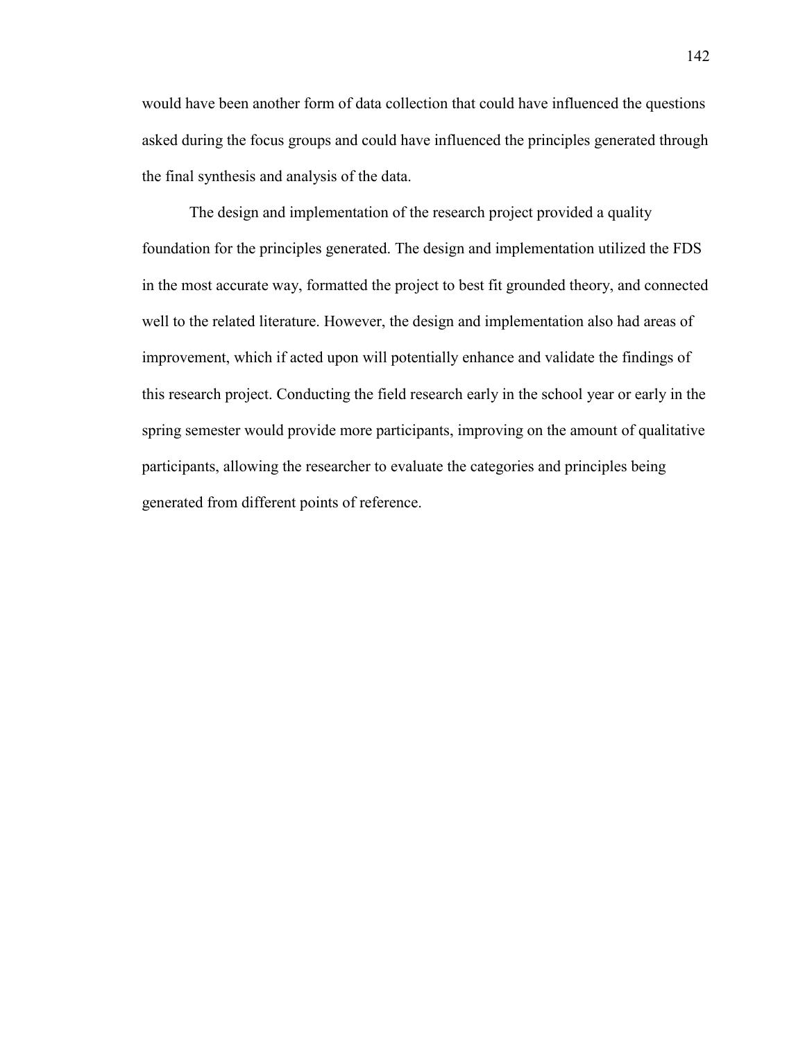would have been another form of data collection that could have influenced the questions asked during the focus groups and could have influenced the principles generated through the final synthesis and analysis of the data.

The design and implementation of the research project provided a quality foundation for the principles generated. The design and implementation utilized the FDS in the most accurate way, formatted the project to best fit grounded theory, and connected well to the related literature. However, the design and implementation also had areas of improvement, which if acted upon will potentially enhance and validate the findings of this research project. Conducting the field research early in the school year or early in the spring semester would provide more participants, improving on the amount of qualitative participants, allowing the researcher to evaluate the categories and principles being generated from different points of reference.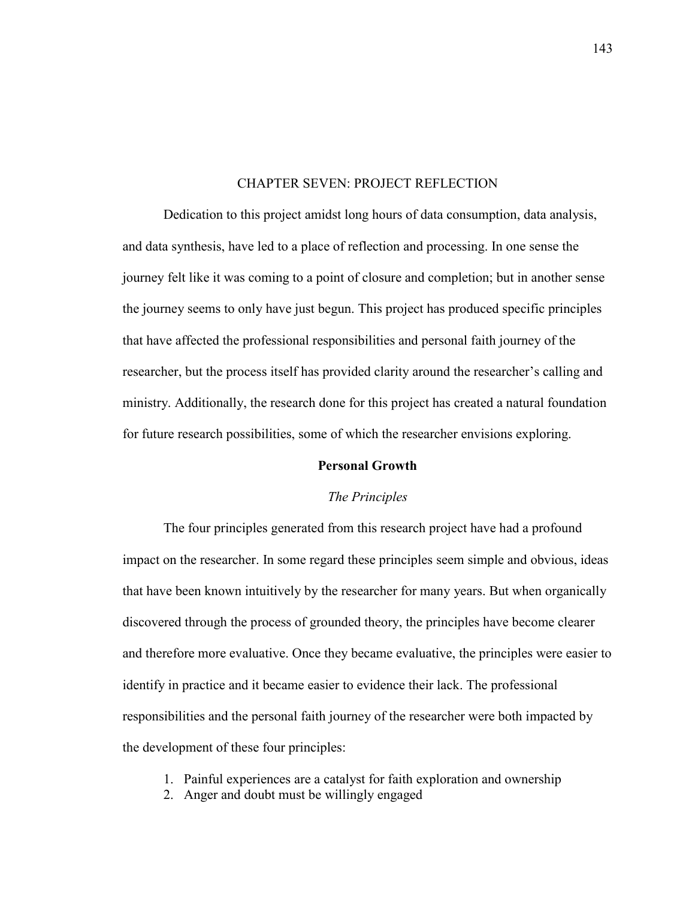# CHAPTER SEVEN: PROJECT REFLECTION

Dedication to this project amidst long hours of data consumption, data analysis, and data synthesis, have led to a place of reflection and processing. In one sense the journey felt like it was coming to a point of closure and completion; but in another sense the journey seems to only have just begun. This project has produced specific principles that have affected the professional responsibilities and personal faith journey of the researcher, but the process itself has provided clarity around the researcher's calling and ministry. Additionally, the research done for this project has created a natural foundation for future research possibilities, some of which the researcher envisions exploring.

## Personal Growth

### *The Principles*

The four principles generated from this research project have had a profound impact on the researcher. In some regard these principles seem simple and obvious, ideas that have been known intuitively by the researcher for many years. But when organically discovered through the process of grounded theory, the principles have become clearer and therefore more evaluative. Once they became evaluative, the principles were easier to identify in practice and it became easier to evidence their lack. The professional responsibilities and the personal faith journey of the researcher were both impacted by the development of these four principles:

1. Painful experiences are a catalyst for faith exploration and ownership
2. Anger and doubt must be willingly engaged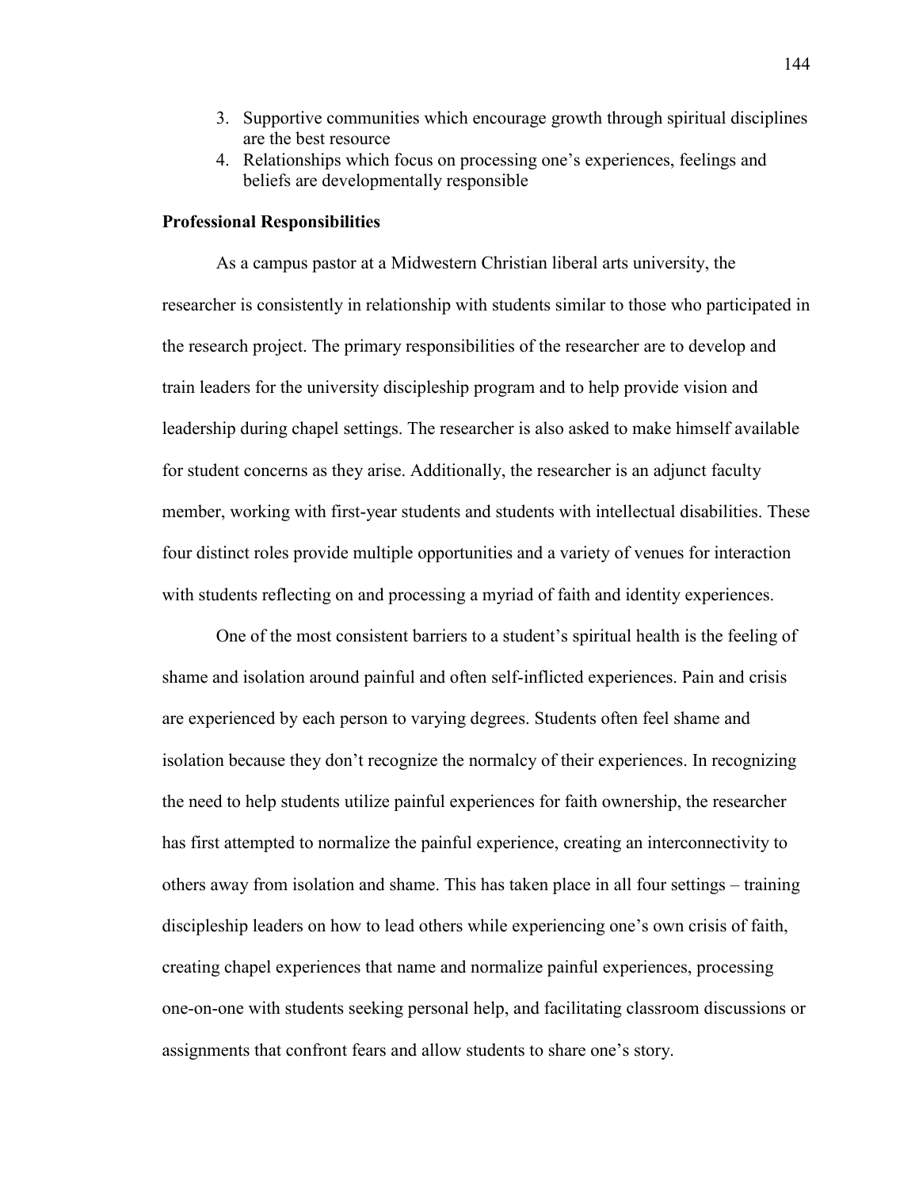3. Supportive communities which encourage growth through spiritual disciplines are the best resource
4. Relationships which focus on processing one's experiences, feelings and beliefs are developmentally responsible

**Professional Responsibilities**

As a campus pastor at a Midwestern Christian liberal arts university, the researcher is consistently in relationship with students similar to those who participated in the research project. The primary responsibilities of the researcher are to develop and train leaders for the university discipleship program and to help provide vision and leadership during chapel settings. The researcher is also asked to make himself available for student concerns as they arise. Additionally, the researcher is an adjunct faculty member, working with first-year students and students with intellectual disabilities. These four distinct roles provide multiple opportunities and a variety of venues for interaction with students reflecting on and processing a myriad of faith and identity experiences.

One of the most consistent barriers to a student's spiritual health is the feeling of shame and isolation around painful and often self-inflicted experiences. Pain and crisis are experienced by each person to varying degrees. Students often feel shame and isolation because they don't recognize the normalcy of their experiences. In recognizing the need to help students utilize painful experiences for faith ownership, the researcher has first attempted to normalize the painful experience, creating an interconnectivity to others away from isolation and shame. This has taken place in all four settings – training discipleship leaders on how to lead others while experiencing one's own crisis of faith, creating chapel experiences that name and normalize painful experiences, processing one-on-one with students seeking personal help, and facilitating classroom discussions or assignments that confront fears and allow students to share one's story.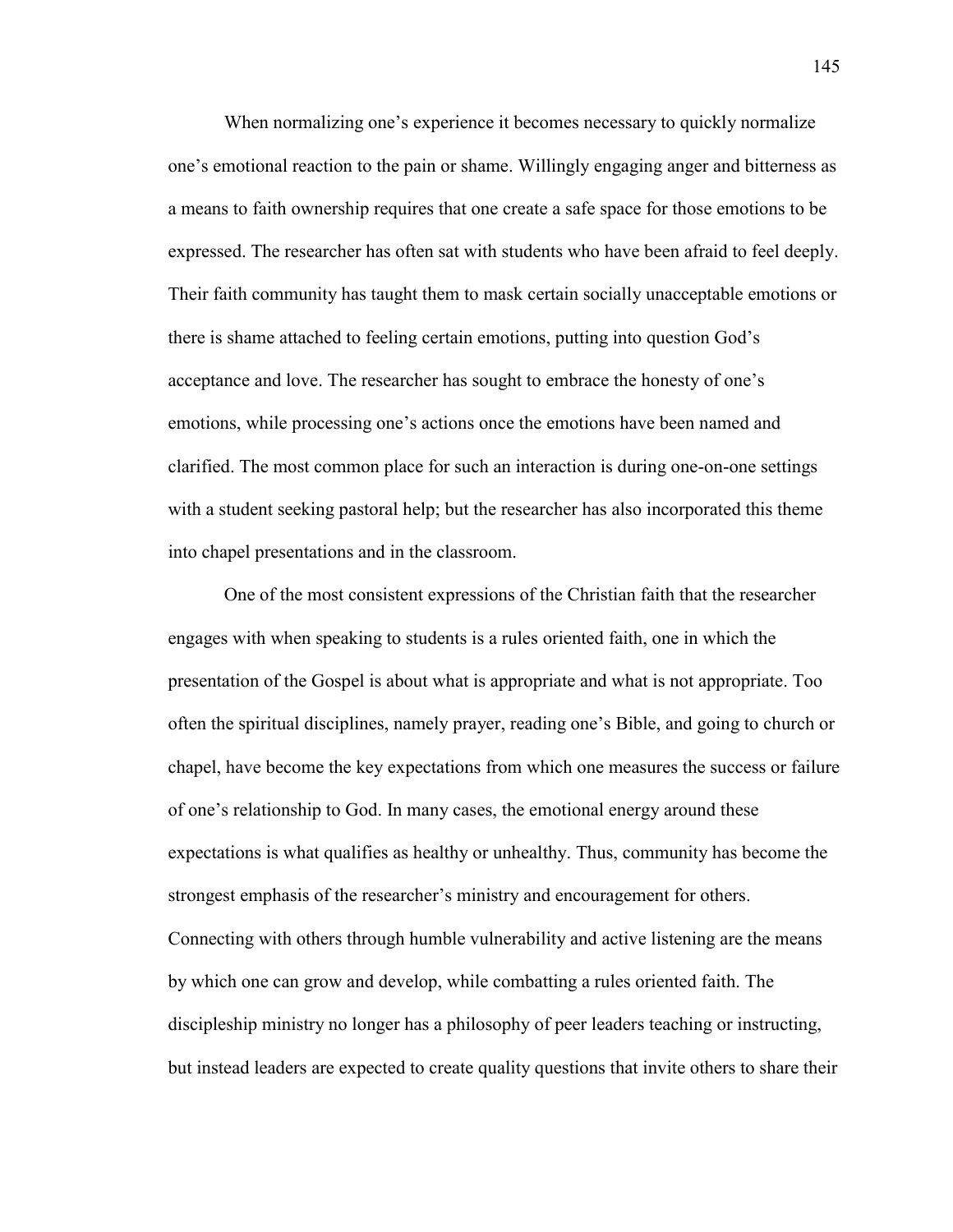When normalizing one's experience it becomes necessary to quickly normalize one's emotional reaction to the pain or shame. Willingly engaging anger and bitterness as a means to faith ownership requires that one create a safe space for those emotions to be expressed. The researcher has often sat with students who have been afraid to feel deeply. Their faith community has taught them to mask certain socially unacceptable emotions or there is shame attached to feeling certain emotions, putting into question God's acceptance and love. The researcher has sought to embrace the honesty of one's emotions, while processing one's actions once the emotions have been named and clarified. The most common place for such an interaction is during one-on-one settings with a student seeking pastoral help; but the researcher has also incorporated this theme into chapel presentations and in the classroom.

One of the most consistent expressions of the Christian faith that the researcher engages with when speaking to students is a rules oriented faith, one in which the presentation of the Gospel is about what is appropriate and what is not appropriate. Too often the spiritual disciplines, namely prayer, reading one's Bible, and going to church or chapel, have become the key expectations from which one measures the success or failure of one's relationship to God. In many cases, the emotional energy around these expectations is what qualifies as healthy or unhealthy. Thus, community has become the strongest emphasis of the researcher's ministry and encouragement for others. Connecting with others through humble vulnerability and active listening are the means by which one can grow and develop, while combatting a rules oriented faith. The discipleship ministry no longer has a philosophy of peer leaders teaching or instructing, but instead leaders are expected to create quality questions that invite others to share their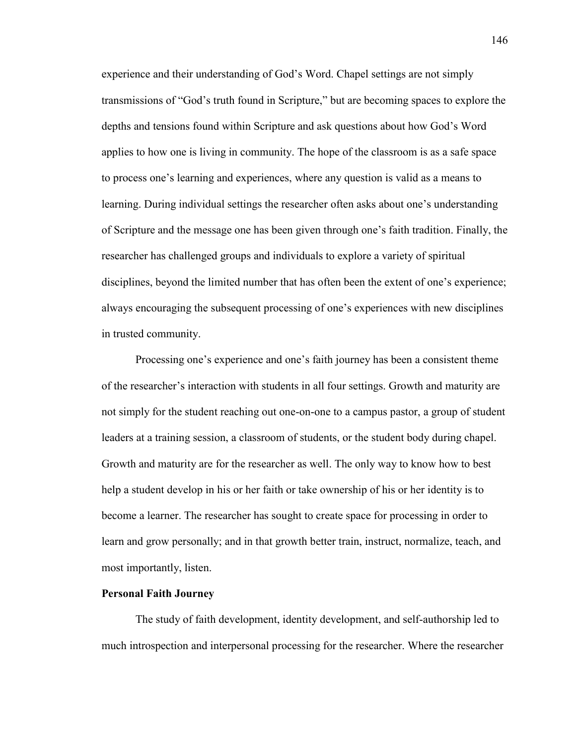experience and their understanding of God's Word. Chapel settings are not simply transmissions of "God's truth found in Scripture," but are becoming spaces to explore the depths and tensions found within Scripture and ask questions about how God's Word applies to how one is living in community. The hope of the classroom is as a safe space to process one's learning and experiences, where any question is valid as a means to learning. During individual settings the researcher often asks about one's understanding of Scripture and the message one has been given through one's faith tradition. Finally, the researcher has challenged groups and individuals to explore a variety of spiritual disciplines, beyond the limited number that has often been the extent of one's experience; always encouraging the subsequent processing of one's experiences with new disciplines in trusted community.

Processing one's experience and one's faith journey has been a consistent theme of the researcher's interaction with students in all four settings. Growth and maturity are not simply for the student reaching out one-on-one to a campus pastor, a group of student leaders at a training session, a classroom of students, or the student body during chapel. Growth and maturity are for the researcher as well. The only way to know how to best help a student develop in his or her faith or take ownership of his or her identity is to become a learner. The researcher has sought to create space for processing in order to learn and grow personally; and in that growth better train, instruct, normalize, teach, and most importantly, listen.

**Personal Faith Journey**

The study of faith development, identity development, and self-authorship led to much introspection and interpersonal processing for the researcher. Where the researcher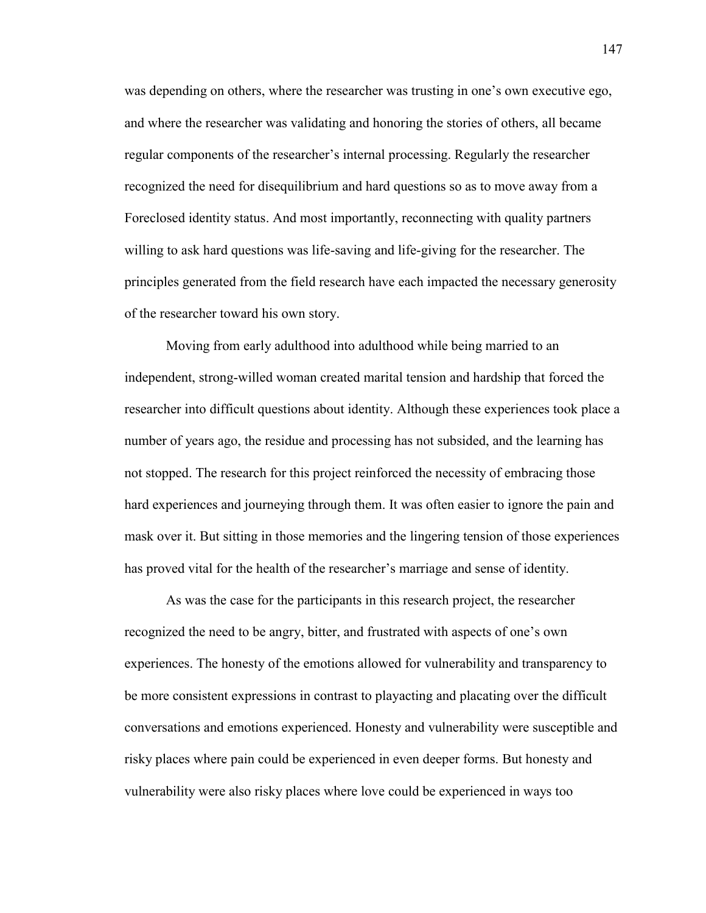was depending on others, where the researcher was trusting in one's own executive ego, and where the researcher was validating and honoring the stories of others, all became regular components of the researcher's internal processing. Regularly the researcher recognized the need for disequilibrium and hard questions so as to move away from a Foreclosed identity status. And most importantly, reconnecting with quality partners willing to ask hard questions was life-saving and life-giving for the researcher. The principles generated from the field research have each impacted the necessary generosity of the researcher toward his own story.

Moving from early adulthood into adulthood while being married to an independent, strong-willed woman created marital tension and hardship that forced the researcher into difficult questions about identity. Although these experiences took place a number of years ago, the residue and processing has not subsided, and the learning has not stopped. The research for this project reinforced the necessity of embracing those hard experiences and journeying through them. It was often easier to ignore the pain and mask over it. But sitting in those memories and the lingering tension of those experiences has proved vital for the health of the researcher's marriage and sense of identity.

As was the case for the participants in this research project, the researcher recognized the need to be angry, bitter, and frustrated with aspects of one's own experiences. The honesty of the emotions allowed for vulnerability and transparency to be more consistent expressions in contrast to playacting and placating over the difficult conversations and emotions experienced. Honesty and vulnerability were susceptible and risky places where pain could be experienced in even deeper forms. But honesty and vulnerability were also risky places where love could be experienced in ways too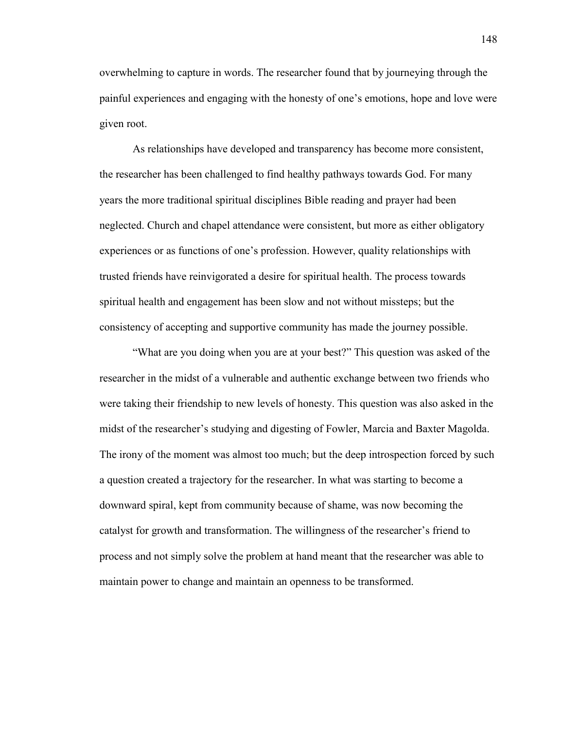overwhelming to capture in words. The researcher found that by journeying through the painful experiences and engaging with the honesty of one's emotions, hope and love were given root.

As relationships have developed and transparency has become more consistent, the researcher has been challenged to find healthy pathways towards God. For many years the more traditional spiritual disciplines Bible reading and prayer had been neglected. Church and chapel attendance were consistent, but more as either obligatory experiences or as functions of one's profession. However, quality relationships with trusted friends have reinvigorated a desire for spiritual health. The process towards spiritual health and engagement has been slow and not without missteps; but the consistency of accepting and supportive community has made the journey possible.

"What are you doing when you are at your best?" This question was asked of the researcher in the midst of a vulnerable and authentic exchange between two friends who were taking their friendship to new levels of honesty. This question was also asked in the midst of the researcher's studying and digesting of Fowler, Marcia and Baxter Magolda. The irony of the moment was almost too much; but the deep introspection forced by such a question created a trajectory for the researcher. In what was starting to become a downward spiral, kept from community because of shame, was now becoming the catalyst for growth and transformation. The willingness of the researcher's friend to process and not simply solve the problem at hand meant that the researcher was able to maintain power to change and maintain an openness to be transformed.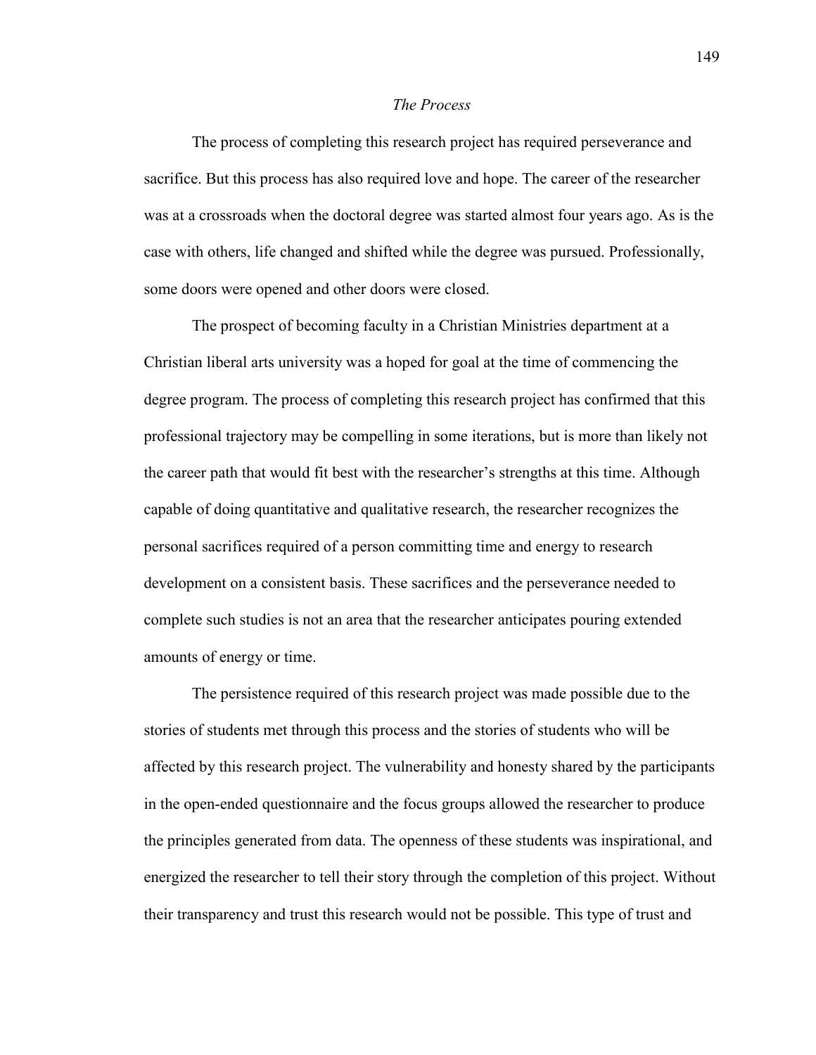*The Process*

The process of completing this research project has required perseverance and sacrifice. But this process has also required love and hope. The career of the researcher was at a crossroads when the doctoral degree was started almost four years ago. As is the case with others, life changed and shifted while the degree was pursued. Professionally, some doors were opened and other doors were closed.

The prospect of becoming faculty in a Christian Ministries department at a Christian liberal arts university was a hoped for goal at the time of commencing the degree program. The process of completing this research project has confirmed that this professional trajectory may be compelling in some iterations, but is more than likely not the career path that would fit best with the researcher's strengths at this time. Although capable of doing quantitative and qualitative research, the researcher recognizes the personal sacrifices required of a person committing time and energy to research development on a consistent basis. These sacrifices and the perseverance needed to complete such studies is not an area that the researcher anticipates pouring extended amounts of energy or time.

The persistence required of this research project was made possible due to the stories of students met through this process and the stories of students who will be affected by this research project. The vulnerability and honesty shared by the participants in the open-ended questionnaire and the focus groups allowed the researcher to produce the principles generated from data. The openness of these students was inspirational, and energized the researcher to tell their story through the completion of this project. Without their transparency and trust this research would not be possible. This type of trust and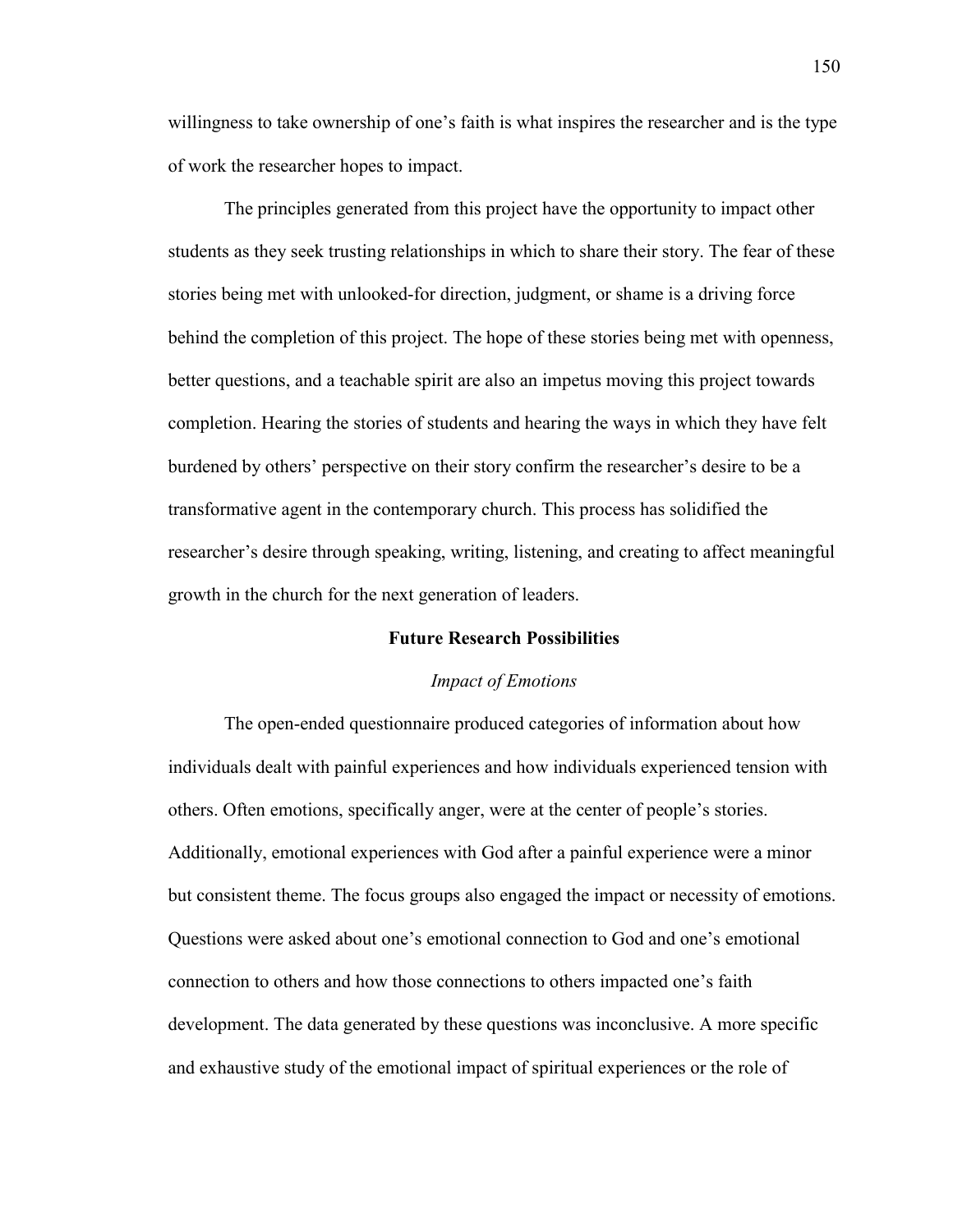willingness to take ownership of one's faith is what inspires the researcher and is the type of work the researcher hopes to impact.

The principles generated from this project have the opportunity to impact other students as they seek trusting relationships in which to share their story. The fear of these stories being met with unlooked-for direction, judgment, or shame is a driving force behind the completion of this project. The hope of these stories being met with openness, better questions, and a teachable spirit are also an impetus moving this project towards completion. Hearing the stories of students and hearing the ways in which they have felt burdened by others' perspective on their story confirm the researcher's desire to be a transformative agent in the contemporary church. This process has solidified the researcher's desire through speaking, writing, listening, and creating to affect meaningful growth in the church for the next generation of leaders.

## Future Research Possibilities

### *Impact of Emotions*

The open-ended questionnaire produced categories of information about how individuals dealt with painful experiences and how individuals experienced tension with others. Often emotions, specifically anger, were at the center of people's stories. Additionally, emotional experiences with God after a painful experience were a minor but consistent theme. The focus groups also engaged the impact or necessity of emotions. Questions were asked about one's emotional connection to God and one's emotional connection to others and how those connections to others impacted one's faith development. The data generated by these questions was inconclusive. A more specific and exhaustive study of the emotional impact of spiritual experiences or the role of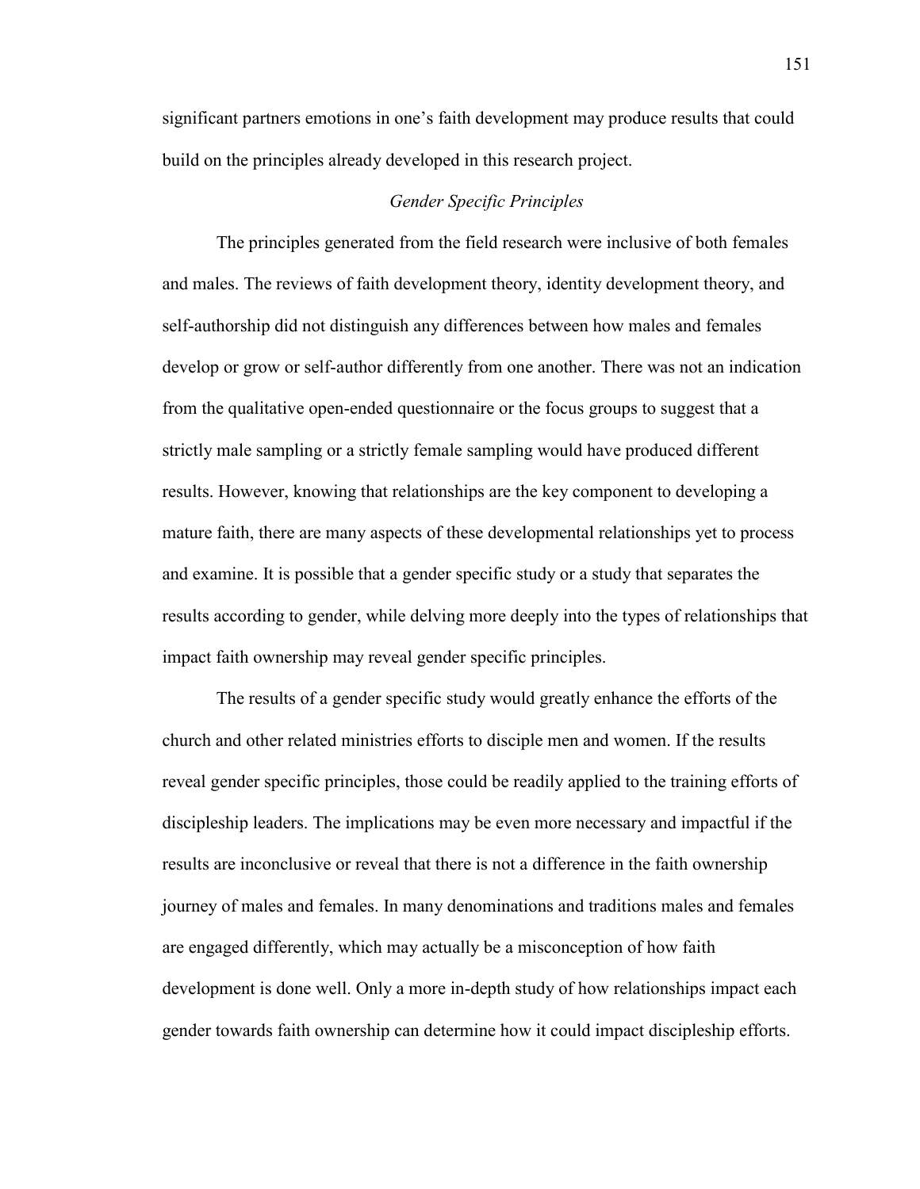significant partners emotions in one's faith development may produce results that could build on the principles already developed in this research project.

### *Gender Specific Principles*

The principles generated from the field research were inclusive of both females and males. The reviews of faith development theory, identity development theory, and self-authorship did not distinguish any differences between how males and females develop or grow or self-author differently from one another. There was not an indication from the qualitative open-ended questionnaire or the focus groups to suggest that a strictly male sampling or a strictly female sampling would have produced different results. However, knowing that relationships are the key component to developing a mature faith, there are many aspects of these developmental relationships yet to process and examine. It is possible that a gender specific study or a study that separates the results according to gender, while delving more deeply into the types of relationships that impact faith ownership may reveal gender specific principles.

The results of a gender specific study would greatly enhance the efforts of the church and other related ministries efforts to disciple men and women. If the results reveal gender specific principles, those could be readily applied to the training efforts of discipleship leaders. The implications may be even more necessary and impactful if the results are inconclusive or reveal that there is not a difference in the faith ownership journey of males and females. In many denominations and traditions males and females are engaged differently, which may actually be a misconception of how faith development is done well. Only a more in-depth study of how relationships impact each gender towards faith ownership can determine how it could impact discipleship efforts.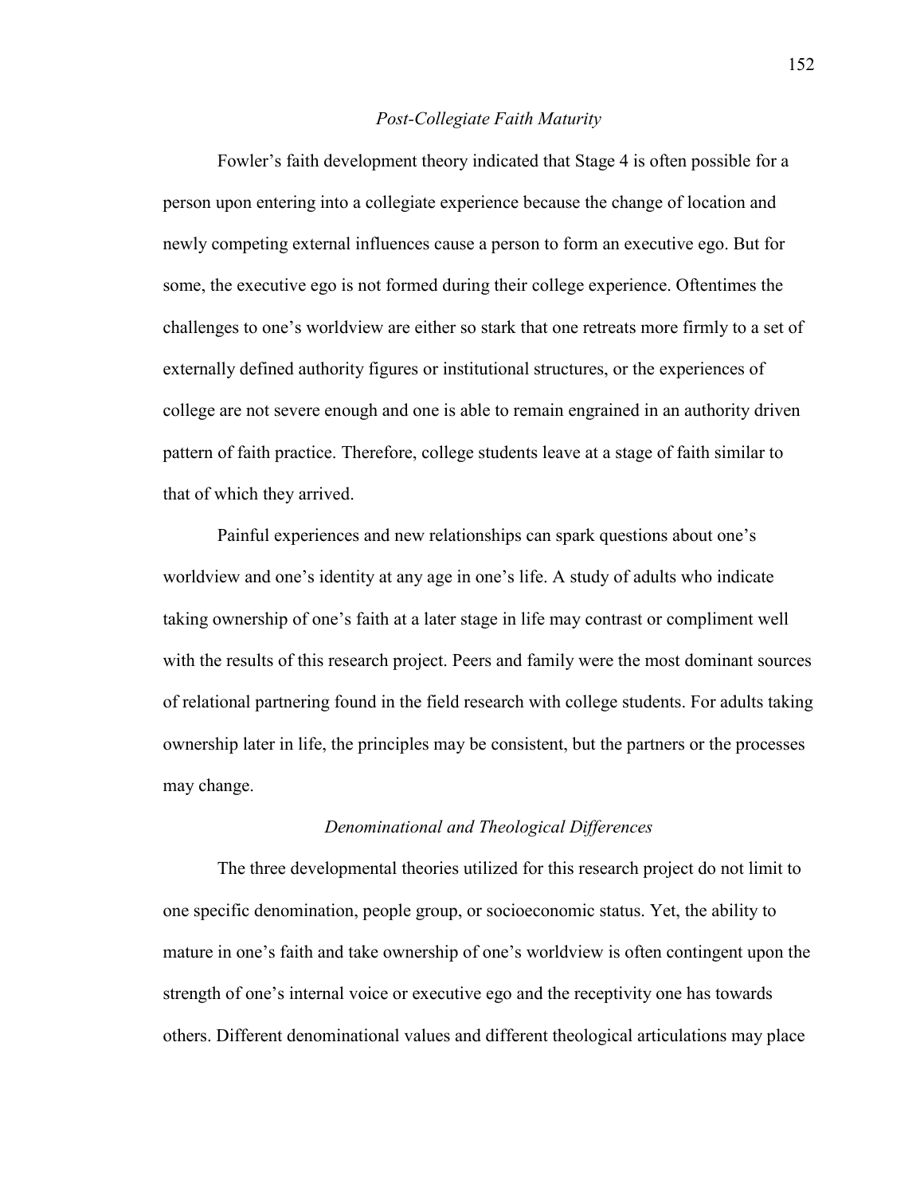### *Post-Collegiate Faith Maturity*

Fowler's faith development theory indicated that Stage 4 is often possible for a person upon entering into a collegiate experience because the change of location and newly competing external influences cause a person to form an executive ego. But for some, the executive ego is not formed during their college experience. Oftentimes the challenges to one's worldview are either so stark that one retreats more firmly to a set of externally defined authority figures or institutional structures, or the experiences of college are not severe enough and one is able to remain engrained in an authority driven pattern of faith practice. Therefore, college students leave at a stage of faith similar to that of which they arrived.

Painful experiences and new relationships can spark questions about one's worldview and one's identity at any age in one's life. A study of adults who indicate taking ownership of one's faith at a later stage in life may contrast or compliment well with the results of this research project. Peers and family were the most dominant sources of relational partnering found in the field research with college students. For adults taking ownership later in life, the principles may be consistent, but the partners or the processes may change.

### *Denominational and Theological Differences*

The three developmental theories utilized for this research project do not limit to one specific denomination, people group, or socioeconomic status. Yet, the ability to mature in one's faith and take ownership of one's worldview is often contingent upon the strength of one's internal voice or executive ego and the receptivity one has towards others. Different denominational values and different theological articulations may place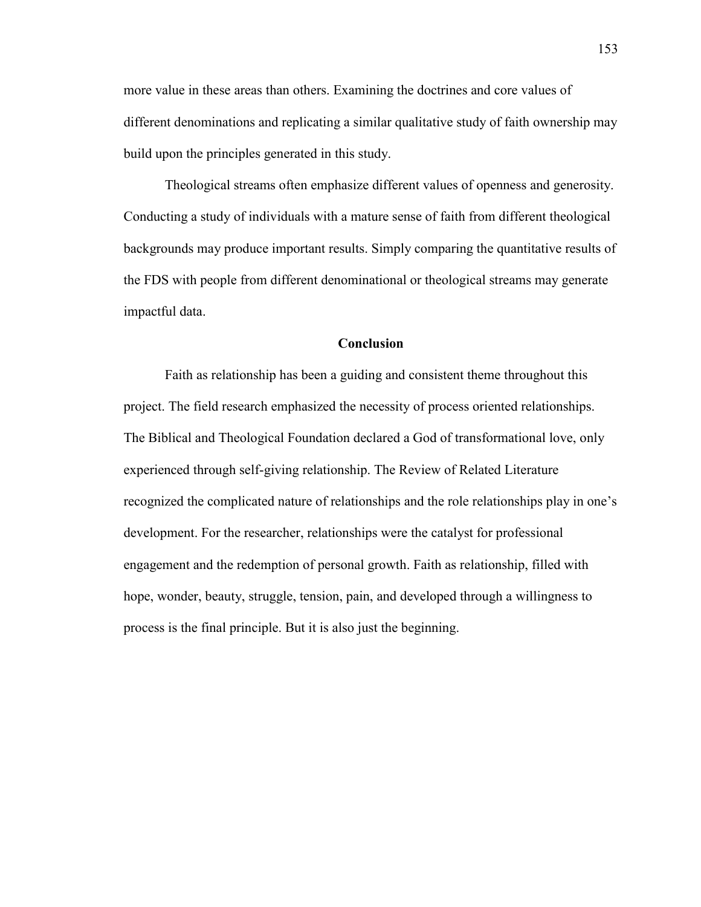more value in these areas than others. Examining the doctrines and core values of different denominations and replicating a similar qualitative study of faith ownership may build upon the principles generated in this study.

Theological streams often emphasize different values of openness and generosity. Conducting a study of individuals with a mature sense of faith from different theological backgrounds may produce important results. Simply comparing the quantitative results of the FDS with people from different denominational or theological streams may generate impactful data.

## Conclusion

Faith as relationship has been a guiding and consistent theme throughout this project. The field research emphasized the necessity of process oriented relationships. The Biblical and Theological Foundation declared a God of transformational love, only experienced through self-giving relationship. The Review of Related Literature recognized the complicated nature of relationships and the role relationships play in one's development. For the researcher, relationships were the catalyst for professional engagement and the redemption of personal growth. Faith as relationship, filled with hope, wonder, beauty, struggle, tension, pain, and developed through a willingness to process is the final principle. But it is also just the beginning.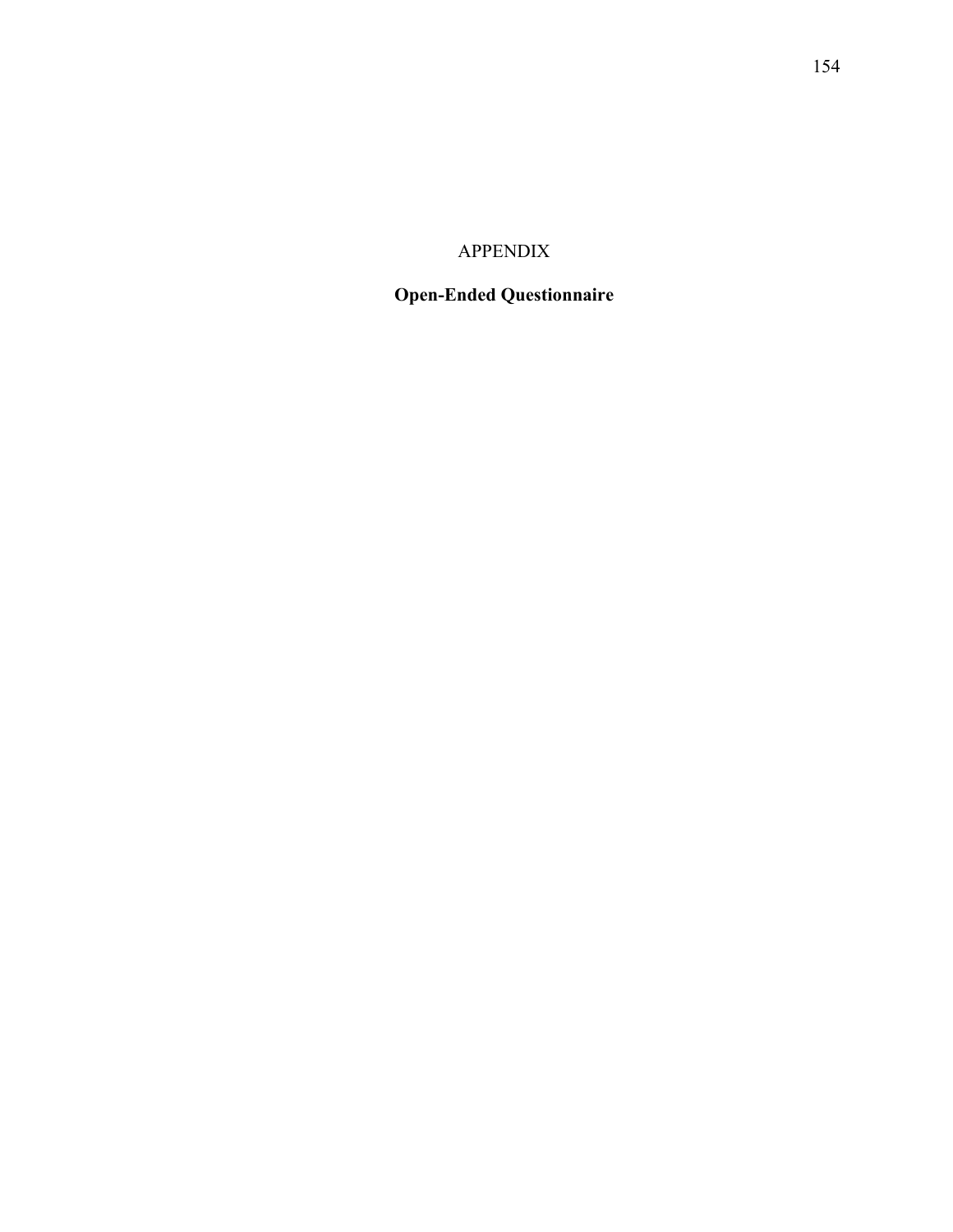# APPENDIX

## Open-Ended Questionnaire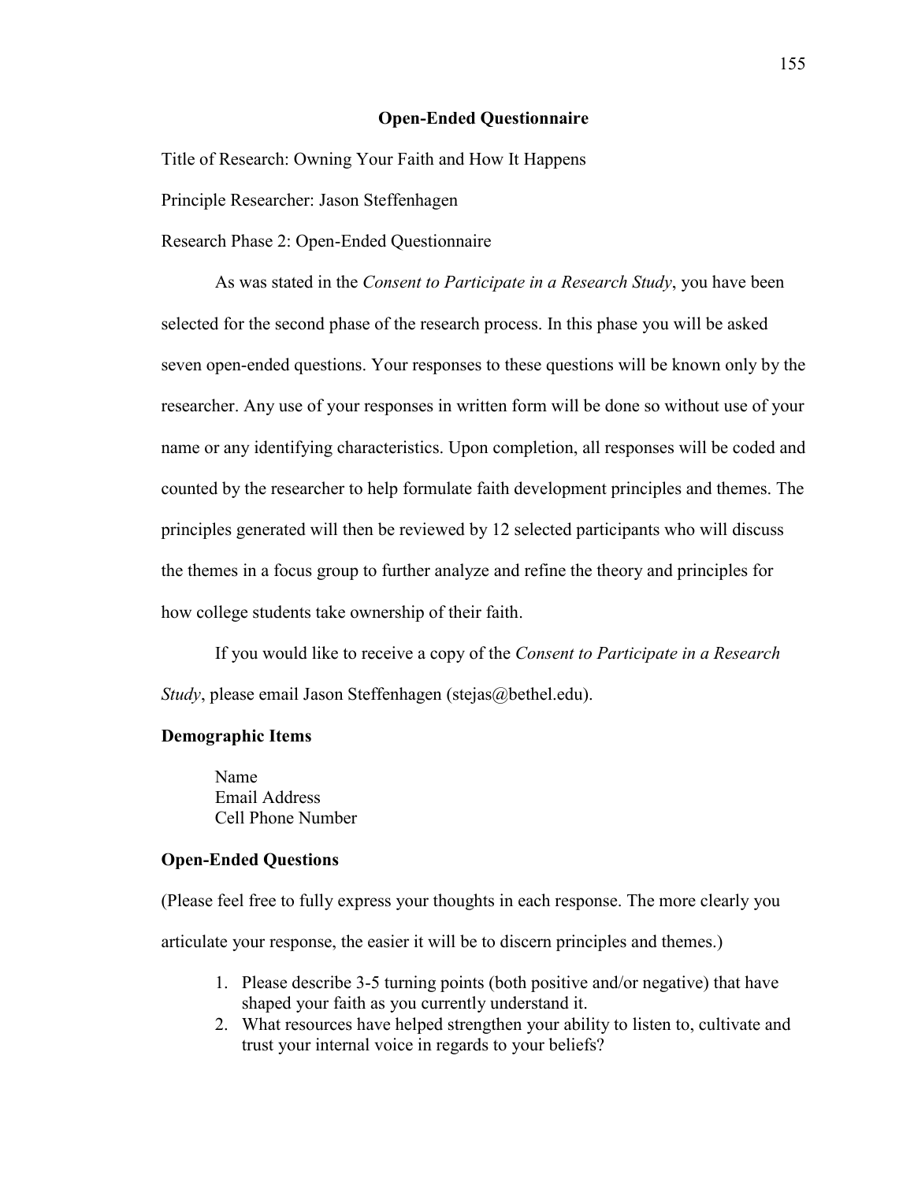## Open-Ended Questionnaire

Title of Research: Owning Your Faith and How It Happens

Principle Researcher: Jason Steffenhagen

Research Phase 2: Open-Ended Questionnaire

As was stated in the *Consent to Participate in a Research Study*, you have been selected for the second phase of the research process. In this phase you will be asked seven open-ended questions. Your responses to these questions will be known only by the researcher. Any use of your responses in written form will be done so without use of your name or any identifying characteristics. Upon completion, all responses will be coded and counted by the researcher to help formulate faith development principles and themes. The principles generated will then be reviewed by 12 selected participants who will discuss the themes in a focus group to further analyze and refine the theory and principles for how college students take ownership of their faith.

If you would like to receive a copy of the *Consent to Participate in a Research Study*, please email Jason Steffenhagen (stejas@bethel.edu).

### Demographic Items

Name
Email Address
Cell Phone Number

### Open-Ended Questions

(Please feel free to fully express your thoughts in each response. The more clearly you articulate your response, the easier it will be to discern principles and themes.)

1. Please describe 3-5 turning points (both positive and/or negative) that have shaped your faith as you currently understand it.
2. What resources have helped strengthen your ability to listen to, cultivate and trust your internal voice in regards to your beliefs?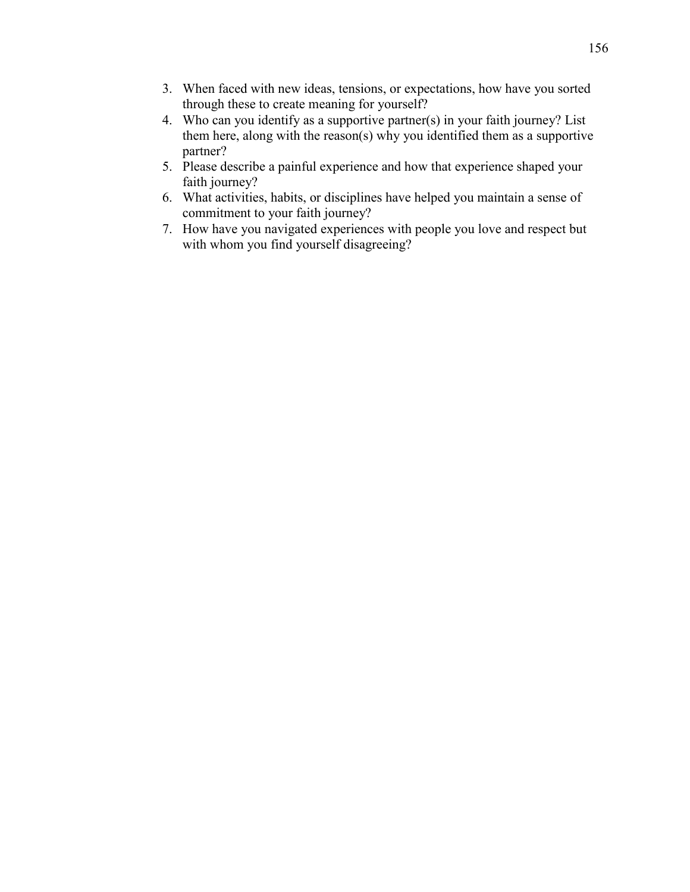3. When faced with new ideas, tensions, or expectations, how have you sorted through these to create meaning for yourself?
4. Who can you identify as a supportive partner(s) in your faith journey? List them here, along with the reason(s) why you identified them as a supportive partner?
5. Please describe a painful experience and how that experience shaped your faith journey?
6. What activities, habits, or disciplines have helped you maintain a sense of commitment to your faith journey?
7. How have you navigated experiences with people you love and respect but with whom you find yourself disagreeing?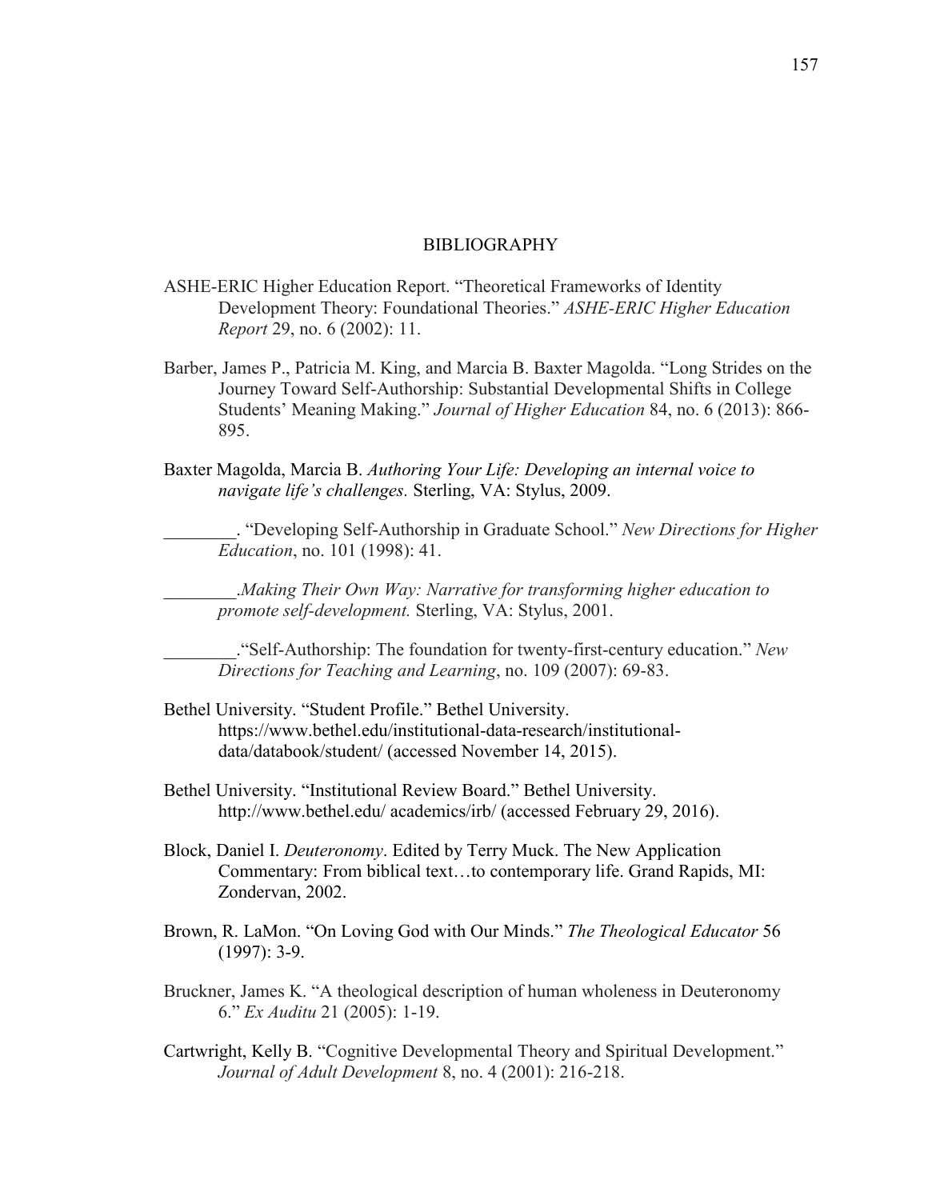# BIBLIOGRAPHY

ASHE-ERIC Higher Education Report. "Theoretical Frameworks of Identity Development Theory: Foundational Theories." *ASHE-ERIC Higher Education Report* 29, no. 6 (2002): 11.

Barber, James P., Patricia M. King, and Marcia B. Baxter Magolda. "Long Strides on the Journey Toward Self-Authorship: Substantial Developmental Shifts in College Students' Meaning Making." *Journal of Higher Education* 84, no. 6 (2013): 866-895.

Baxter Magolda, Marcia B. *Authoring Your Life: Developing an internal voice to navigate life's challenges.* Sterling, VA: Stylus, 2009.

________. "Developing Self-Authorship in Graduate School." *New Directions for Higher Education*, no. 101 (1998): 41.

________.*Making Their Own Way: Narrative for transforming higher education to promote self-development.* Sterling, VA: Stylus, 2001.

________."Self-Authorship: The foundation for twenty-first-century education." *New Directions for Teaching and Learning*, no. 109 (2007): 69-83.

Bethel University. "Student Profile." Bethel University. https://www.bethel.edu/institutional-data-research/institutional-data/databook/student/ (accessed November 14, 2015).

Bethel University. "Institutional Review Board." Bethel University. http://www.bethel.edu/ academics/irb/ (accessed February 29, 2016).

Block, Daniel I. *Deuteronomy*. Edited by Terry Muck. The New Application Commentary: From biblical text…to contemporary life. Grand Rapids, MI: Zondervan, 2002.

Brown, R. LaMon. "On Loving God with Our Minds." *The Theological Educator* 56 (1997): 3-9.

Bruckner, James K. "A theological description of human wholeness in Deuteronomy 6." *Ex Auditu* 21 (2005): 1-19.

Cartwright, Kelly B. "Cognitive Developmental Theory and Spiritual Development." *Journal of Adult Development* 8, no. 4 (2001): 216-218.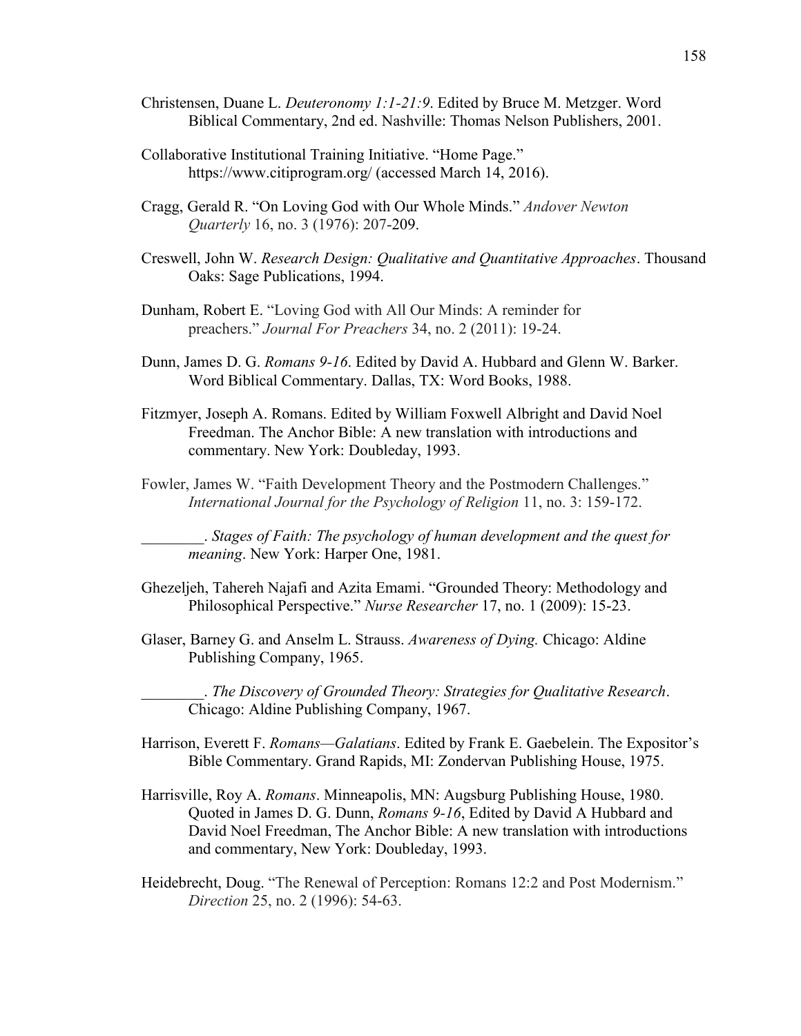Christensen, Duane L. *Deuteronomy 1:1-21:9*. Edited by Bruce M. Metzger. Word Biblical Commentary, 2nd ed. Nashville: Thomas Nelson Publishers, 2001.

Collaborative Institutional Training Initiative. "Home Page." https://www.citiprogram.org/ (accessed March 14, 2016).

Cragg, Gerald R. "On Loving God with Our Whole Minds." *Andover Newton Quarterly* 16, no. 3 (1976): 207-209.

Creswell, John W. *Research Design: Qualitative and Quantitative Approaches*. Thousand Oaks: Sage Publications, 1994.

Dunham, Robert E. "Loving God with All Our Minds: A reminder for preachers." *Journal For Preachers* 34, no. 2 (2011): 19-24.

Dunn, James D. G. *Romans 9-16*. Edited by David A. Hubbard and Glenn W. Barker. Word Biblical Commentary. Dallas, TX: Word Books, 1988.

Fitzmyer, Joseph A. Romans. Edited by William Foxwell Albright and David Noel Freedman. The Anchor Bible: A new translation with introductions and commentary. New York: Doubleday, 1993.

Fowler, James W. "Faith Development Theory and the Postmodern Challenges." *International Journal for the Psychology of Religion* 11, no. 3: 159-172.

________. *Stages of Faith: The psychology of human development and the quest for meaning*. New York: Harper One, 1981.

Ghezeljeh, Tahereh Najafi and Azita Emami. "Grounded Theory: Methodology and Philosophical Perspective." *Nurse Researcher* 17, no. 1 (2009): 15-23.

Glaser, Barney G. and Anselm L. Strauss. *Awareness of Dying.* Chicago: Aldine Publishing Company, 1965.

________. *The Discovery of Grounded Theory: Strategies for Qualitative Research*. Chicago: Aldine Publishing Company, 1967.

Harrison, Everett F. *Romans—Galatians*. Edited by Frank E. Gaebelein. The Expositor's Bible Commentary. Grand Rapids, MI: Zondervan Publishing House, 1975.

Harrisville, Roy A. *Romans*. Minneapolis, MN: Augsburg Publishing House, 1980. Quoted in James D. G. Dunn, *Romans 9-16*, Edited by David A Hubbard and David Noel Freedman, The Anchor Bible: A new translation with introductions and commentary, New York: Doubleday, 1993.

Heidebrecht, Doug. "The Renewal of Perception: Romans 12:2 and Post Modernism." *Direction* 25, no. 2 (1996): 54-63.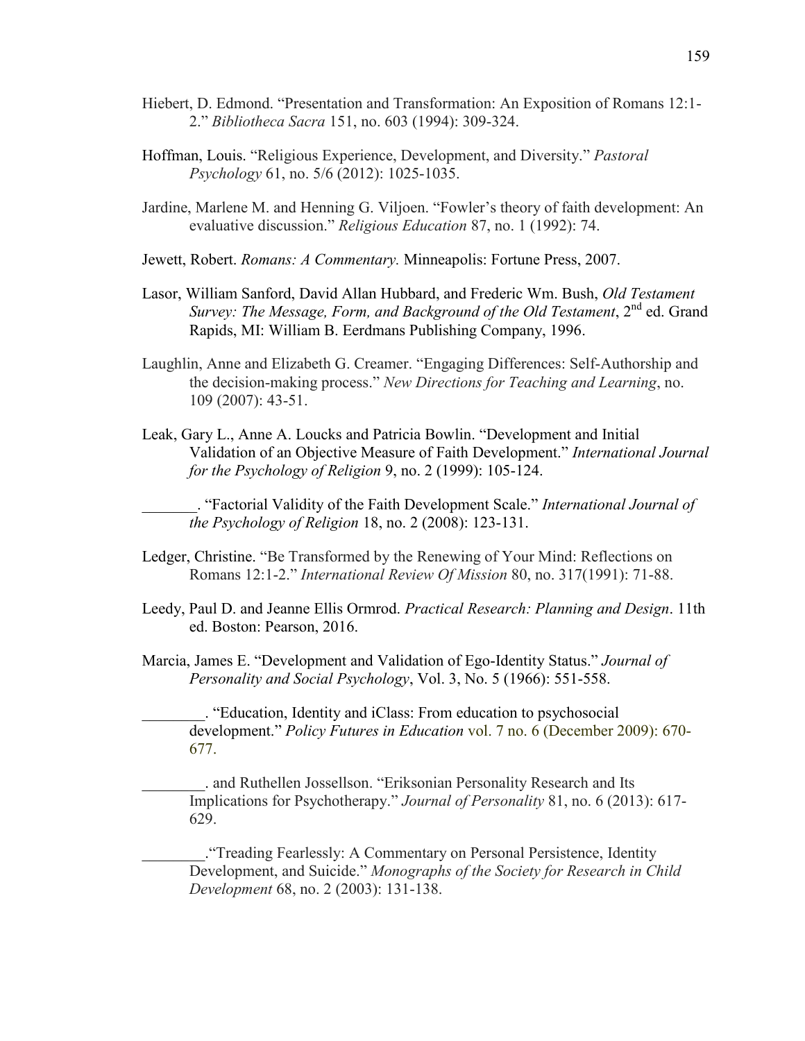Hiebert, D. Edmond. "Presentation and Transformation: An Exposition of Romans 12:1-2." *Bibliotheca Sacra* 151, no. 603 (1994): 309-324.

Hoffman, Louis. "Religious Experience, Development, and Diversity." *Pastoral Psychology* 61, no. 5/6 (2012): 1025-1035.

Jardine, Marlene M. and Henning G. Viljoen. "Fowler's theory of faith development: An evaluative discussion." *Religious Education* 87, no. 1 (1992): 74.

Jewett, Robert. *Romans: A Commentary.* Minneapolis: Fortune Press, 2007.

Lasor, William Sanford, David Allan Hubbard, and Frederic Wm. Bush, *Old Testament Survey: The Message, Form, and Background of the Old Testament*, 2nd ed. Grand Rapids, MI: William B. Eerdmans Publishing Company, 1996.

Laughlin, Anne and Elizabeth G. Creamer. "Engaging Differences: Self-Authorship and the decision-making process." *New Directions for Teaching and Learning*, no. 109 (2007): 43-51.

Leak, Gary L., Anne A. Loucks and Patricia Bowlin. "Development and Initial Validation of an Objective Measure of Faith Development." *International Journal for the Psychology of Religion* 9, no. 2 (1999): 105-124.

_______. "Factorial Validity of the Faith Development Scale." *International Journal of the Psychology of Religion* 18, no. 2 (2008): 123-131.

Ledger, Christine. "Be Transformed by the Renewing of Your Mind: Reflections on Romans 12:1-2." *International Review Of Mission* 80, no. 317(1991): 71-88.

Leedy, Paul D. and Jeanne Ellis Ormrod. *Practical Research: Planning and Design*. 11th ed. Boston: Pearson, 2016.

Marcia, James E. "Development and Validation of Ego-Identity Status." *Journal of Personality and Social Psychology*, Vol. 3, No. 5 (1966): 551-558.

________. "Education, Identity and iClass: From education to psychosocial development." *Policy Futures in Education* vol. 7 no. 6 (December 2009): 670-677.

________. and Ruthellen Jossellson. "Eriksonian Personality Research and Its Implications for Psychotherapy." *Journal of Personality* 81, no. 6 (2013): 617-629.

________."Treading Fearlessly: A Commentary on Personal Persistence, Identity Development, and Suicide." *Monographs of the Society for Research in Child Development* 68, no. 2 (2003): 131-138.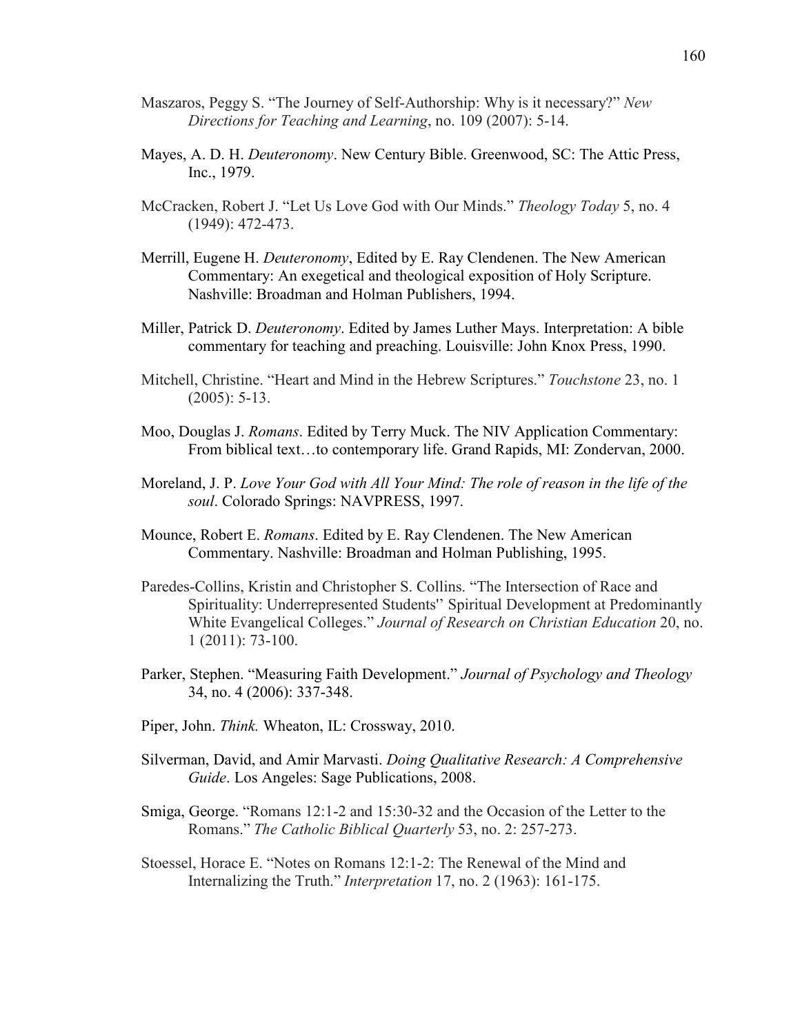Maszaros, Peggy S. "The Journey of Self-Authorship: Why is it necessary?" *New Directions for Teaching and Learning*, no. 109 (2007): 5-14.

Mayes, A. D. H. *Deuteronomy*. New Century Bible. Greenwood, SC: The Attic Press, Inc., 1979.

McCracken, Robert J. "Let Us Love God with Our Minds." *Theology Today* 5, no. 4 (1949): 472-473.

Merrill, Eugene H. *Deuteronomy*, Edited by E. Ray Clendenen. The New American Commentary: An exegetical and theological exposition of Holy Scripture. Nashville: Broadman and Holman Publishers, 1994.

Miller, Patrick D. *Deuteronomy*. Edited by James Luther Mays. Interpretation: A bible commentary for teaching and preaching. Louisville: John Knox Press, 1990.

Mitchell, Christine. "Heart and Mind in the Hebrew Scriptures." *Touchstone* 23, no. 1 (2005): 5-13.

Moo, Douglas J. *Romans*. Edited by Terry Muck. The NIV Application Commentary: From biblical text…to contemporary life. Grand Rapids, MI: Zondervan, 2000.

Moreland, J. P. *Love Your God with All Your Mind: The role of reason in the life of the soul*. Colorado Springs: NAVPRESS, 1997.

Mounce, Robert E. *Romans*. Edited by E. Ray Clendenen. The New American Commentary. Nashville: Broadman and Holman Publishing, 1995.

Paredes-Collins, Kristin and Christopher S. Collins. "The Intersection of Race and Spirituality: Underrepresented Students'' Spiritual Development at Predominantly White Evangelical Colleges." *Journal of Research on Christian Education* 20, no. 1 (2011): 73-100.

Parker, Stephen. "Measuring Faith Development." *Journal of Psychology and Theology* 34, no. 4 (2006): 337-348.

Piper, John. *Think.* Wheaton, IL: Crossway, 2010.

Silverman, David, and Amir Marvasti. *Doing Qualitative Research: A Comprehensive Guide*. Los Angeles: Sage Publications, 2008.

Smiga, George. "Romans 12:1-2 and 15:30-32 and the Occasion of the Letter to the Romans." *The Catholic Biblical Quarterly* 53, no. 2: 257-273.

Stoessel, Horace E. "Notes on Romans 12:1-2: The Renewal of the Mind and Internalizing the Truth." *Interpretation* 17, no. 2 (1963): 161-175.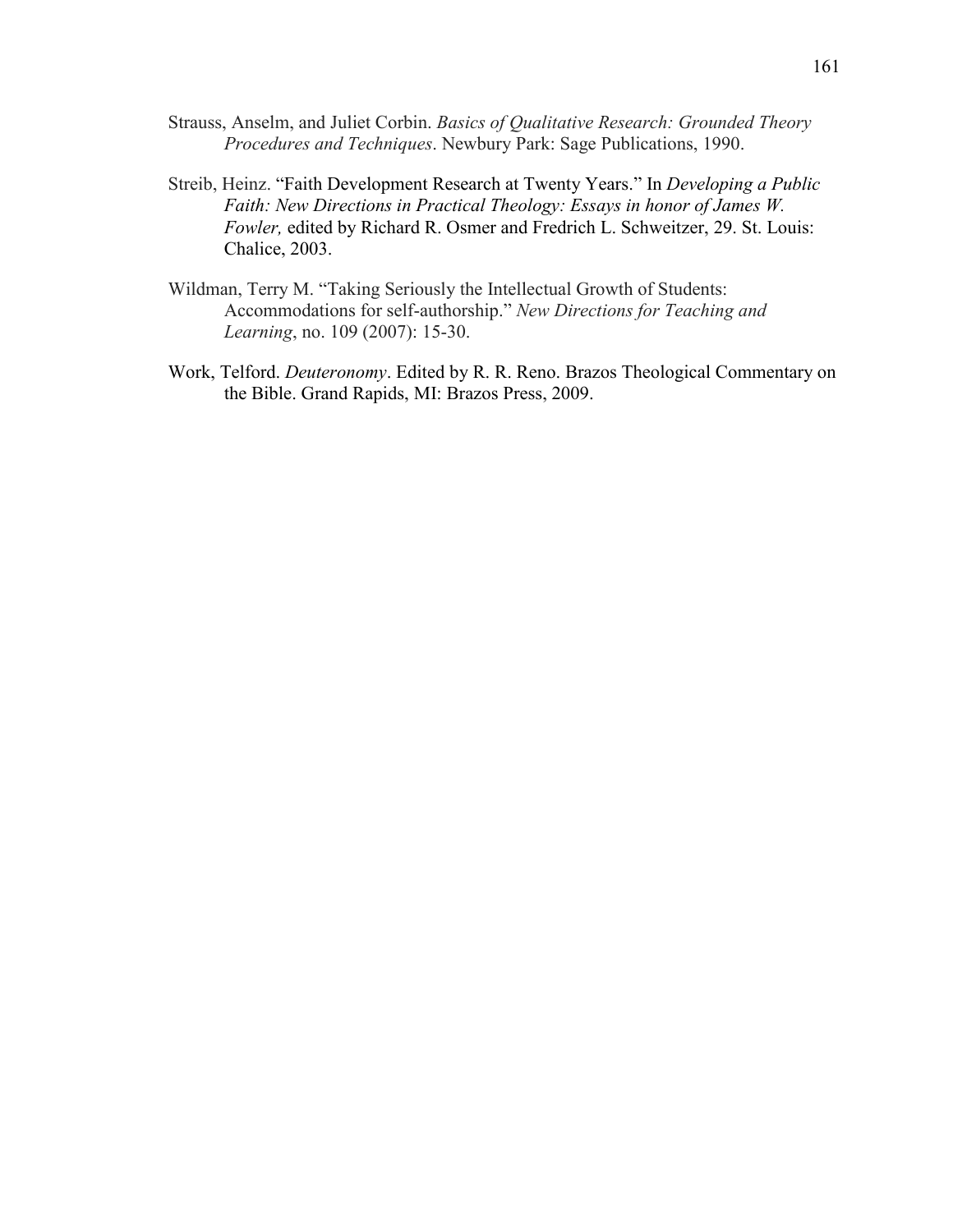Strauss, Anselm, and Juliet Corbin. *Basics of Qualitative Research: Grounded Theory Procedures and Techniques*. Newbury Park: Sage Publications, 1990.

Streib, Heinz. "Faith Development Research at Twenty Years." In *Developing a Public Faith: New Directions in Practical Theology: Essays in honor of James W. Fowler,* edited by Richard R. Osmer and Fredrich L. Schweitzer, 29. St. Louis: Chalice, 2003.

Wildman, Terry M. "Taking Seriously the Intellectual Growth of Students: Accommodations for self-authorship." *New Directions for Teaching and Learning*, no. 109 (2007): 15-30.

Work, Telford. *Deuteronomy*. Edited by R. R. Reno. Brazos Theological Commentary on the Bible. Grand Rapids, MI: Brazos Press, 2009.